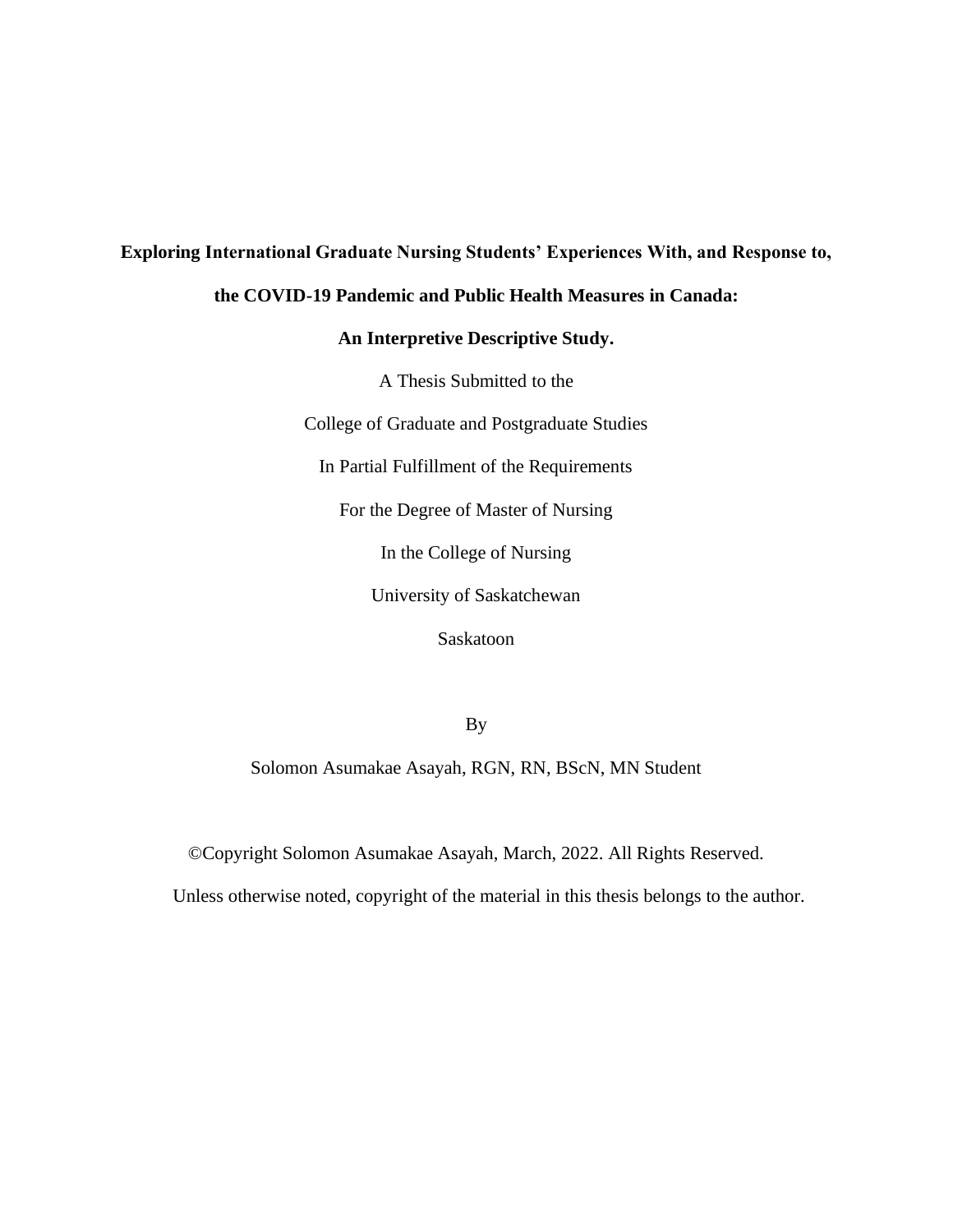# Exploring International Graduate Nursing Students' Experiences With, and Response to, the COVID-19 Pandemic and Public Health Measures in Canada: An Interpretive Descriptive Study.

A Thesis Submitted to the

College of Graduate and Postgraduate Studies

In Partial Fulfillment of the Requirements

For the Degree of Master of Nursing

In the College of Nursing

University of Saskatchewan

Saskatoon

By

Solomon Asumakae Asayah, RGN, RN, BScN, MN Student

©Copyright Solomon Asumakae Asayah, March, 2022. All Rights Reserved.

Unless otherwise noted, copyright of the material in this thesis belongs to the author.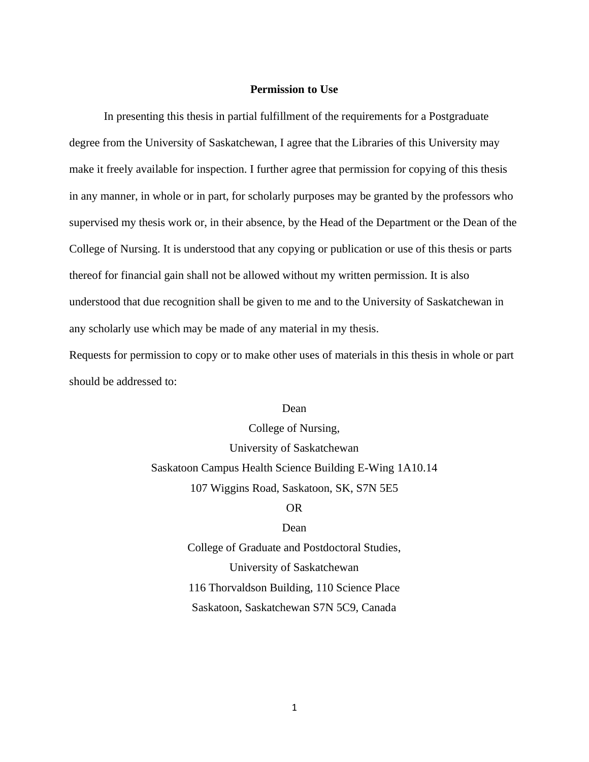# Permission to Use

In presenting this thesis in partial fulfillment of the requirements for a Postgraduate degree from the University of Saskatchewan, I agree that the Libraries of this University may make it freely available for inspection. I further agree that permission for copying of this thesis in any manner, in whole or in part, for scholarly purposes may be granted by the professors who supervised my thesis work or, in their absence, by the Head of the Department or the Dean of the College of Nursing. It is understood that any copying or publication or use of this thesis or parts thereof for financial gain shall not be allowed without my written permission. It is also understood that due recognition shall be given to me and to the University of Saskatchewan in any scholarly use which may be made of any material in my thesis.

Requests for permission to copy or to make other uses of materials in this thesis in whole or part should be addressed to:

Dean
College of Nursing,
University of Saskatchewan
Saskatoon Campus Health Science Building E-Wing 1A10.14
107 Wiggins Road, Saskatoon, SK, S7N 5E5

OR

Dean
College of Graduate and Postdoctoral Studies,
University of Saskatchewan
116 Thorvaldson Building, 110 Science Place
Saskatoon, Saskatchewan S7N 5C9, Canada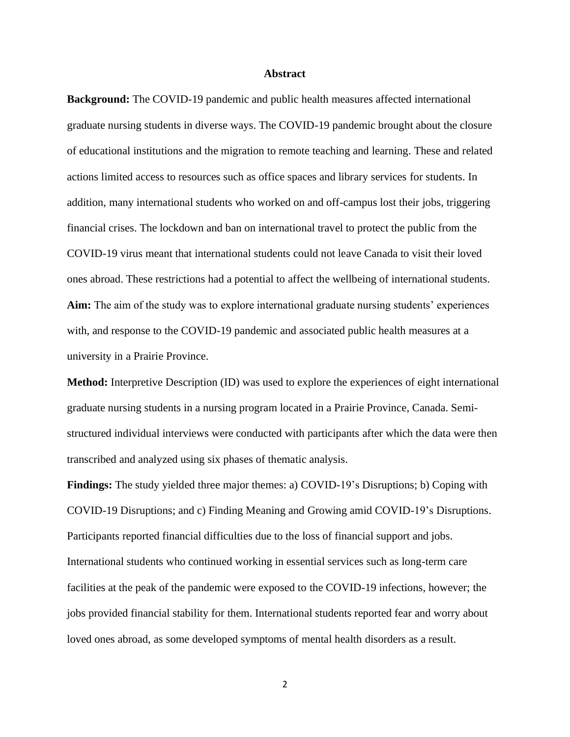## Abstract

**Background:** The COVID-19 pandemic and public health measures affected international graduate nursing students in diverse ways. The COVID-19 pandemic brought about the closure of educational institutions and the migration to remote teaching and learning. These and related actions limited access to resources such as office spaces and library services for students. In addition, many international students who worked on and off-campus lost their jobs, triggering financial crises. The lockdown and ban on international travel to protect the public from the COVID-19 virus meant that international students could not leave Canada to visit their loved ones abroad. These restrictions had a potential to affect the wellbeing of international students.

**Aim:** The aim of the study was to explore international graduate nursing students' experiences with, and response to the COVID-19 pandemic and associated public health measures at a university in a Prairie Province.

**Method:** Interpretive Description (ID) was used to explore the experiences of eight international graduate nursing students in a nursing program located in a Prairie Province, Canada. Semi-structured individual interviews were conducted with participants after which the data were then transcribed and analyzed using six phases of thematic analysis.

**Findings:** The study yielded three major themes: a) COVID-19's Disruptions; b) Coping with COVID-19 Disruptions; and c) Finding Meaning and Growing amid COVID-19's Disruptions. Participants reported financial difficulties due to the loss of financial support and jobs. International students who continued working in essential services such as long-term care facilities at the peak of the pandemic were exposed to the COVID-19 infections, however; the jobs provided financial stability for them. International students reported fear and worry about loved ones abroad, as some developed symptoms of mental health disorders as a result.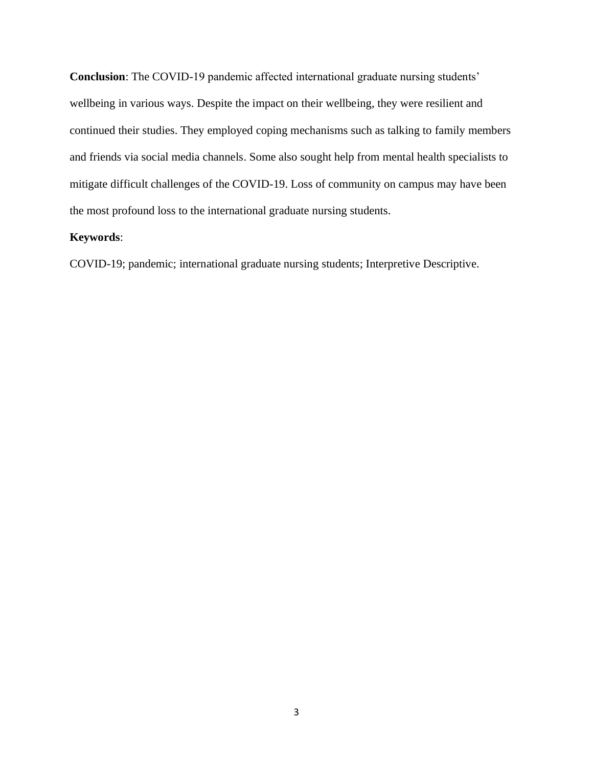**Conclusion**: The COVID-19 pandemic affected international graduate nursing students' wellbeing in various ways. Despite the impact on their wellbeing, they were resilient and continued their studies. They employed coping mechanisms such as talking to family members and friends via social media channels. Some also sought help from mental health specialists to mitigate difficult challenges of the COVID-19. Loss of community on campus may have been the most profound loss to the international graduate nursing students.

**Keywords**:

COVID-19; pandemic; international graduate nursing students; Interpretive Descriptive.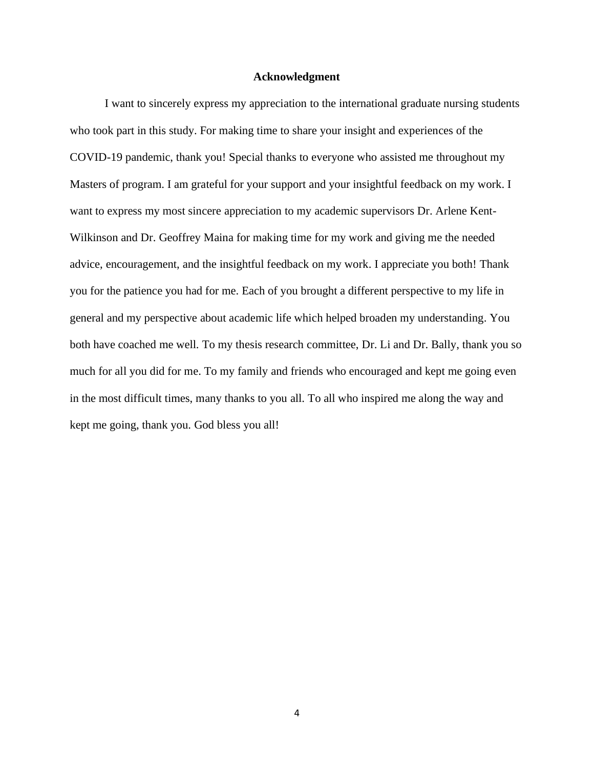# Acknowledgment

I want to sincerely express my appreciation to the international graduate nursing students who took part in this study. For making time to share your insight and experiences of the COVID-19 pandemic, thank you! Special thanks to everyone who assisted me throughout my Masters of program. I am grateful for your support and your insightful feedback on my work. I want to express my most sincere appreciation to my academic supervisors Dr. Arlene Kent-Wilkinson and Dr. Geoffrey Maina for making time for my work and giving me the needed advice, encouragement, and the insightful feedback on my work. I appreciate you both! Thank you for the patience you had for me. Each of you brought a different perspective to my life in general and my perspective about academic life which helped broaden my understanding. You both have coached me well. To my thesis research committee, Dr. Li and Dr. Bally, thank you so much for all you did for me. To my family and friends who encouraged and kept me going even in the most difficult times, many thanks to you all. To all who inspired me along the way and kept me going, thank you. God bless you all!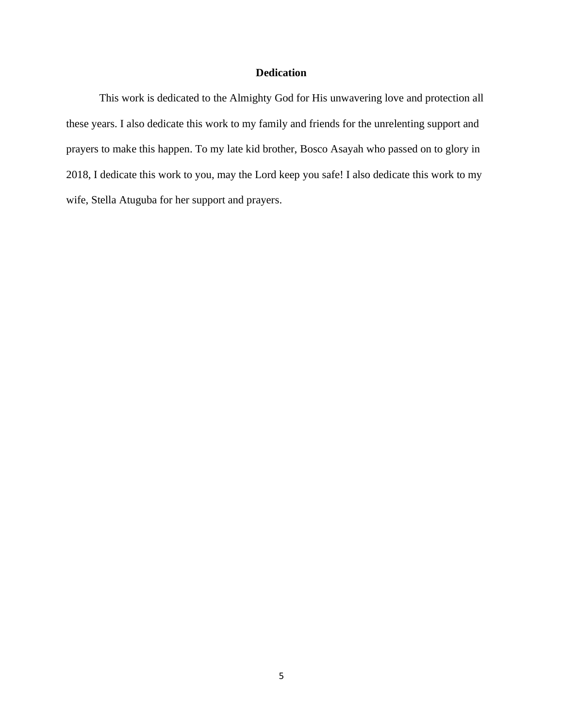## Dedication

This work is dedicated to the Almighty God for His unwavering love and protection all these years. I also dedicate this work to my family and friends for the unrelenting support and prayers to make this happen. To my late kid brother, Bosco Asayah who passed on to glory in 2018, I dedicate this work to you, may the Lord keep you safe! I also dedicate this work to my wife, Stella Atuguba for her support and prayers.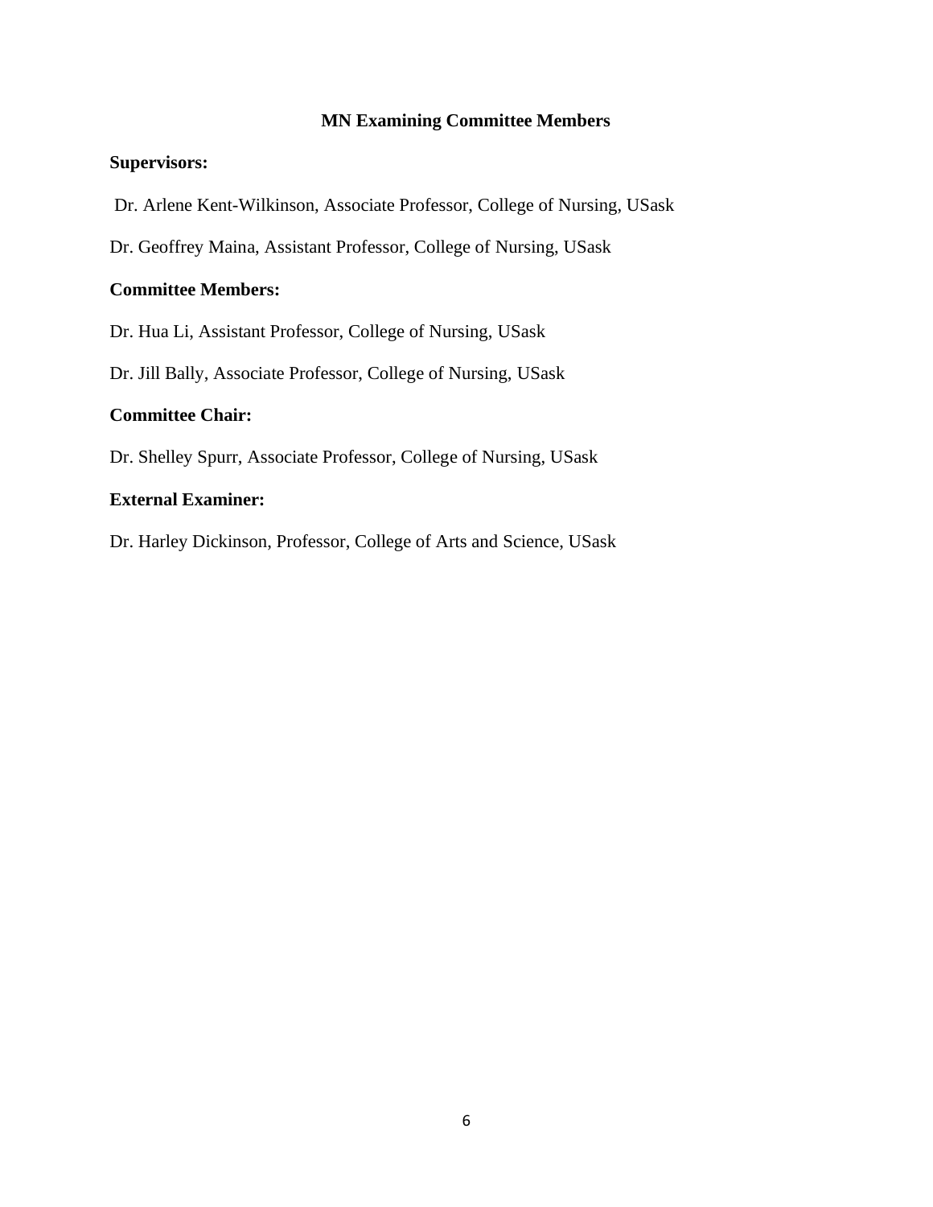## MN Examining Committee Members

**Supervisors:**

Dr. Arlene Kent-Wilkinson, Associate Professor, College of Nursing, USask

Dr. Geoffrey Maina, Assistant Professor, College of Nursing, USask

**Committee Members:**

Dr. Hua Li, Assistant Professor, College of Nursing, USask

Dr. Jill Bally, Associate Professor, College of Nursing, USask

**Committee Chair:**

Dr. Shelley Spurr, Associate Professor, College of Nursing, USask

**External Examiner:**

Dr. Harley Dickinson, Professor, College of Arts and Science, USask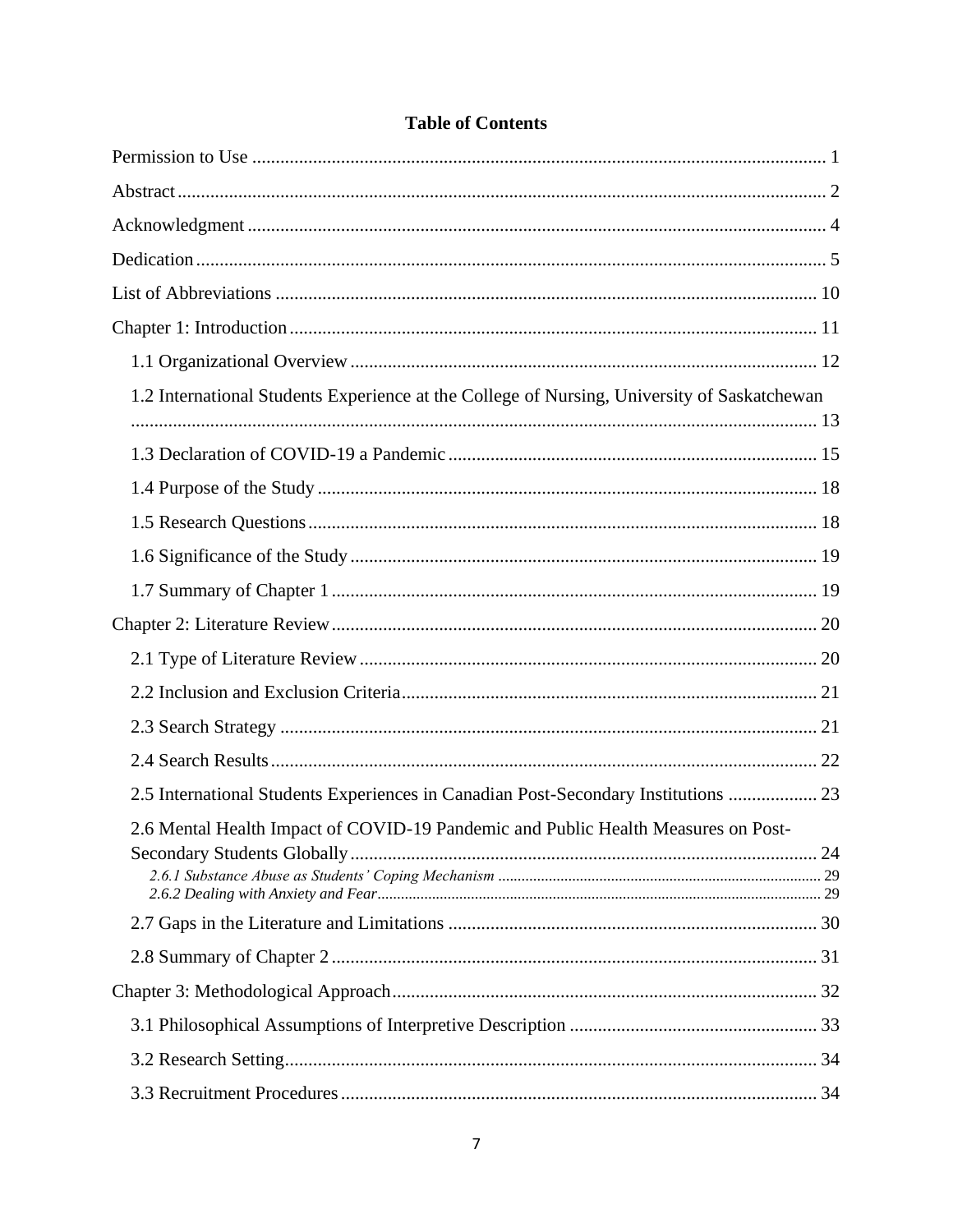# Table of Contents

Permission to Use ........................................................................................................... 1

Abstract ........................................................................................................................... 2

Acknowledgment ............................................................................................................ 4

Dedication ........................................................................................................................ 5

List of Abbreviations ..................................................................................................... 10

Chapter 1: Introduction ................................................................................................. 11

- 1.1 Organizational Overview ....................................................................................... 12
- 1.2 International Students Experience at the College of Nursing, University of Saskatchewan ..................................................................................................................... 13
- 1.3 Declaration of COVID-19 a Pandemic .................................................................. 15
- 1.4 Purpose of the Study .............................................................................................. 18
- 1.5 Research Questions ................................................................................................ 18
- 1.6 Significance of the Study ....................................................................................... 19
- 1.7 Summary of Chapter 1 ........................................................................................... 19

Chapter 2: Literature Review ......................................................................................... 20

- 2.1 Type of Literature Review ..................................................................................... 20
- 2.2 Inclusion and Exclusion Criteria ............................................................................ 21
- 2.3 Search Strategy ...................................................................................................... 21
- 2.4 Search Results ........................................................................................................ 22
- 2.5 International Students Experiences in Canadian Post-Secondary Institutions ....... 23
- 2.6 Mental Health Impact of COVID-19 Pandemic and Public Health Measures on Post-Secondary Students Globally ..................................................................................... 24
  - *2.6.1 Substance Abuse as Students' Coping Mechanism* ............................................ 29
  - *2.6.2 Dealing with Anxiety and Fear* .......................................................................... 29
- 2.7 Gaps in the Literature and Limitations .................................................................. 30
- 2.8 Summary of Chapter 2 ........................................................................................... 31

Chapter 3: Methodological Approach ............................................................................ 32

- 3.1 Philosophical Assumptions of Interpretive Description ........................................ 33
- 3.2 Research Setting ..................................................................................................... 34
- 3.3 Recruitment Procedures ......................................................................................... 34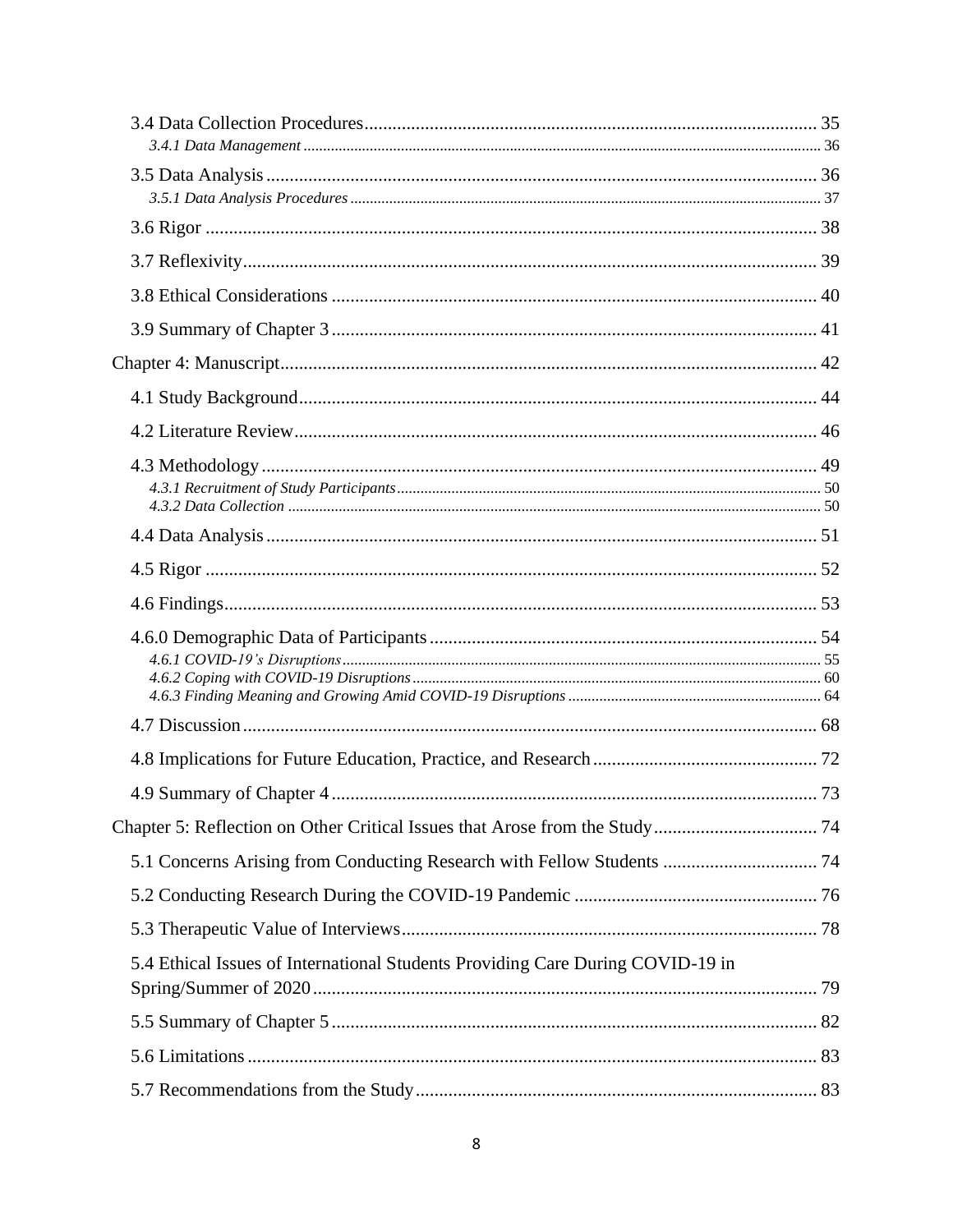3.4 Data Collection Procedures ........ 35

*3.4.1 Data Management* ........ 36

3.5 Data Analysis ........ 36

*3.5.1 Data Analysis Procedures* ........ 37

3.6 Rigor ........ 38

3.7 Reflexivity ........ 39

3.8 Ethical Considerations ........ 40

3.9 Summary of Chapter 3 ........ 41

Chapter 4: Manuscript ........ 42

4.1 Study Background ........ 44

4.2 Literature Review ........ 46

4.3 Methodology ........ 49

*4.3.1 Recruitment of Study Participants* ........ 50

*4.3.2 Data Collection* ........ 50

4.4 Data Analysis ........ 51

4.5 Rigor ........ 52

4.6 Findings ........ 53

4.6.0 Demographic Data of Participants ........ 54

*4.6.1 COVID-19's Disruptions* ........ 55

*4.6.2 Coping with COVID-19 Disruptions* ........ 60

*4.6.3 Finding Meaning and Growing Amid COVID-19 Disruptions* ........ 64

4.7 Discussion ........ 68

4.8 Implications for Future Education, Practice, and Research ........ 72

4.9 Summary of Chapter 4 ........ 73

Chapter 5: Reflection on Other Critical Issues that Arose from the Study ........ 74

5.1 Concerns Arising from Conducting Research with Fellow Students ........ 74

5.2 Conducting Research During the COVID-19 Pandemic ........ 76

5.3 Therapeutic Value of Interviews ........ 78

5.4 Ethical Issues of International Students Providing Care During COVID-19 in Spring/Summer of 2020 ........ 79

5.5 Summary of Chapter 5 ........ 82

5.6 Limitations ........ 83

5.7 Recommendations from the Study ........ 83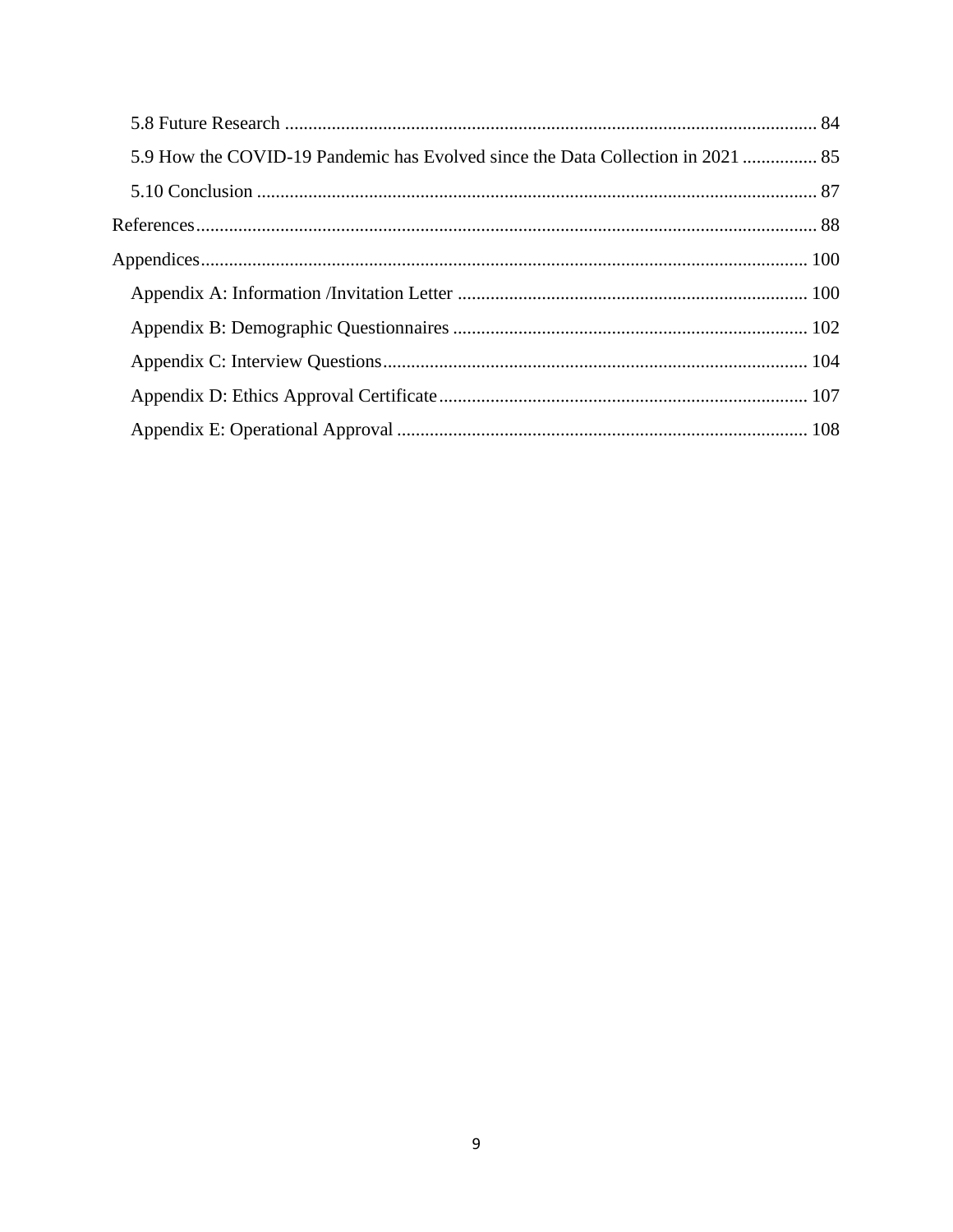5.8 Future Research ..... 84

5.9 How the COVID-19 Pandemic has Evolved since the Data Collection in 2021 ..... 85

5.10 Conclusion ..... 87

References ..... 88

Appendices ..... 100

Appendix A: Information /Invitation Letter ..... 100

Appendix B: Demographic Questionnaires ..... 102

Appendix C: Interview Questions ..... 104

Appendix D: Ethics Approval Certificate ..... 107

Appendix E: Operational Approval ..... 108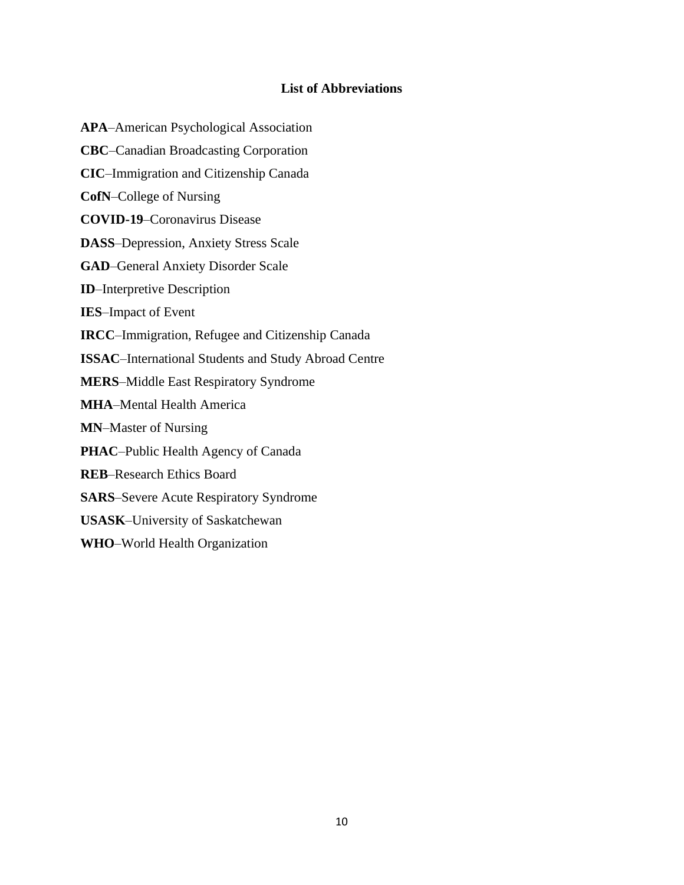## List of Abbreviations

**APA**–American Psychological Association

**CBC**–Canadian Broadcasting Corporation

**CIC**–Immigration and Citizenship Canada

**CofN**–College of Nursing

**COVID-19**–Coronavirus Disease

**DASS**–Depression, Anxiety Stress Scale

**GAD**–General Anxiety Disorder Scale

**ID**–Interpretive Description

**IES**–Impact of Event

**IRCC**–Immigration, Refugee and Citizenship Canada

**ISSAC**–International Students and Study Abroad Centre

**MERS**–Middle East Respiratory Syndrome

**MHA**–Mental Health America

**MN**–Master of Nursing

**PHAC**–Public Health Agency of Canada

**REB**–Research Ethics Board

**SARS**–Severe Acute Respiratory Syndrome

**USASK**–University of Saskatchewan

**WHO**–World Health Organization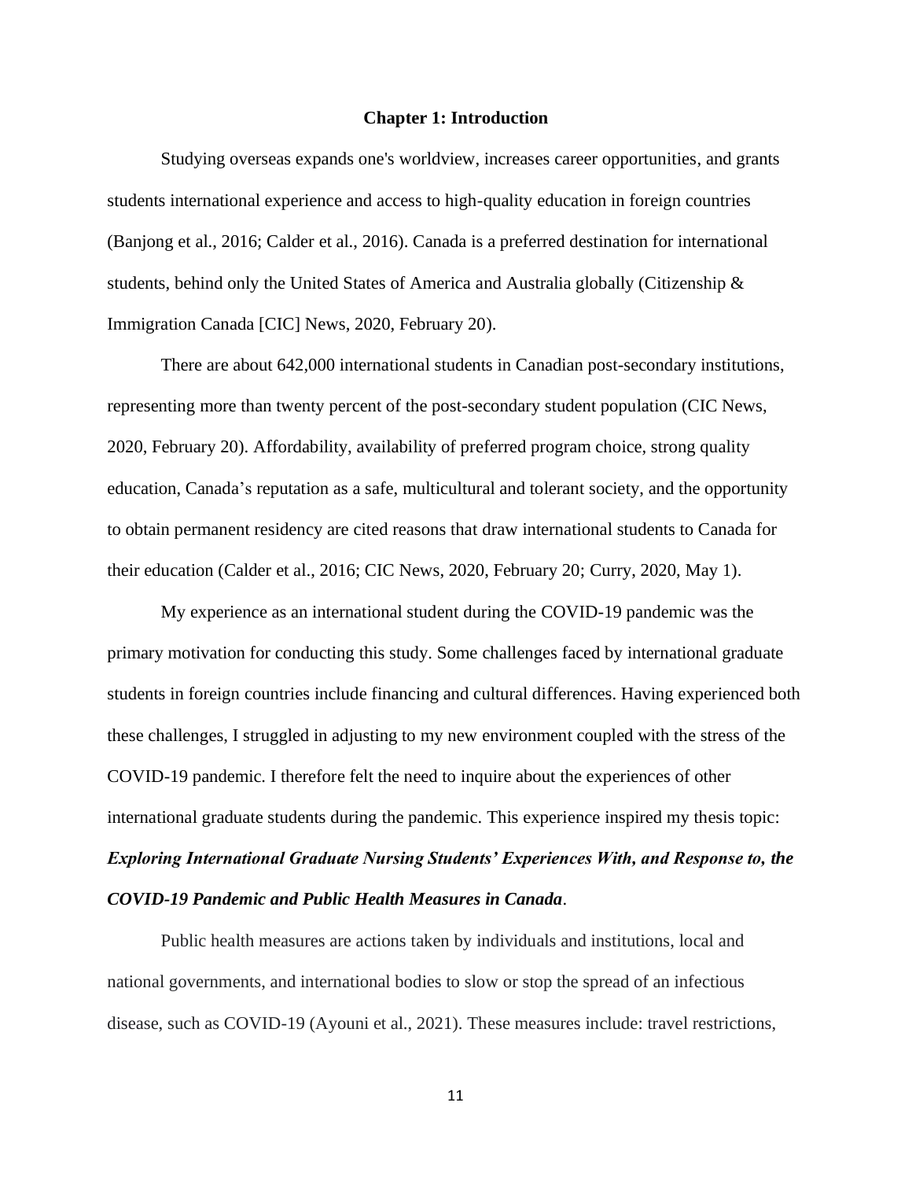# Chapter 1: Introduction

Studying overseas expands one's worldview, increases career opportunities, and grants students international experience and access to high-quality education in foreign countries (Banjong et al., 2016; Calder et al., 2016). Canada is a preferred destination for international students, behind only the United States of America and Australia globally (Citizenship & Immigration Canada [CIC] News, 2020, February 20).

There are about 642,000 international students in Canadian post-secondary institutions, representing more than twenty percent of the post-secondary student population (CIC News, 2020, February 20). Affordability, availability of preferred program choice, strong quality education, Canada's reputation as a safe, multicultural and tolerant society, and the opportunity to obtain permanent residency are cited reasons that draw international students to Canada for their education (Calder et al., 2016; CIC News, 2020, February 20; Curry, 2020, May 1).

My experience as an international student during the COVID-19 pandemic was the primary motivation for conducting this study. Some challenges faced by international graduate students in foreign countries include financing and cultural differences. Having experienced both these challenges, I struggled in adjusting to my new environment coupled with the stress of the COVID-19 pandemic. I therefore felt the need to inquire about the experiences of other international graduate students during the pandemic. This experience inspired my thesis topic: ***Exploring International Graduate Nursing Students' Experiences With, and Response to, the COVID-19 Pandemic and Public Health Measures in Canada***.

Public health measures are actions taken by individuals and institutions, local and national governments, and international bodies to slow or stop the spread of an infectious disease, such as COVID-19 (Ayouni et al., 2021). These measures include: travel restrictions,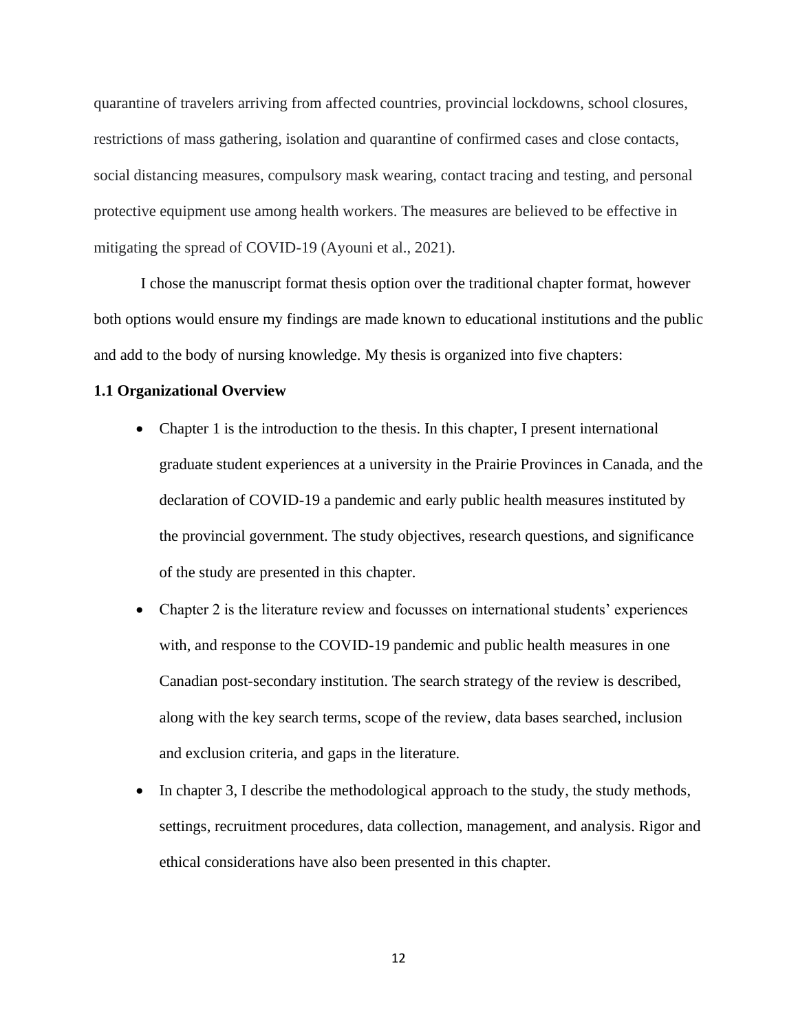quarantine of travelers arriving from affected countries, provincial lockdowns, school closures, restrictions of mass gathering, isolation and quarantine of confirmed cases and close contacts, social distancing measures, compulsory mask wearing, contact tracing and testing, and personal protective equipment use among health workers. The measures are believed to be effective in mitigating the spread of COVID-19 (Ayouni et al., 2021).

I chose the manuscript format thesis option over the traditional chapter format, however both options would ensure my findings are made known to educational institutions and the public and add to the body of nursing knowledge. My thesis is organized into five chapters:

**1.1 Organizational Overview**

- Chapter 1 is the introduction to the thesis. In this chapter, I present international graduate student experiences at a university in the Prairie Provinces in Canada, and the declaration of COVID-19 a pandemic and early public health measures instituted by the provincial government. The study objectives, research questions, and significance of the study are presented in this chapter.
- Chapter 2 is the literature review and focusses on international students' experiences with, and response to the COVID-19 pandemic and public health measures in one Canadian post-secondary institution. The search strategy of the review is described, along with the key search terms, scope of the review, data bases searched, inclusion and exclusion criteria, and gaps in the literature.
- In chapter 3, I describe the methodological approach to the study, the study methods, settings, recruitment procedures, data collection, management, and analysis. Rigor and ethical considerations have also been presented in this chapter.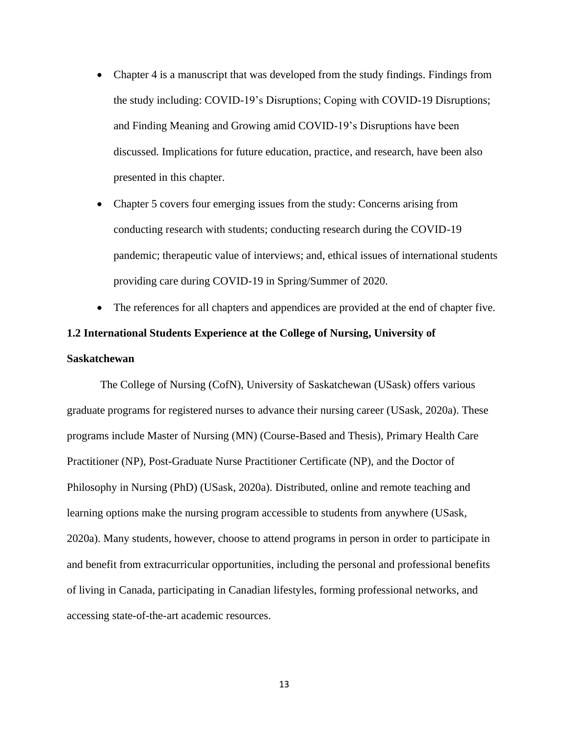- Chapter 4 is a manuscript that was developed from the study findings. Findings from the study including: COVID-19's Disruptions; Coping with COVID-19 Disruptions; and Finding Meaning and Growing amid COVID-19's Disruptions have been discussed. Implications for future education, practice, and research, have been also presented in this chapter.
- Chapter 5 covers four emerging issues from the study: Concerns arising from conducting research with students; conducting research during the COVID-19 pandemic; therapeutic value of interviews; and, ethical issues of international students providing care during COVID-19 in Spring/Summer of 2020.
- The references for all chapters and appendices are provided at the end of chapter five.

## 1.2 International Students Experience at the College of Nursing, University of Saskatchewan

The College of Nursing (CofN), University of Saskatchewan (USask) offers various graduate programs for registered nurses to advance their nursing career (USask, 2020a). These programs include Master of Nursing (MN) (Course-Based and Thesis), Primary Health Care Practitioner (NP), Post-Graduate Nurse Practitioner Certificate (NP), and the Doctor of Philosophy in Nursing (PhD) (USask, 2020a). Distributed, online and remote teaching and learning options make the nursing program accessible to students from anywhere (USask, 2020a). Many students, however, choose to attend programs in person in order to participate in and benefit from extracurricular opportunities, including the personal and professional benefits of living in Canada, participating in Canadian lifestyles, forming professional networks, and accessing state-of-the-art academic resources.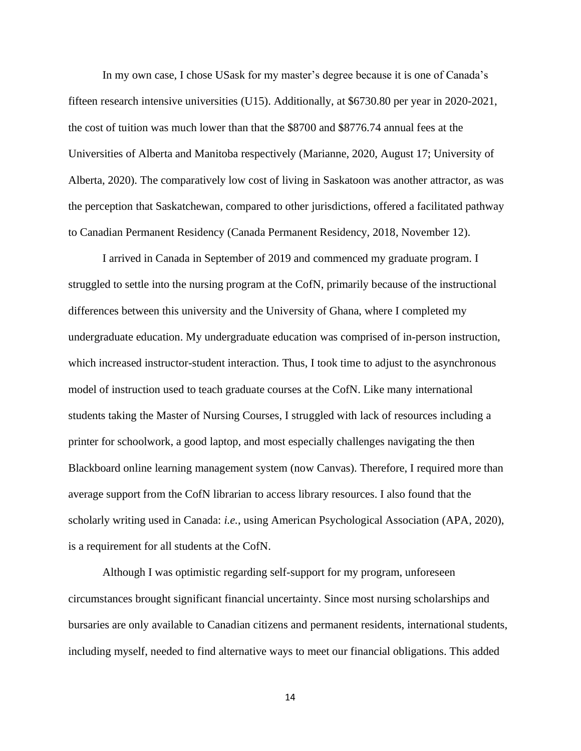In my own case, I chose USask for my master's degree because it is one of Canada's fifteen research intensive universities (U15). Additionally, at $6730.80 per year in 2020-2021, the cost of tuition was much lower than that the $8700 and $8776.74 annual fees at the Universities of Alberta and Manitoba respectively (Marianne, 2020, August 17; University of Alberta, 2020). The comparatively low cost of living in Saskatoon was another attractor, as was the perception that Saskatchewan, compared to other jurisdictions, offered a facilitated pathway to Canadian Permanent Residency (Canada Permanent Residency, 2018, November 12).

I arrived in Canada in September of 2019 and commenced my graduate program. I struggled to settle into the nursing program at the CofN, primarily because of the instructional differences between this university and the University of Ghana, where I completed my undergraduate education. My undergraduate education was comprised of in-person instruction, which increased instructor-student interaction. Thus, I took time to adjust to the asynchronous model of instruction used to teach graduate courses at the CofN. Like many international students taking the Master of Nursing Courses, I struggled with lack of resources including a printer for schoolwork, a good laptop, and most especially challenges navigating the then Blackboard online learning management system (now Canvas). Therefore, I required more than average support from the CofN librarian to access library resources. I also found that the scholarly writing used in Canada: *i.e.*, using American Psychological Association (APA, 2020), is a requirement for all students at the CofN.

Although I was optimistic regarding self-support for my program, unforeseen circumstances brought significant financial uncertainty. Since most nursing scholarships and bursaries are only available to Canadian citizens and permanent residents, international students, including myself, needed to find alternative ways to meet our financial obligations. This added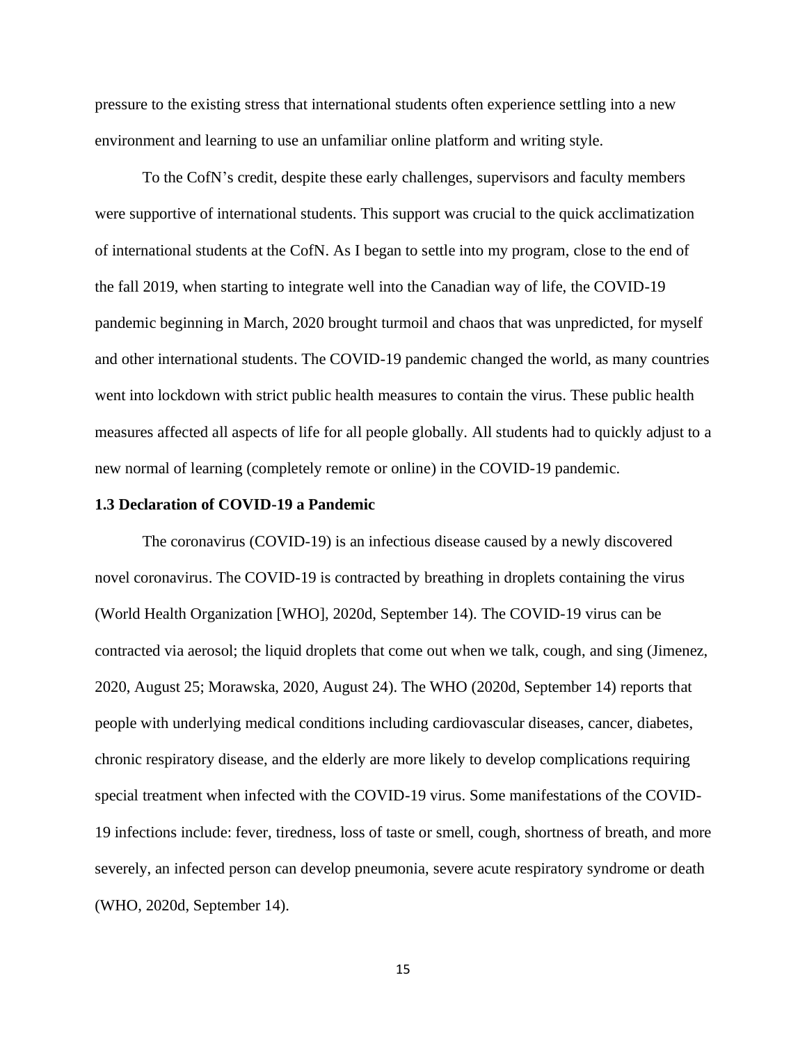pressure to the existing stress that international students often experience settling into a new environment and learning to use an unfamiliar online platform and writing style.

To the CofN's credit, despite these early challenges, supervisors and faculty members were supportive of international students. This support was crucial to the quick acclimatization of international students at the CofN. As I began to settle into my program, close to the end of the fall 2019, when starting to integrate well into the Canadian way of life, the COVID-19 pandemic beginning in March, 2020 brought turmoil and chaos that was unpredicted, for myself and other international students. The COVID-19 pandemic changed the world, as many countries went into lockdown with strict public health measures to contain the virus. These public health measures affected all aspects of life for all people globally. All students had to quickly adjust to a new normal of learning (completely remote or online) in the COVID-19 pandemic.

### 1.3 Declaration of COVID-19 a Pandemic

The coronavirus (COVID-19) is an infectious disease caused by a newly discovered novel coronavirus. The COVID-19 is contracted by breathing in droplets containing the virus (World Health Organization [WHO], 2020d, September 14). The COVID-19 virus can be contracted via aerosol; the liquid droplets that come out when we talk, cough, and sing (Jimenez, 2020, August 25; Morawska, 2020, August 24). The WHO (2020d, September 14) reports that people with underlying medical conditions including cardiovascular diseases, cancer, diabetes, chronic respiratory disease, and the elderly are more likely to develop complications requiring special treatment when infected with the COVID-19 virus. Some manifestations of the COVID-19 infections include: fever, tiredness, loss of taste or smell, cough, shortness of breath, and more severely, an infected person can develop pneumonia, severe acute respiratory syndrome or death (WHO, 2020d, September 14).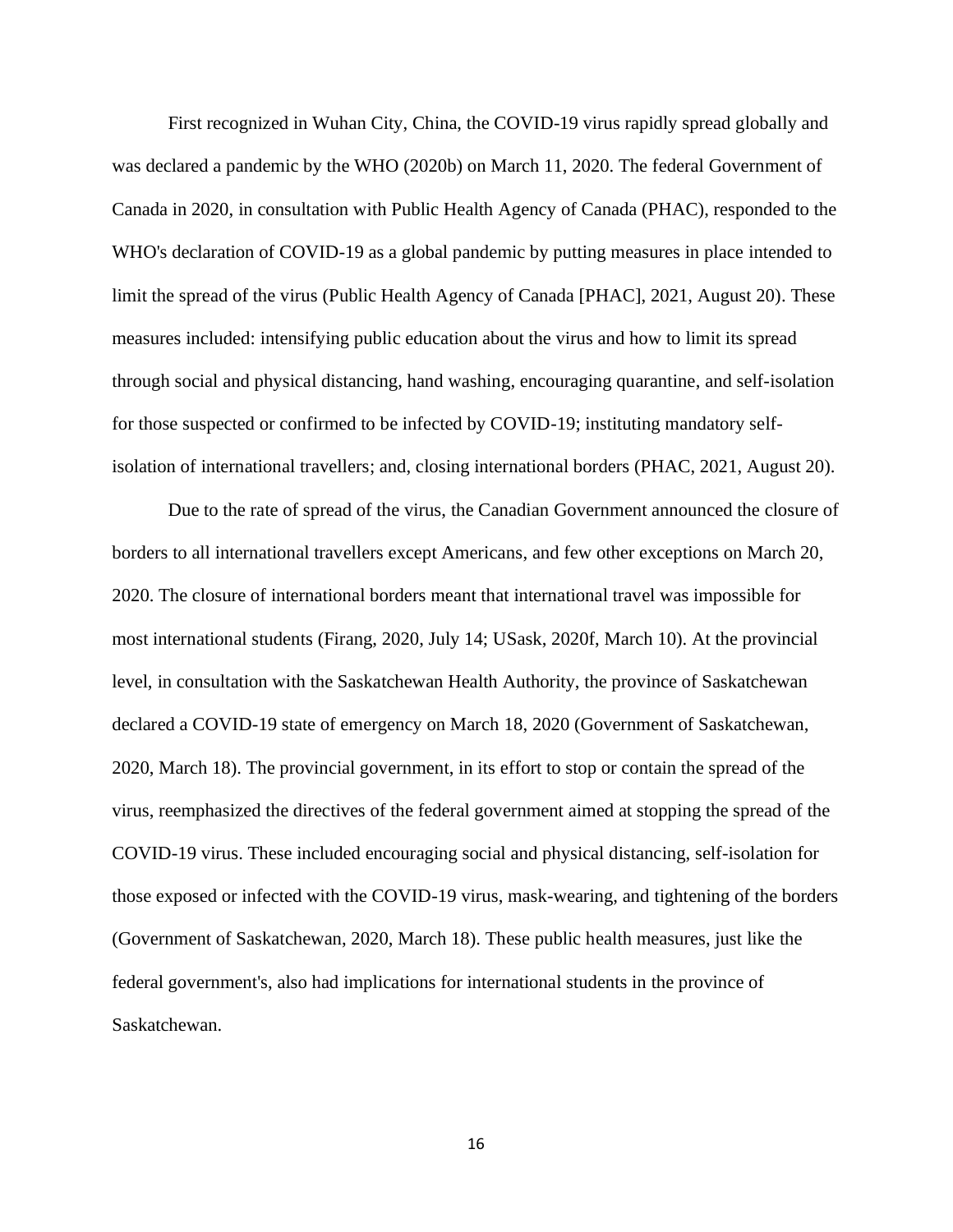First recognized in Wuhan City, China, the COVID-19 virus rapidly spread globally and was declared a pandemic by the WHO (2020b) on March 11, 2020. The federal Government of Canada in 2020, in consultation with Public Health Agency of Canada (PHAC), responded to the WHO's declaration of COVID-19 as a global pandemic by putting measures in place intended to limit the spread of the virus (Public Health Agency of Canada [PHAC], 2021, August 20). These measures included: intensifying public education about the virus and how to limit its spread through social and physical distancing, hand washing, encouraging quarantine, and self-isolation for those suspected or confirmed to be infected by COVID-19; instituting mandatory self-isolation of international travellers; and, closing international borders (PHAC, 2021, August 20).

Due to the rate of spread of the virus, the Canadian Government announced the closure of borders to all international travellers except Americans, and few other exceptions on March 20, 2020. The closure of international borders meant that international travel was impossible for most international students (Firang, 2020, July 14; USask, 2020f, March 10). At the provincial level, in consultation with the Saskatchewan Health Authority, the province of Saskatchewan declared a COVID-19 state of emergency on March 18, 2020 (Government of Saskatchewan, 2020, March 18). The provincial government, in its effort to stop or contain the spread of the virus, reemphasized the directives of the federal government aimed at stopping the spread of the COVID-19 virus. These included encouraging social and physical distancing, self-isolation for those exposed or infected with the COVID-19 virus, mask-wearing, and tightening of the borders (Government of Saskatchewan, 2020, March 18). These public health measures, just like the federal government's, also had implications for international students in the province of Saskatchewan.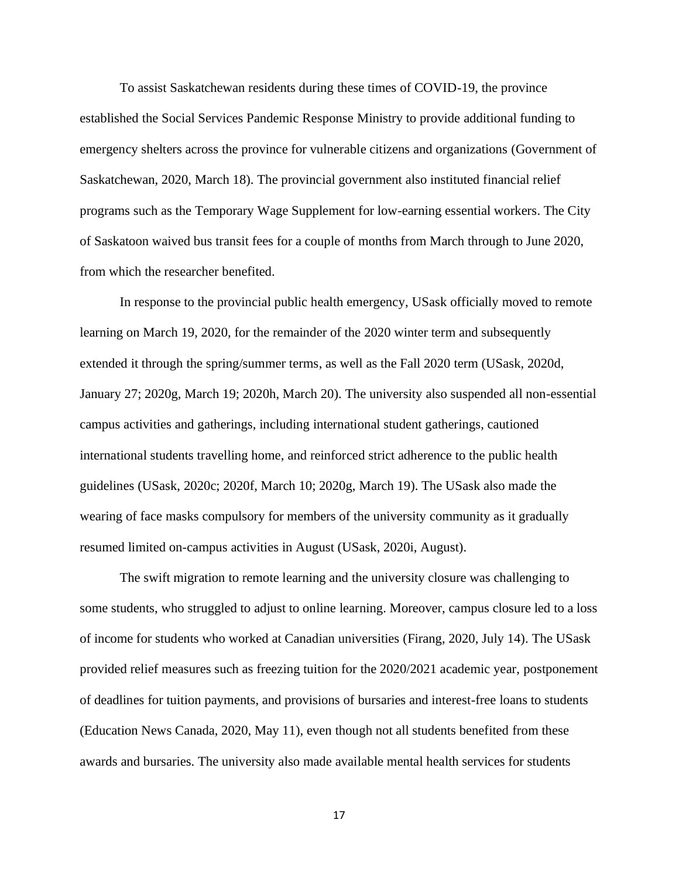To assist Saskatchewan residents during these times of COVID-19, the province established the Social Services Pandemic Response Ministry to provide additional funding to emergency shelters across the province for vulnerable citizens and organizations (Government of Saskatchewan, 2020, March 18). The provincial government also instituted financial relief programs such as the Temporary Wage Supplement for low-earning essential workers. The City of Saskatoon waived bus transit fees for a couple of months from March through to June 2020, from which the researcher benefited.

In response to the provincial public health emergency, USask officially moved to remote learning on March 19, 2020, for the remainder of the 2020 winter term and subsequently extended it through the spring/summer terms, as well as the Fall 2020 term (USask, 2020d, January 27; 2020g, March 19; 2020h, March 20). The university also suspended all non-essential campus activities and gatherings, including international student gatherings, cautioned international students travelling home, and reinforced strict adherence to the public health guidelines (USask, 2020c; 2020f, March 10; 2020g, March 19). The USask also made the wearing of face masks compulsory for members of the university community as it gradually resumed limited on-campus activities in August (USask, 2020i, August).

The swift migration to remote learning and the university closure was challenging to some students, who struggled to adjust to online learning. Moreover, campus closure led to a loss of income for students who worked at Canadian universities (Firang, 2020, July 14). The USask provided relief measures such as freezing tuition for the 2020/2021 academic year, postponement of deadlines for tuition payments, and provisions of bursaries and interest-free loans to students (Education News Canada, 2020, May 11), even though not all students benefited from these awards and bursaries. The university also made available mental health services for students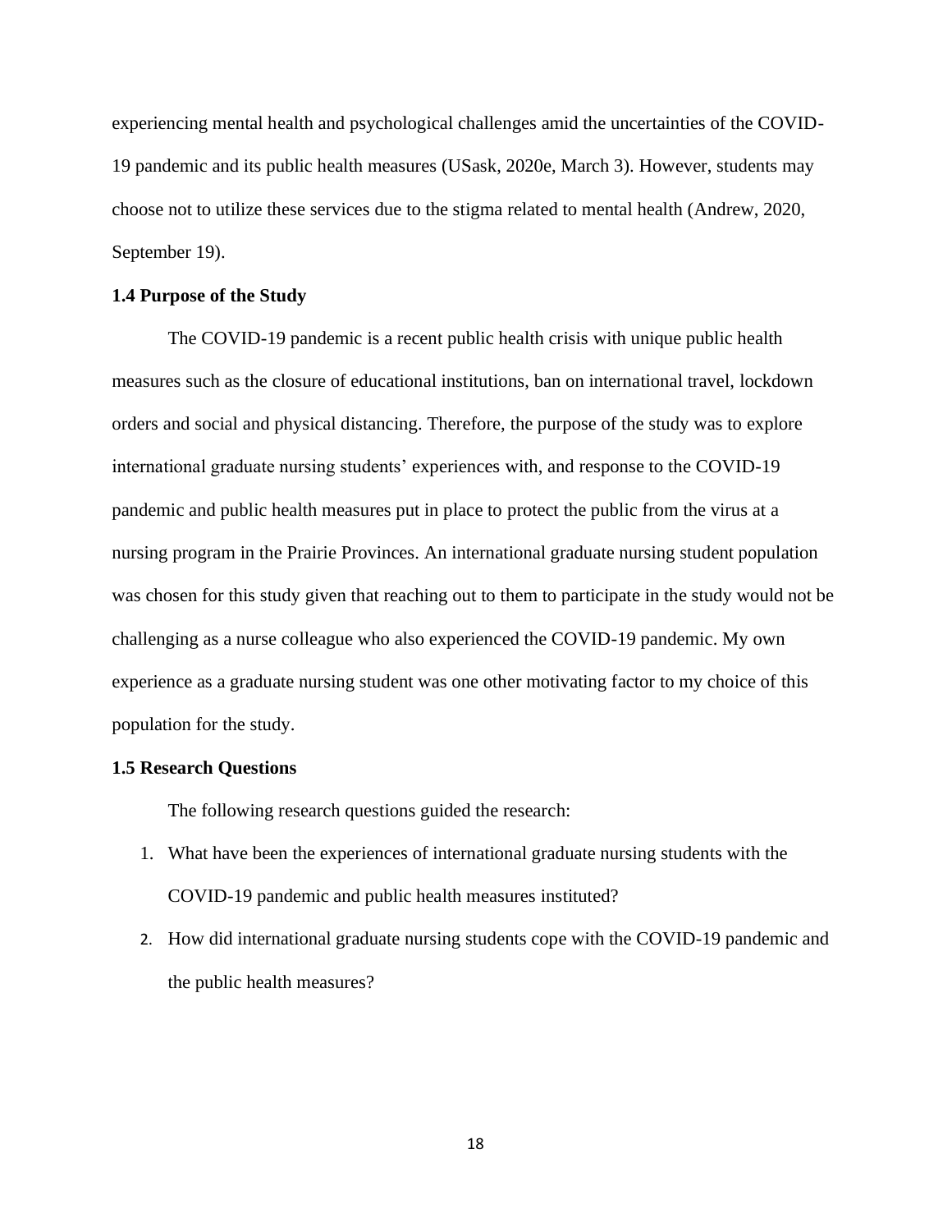experiencing mental health and psychological challenges amid the uncertainties of the COVID-19 pandemic and its public health measures (USask, 2020e, March 3). However, students may choose not to utilize these services due to the stigma related to mental health (Andrew, 2020, September 19).

### 1.4 Purpose of the Study

The COVID-19 pandemic is a recent public health crisis with unique public health measures such as the closure of educational institutions, ban on international travel, lockdown orders and social and physical distancing. Therefore, the purpose of the study was to explore international graduate nursing students' experiences with, and response to the COVID-19 pandemic and public health measures put in place to protect the public from the virus at a nursing program in the Prairie Provinces. An international graduate nursing student population was chosen for this study given that reaching out to them to participate in the study would not be challenging as a nurse colleague who also experienced the COVID-19 pandemic. My own experience as a graduate nursing student was one other motivating factor to my choice of this population for the study.

### 1.5 Research Questions

The following research questions guided the research:

1. What have been the experiences of international graduate nursing students with the COVID-19 pandemic and public health measures instituted?
2. How did international graduate nursing students cope with the COVID-19 pandemic and the public health measures?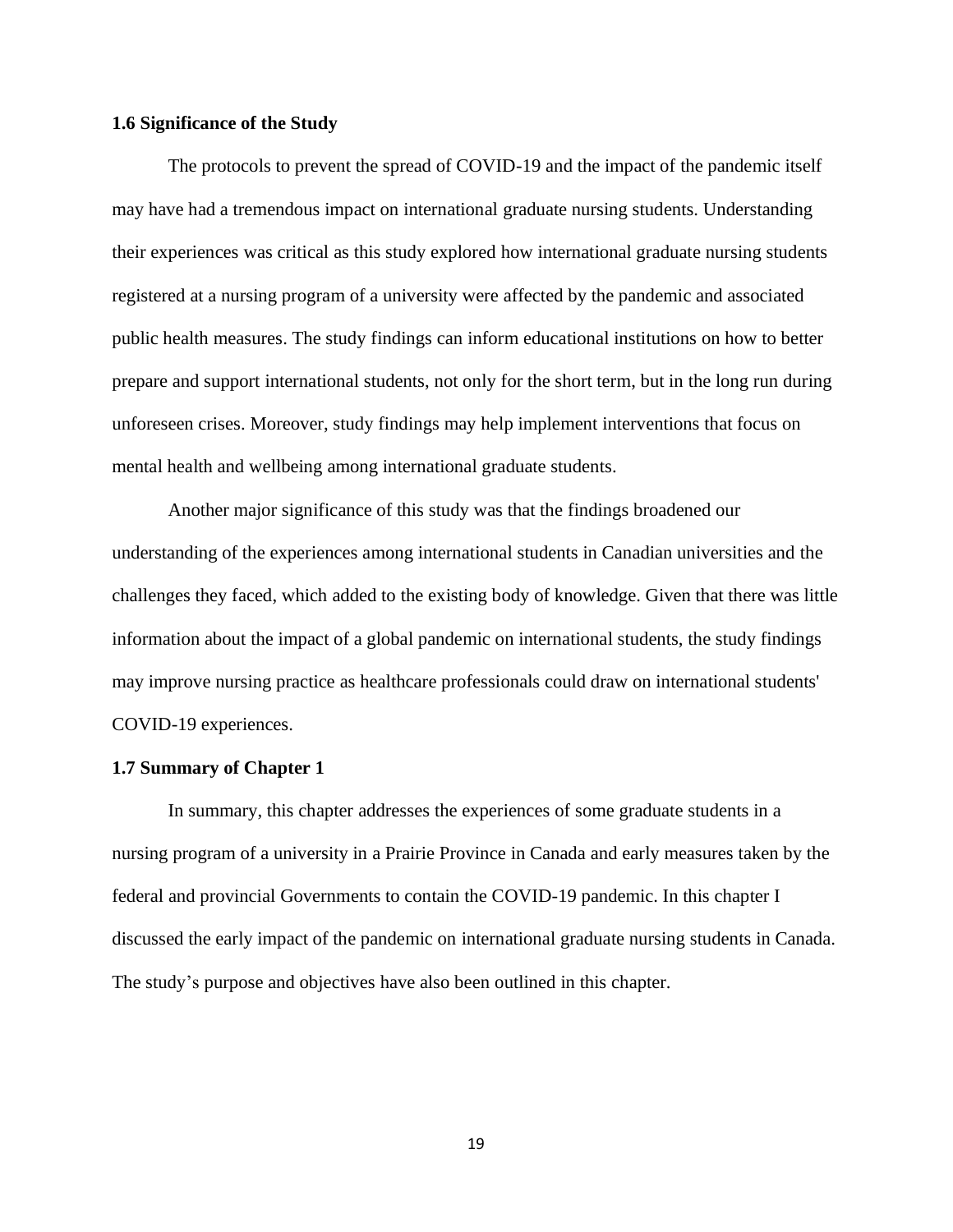### 1.6 Significance of the Study

The protocols to prevent the spread of COVID-19 and the impact of the pandemic itself may have had a tremendous impact on international graduate nursing students. Understanding their experiences was critical as this study explored how international graduate nursing students registered at a nursing program of a university were affected by the pandemic and associated public health measures. The study findings can inform educational institutions on how to better prepare and support international students, not only for the short term, but in the long run during unforeseen crises. Moreover, study findings may help implement interventions that focus on mental health and wellbeing among international graduate students.

Another major significance of this study was that the findings broadened our understanding of the experiences among international students in Canadian universities and the challenges they faced, which added to the existing body of knowledge. Given that there was little information about the impact of a global pandemic on international students, the study findings may improve nursing practice as healthcare professionals could draw on international students' COVID-19 experiences.

### 1.7 Summary of Chapter 1

In summary, this chapter addresses the experiences of some graduate students in a nursing program of a university in a Prairie Province in Canada and early measures taken by the federal and provincial Governments to contain the COVID-19 pandemic. In this chapter I discussed the early impact of the pandemic on international graduate nursing students in Canada. The study's purpose and objectives have also been outlined in this chapter.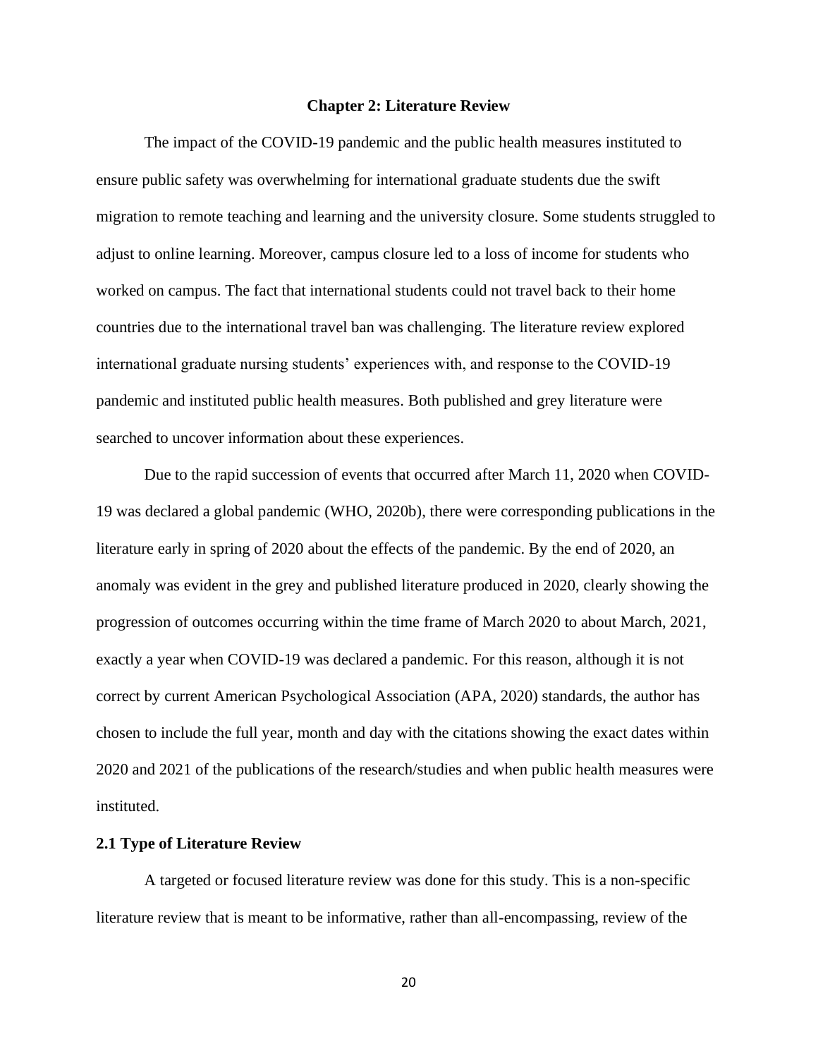# Chapter 2: Literature Review

The impact of the COVID-19 pandemic and the public health measures instituted to ensure public safety was overwhelming for international graduate students due the swift migration to remote teaching and learning and the university closure. Some students struggled to adjust to online learning. Moreover, campus closure led to a loss of income for students who worked on campus. The fact that international students could not travel back to their home countries due to the international travel ban was challenging. The literature review explored international graduate nursing students' experiences with, and response to the COVID-19 pandemic and instituted public health measures. Both published and grey literature were searched to uncover information about these experiences.

Due to the rapid succession of events that occurred after March 11, 2020 when COVID-19 was declared a global pandemic (WHO, 2020b), there were corresponding publications in the literature early in spring of 2020 about the effects of the pandemic. By the end of 2020, an anomaly was evident in the grey and published literature produced in 2020, clearly showing the progression of outcomes occurring within the time frame of March 2020 to about March, 2021, exactly a year when COVID-19 was declared a pandemic. For this reason, although it is not correct by current American Psychological Association (APA, 2020) standards, the author has chosen to include the full year, month and day with the citations showing the exact dates within 2020 and 2021 of the publications of the research/studies and when public health measures were instituted.

## 2.1 Type of Literature Review

A targeted or focused literature review was done for this study. This is a non-specific literature review that is meant to be informative, rather than all-encompassing, review of the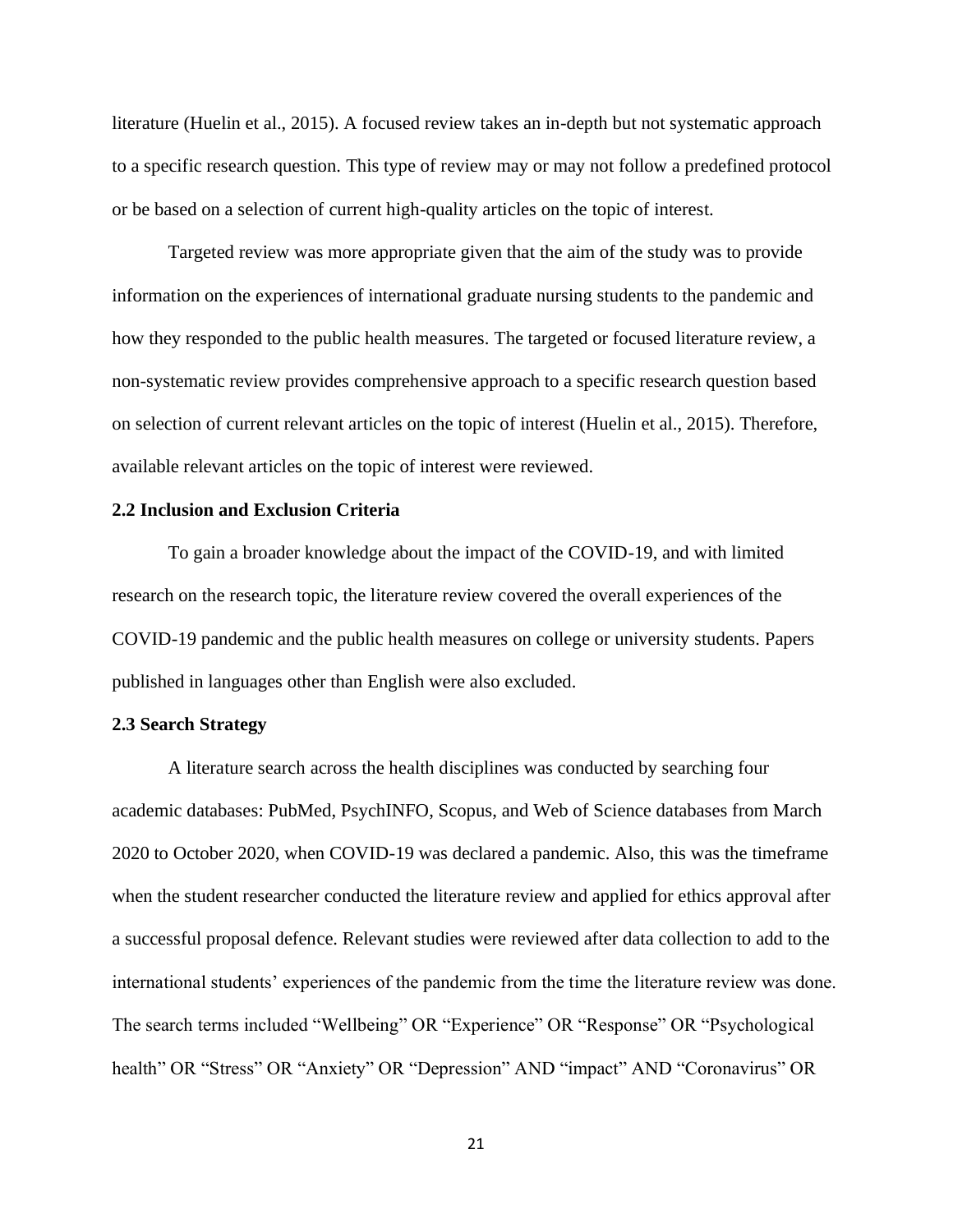literature (Huelin et al., 2015). A focused review takes an in-depth but not systematic approach to a specific research question. This type of review may or may not follow a predefined protocol or be based on a selection of current high-quality articles on the topic of interest.

Targeted review was more appropriate given that the aim of the study was to provide information on the experiences of international graduate nursing students to the pandemic and how they responded to the public health measures. The targeted or focused literature review, a non-systematic review provides comprehensive approach to a specific research question based on selection of current relevant articles on the topic of interest (Huelin et al., 2015). Therefore, available relevant articles on the topic of interest were reviewed.

## 2.2 Inclusion and Exclusion Criteria

To gain a broader knowledge about the impact of the COVID-19, and with limited research on the research topic, the literature review covered the overall experiences of the COVID-19 pandemic and the public health measures on college or university students. Papers published in languages other than English were also excluded.

## 2.3 Search Strategy

A literature search across the health disciplines was conducted by searching four academic databases: PubMed, PsychINFO, Scopus, and Web of Science databases from March 2020 to October 2020, when COVID-19 was declared a pandemic. Also, this was the timeframe when the student researcher conducted the literature review and applied for ethics approval after a successful proposal defence. Relevant studies were reviewed after data collection to add to the international students' experiences of the pandemic from the time the literature review was done. The search terms included "Wellbeing" OR "Experience" OR "Response" OR "Psychological health" OR "Stress" OR "Anxiety" OR "Depression" AND "impact" AND "Coronavirus" OR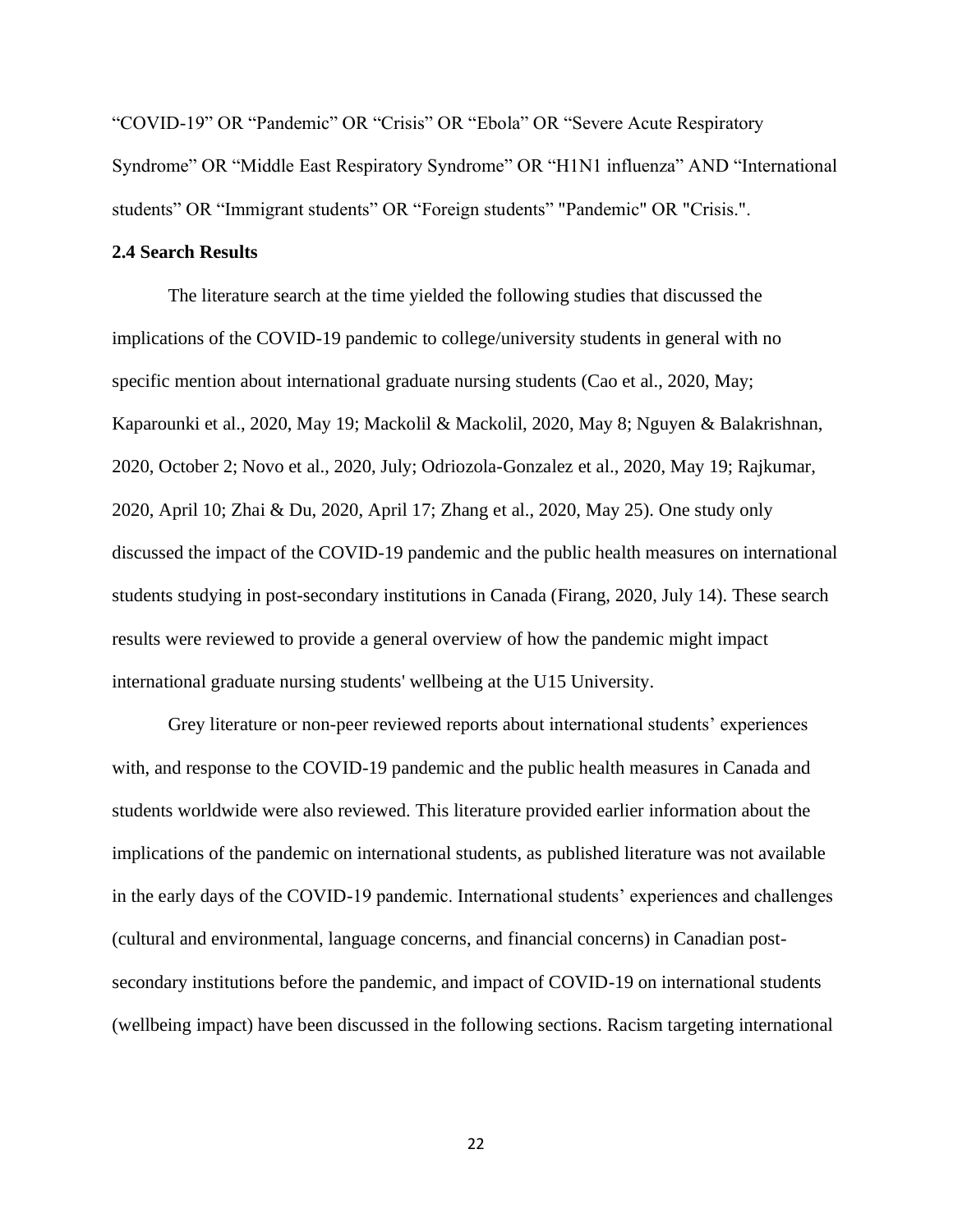“COVID-19” OR “Pandemic” OR “Crisis” OR “Ebola” OR “Severe Acute Respiratory Syndrome” OR “Middle East Respiratory Syndrome” OR “H1N1 influenza” AND “International students” OR “Immigrant students” OR “Foreign students” "Pandemic" OR "Crisis.".

### 2.4 Search Results

The literature search at the time yielded the following studies that discussed the implications of the COVID-19 pandemic to college/university students in general with no specific mention about international graduate nursing students (Cao et al., 2020, May; Kaparounki et al., 2020, May 19; Mackolil & Mackolil, 2020, May 8; Nguyen & Balakrishnan, 2020, October 2; Novo et al., 2020, July; Odriozola-Gonzalez et al., 2020, May 19; Rajkumar, 2020, April 10; Zhai & Du, 2020, April 17; Zhang et al., 2020, May 25). One study only discussed the impact of the COVID-19 pandemic and the public health measures on international students studying in post-secondary institutions in Canada (Firang, 2020, July 14). These search results were reviewed to provide a general overview of how the pandemic might impact international graduate nursing students' wellbeing at the U15 University.

Grey literature or non-peer reviewed reports about international students’ experiences with, and response to the COVID-19 pandemic and the public health measures in Canada and students worldwide were also reviewed. This literature provided earlier information about the implications of the pandemic on international students, as published literature was not available in the early days of the COVID-19 pandemic. International students’ experiences and challenges (cultural and environmental, language concerns, and financial concerns) in Canadian post-secondary institutions before the pandemic, and impact of COVID-19 on international students (wellbeing impact) have been discussed in the following sections. Racism targeting international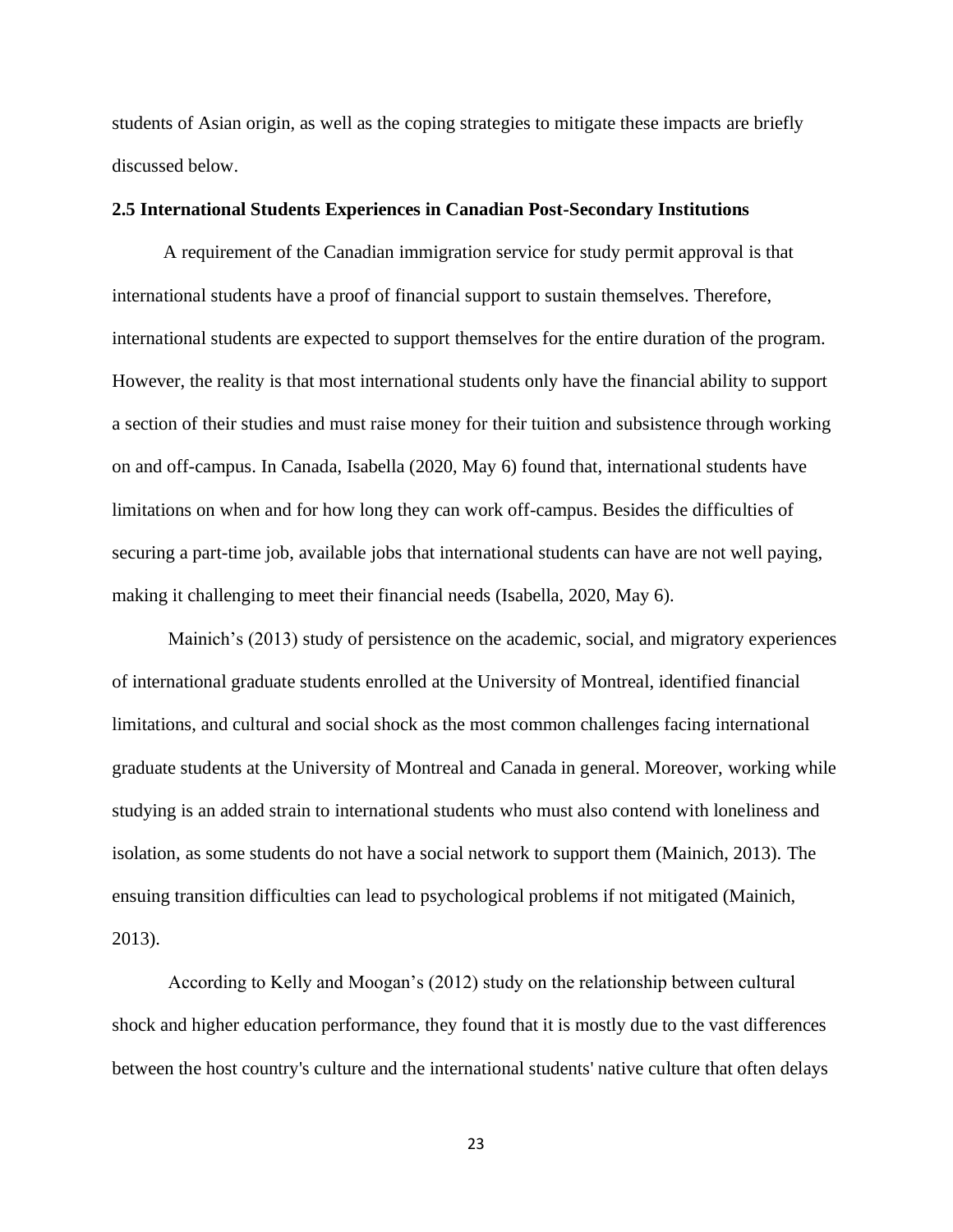students of Asian origin, as well as the coping strategies to mitigate these impacts are briefly discussed below.

### 2.5 International Students Experiences in Canadian Post-Secondary Institutions

A requirement of the Canadian immigration service for study permit approval is that international students have a proof of financial support to sustain themselves. Therefore, international students are expected to support themselves for the entire duration of the program. However, the reality is that most international students only have the financial ability to support a section of their studies and must raise money for their tuition and subsistence through working on and off-campus. In Canada, Isabella (2020, May 6) found that, international students have limitations on when and for how long they can work off-campus. Besides the difficulties of securing a part-time job, available jobs that international students can have are not well paying, making it challenging to meet their financial needs (Isabella, 2020, May 6).

Mainich's (2013) study of persistence on the academic, social, and migratory experiences of international graduate students enrolled at the University of Montreal, identified financial limitations, and cultural and social shock as the most common challenges facing international graduate students at the University of Montreal and Canada in general. Moreover, working while studying is an added strain to international students who must also contend with loneliness and isolation, as some students do not have a social network to support them (Mainich, 2013). The ensuing transition difficulties can lead to psychological problems if not mitigated (Mainich, 2013).

According to Kelly and Moogan's (2012) study on the relationship between cultural shock and higher education performance, they found that it is mostly due to the vast differences between the host country's culture and the international students' native culture that often delays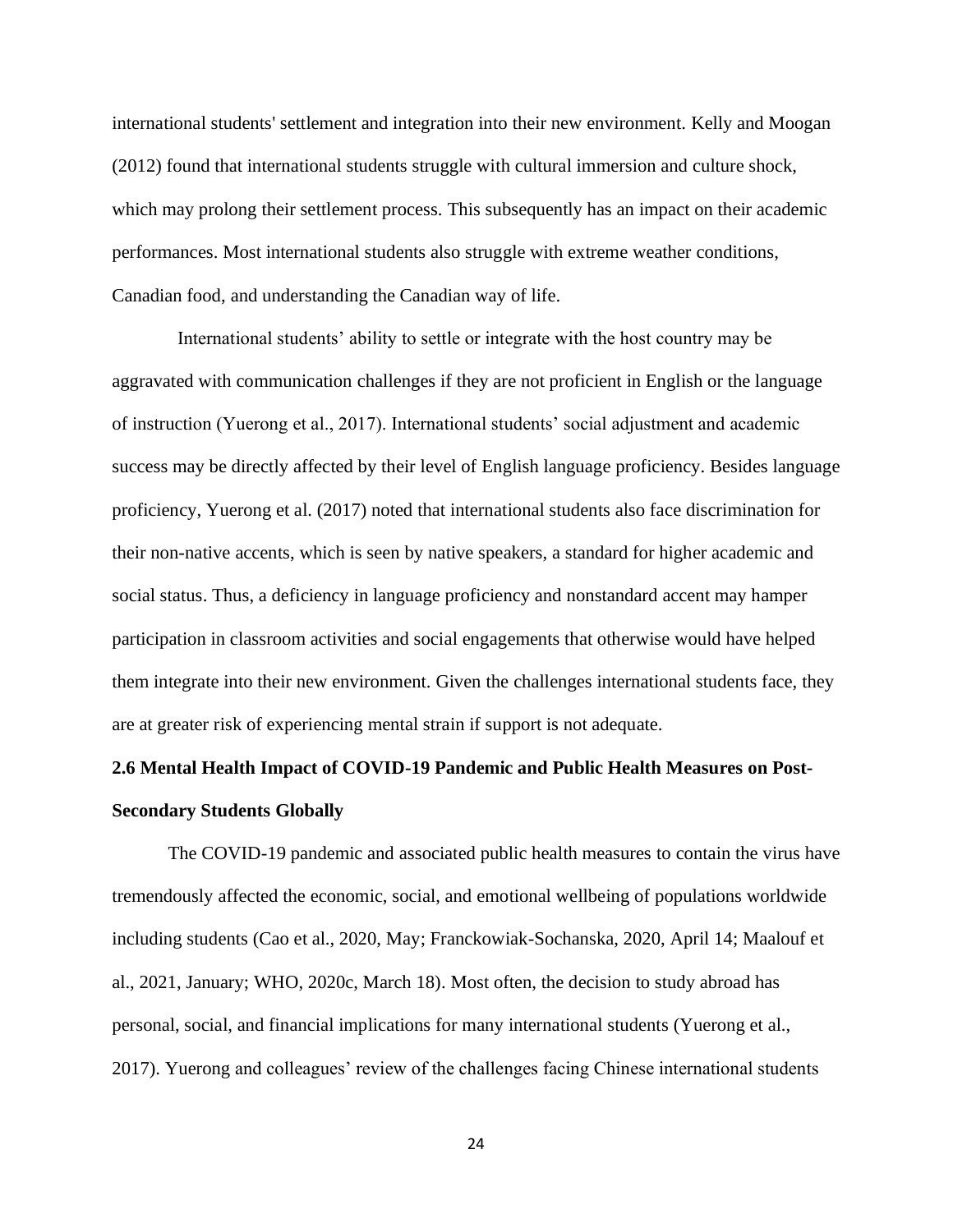international students' settlement and integration into their new environment. Kelly and Moogan (2012) found that international students struggle with cultural immersion and culture shock, which may prolong their settlement process. This subsequently has an impact on their academic performances. Most international students also struggle with extreme weather conditions, Canadian food, and understanding the Canadian way of life.

International students' ability to settle or integrate with the host country may be aggravated with communication challenges if they are not proficient in English or the language of instruction (Yuerong et al., 2017). International students' social adjustment and academic success may be directly affected by their level of English language proficiency. Besides language proficiency, Yuerong et al. (2017) noted that international students also face discrimination for their non-native accents, which is seen by native speakers, a standard for higher academic and social status. Thus, a deficiency in language proficiency and nonstandard accent may hamper participation in classroom activities and social engagements that otherwise would have helped them integrate into their new environment. Given the challenges international students face, they are at greater risk of experiencing mental strain if support is not adequate.

### 2.6 Mental Health Impact of COVID-19 Pandemic and Public Health Measures on Post-Secondary Students Globally

The COVID-19 pandemic and associated public health measures to contain the virus have tremendously affected the economic, social, and emotional wellbeing of populations worldwide including students (Cao et al., 2020, May; Franckowiak-Sochanska, 2020, April 14; Maalouf et al., 2021, January; WHO, 2020c, March 18). Most often, the decision to study abroad has personal, social, and financial implications for many international students (Yuerong et al., 2017). Yuerong and colleagues' review of the challenges facing Chinese international students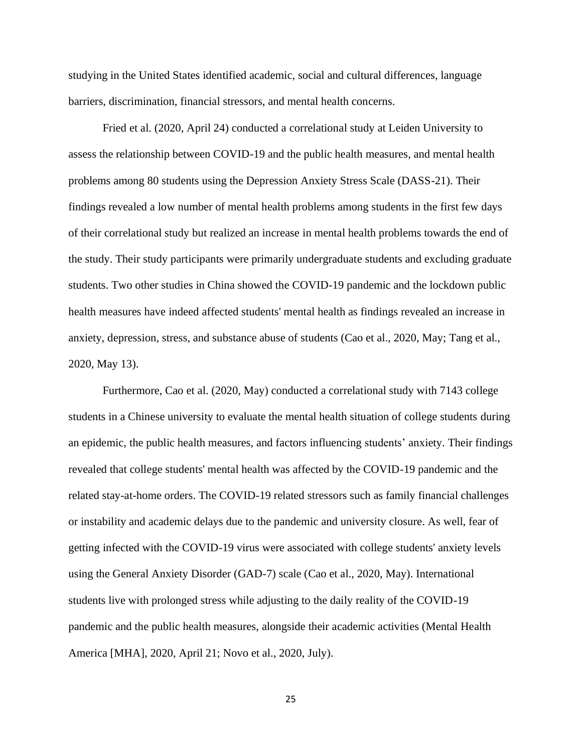studying in the United States identified academic, social and cultural differences, language barriers, discrimination, financial stressors, and mental health concerns.

Fried et al. (2020, April 24) conducted a correlational study at Leiden University to assess the relationship between COVID-19 and the public health measures, and mental health problems among 80 students using the Depression Anxiety Stress Scale (DASS-21). Their findings revealed a low number of mental health problems among students in the first few days of their correlational study but realized an increase in mental health problems towards the end of the study. Their study participants were primarily undergraduate students and excluding graduate students. Two other studies in China showed the COVID-19 pandemic and the lockdown public health measures have indeed affected students' mental health as findings revealed an increase in anxiety, depression, stress, and substance abuse of students (Cao et al., 2020, May; Tang et al., 2020, May 13).

Furthermore, Cao et al. (2020, May) conducted a correlational study with 7143 college students in a Chinese university to evaluate the mental health situation of college students during an epidemic, the public health measures, and factors influencing students' anxiety. Their findings revealed that college students' mental health was affected by the COVID-19 pandemic and the related stay-at-home orders. The COVID-19 related stressors such as family financial challenges or instability and academic delays due to the pandemic and university closure. As well, fear of getting infected with the COVID-19 virus were associated with college students' anxiety levels using the General Anxiety Disorder (GAD-7) scale (Cao et al., 2020, May). International students live with prolonged stress while adjusting to the daily reality of the COVID-19 pandemic and the public health measures, alongside their academic activities (Mental Health America [MHA], 2020, April 21; Novo et al., 2020, July).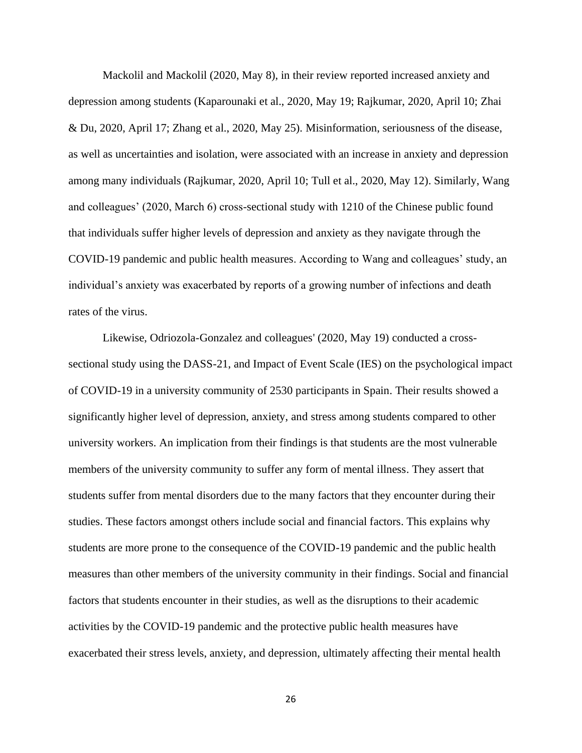Mackolil and Mackolil (2020, May 8), in their review reported increased anxiety and depression among students (Kaparounaki et al., 2020, May 19; Rajkumar, 2020, April 10; Zhai & Du, 2020, April 17; Zhang et al., 2020, May 25). Misinformation, seriousness of the disease, as well as uncertainties and isolation, were associated with an increase in anxiety and depression among many individuals (Rajkumar, 2020, April 10; Tull et al., 2020, May 12). Similarly, Wang and colleagues' (2020, March 6) cross-sectional study with 1210 of the Chinese public found that individuals suffer higher levels of depression and anxiety as they navigate through the COVID-19 pandemic and public health measures. According to Wang and colleagues' study, an individual's anxiety was exacerbated by reports of a growing number of infections and death rates of the virus.

Likewise, Odriozola-Gonzalez and colleagues' (2020, May 19) conducted a cross-sectional study using the DASS-21, and Impact of Event Scale (IES) on the psychological impact of COVID-19 in a university community of 2530 participants in Spain. Their results showed a significantly higher level of depression, anxiety, and stress among students compared to other university workers. An implication from their findings is that students are the most vulnerable members of the university community to suffer any form of mental illness. They assert that students suffer from mental disorders due to the many factors that they encounter during their studies. These factors amongst others include social and financial factors. This explains why students are more prone to the consequence of the COVID-19 pandemic and the public health measures than other members of the university community in their findings. Social and financial factors that students encounter in their studies, as well as the disruptions to their academic activities by the COVID-19 pandemic and the protective public health measures have exacerbated their stress levels, anxiety, and depression, ultimately affecting their mental health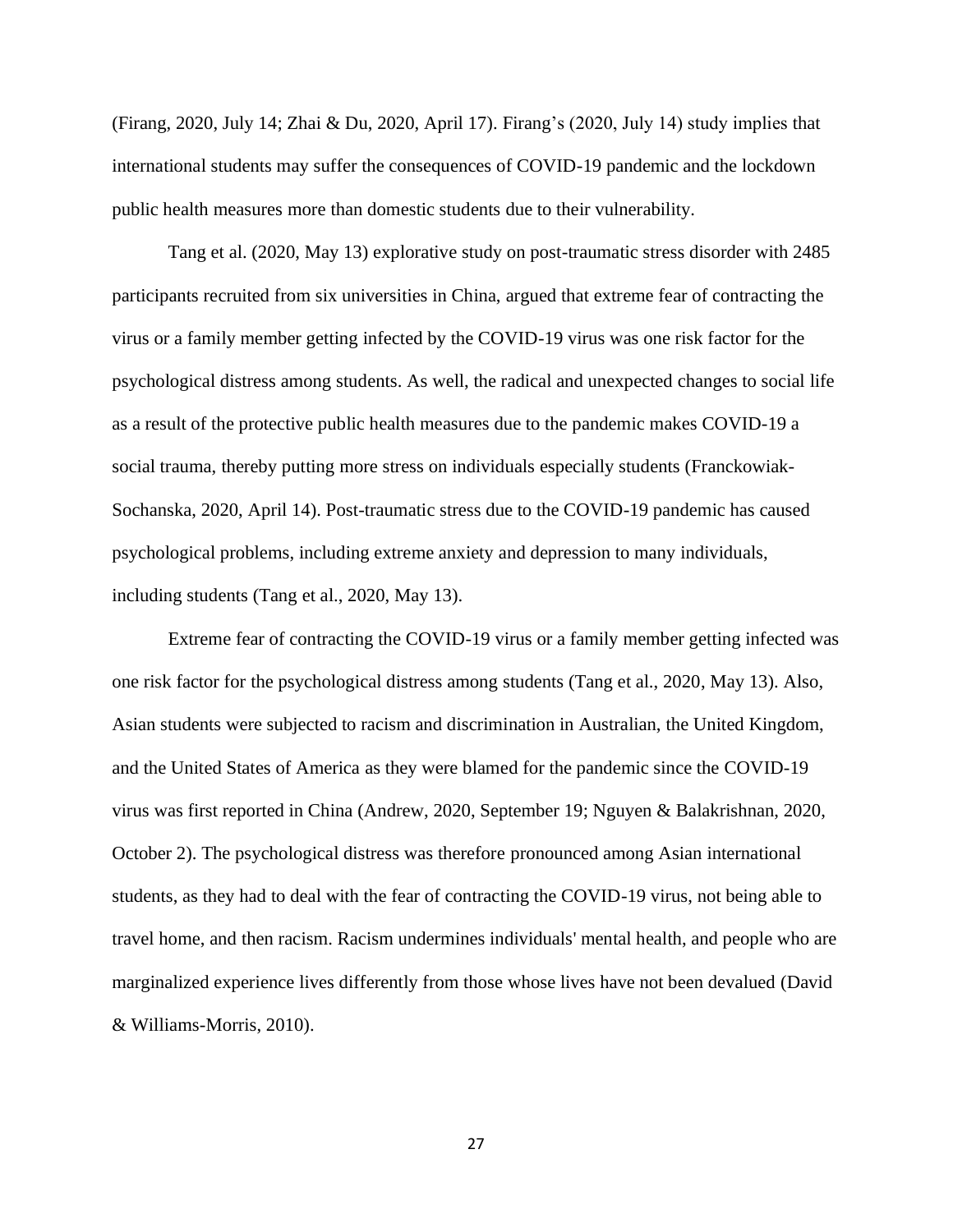(Firang, 2020, July 14; Zhai & Du, 2020, April 17). Firang's (2020, July 14) study implies that international students may suffer the consequences of COVID-19 pandemic and the lockdown public health measures more than domestic students due to their vulnerability.

Tang et al. (2020, May 13) explorative study on post-traumatic stress disorder with 2485 participants recruited from six universities in China, argued that extreme fear of contracting the virus or a family member getting infected by the COVID-19 virus was one risk factor for the psychological distress among students. As well, the radical and unexpected changes to social life as a result of the protective public health measures due to the pandemic makes COVID-19 a social trauma, thereby putting more stress on individuals especially students (Franckowiak-Sochanska, 2020, April 14). Post-traumatic stress due to the COVID-19 pandemic has caused psychological problems, including extreme anxiety and depression to many individuals, including students (Tang et al., 2020, May 13).

Extreme fear of contracting the COVID-19 virus or a family member getting infected was one risk factor for the psychological distress among students (Tang et al., 2020, May 13). Also, Asian students were subjected to racism and discrimination in Australian, the United Kingdom, and the United States of America as they were blamed for the pandemic since the COVID-19 virus was first reported in China (Andrew, 2020, September 19; Nguyen & Balakrishnan, 2020, October 2). The psychological distress was therefore pronounced among Asian international students, as they had to deal with the fear of contracting the COVID-19 virus, not being able to travel home, and then racism. Racism undermines individuals' mental health, and people who are marginalized experience lives differently from those whose lives have not been devalued (David & Williams-Morris, 2010).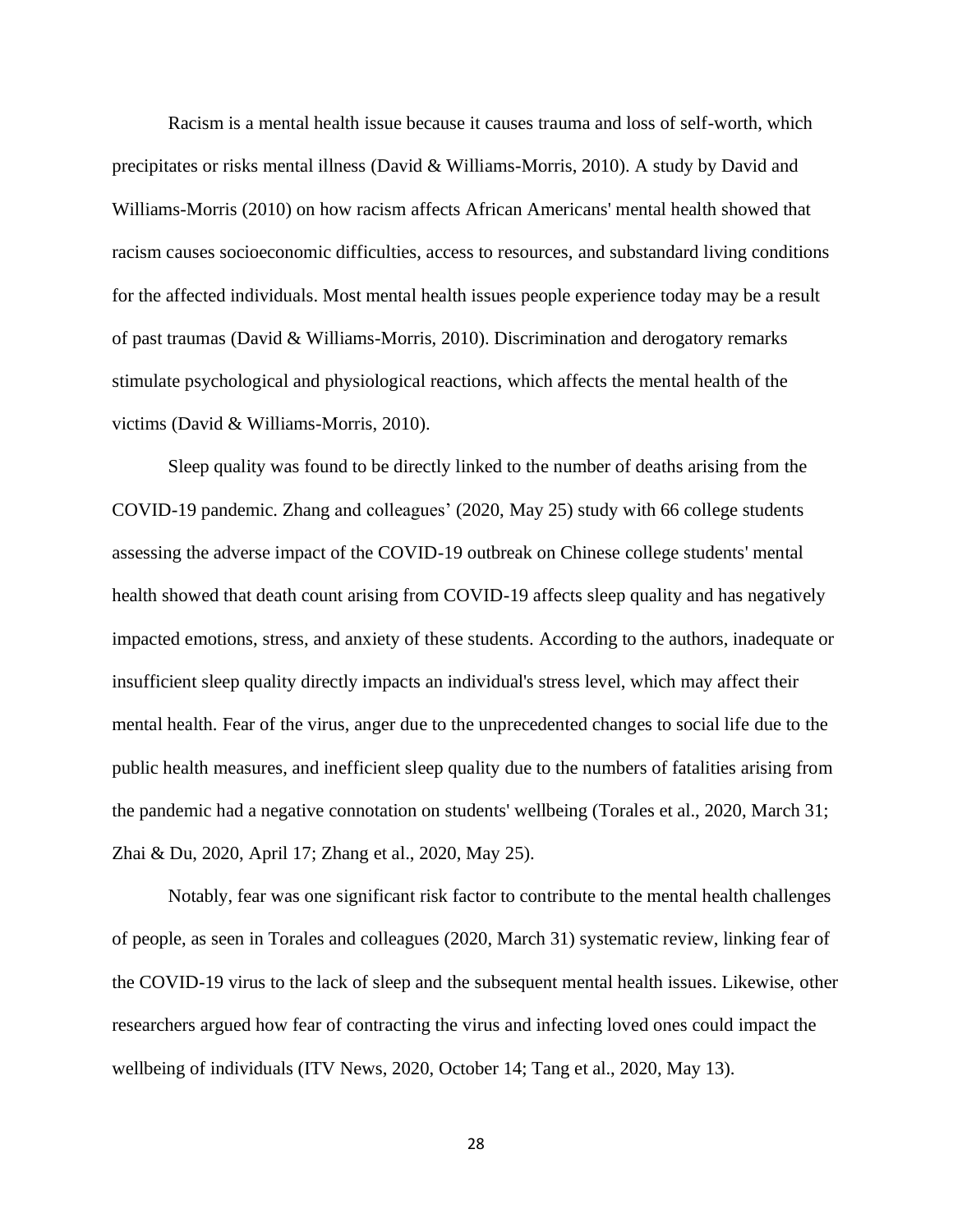Racism is a mental health issue because it causes trauma and loss of self-worth, which precipitates or risks mental illness (David & Williams-Morris, 2010). A study by David and Williams-Morris (2010) on how racism affects African Americans' mental health showed that racism causes socioeconomic difficulties, access to resources, and substandard living conditions for the affected individuals. Most mental health issues people experience today may be a result of past traumas (David & Williams-Morris, 2010). Discrimination and derogatory remarks stimulate psychological and physiological reactions, which affects the mental health of the victims (David & Williams-Morris, 2010).

Sleep quality was found to be directly linked to the number of deaths arising from the COVID-19 pandemic. Zhang and colleagues' (2020, May 25) study with 66 college students assessing the adverse impact of the COVID-19 outbreak on Chinese college students' mental health showed that death count arising from COVID-19 affects sleep quality and has negatively impacted emotions, stress, and anxiety of these students. According to the authors, inadequate or insufficient sleep quality directly impacts an individual's stress level, which may affect their mental health. Fear of the virus, anger due to the unprecedented changes to social life due to the public health measures, and inefficient sleep quality due to the numbers of fatalities arising from the pandemic had a negative connotation on students' wellbeing (Torales et al., 2020, March 31; Zhai & Du, 2020, April 17; Zhang et al., 2020, May 25).

Notably, fear was one significant risk factor to contribute to the mental health challenges of people, as seen in Torales and colleagues (2020, March 31) systematic review, linking fear of the COVID-19 virus to the lack of sleep and the subsequent mental health issues. Likewise, other researchers argued how fear of contracting the virus and infecting loved ones could impact the wellbeing of individuals (ITV News, 2020, October 14; Tang et al., 2020, May 13).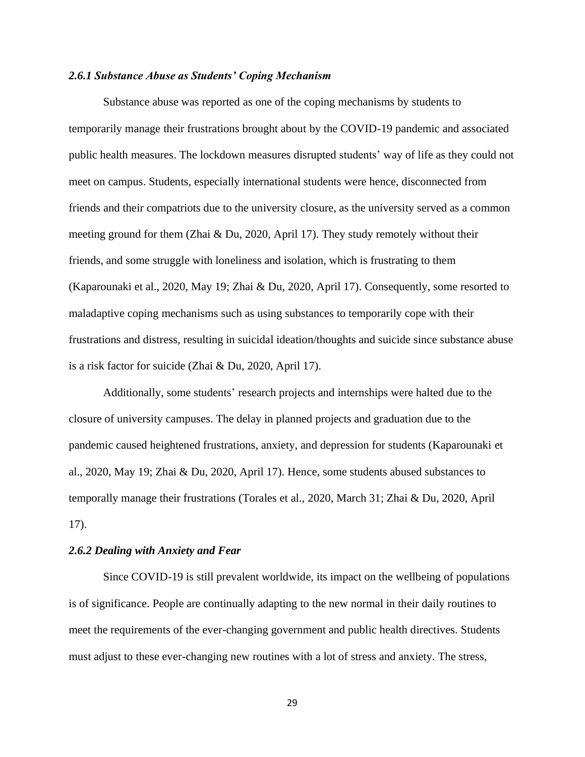### *2.6.1 Substance Abuse as Students' Coping Mechanism*

Substance abuse was reported as one of the coping mechanisms by students to temporarily manage their frustrations brought about by the COVID-19 pandemic and associated public health measures. The lockdown measures disrupted students' way of life as they could not meet on campus. Students, especially international students were hence, disconnected from friends and their compatriots due to the university closure, as the university served as a common meeting ground for them (Zhai & Du, 2020, April 17). They study remotely without their friends, and some struggle with loneliness and isolation, which is frustrating to them (Kaparounaki et al., 2020, May 19; Zhai & Du, 2020, April 17). Consequently, some resorted to maladaptive coping mechanisms such as using substances to temporarily cope with their frustrations and distress, resulting in suicidal ideation/thoughts and suicide since substance abuse is a risk factor for suicide (Zhai & Du, 2020, April 17).

Additionally, some students' research projects and internships were halted due to the closure of university campuses. The delay in planned projects and graduation due to the pandemic caused heightened frustrations, anxiety, and depression for students (Kaparounaki et al., 2020, May 19; Zhai & Du, 2020, April 17). Hence, some students abused substances to temporally manage their frustrations (Torales et al., 2020, March 31; Zhai & Du, 2020, April 17).

### *2.6.2 Dealing with Anxiety and Fear*

Since COVID-19 is still prevalent worldwide, its impact on the wellbeing of populations is of significance. People are continually adapting to the new normal in their daily routines to meet the requirements of the ever-changing government and public health directives. Students must adjust to these ever-changing new routines with a lot of stress and anxiety. The stress,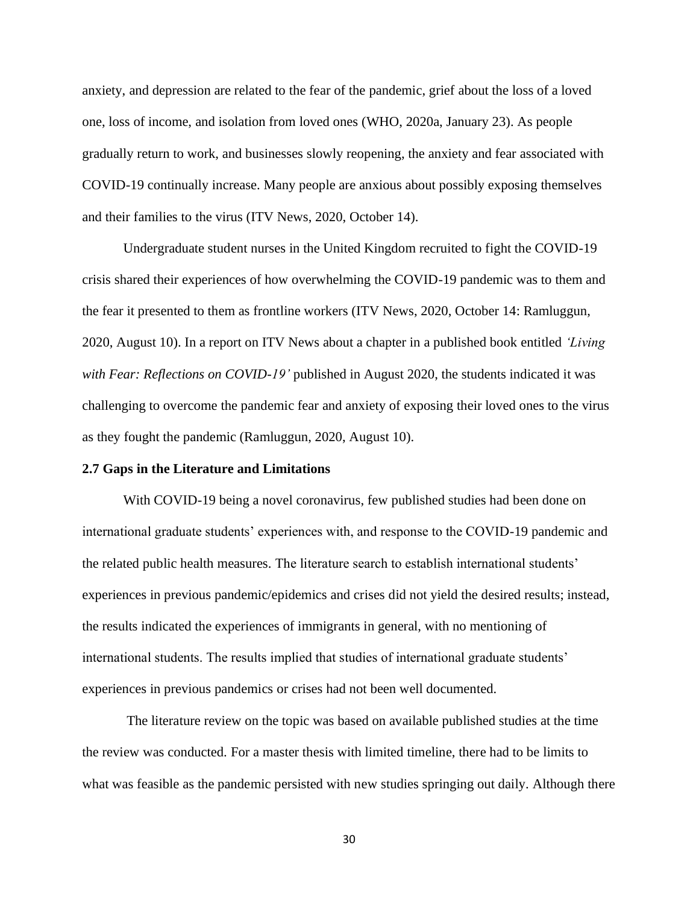anxiety, and depression are related to the fear of the pandemic, grief about the loss of a loved one, loss of income, and isolation from loved ones (WHO, 2020a, January 23). As people gradually return to work, and businesses slowly reopening, the anxiety and fear associated with COVID-19 continually increase. Many people are anxious about possibly exposing themselves and their families to the virus (ITV News, 2020, October 14).

Undergraduate student nurses in the United Kingdom recruited to fight the COVID-19 crisis shared their experiences of how overwhelming the COVID-19 pandemic was to them and the fear it presented to them as frontline workers (ITV News, 2020, October 14: Ramluggun, 2020, August 10). In a report on ITV News about a chapter in a published book entitled *'Living with Fear: Reflections on COVID-19'* published in August 2020, the students indicated it was challenging to overcome the pandemic fear and anxiety of exposing their loved ones to the virus as they fought the pandemic (Ramluggun, 2020, August 10).

### 2.7 Gaps in the Literature and Limitations

With COVID-19 being a novel coronavirus, few published studies had been done on international graduate students' experiences with, and response to the COVID-19 pandemic and the related public health measures. The literature search to establish international students' experiences in previous pandemic/epidemics and crises did not yield the desired results; instead, the results indicated the experiences of immigrants in general, with no mentioning of international students. The results implied that studies of international graduate students' experiences in previous pandemics or crises had not been well documented.

The literature review on the topic was based on available published studies at the time the review was conducted. For a master thesis with limited timeline, there had to be limits to what was feasible as the pandemic persisted with new studies springing out daily. Although there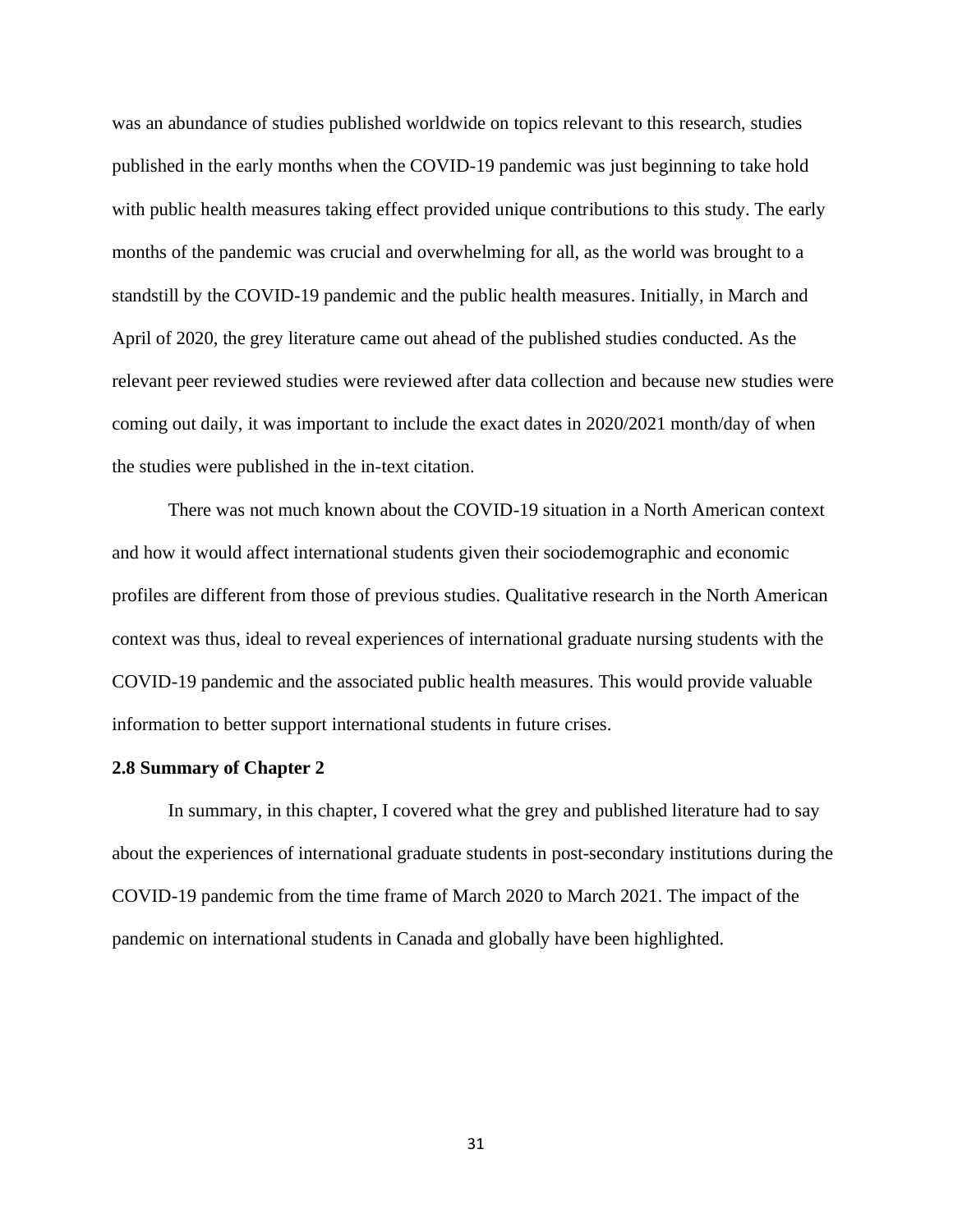was an abundance of studies published worldwide on topics relevant to this research, studies published in the early months when the COVID-19 pandemic was just beginning to take hold with public health measures taking effect provided unique contributions to this study. The early months of the pandemic was crucial and overwhelming for all, as the world was brought to a standstill by the COVID-19 pandemic and the public health measures. Initially, in March and April of 2020, the grey literature came out ahead of the published studies conducted. As the relevant peer reviewed studies were reviewed after data collection and because new studies were coming out daily, it was important to include the exact dates in 2020/2021 month/day of when the studies were published in the in-text citation.

There was not much known about the COVID-19 situation in a North American context and how it would affect international students given their sociodemographic and economic profiles are different from those of previous studies. Qualitative research in the North American context was thus, ideal to reveal experiences of international graduate nursing students with the COVID-19 pandemic and the associated public health measures. This would provide valuable information to better support international students in future crises.

### 2.8 Summary of Chapter 2

In summary, in this chapter, I covered what the grey and published literature had to say about the experiences of international graduate students in post-secondary institutions during the COVID-19 pandemic from the time frame of March 2020 to March 2021. The impact of the pandemic on international students in Canada and globally have been highlighted.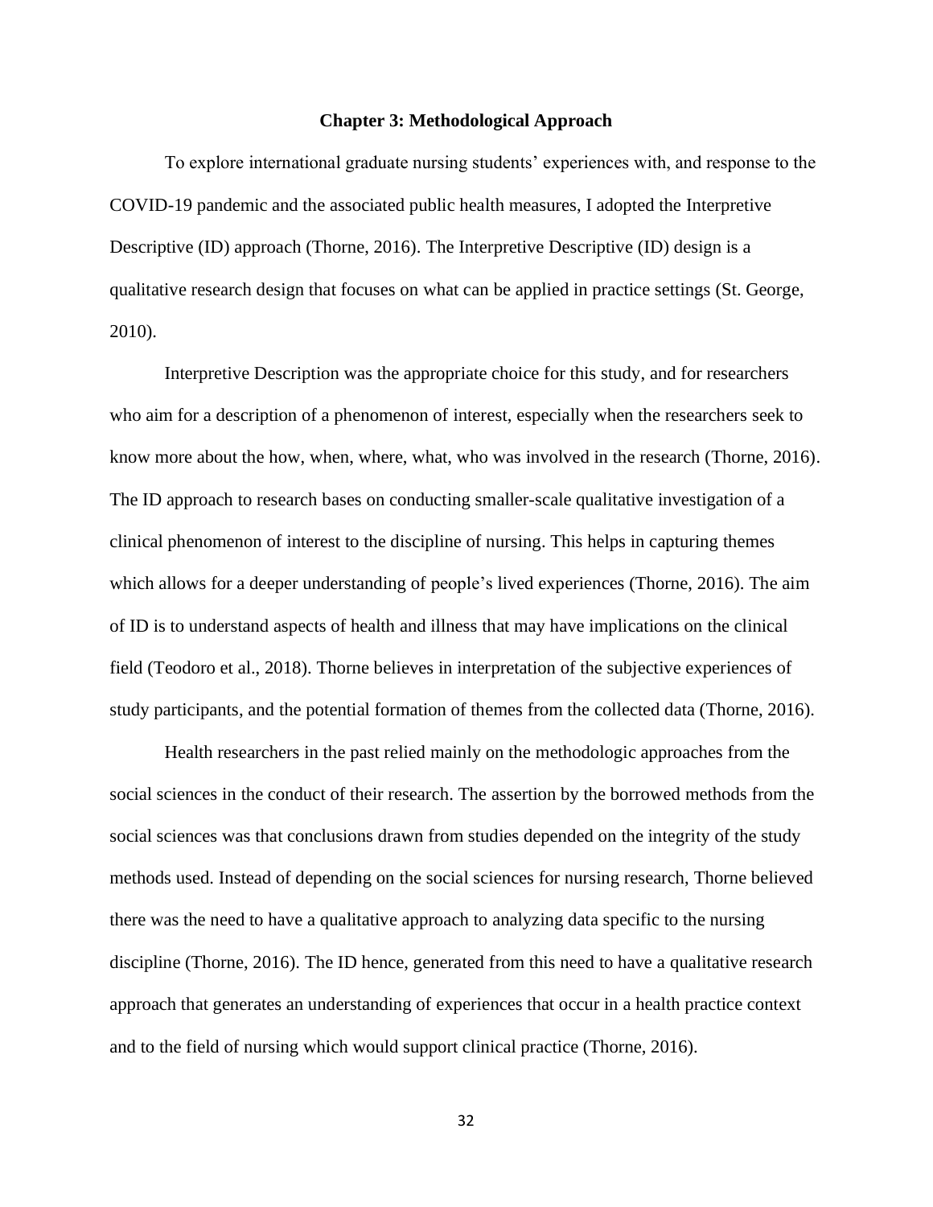# Chapter 3: Methodological Approach

To explore international graduate nursing students' experiences with, and response to the COVID-19 pandemic and the associated public health measures, I adopted the Interpretive Descriptive (ID) approach (Thorne, 2016). The Interpretive Descriptive (ID) design is a qualitative research design that focuses on what can be applied in practice settings (St. George, 2010).

Interpretive Description was the appropriate choice for this study, and for researchers who aim for a description of a phenomenon of interest, especially when the researchers seek to know more about the how, when, where, what, who was involved in the research (Thorne, 2016). The ID approach to research bases on conducting smaller-scale qualitative investigation of a clinical phenomenon of interest to the discipline of nursing. This helps in capturing themes which allows for a deeper understanding of people's lived experiences (Thorne, 2016). The aim of ID is to understand aspects of health and illness that may have implications on the clinical field (Teodoro et al., 2018). Thorne believes in interpretation of the subjective experiences of study participants, and the potential formation of themes from the collected data (Thorne, 2016).

Health researchers in the past relied mainly on the methodologic approaches from the social sciences in the conduct of their research. The assertion by the borrowed methods from the social sciences was that conclusions drawn from studies depended on the integrity of the study methods used. Instead of depending on the social sciences for nursing research, Thorne believed there was the need to have a qualitative approach to analyzing data specific to the nursing discipline (Thorne, 2016). The ID hence, generated from this need to have a qualitative research approach that generates an understanding of experiences that occur in a health practice context and to the field of nursing which would support clinical practice (Thorne, 2016).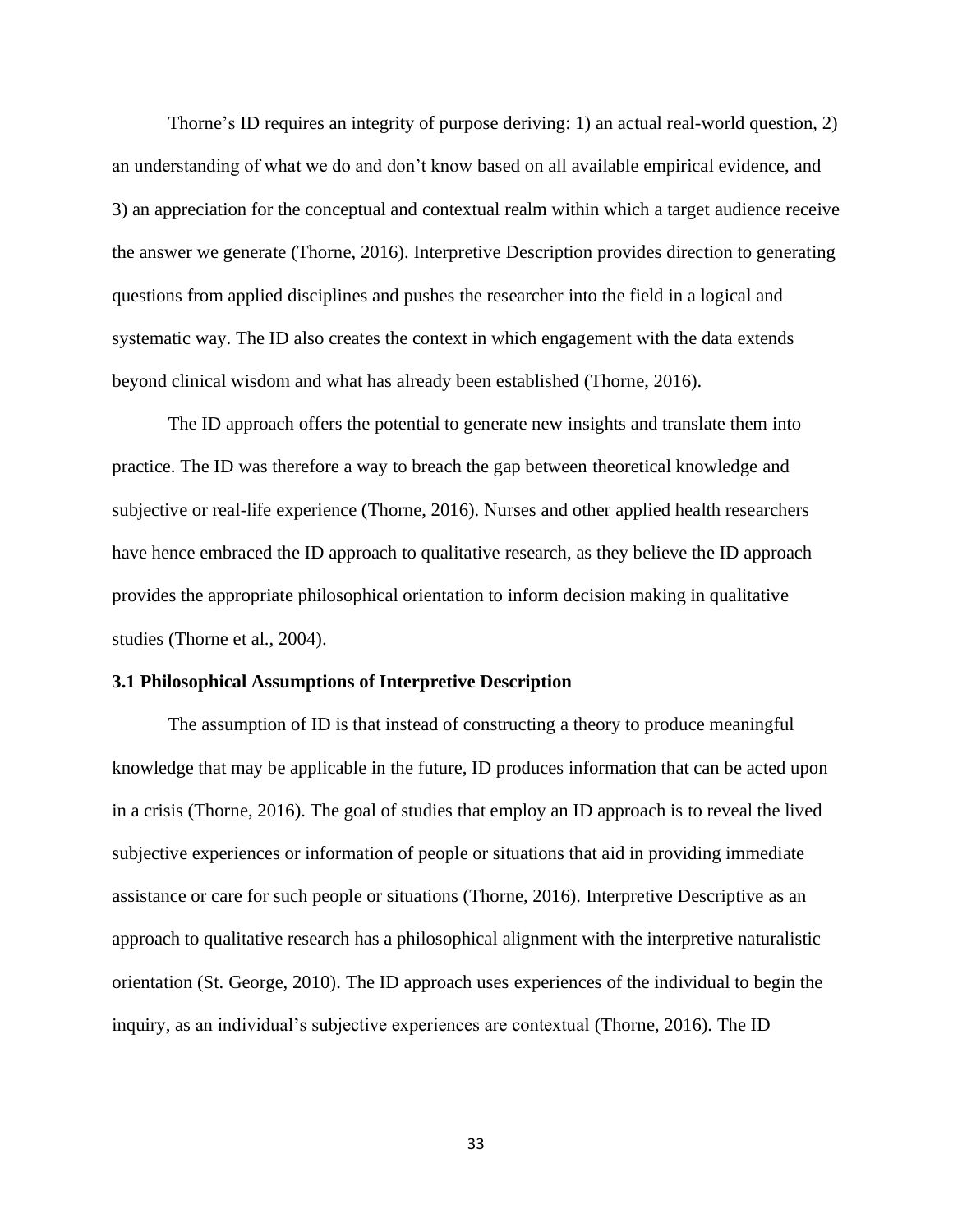Thorne's ID requires an integrity of purpose deriving: 1) an actual real-world question, 2) an understanding of what we do and don't know based on all available empirical evidence, and 3) an appreciation for the conceptual and contextual realm within which a target audience receive the answer we generate (Thorne, 2016). Interpretive Description provides direction to generating questions from applied disciplines and pushes the researcher into the field in a logical and systematic way. The ID also creates the context in which engagement with the data extends beyond clinical wisdom and what has already been established (Thorne, 2016).

The ID approach offers the potential to generate new insights and translate them into practice. The ID was therefore a way to breach the gap between theoretical knowledge and subjective or real-life experience (Thorne, 2016). Nurses and other applied health researchers have hence embraced the ID approach to qualitative research, as they believe the ID approach provides the appropriate philosophical orientation to inform decision making in qualitative studies (Thorne et al., 2004).

### 3.1 Philosophical Assumptions of Interpretive Description

The assumption of ID is that instead of constructing a theory to produce meaningful knowledge that may be applicable in the future, ID produces information that can be acted upon in a crisis (Thorne, 2016). The goal of studies that employ an ID approach is to reveal the lived subjective experiences or information of people or situations that aid in providing immediate assistance or care for such people or situations (Thorne, 2016). Interpretive Descriptive as an approach to qualitative research has a philosophical alignment with the interpretive naturalistic orientation (St. George, 2010). The ID approach uses experiences of the individual to begin the inquiry, as an individual's subjective experiences are contextual (Thorne, 2016). The ID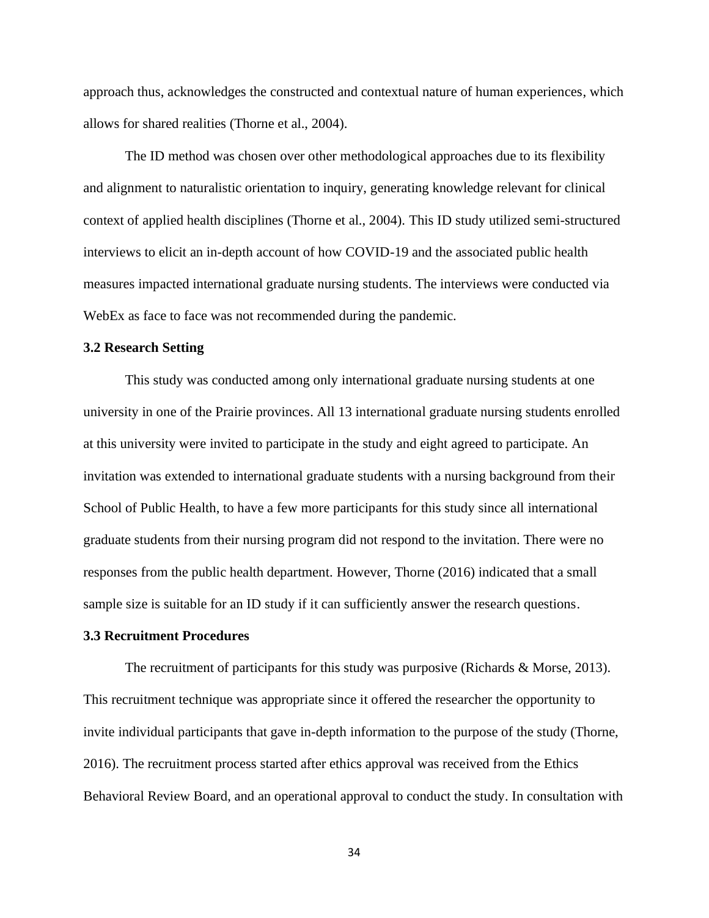approach thus, acknowledges the constructed and contextual nature of human experiences, which allows for shared realities (Thorne et al., 2004).

The ID method was chosen over other methodological approaches due to its flexibility and alignment to naturalistic orientation to inquiry, generating knowledge relevant for clinical context of applied health disciplines (Thorne et al., 2004). This ID study utilized semi-structured interviews to elicit an in-depth account of how COVID-19 and the associated public health measures impacted international graduate nursing students. The interviews were conducted via WebEx as face to face was not recommended during the pandemic.

### 3.2 Research Setting

This study was conducted among only international graduate nursing students at one university in one of the Prairie provinces. All 13 international graduate nursing students enrolled at this university were invited to participate in the study and eight agreed to participate. An invitation was extended to international graduate students with a nursing background from their School of Public Health, to have a few more participants for this study since all international graduate students from their nursing program did not respond to the invitation. There were no responses from the public health department. However, Thorne (2016) indicated that a small sample size is suitable for an ID study if it can sufficiently answer the research questions.

### 3.3 Recruitment Procedures

The recruitment of participants for this study was purposive (Richards & Morse, 2013). This recruitment technique was appropriate since it offered the researcher the opportunity to invite individual participants that gave in-depth information to the purpose of the study (Thorne, 2016). The recruitment process started after ethics approval was received from the Ethics Behavioral Review Board, and an operational approval to conduct the study. In consultation with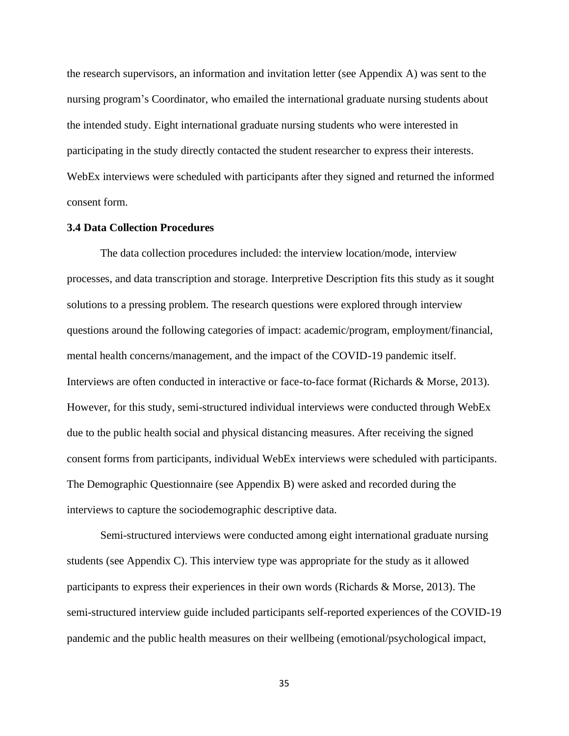the research supervisors, an information and invitation letter (see Appendix A) was sent to the nursing program's Coordinator, who emailed the international graduate nursing students about the intended study. Eight international graduate nursing students who were interested in participating in the study directly contacted the student researcher to express their interests. WebEx interviews were scheduled with participants after they signed and returned the informed consent form.

### 3.4 Data Collection Procedures

The data collection procedures included: the interview location/mode, interview processes, and data transcription and storage. Interpretive Description fits this study as it sought solutions to a pressing problem. The research questions were explored through interview questions around the following categories of impact: academic/program, employment/financial, mental health concerns/management, and the impact of the COVID-19 pandemic itself. Interviews are often conducted in interactive or face-to-face format (Richards & Morse, 2013). However, for this study, semi-structured individual interviews were conducted through WebEx due to the public health social and physical distancing measures. After receiving the signed consent forms from participants, individual WebEx interviews were scheduled with participants. The Demographic Questionnaire (see Appendix B) were asked and recorded during the interviews to capture the sociodemographic descriptive data.

Semi-structured interviews were conducted among eight international graduate nursing students (see Appendix C). This interview type was appropriate for the study as it allowed participants to express their experiences in their own words (Richards & Morse, 2013). The semi-structured interview guide included participants self-reported experiences of the COVID-19 pandemic and the public health measures on their wellbeing (emotional/psychological impact,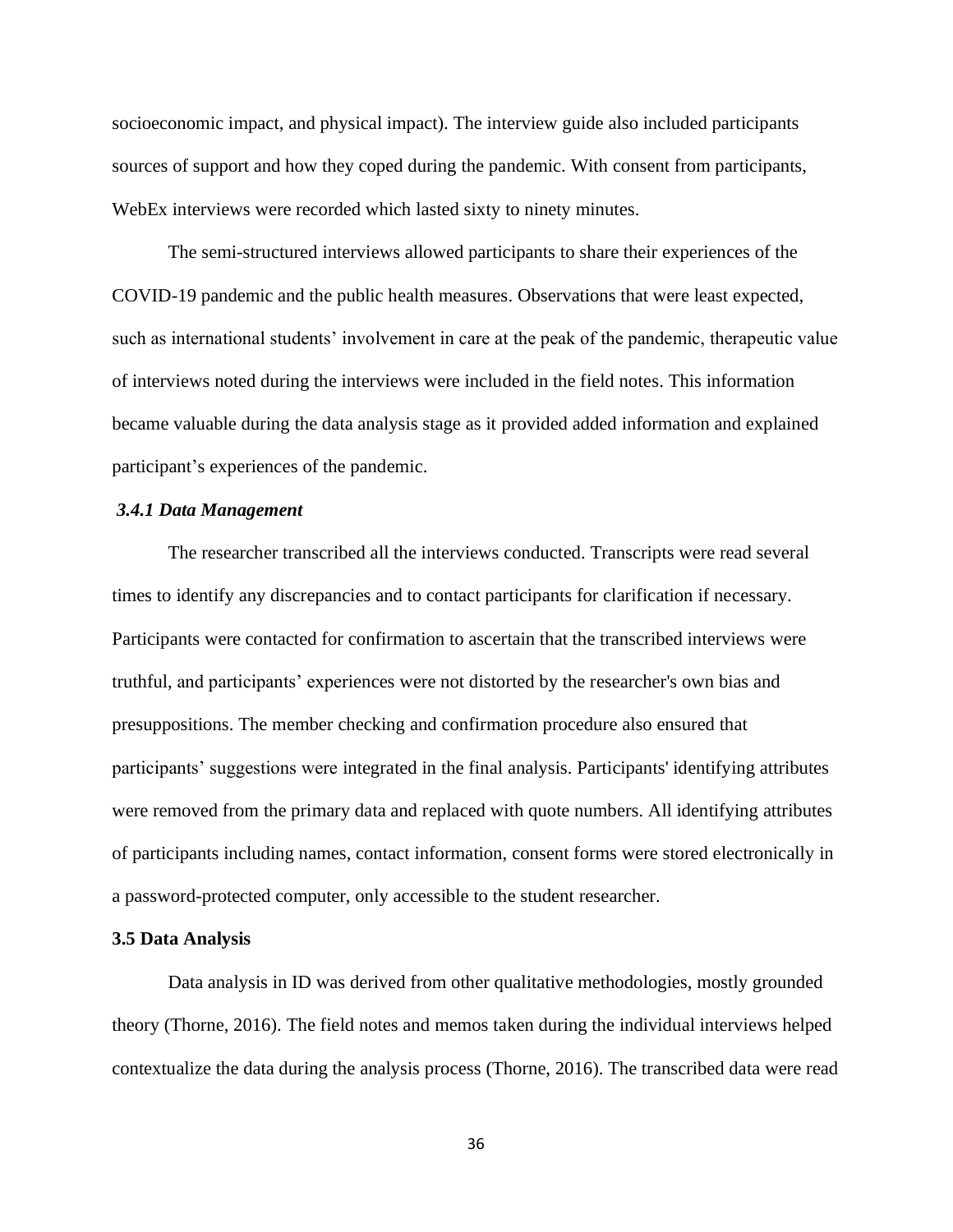socioeconomic impact, and physical impact). The interview guide also included participants sources of support and how they coped during the pandemic. With consent from participants, WebEx interviews were recorded which lasted sixty to ninety minutes.

The semi-structured interviews allowed participants to share their experiences of the COVID-19 pandemic and the public health measures. Observations that were least expected, such as international students' involvement in care at the peak of the pandemic, therapeutic value of interviews noted during the interviews were included in the field notes. This information became valuable during the data analysis stage as it provided added information and explained participant's experiences of the pandemic.

### *3.4.1 Data Management*

The researcher transcribed all the interviews conducted. Transcripts were read several times to identify any discrepancies and to contact participants for clarification if necessary. Participants were contacted for confirmation to ascertain that the transcribed interviews were truthful, and participants' experiences were not distorted by the researcher's own bias and presuppositions. The member checking and confirmation procedure also ensured that participants' suggestions were integrated in the final analysis. Participants' identifying attributes were removed from the primary data and replaced with quote numbers. All identifying attributes of participants including names, contact information, consent forms were stored electronically in a password-protected computer, only accessible to the student researcher.

## 3.5 Data Analysis

Data analysis in ID was derived from other qualitative methodologies, mostly grounded theory (Thorne, 2016). The field notes and memos taken during the individual interviews helped contextualize the data during the analysis process (Thorne, 2016). The transcribed data were read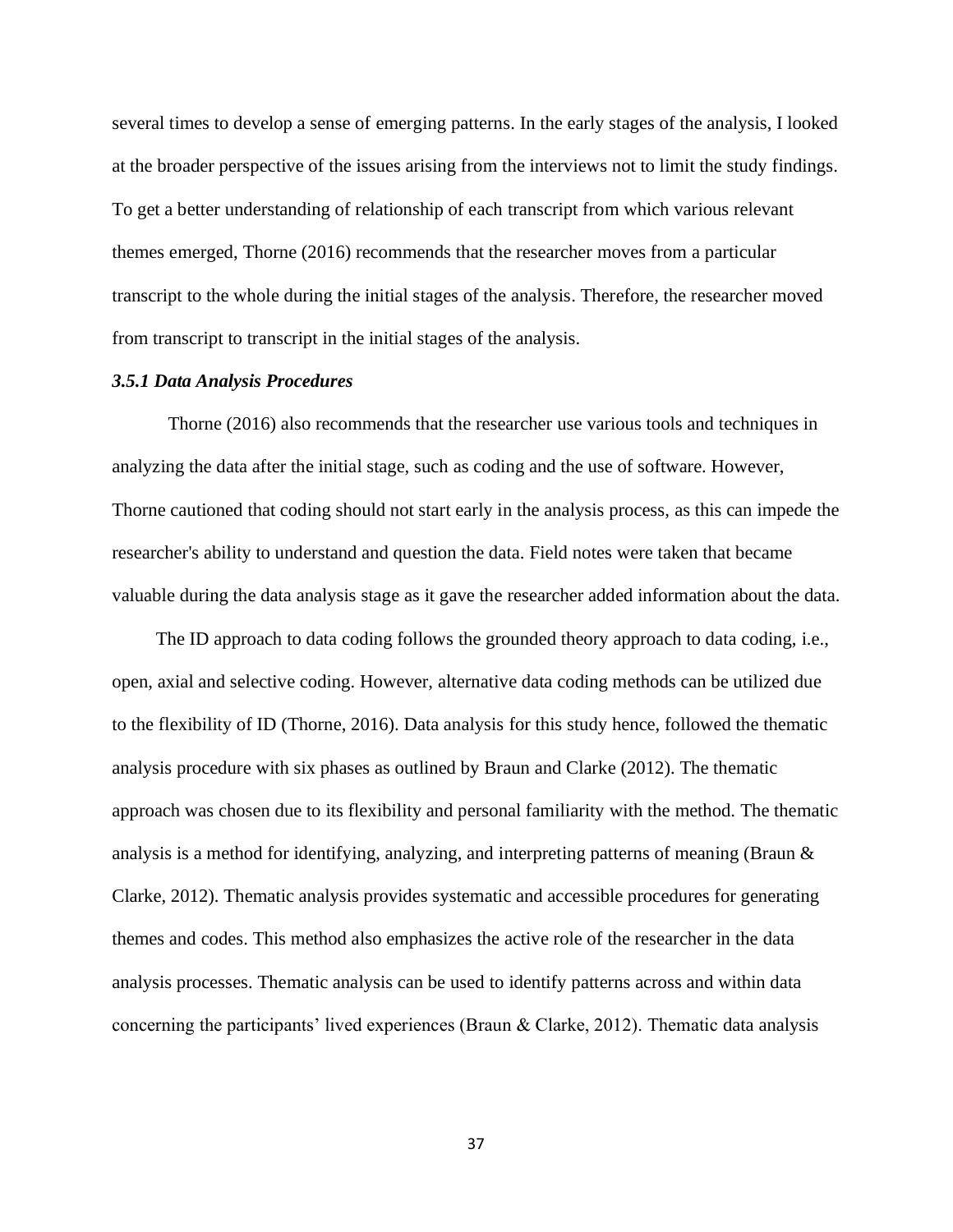several times to develop a sense of emerging patterns. In the early stages of the analysis, I looked at the broader perspective of the issues arising from the interviews not to limit the study findings. To get a better understanding of relationship of each transcript from which various relevant themes emerged, Thorne (2016) recommends that the researcher moves from a particular transcript to the whole during the initial stages of the analysis. Therefore, the researcher moved from transcript to transcript in the initial stages of the analysis.

### *3.5.1 Data Analysis Procedures*

Thorne (2016) also recommends that the researcher use various tools and techniques in analyzing the data after the initial stage, such as coding and the use of software. However, Thorne cautioned that coding should not start early in the analysis process, as this can impede the researcher's ability to understand and question the data. Field notes were taken that became valuable during the data analysis stage as it gave the researcher added information about the data.

The ID approach to data coding follows the grounded theory approach to data coding, i.e., open, axial and selective coding. However, alternative data coding methods can be utilized due to the flexibility of ID (Thorne, 2016). Data analysis for this study hence, followed the thematic analysis procedure with six phases as outlined by Braun and Clarke (2012). The thematic approach was chosen due to its flexibility and personal familiarity with the method. The thematic analysis is a method for identifying, analyzing, and interpreting patterns of meaning (Braun & Clarke, 2012). Thematic analysis provides systematic and accessible procedures for generating themes and codes. This method also emphasizes the active role of the researcher in the data analysis processes. Thematic analysis can be used to identify patterns across and within data concerning the participants' lived experiences (Braun & Clarke, 2012). Thematic data analysis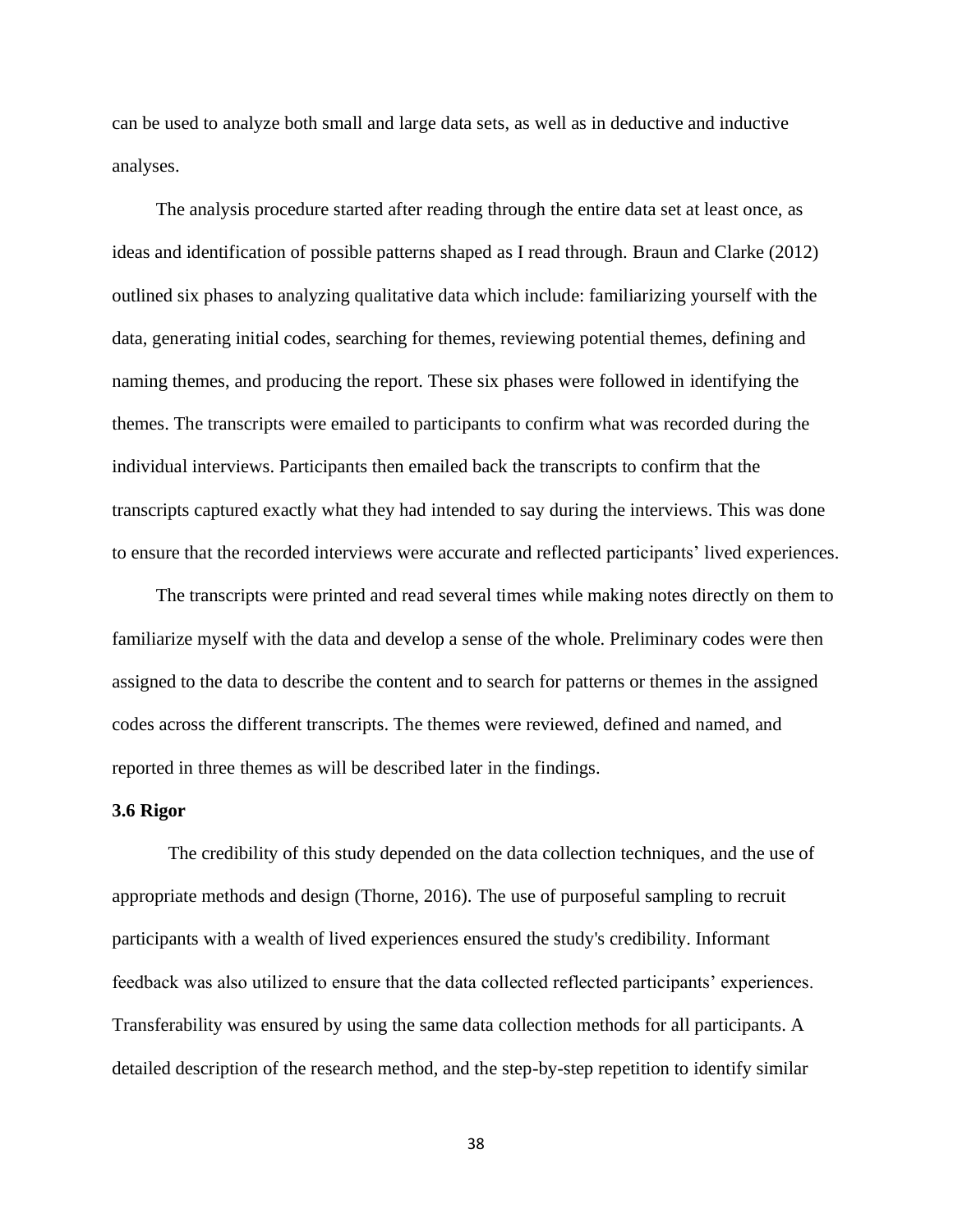can be used to analyze both small and large data sets, as well as in deductive and inductive analyses.

The analysis procedure started after reading through the entire data set at least once, as ideas and identification of possible patterns shaped as I read through. Braun and Clarke (2012) outlined six phases to analyzing qualitative data which include: familiarizing yourself with the data, generating initial codes, searching for themes, reviewing potential themes, defining and naming themes, and producing the report. These six phases were followed in identifying the themes. The transcripts were emailed to participants to confirm what was recorded during the individual interviews. Participants then emailed back the transcripts to confirm that the transcripts captured exactly what they had intended to say during the interviews. This was done to ensure that the recorded interviews were accurate and reflected participants' lived experiences.

The transcripts were printed and read several times while making notes directly on them to familiarize myself with the data and develop a sense of the whole. Preliminary codes were then assigned to the data to describe the content and to search for patterns or themes in the assigned codes across the different transcripts. The themes were reviewed, defined and named, and reported in three themes as will be described later in the findings.

**3.6 Rigor**

The credibility of this study depended on the data collection techniques, and the use of appropriate methods and design (Thorne, 2016). The use of purposeful sampling to recruit participants with a wealth of lived experiences ensured the study's credibility. Informant feedback was also utilized to ensure that the data collected reflected participants' experiences. Transferability was ensured by using the same data collection methods for all participants. A detailed description of the research method, and the step-by-step repetition to identify similar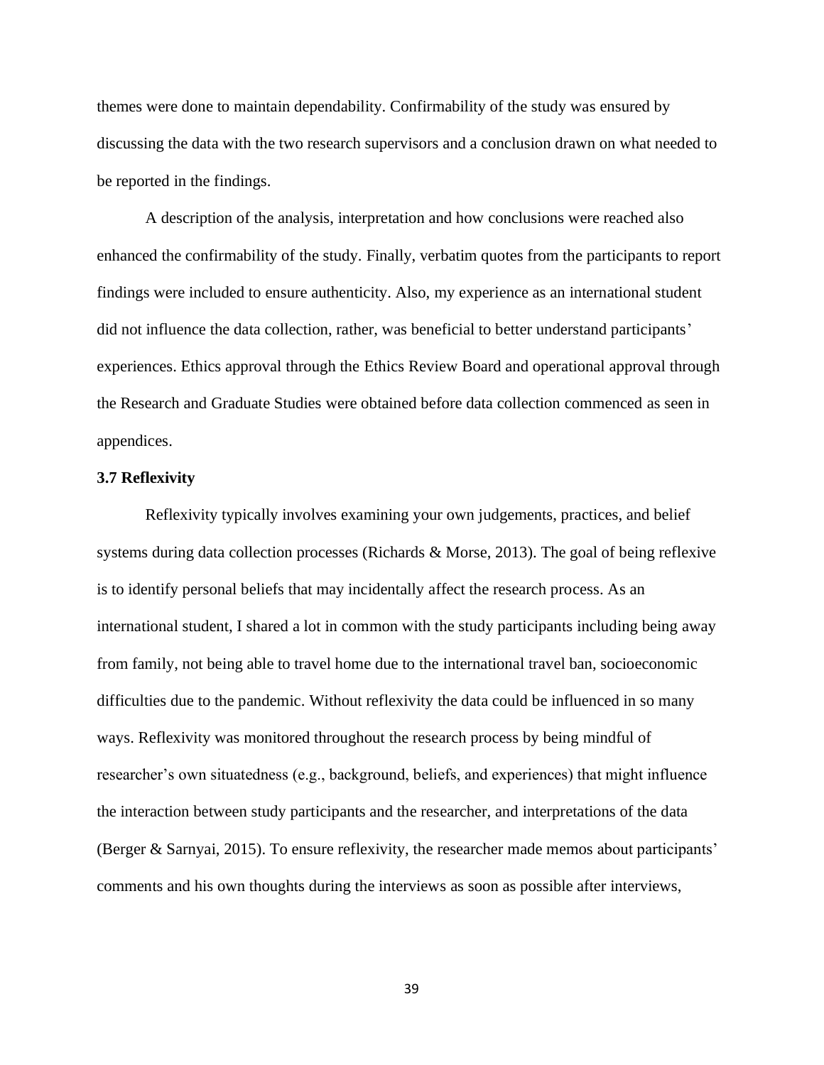themes were done to maintain dependability. Confirmability of the study was ensured by discussing the data with the two research supervisors and a conclusion drawn on what needed to be reported in the findings.

A description of the analysis, interpretation and how conclusions were reached also enhanced the confirmability of the study. Finally, verbatim quotes from the participants to report findings were included to ensure authenticity. Also, my experience as an international student did not influence the data collection, rather, was beneficial to better understand participants' experiences. Ethics approval through the Ethics Review Board and operational approval through the Research and Graduate Studies were obtained before data collection commenced as seen in appendices.

### 3.7 Reflexivity

Reflexivity typically involves examining your own judgements, practices, and belief systems during data collection processes (Richards & Morse, 2013). The goal of being reflexive is to identify personal beliefs that may incidentally affect the research process. As an international student, I shared a lot in common with the study participants including being away from family, not being able to travel home due to the international travel ban, socioeconomic difficulties due to the pandemic. Without reflexivity the data could be influenced in so many ways. Reflexivity was monitored throughout the research process by being mindful of researcher's own situatedness (e.g., background, beliefs, and experiences) that might influence the interaction between study participants and the researcher, and interpretations of the data (Berger & Sarnyai, 2015). To ensure reflexivity, the researcher made memos about participants' comments and his own thoughts during the interviews as soon as possible after interviews,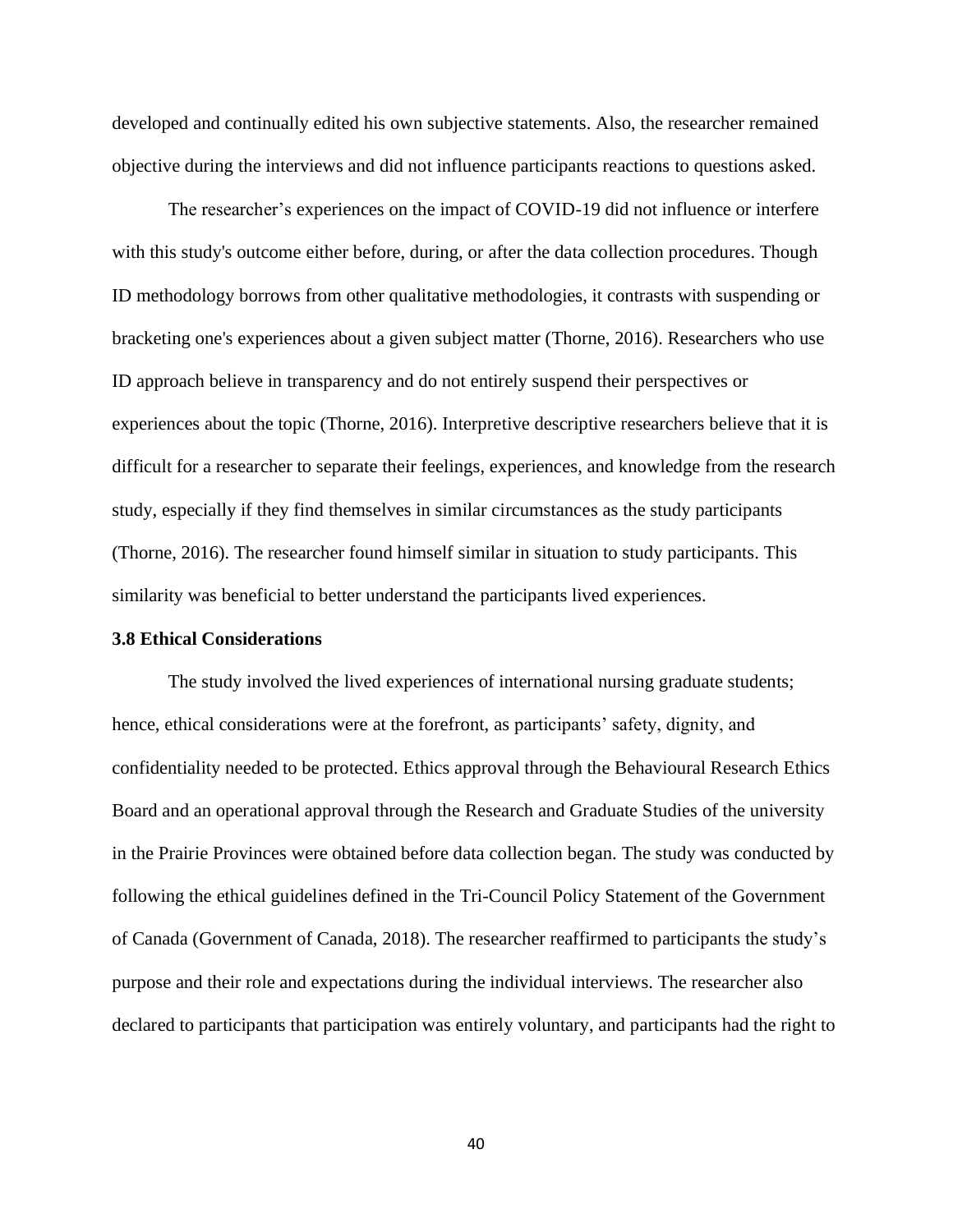developed and continually edited his own subjective statements. Also, the researcher remained objective during the interviews and did not influence participants reactions to questions asked.

The researcher's experiences on the impact of COVID-19 did not influence or interfere with this study's outcome either before, during, or after the data collection procedures. Though ID methodology borrows from other qualitative methodologies, it contrasts with suspending or bracketing one's experiences about a given subject matter (Thorne, 2016). Researchers who use ID approach believe in transparency and do not entirely suspend their perspectives or experiences about the topic (Thorne, 2016). Interpretive descriptive researchers believe that it is difficult for a researcher to separate their feelings, experiences, and knowledge from the research study, especially if they find themselves in similar circumstances as the study participants (Thorne, 2016). The researcher found himself similar in situation to study participants. This similarity was beneficial to better understand the participants lived experiences.

### 3.8 Ethical Considerations

The study involved the lived experiences of international nursing graduate students; hence, ethical considerations were at the forefront, as participants' safety, dignity, and confidentiality needed to be protected. Ethics approval through the Behavioural Research Ethics Board and an operational approval through the Research and Graduate Studies of the university in the Prairie Provinces were obtained before data collection began. The study was conducted by following the ethical guidelines defined in the Tri-Council Policy Statement of the Government of Canada (Government of Canada, 2018). The researcher reaffirmed to participants the study's purpose and their role and expectations during the individual interviews. The researcher also declared to participants that participation was entirely voluntary, and participants had the right to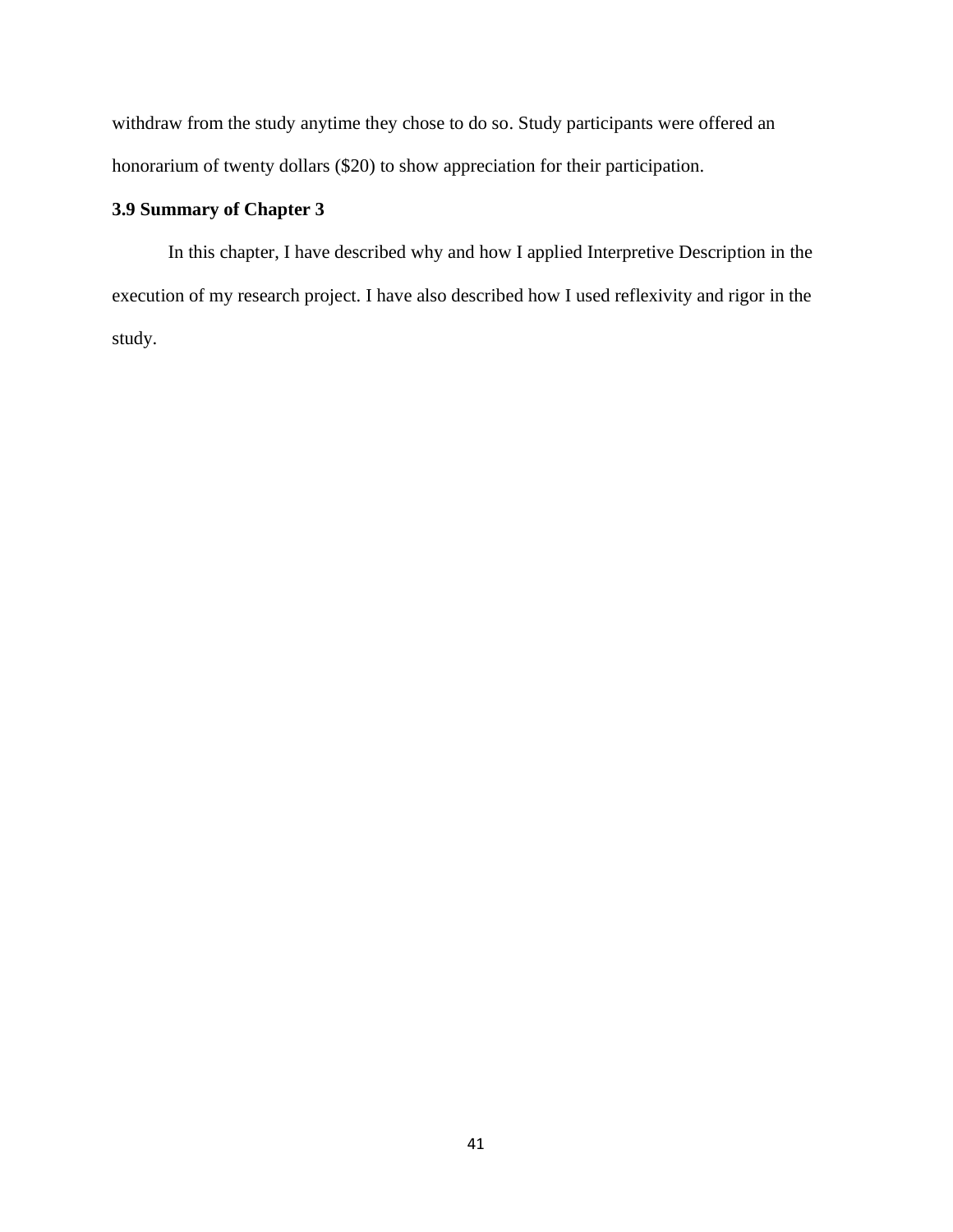withdraw from the study anytime they chose to do so. Study participants were offered an honorarium of twenty dollars ($20) to show appreciation for their participation.

### 3.9 Summary of Chapter 3

In this chapter, I have described why and how I applied Interpretive Description in the execution of my research project. I have also described how I used reflexivity and rigor in the study.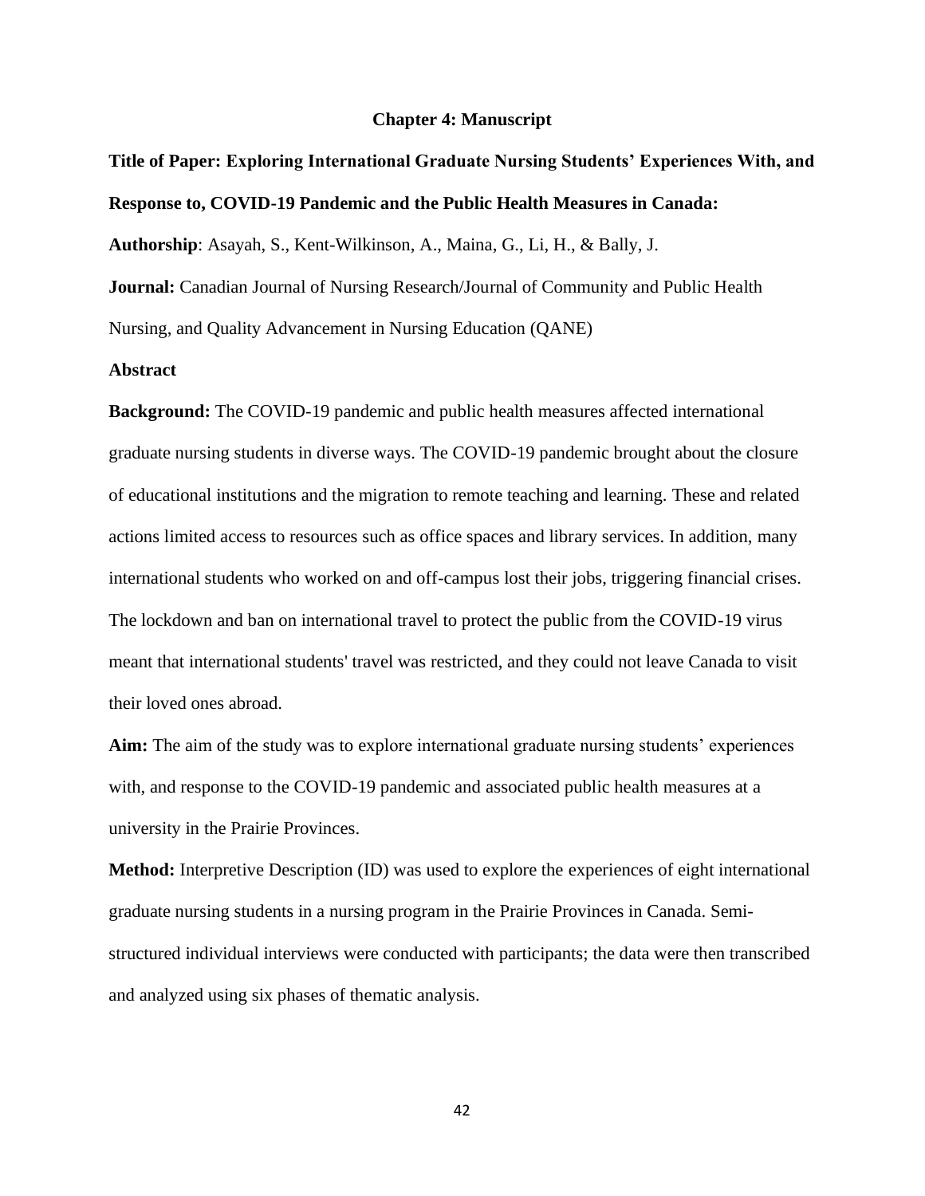## Chapter 4: Manuscript

**Title of Paper: Exploring International Graduate Nursing Students' Experiences With, and Response to, COVID-19 Pandemic and the Public Health Measures in Canada:**

**Authorship**: Asayah, S., Kent-Wilkinson, A., Maina, G., Li, H., & Bally, J.

**Journal:** Canadian Journal of Nursing Research/Journal of Community and Public Health Nursing, and Quality Advancement in Nursing Education (QANE)

### Abstract

**Background:** The COVID-19 pandemic and public health measures affected international graduate nursing students in diverse ways. The COVID-19 pandemic brought about the closure of educational institutions and the migration to remote teaching and learning. These and related actions limited access to resources such as office spaces and library services. In addition, many international students who worked on and off-campus lost their jobs, triggering financial crises. The lockdown and ban on international travel to protect the public from the COVID-19 virus meant that international students' travel was restricted, and they could not leave Canada to visit their loved ones abroad.

**Aim:** The aim of the study was to explore international graduate nursing students' experiences with, and response to the COVID-19 pandemic and associated public health measures at a university in the Prairie Provinces.

**Method:** Interpretive Description (ID) was used to explore the experiences of eight international graduate nursing students in a nursing program in the Prairie Provinces in Canada. Semi-structured individual interviews were conducted with participants; the data were then transcribed and analyzed using six phases of thematic analysis.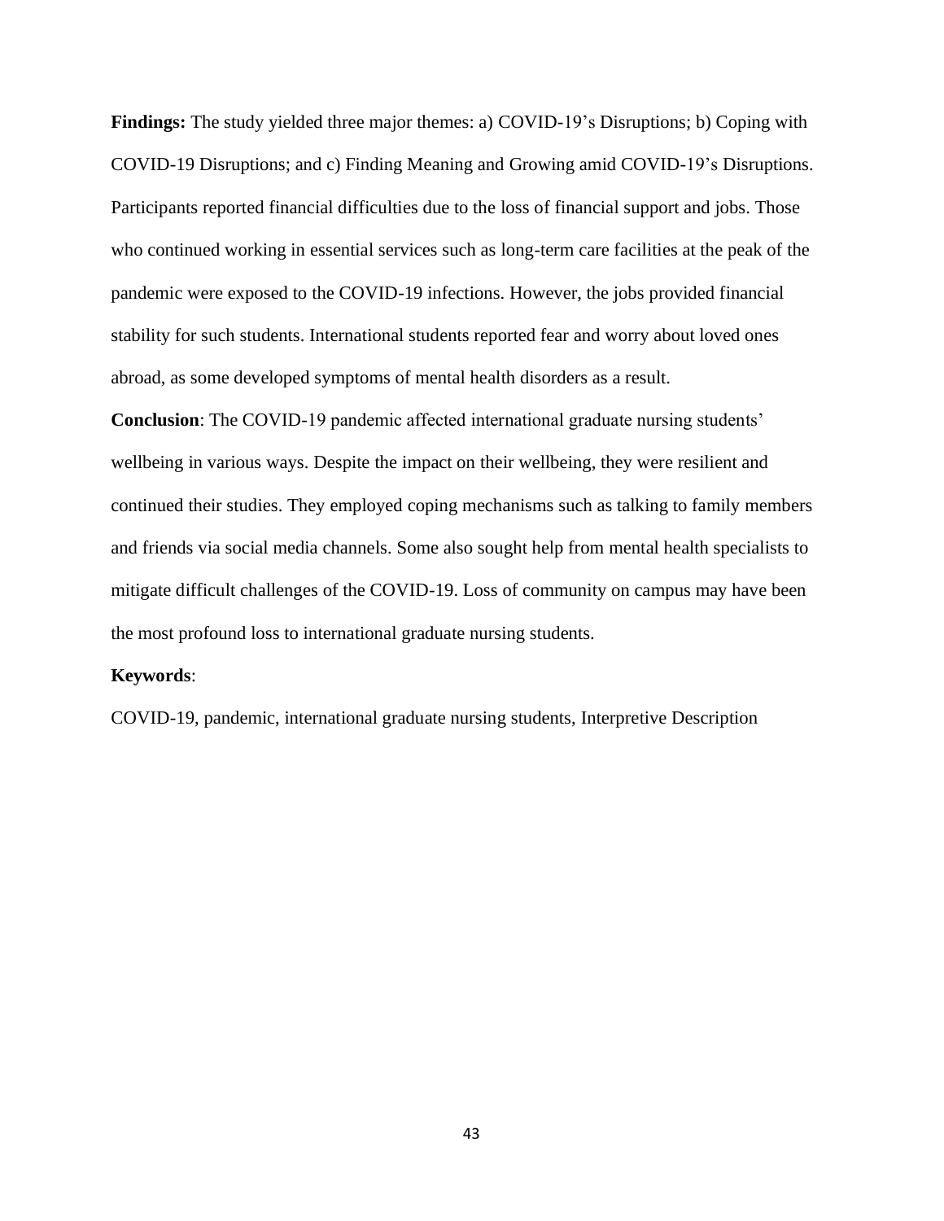**Findings:** The study yielded three major themes: a) COVID-19's Disruptions; b) Coping with COVID-19 Disruptions; and c) Finding Meaning and Growing amid COVID-19's Disruptions. Participants reported financial difficulties due to the loss of financial support and jobs. Those who continued working in essential services such as long-term care facilities at the peak of the pandemic were exposed to the COVID-19 infections. However, the jobs provided financial stability for such students. International students reported fear and worry about loved ones abroad, as some developed symptoms of mental health disorders as a result.

**Conclusion**: The COVID-19 pandemic affected international graduate nursing students' wellbeing in various ways. Despite the impact on their wellbeing, they were resilient and continued their studies. They employed coping mechanisms such as talking to family members and friends via social media channels. Some also sought help from mental health specialists to mitigate difficult challenges of the COVID-19. Loss of community on campus may have been the most profound loss to international graduate nursing students.

**Keywords**:

COVID-19, pandemic, international graduate nursing students, Interpretive Description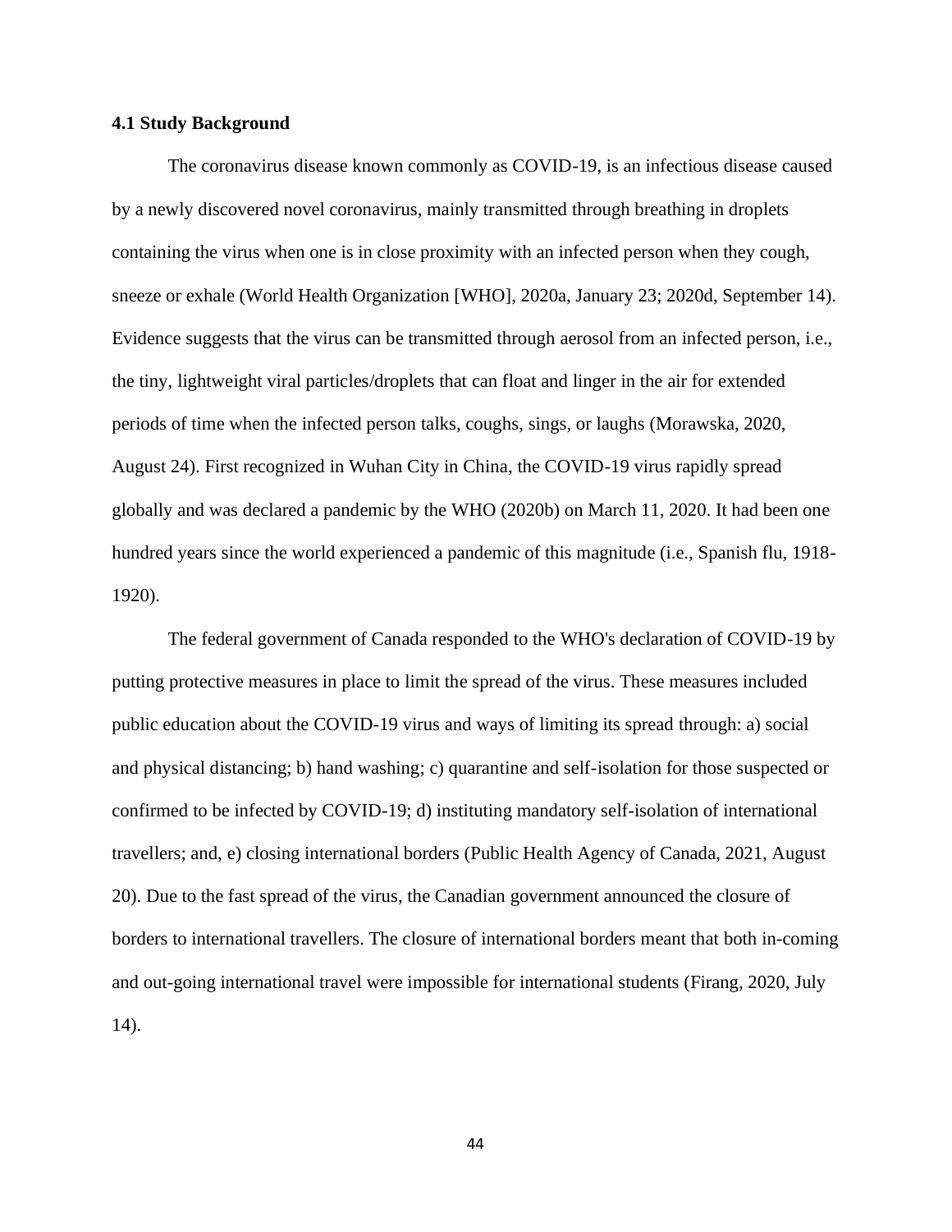### 4.1 Study Background

The coronavirus disease known commonly as COVID-19, is an infectious disease caused by a newly discovered novel coronavirus, mainly transmitted through breathing in droplets containing the virus when one is in close proximity with an infected person when they cough, sneeze or exhale (World Health Organization [WHO], 2020a, January 23; 2020d, September 14). Evidence suggests that the virus can be transmitted through aerosol from an infected person, i.e., the tiny, lightweight viral particles/droplets that can float and linger in the air for extended periods of time when the infected person talks, coughs, sings, or laughs (Morawska, 2020, August 24). First recognized in Wuhan City in China, the COVID-19 virus rapidly spread globally and was declared a pandemic by the WHO (2020b) on March 11, 2020. It had been one hundred years since the world experienced a pandemic of this magnitude (i.e., Spanish flu, 1918-1920).

The federal government of Canada responded to the WHO's declaration of COVID-19 by putting protective measures in place to limit the spread of the virus. These measures included public education about the COVID-19 virus and ways of limiting its spread through: a) social and physical distancing; b) hand washing; c) quarantine and self-isolation for those suspected or confirmed to be infected by COVID-19; d) instituting mandatory self-isolation of international travellers; and, e) closing international borders (Public Health Agency of Canada, 2021, August 20). Due to the fast spread of the virus, the Canadian government announced the closure of borders to international travellers. The closure of international borders meant that both in-coming and out-going international travel were impossible for international students (Firang, 2020, July 14).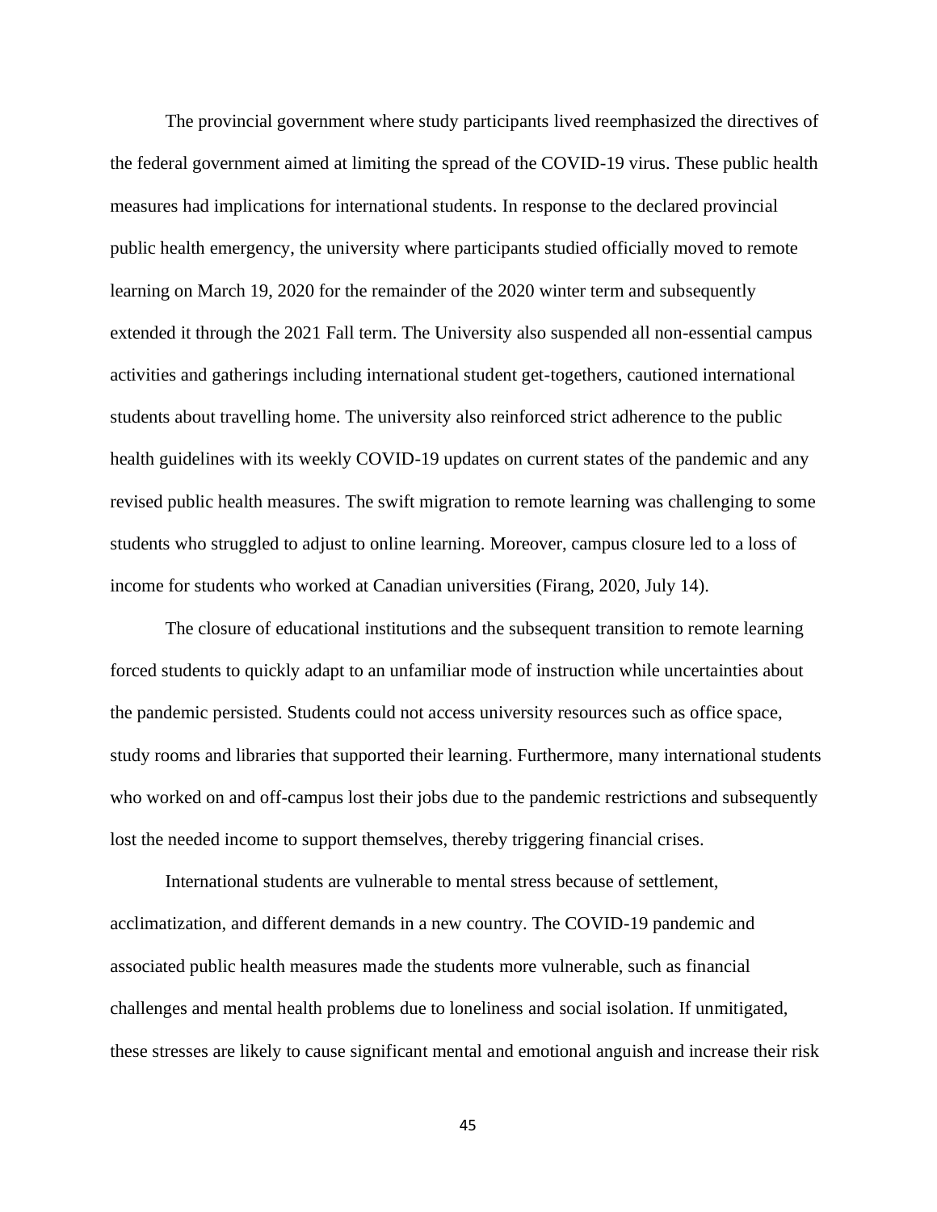The provincial government where study participants lived reemphasized the directives of the federal government aimed at limiting the spread of the COVID-19 virus. These public health measures had implications for international students. In response to the declared provincial public health emergency, the university where participants studied officially moved to remote learning on March 19, 2020 for the remainder of the 2020 winter term and subsequently extended it through the 2021 Fall term. The University also suspended all non-essential campus activities and gatherings including international student get-togethers, cautioned international students about travelling home. The university also reinforced strict adherence to the public health guidelines with its weekly COVID-19 updates on current states of the pandemic and any revised public health measures. The swift migration to remote learning was challenging to some students who struggled to adjust to online learning. Moreover, campus closure led to a loss of income for students who worked at Canadian universities (Firang, 2020, July 14).

The closure of educational institutions and the subsequent transition to remote learning forced students to quickly adapt to an unfamiliar mode of instruction while uncertainties about the pandemic persisted. Students could not access university resources such as office space, study rooms and libraries that supported their learning. Furthermore, many international students who worked on and off-campus lost their jobs due to the pandemic restrictions and subsequently lost the needed income to support themselves, thereby triggering financial crises.

International students are vulnerable to mental stress because of settlement, acclimatization, and different demands in a new country. The COVID-19 pandemic and associated public health measures made the students more vulnerable, such as financial challenges and mental health problems due to loneliness and social isolation. If unmitigated, these stresses are likely to cause significant mental and emotional anguish and increase their risk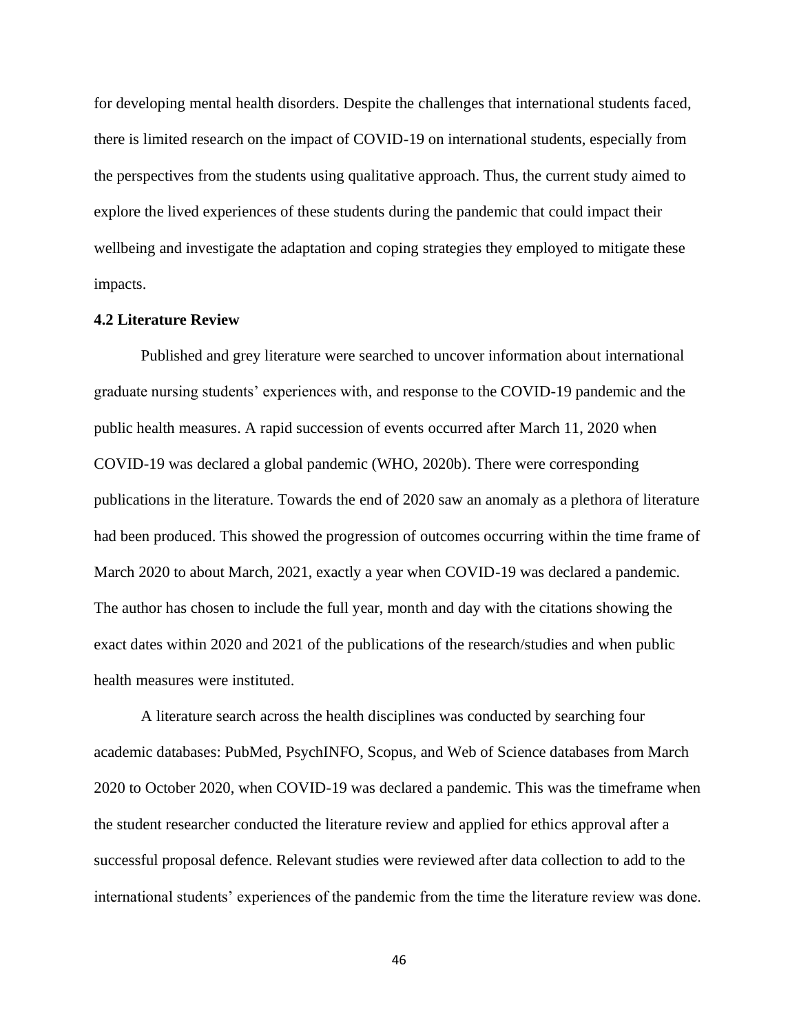for developing mental health disorders. Despite the challenges that international students faced, there is limited research on the impact of COVID-19 on international students, especially from the perspectives from the students using qualitative approach. Thus, the current study aimed to explore the lived experiences of these students during the pandemic that could impact their wellbeing and investigate the adaptation and coping strategies they employed to mitigate these impacts.

### 4.2 Literature Review

Published and grey literature were searched to uncover information about international graduate nursing students' experiences with, and response to the COVID-19 pandemic and the public health measures. A rapid succession of events occurred after March 11, 2020 when COVID-19 was declared a global pandemic (WHO, 2020b). There were corresponding publications in the literature. Towards the end of 2020 saw an anomaly as a plethora of literature had been produced. This showed the progression of outcomes occurring within the time frame of March 2020 to about March, 2021, exactly a year when COVID-19 was declared a pandemic. The author has chosen to include the full year, month and day with the citations showing the exact dates within 2020 and 2021 of the publications of the research/studies and when public health measures were instituted.

A literature search across the health disciplines was conducted by searching four academic databases: PubMed, PsychINFO, Scopus, and Web of Science databases from March 2020 to October 2020, when COVID-19 was declared a pandemic. This was the timeframe when the student researcher conducted the literature review and applied for ethics approval after a successful proposal defence. Relevant studies were reviewed after data collection to add to the international students' experiences of the pandemic from the time the literature review was done.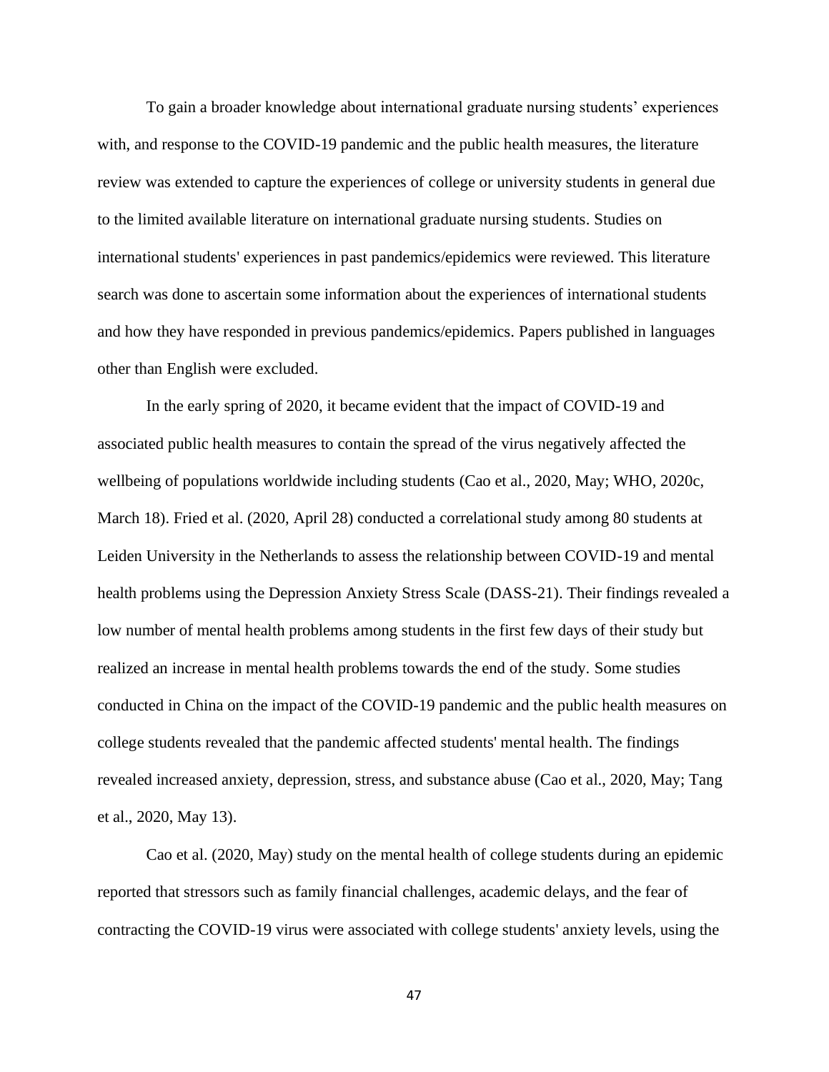To gain a broader knowledge about international graduate nursing students' experiences with, and response to the COVID-19 pandemic and the public health measures, the literature review was extended to capture the experiences of college or university students in general due to the limited available literature on international graduate nursing students. Studies on international students' experiences in past pandemics/epidemics were reviewed. This literature search was done to ascertain some information about the experiences of international students and how they have responded in previous pandemics/epidemics. Papers published in languages other than English were excluded.

In the early spring of 2020, it became evident that the impact of COVID-19 and associated public health measures to contain the spread of the virus negatively affected the wellbeing of populations worldwide including students (Cao et al., 2020, May; WHO, 2020c, March 18). Fried et al. (2020, April 28) conducted a correlational study among 80 students at Leiden University in the Netherlands to assess the relationship between COVID-19 and mental health problems using the Depression Anxiety Stress Scale (DASS-21). Their findings revealed a low number of mental health problems among students in the first few days of their study but realized an increase in mental health problems towards the end of the study. Some studies conducted in China on the impact of the COVID-19 pandemic and the public health measures on college students revealed that the pandemic affected students' mental health. The findings revealed increased anxiety, depression, stress, and substance abuse (Cao et al., 2020, May; Tang et al., 2020, May 13).

Cao et al. (2020, May) study on the mental health of college students during an epidemic reported that stressors such as family financial challenges, academic delays, and the fear of contracting the COVID-19 virus were associated with college students' anxiety levels, using the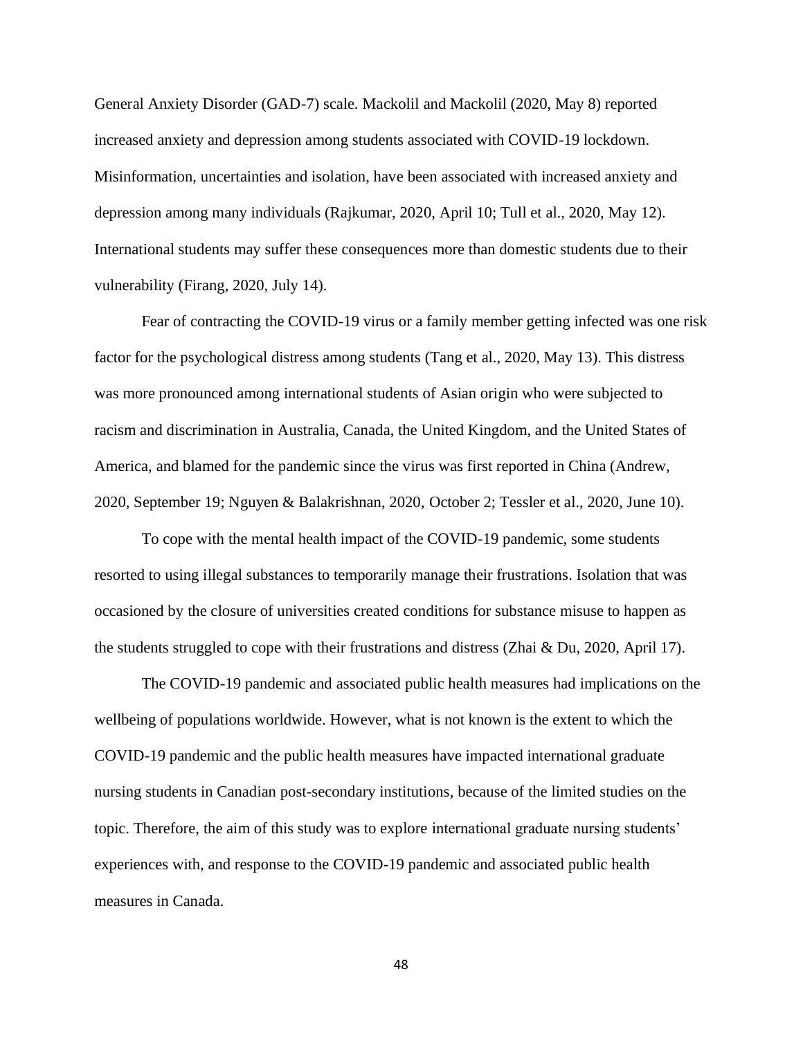General Anxiety Disorder (GAD-7) scale. Mackolil and Mackolil (2020, May 8) reported increased anxiety and depression among students associated with COVID-19 lockdown. Misinformation, uncertainties and isolation, have been associated with increased anxiety and depression among many individuals (Rajkumar, 2020, April 10; Tull et al., 2020, May 12). International students may suffer these consequences more than domestic students due to their vulnerability (Firang, 2020, July 14).

Fear of contracting the COVID-19 virus or a family member getting infected was one risk factor for the psychological distress among students (Tang et al., 2020, May 13). This distress was more pronounced among international students of Asian origin who were subjected to racism and discrimination in Australia, Canada, the United Kingdom, and the United States of America, and blamed for the pandemic since the virus was first reported in China (Andrew, 2020, September 19; Nguyen & Balakrishnan, 2020, October 2; Tessler et al., 2020, June 10).

To cope with the mental health impact of the COVID-19 pandemic, some students resorted to using illegal substances to temporarily manage their frustrations. Isolation that was occasioned by the closure of universities created conditions for substance misuse to happen as the students struggled to cope with their frustrations and distress (Zhai & Du, 2020, April 17).

The COVID-19 pandemic and associated public health measures had implications on the wellbeing of populations worldwide. However, what is not known is the extent to which the COVID-19 pandemic and the public health measures have impacted international graduate nursing students in Canadian post-secondary institutions, because of the limited studies on the topic. Therefore, the aim of this study was to explore international graduate nursing students' experiences with, and response to the COVID-19 pandemic and associated public health measures in Canada.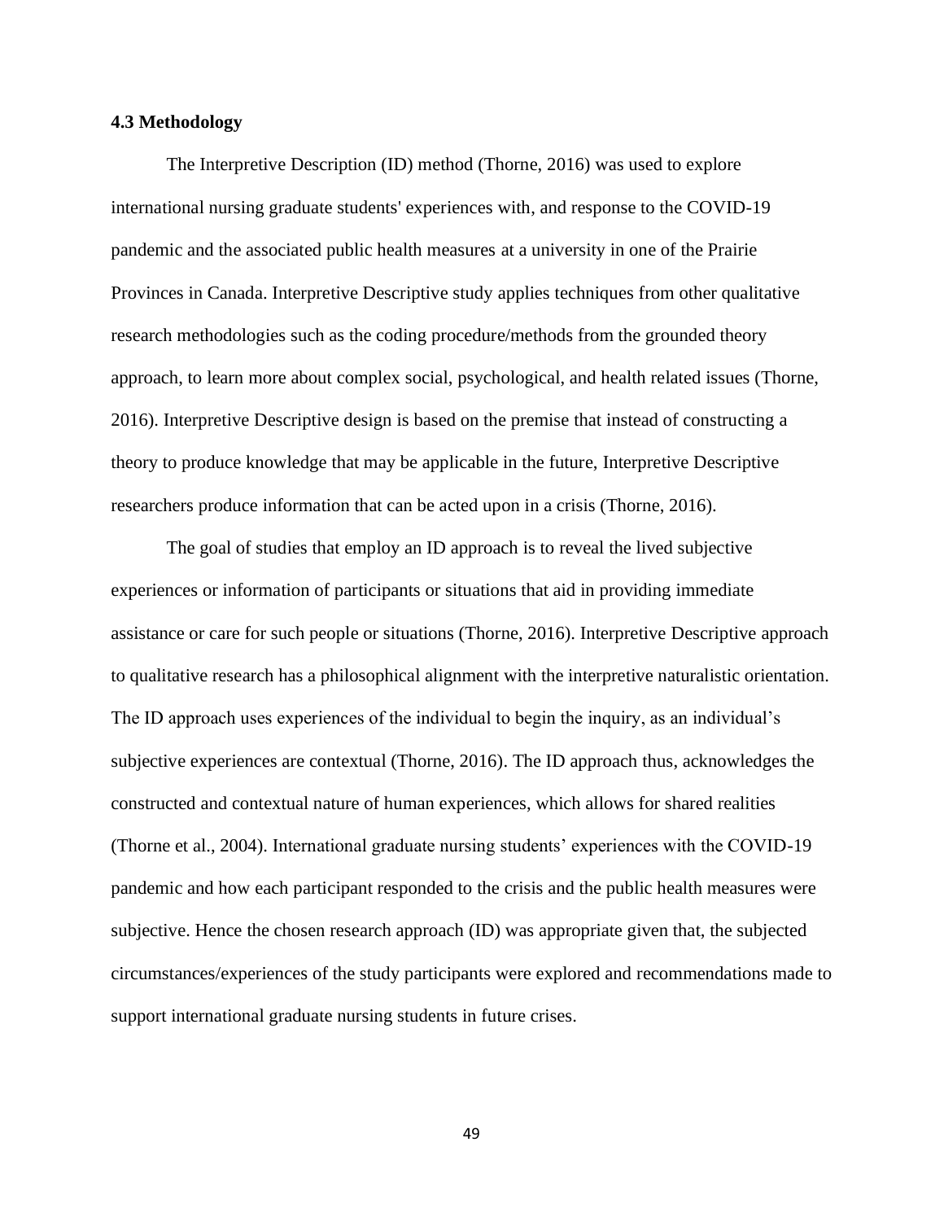### 4.3 Methodology

The Interpretive Description (ID) method (Thorne, 2016) was used to explore international nursing graduate students' experiences with, and response to the COVID-19 pandemic and the associated public health measures at a university in one of the Prairie Provinces in Canada. Interpretive Descriptive study applies techniques from other qualitative research methodologies such as the coding procedure/methods from the grounded theory approach, to learn more about complex social, psychological, and health related issues (Thorne, 2016). Interpretive Descriptive design is based on the premise that instead of constructing a theory to produce knowledge that may be applicable in the future, Interpretive Descriptive researchers produce information that can be acted upon in a crisis (Thorne, 2016).

The goal of studies that employ an ID approach is to reveal the lived subjective experiences or information of participants or situations that aid in providing immediate assistance or care for such people or situations (Thorne, 2016). Interpretive Descriptive approach to qualitative research has a philosophical alignment with the interpretive naturalistic orientation. The ID approach uses experiences of the individual to begin the inquiry, as an individual's subjective experiences are contextual (Thorne, 2016). The ID approach thus, acknowledges the constructed and contextual nature of human experiences, which allows for shared realities (Thorne et al., 2004). International graduate nursing students' experiences with the COVID-19 pandemic and how each participant responded to the crisis and the public health measures were subjective. Hence the chosen research approach (ID) was appropriate given that, the subjected circumstances/experiences of the study participants were explored and recommendations made to support international graduate nursing students in future crises.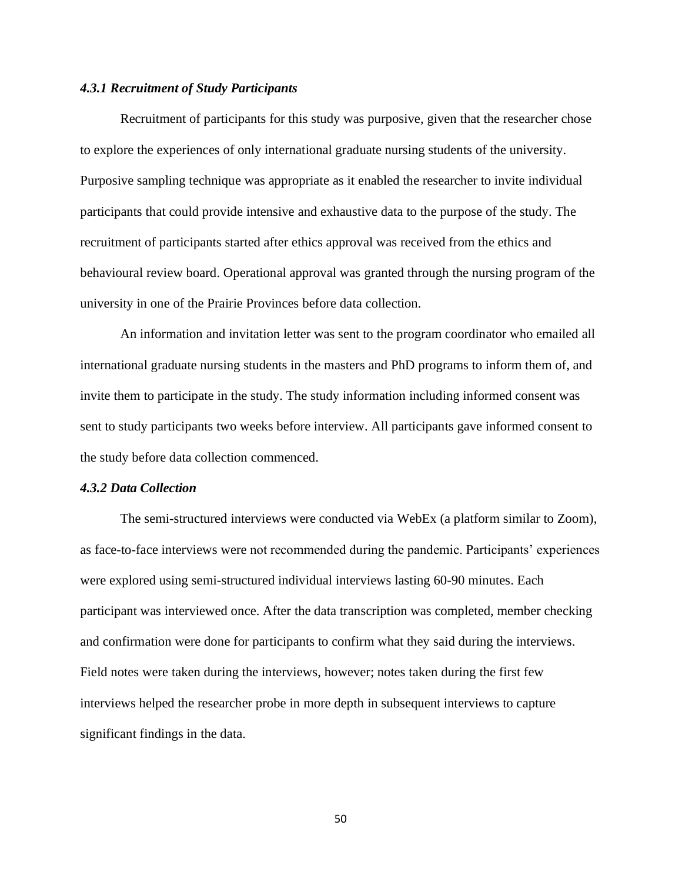### *4.3.1 Recruitment of Study Participants*

Recruitment of participants for this study was purposive, given that the researcher chose to explore the experiences of only international graduate nursing students of the university. Purposive sampling technique was appropriate as it enabled the researcher to invite individual participants that could provide intensive and exhaustive data to the purpose of the study. The recruitment of participants started after ethics approval was received from the ethics and behavioural review board. Operational approval was granted through the nursing program of the university in one of the Prairie Provinces before data collection.

An information and invitation letter was sent to the program coordinator who emailed all international graduate nursing students in the masters and PhD programs to inform them of, and invite them to participate in the study. The study information including informed consent was sent to study participants two weeks before interview. All participants gave informed consent to the study before data collection commenced.

### *4.3.2 Data Collection*

The semi-structured interviews were conducted via WebEx (a platform similar to Zoom), as face-to-face interviews were not recommended during the pandemic. Participants' experiences were explored using semi-structured individual interviews lasting 60-90 minutes. Each participant was interviewed once. After the data transcription was completed, member checking and confirmation were done for participants to confirm what they said during the interviews. Field notes were taken during the interviews, however; notes taken during the first few interviews helped the researcher probe in more depth in subsequent interviews to capture significant findings in the data.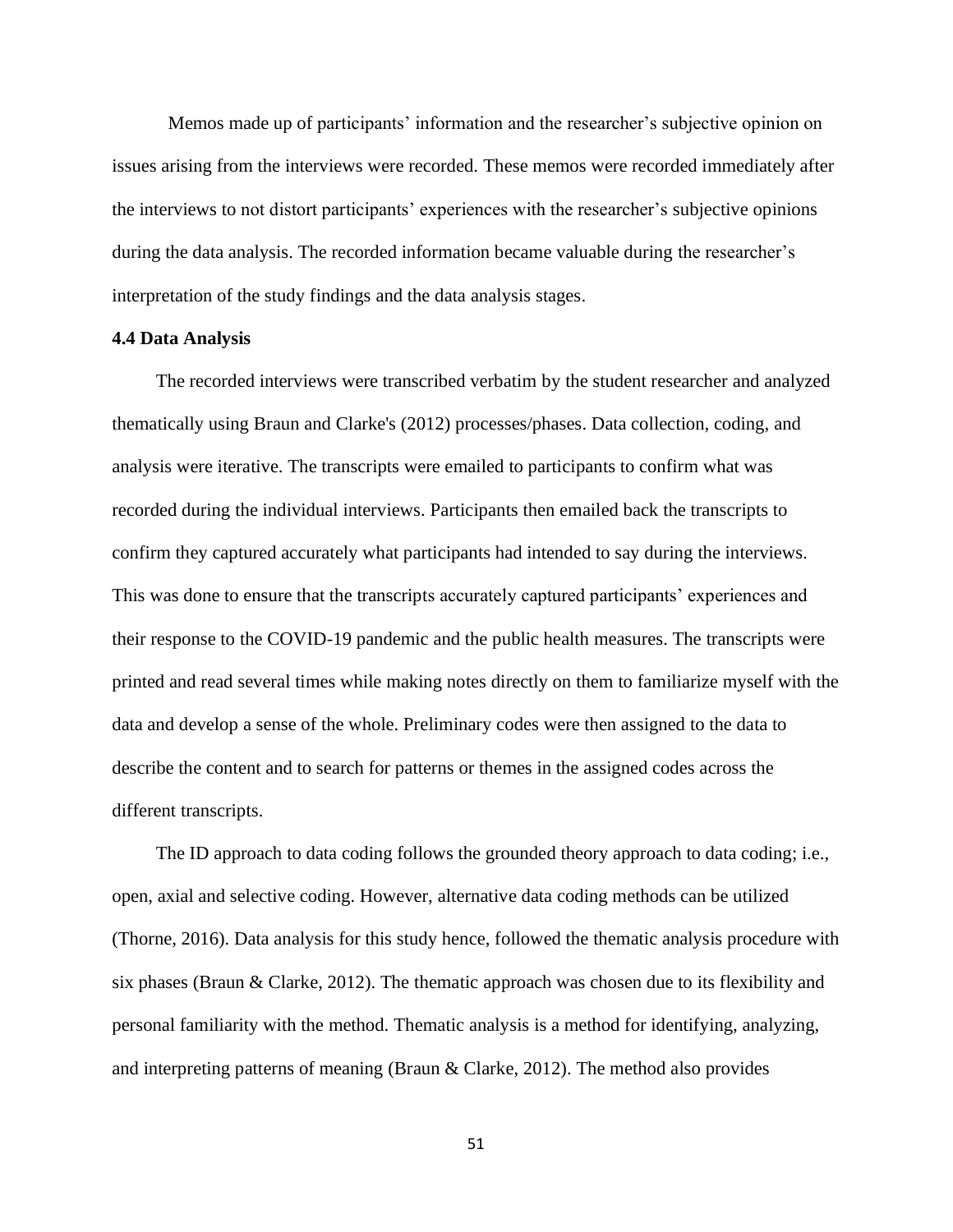Memos made up of participants' information and the researcher's subjective opinion on issues arising from the interviews were recorded. These memos were recorded immediately after the interviews to not distort participants' experiences with the researcher's subjective opinions during the data analysis. The recorded information became valuable during the researcher's interpretation of the study findings and the data analysis stages.

**4.4 Data Analysis**

The recorded interviews were transcribed verbatim by the student researcher and analyzed thematically using Braun and Clarke's (2012) processes/phases. Data collection, coding, and analysis were iterative. The transcripts were emailed to participants to confirm what was recorded during the individual interviews. Participants then emailed back the transcripts to confirm they captured accurately what participants had intended to say during the interviews. This was done to ensure that the transcripts accurately captured participants' experiences and their response to the COVID-19 pandemic and the public health measures. The transcripts were printed and read several times while making notes directly on them to familiarize myself with the data and develop a sense of the whole. Preliminary codes were then assigned to the data to describe the content and to search for patterns or themes in the assigned codes across the different transcripts.

The ID approach to data coding follows the grounded theory approach to data coding; i.e., open, axial and selective coding. However, alternative data coding methods can be utilized (Thorne, 2016). Data analysis for this study hence, followed the thematic analysis procedure with six phases (Braun & Clarke, 2012). The thematic approach was chosen due to its flexibility and personal familiarity with the method. Thematic analysis is a method for identifying, analyzing, and interpreting patterns of meaning (Braun & Clarke, 2012). The method also provides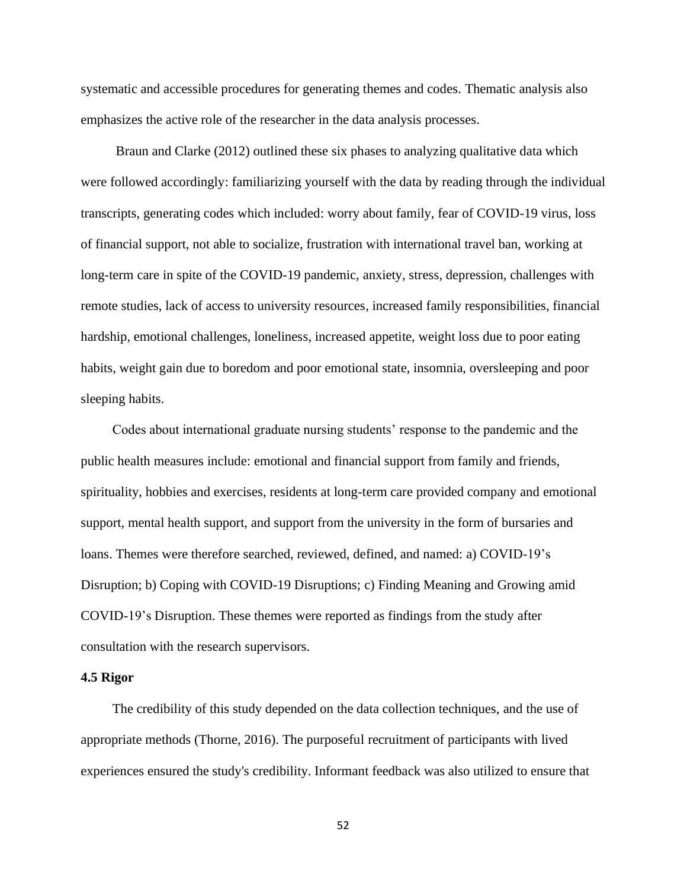systematic and accessible procedures for generating themes and codes. Thematic analysis also emphasizes the active role of the researcher in the data analysis processes.

Braun and Clarke (2012) outlined these six phases to analyzing qualitative data which were followed accordingly: familiarizing yourself with the data by reading through the individual transcripts, generating codes which included: worry about family, fear of COVID-19 virus, loss of financial support, not able to socialize, frustration with international travel ban, working at long-term care in spite of the COVID-19 pandemic, anxiety, stress, depression, challenges with remote studies, lack of access to university resources, increased family responsibilities, financial hardship, emotional challenges, loneliness, increased appetite, weight loss due to poor eating habits, weight gain due to boredom and poor emotional state, insomnia, oversleeping and poor sleeping habits.

Codes about international graduate nursing students' response to the pandemic and the public health measures include: emotional and financial support from family and friends, spirituality, hobbies and exercises, residents at long-term care provided company and emotional support, mental health support, and support from the university in the form of bursaries and loans. Themes were therefore searched, reviewed, defined, and named: a) COVID-19's Disruption; b) Coping with COVID-19 Disruptions; c) Finding Meaning and Growing amid COVID-19's Disruption. These themes were reported as findings from the study after consultation with the research supervisors.

### 4.5 Rigor

The credibility of this study depended on the data collection techniques, and the use of appropriate methods (Thorne, 2016). The purposeful recruitment of participants with lived experiences ensured the study's credibility. Informant feedback was also utilized to ensure that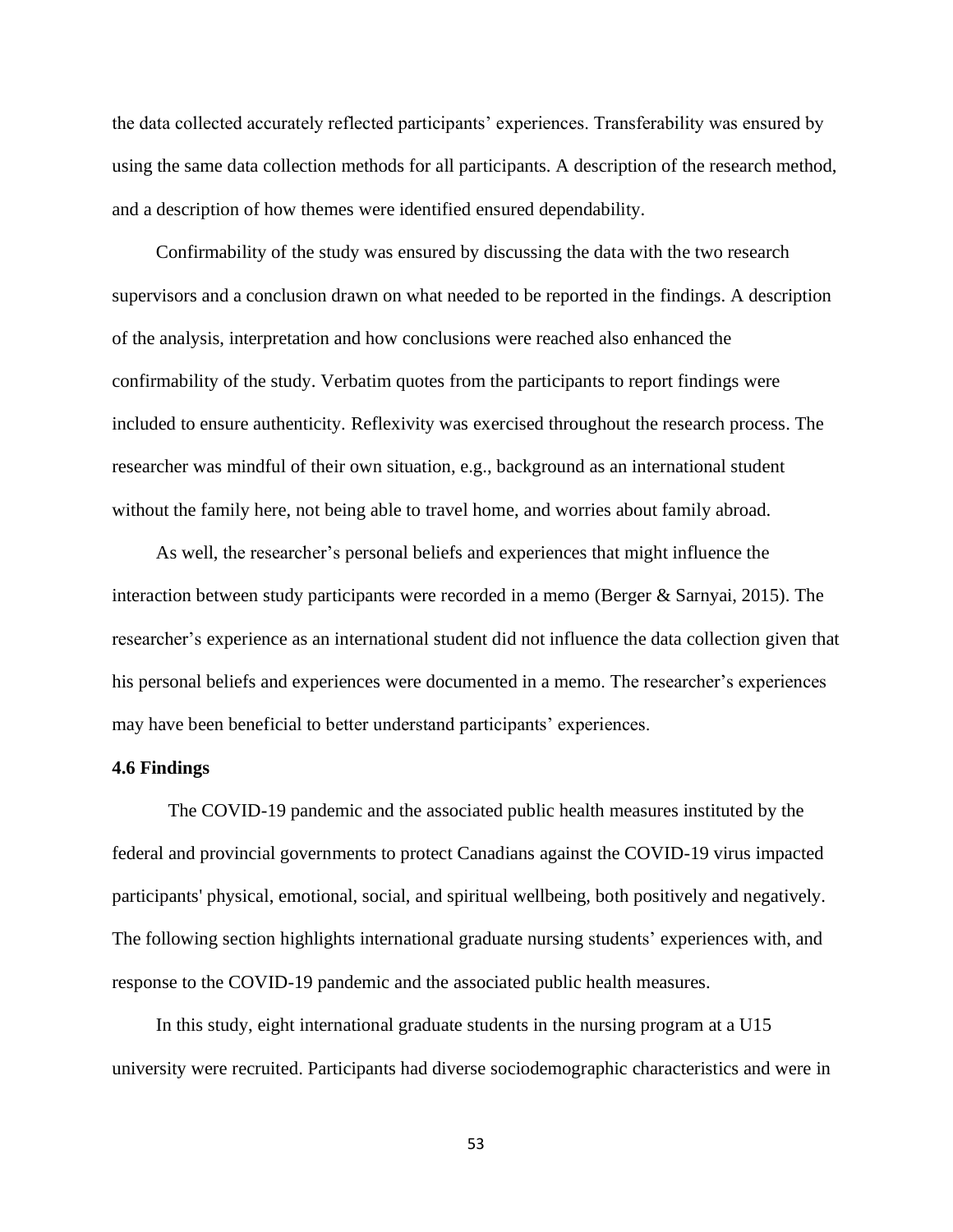the data collected accurately reflected participants' experiences. Transferability was ensured by using the same data collection methods for all participants. A description of the research method, and a description of how themes were identified ensured dependability.

Confirmability of the study was ensured by discussing the data with the two research supervisors and a conclusion drawn on what needed to be reported in the findings. A description of the analysis, interpretation and how conclusions were reached also enhanced the confirmability of the study. Verbatim quotes from the participants to report findings were included to ensure authenticity. Reflexivity was exercised throughout the research process. The researcher was mindful of their own situation, e.g., background as an international student without the family here, not being able to travel home, and worries about family abroad.

As well, the researcher's personal beliefs and experiences that might influence the interaction between study participants were recorded in a memo (Berger & Sarnyai, 2015). The researcher's experience as an international student did not influence the data collection given that his personal beliefs and experiences were documented in a memo. The researcher's experiences may have been beneficial to better understand participants' experiences.

### 4.6 Findings

The COVID-19 pandemic and the associated public health measures instituted by the federal and provincial governments to protect Canadians against the COVID-19 virus impacted participants' physical, emotional, social, and spiritual wellbeing, both positively and negatively. The following section highlights international graduate nursing students' experiences with, and response to the COVID-19 pandemic and the associated public health measures.

In this study, eight international graduate students in the nursing program at a U15 university were recruited. Participants had diverse sociodemographic characteristics and were in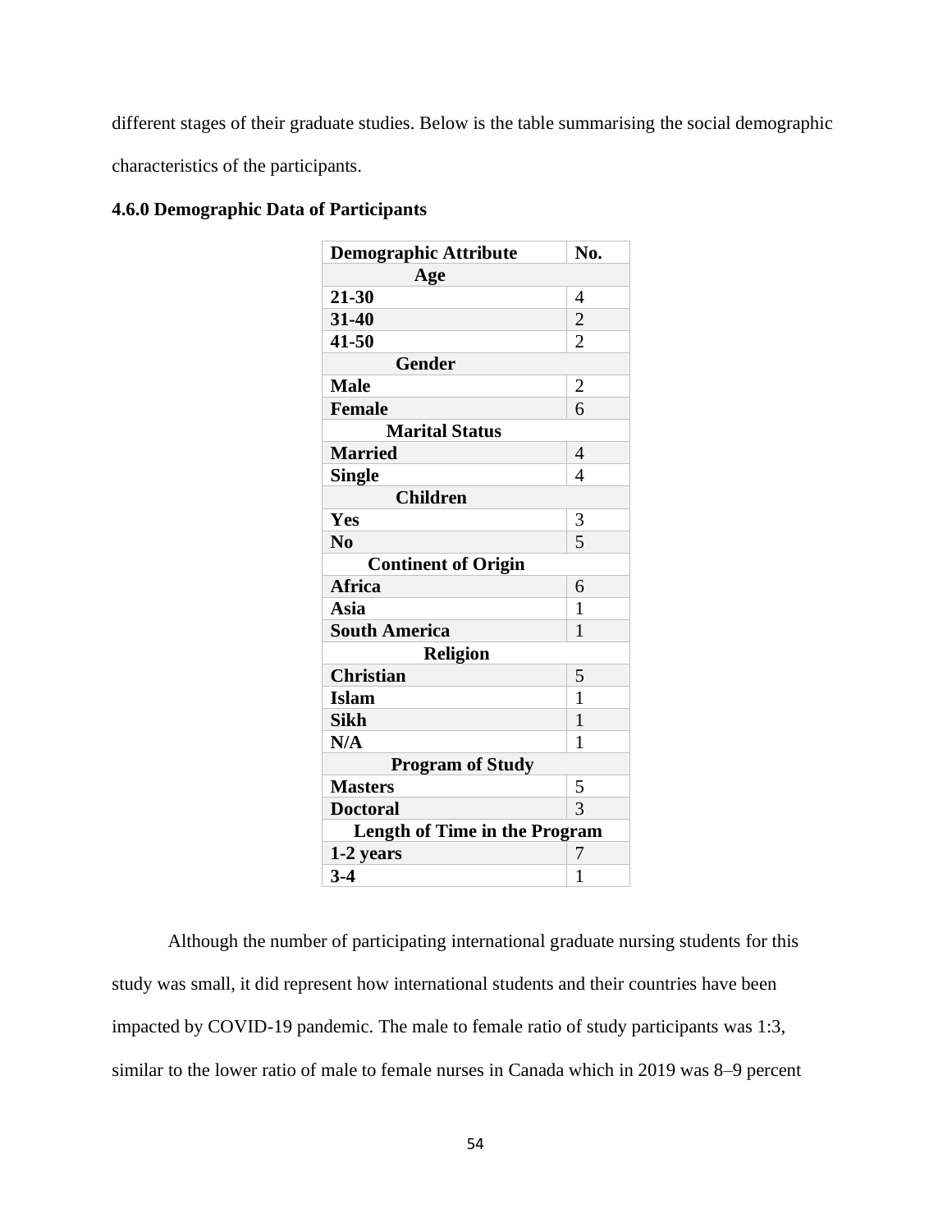different stages of their graduate studies. Below is the table summarising the social demographic characteristics of the participants.

**4.6.0 Demographic Data of Participants**

| Demographic Attribute | No. |
|---|---|
| **Age** | |
| 21-30 | 4 |
| 31-40 | 2 |
| 41-50 | 2 |
| **Gender** | |
| Male | 2 |
| Female | 6 |
| **Marital Status** | |
| Married | 4 |
| Single | 4 |
| **Children** | |
| Yes | 3 |
| No | 5 |
| **Continent of Origin** | |
| Africa | 6 |
| Asia | 1 |
| South America | 1 |
| **Religion** | |
| Christian | 5 |
| Islam | 1 |
| Sikh | 1 |
| N/A | 1 |
| **Program of Study** | |
| Masters | 5 |
| Doctoral | 3 |
| **Length of Time in the Program** | |
| 1-2 years | 7 |
| 3-4 | 1 |

Although the number of participating international graduate nursing students for this study was small, it did represent how international students and their countries have been impacted by COVID-19 pandemic. The male to female ratio of study participants was 1:3, similar to the lower ratio of male to female nurses in Canada which in 2019 was 8–9 percent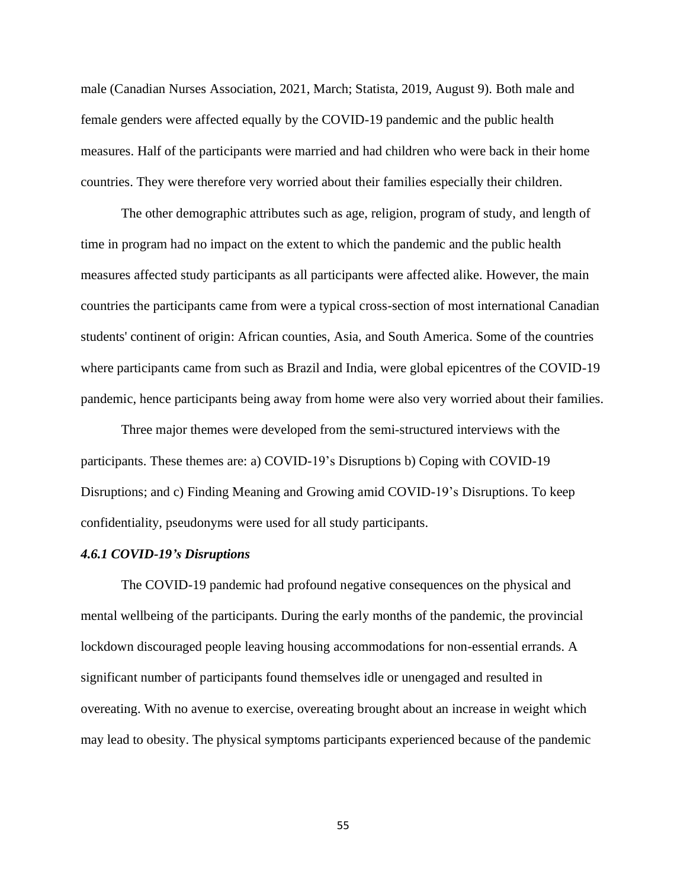male (Canadian Nurses Association, 2021, March; Statista, 2019, August 9). Both male and female genders were affected equally by the COVID-19 pandemic and the public health measures. Half of the participants were married and had children who were back in their home countries. They were therefore very worried about their families especially their children.

The other demographic attributes such as age, religion, program of study, and length of time in program had no impact on the extent to which the pandemic and the public health measures affected study participants as all participants were affected alike. However, the main countries the participants came from were a typical cross-section of most international Canadian students' continent of origin: African counties, Asia, and South America. Some of the countries where participants came from such as Brazil and India, were global epicentres of the COVID-19 pandemic, hence participants being away from home were also very worried about their families.

Three major themes were developed from the semi-structured interviews with the participants. These themes are: a) COVID-19's Disruptions b) Coping with COVID-19 Disruptions; and c) Finding Meaning and Growing amid COVID-19's Disruptions. To keep confidentiality, pseudonyms were used for all study participants.

#### *4.6.1 COVID-19's Disruptions*

The COVID-19 pandemic had profound negative consequences on the physical and mental wellbeing of the participants. During the early months of the pandemic, the provincial lockdown discouraged people leaving housing accommodations for non-essential errands. A significant number of participants found themselves idle or unengaged and resulted in overeating. With no avenue to exercise, overeating brought about an increase in weight which may lead to obesity. The physical symptoms participants experienced because of the pandemic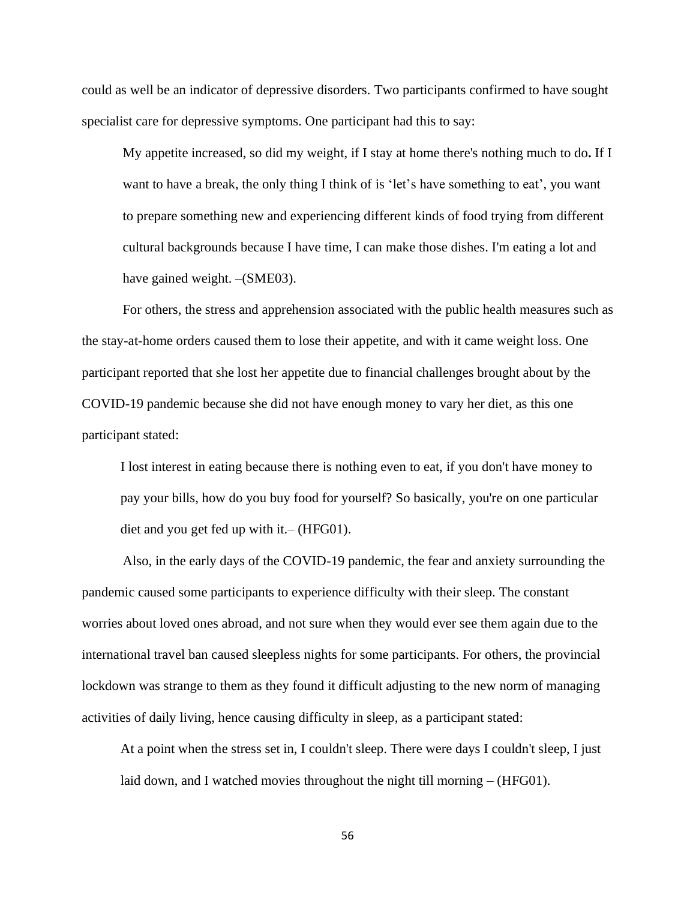could as well be an indicator of depressive disorders. Two participants confirmed to have sought specialist care for depressive symptoms. One participant had this to say:

> My appetite increased, so did my weight, if I stay at home there's nothing much to do**.** If I want to have a break, the only thing I think of is 'let's have something to eat', you want to prepare something new and experiencing different kinds of food trying from different cultural backgrounds because I have time, I can make those dishes. I'm eating a lot and have gained weight. –(SME03).

For others, the stress and apprehension associated with the public health measures such as the stay-at-home orders caused them to lose their appetite, and with it came weight loss. One participant reported that she lost her appetite due to financial challenges brought about by the COVID-19 pandemic because she did not have enough money to vary her diet, as this one participant stated:

> I lost interest in eating because there is nothing even to eat, if you don't have money to pay your bills, how do you buy food for yourself? So basically, you're on one particular diet and you get fed up with it.– (HFG01).

Also, in the early days of the COVID-19 pandemic, the fear and anxiety surrounding the pandemic caused some participants to experience difficulty with their sleep. The constant worries about loved ones abroad, and not sure when they would ever see them again due to the international travel ban caused sleepless nights for some participants. For others, the provincial lockdown was strange to them as they found it difficult adjusting to the new norm of managing activities of daily living, hence causing difficulty in sleep, as a participant stated:

> At a point when the stress set in, I couldn't sleep. There were days I couldn't sleep, I just laid down, and I watched movies throughout the night till morning – (HFG01).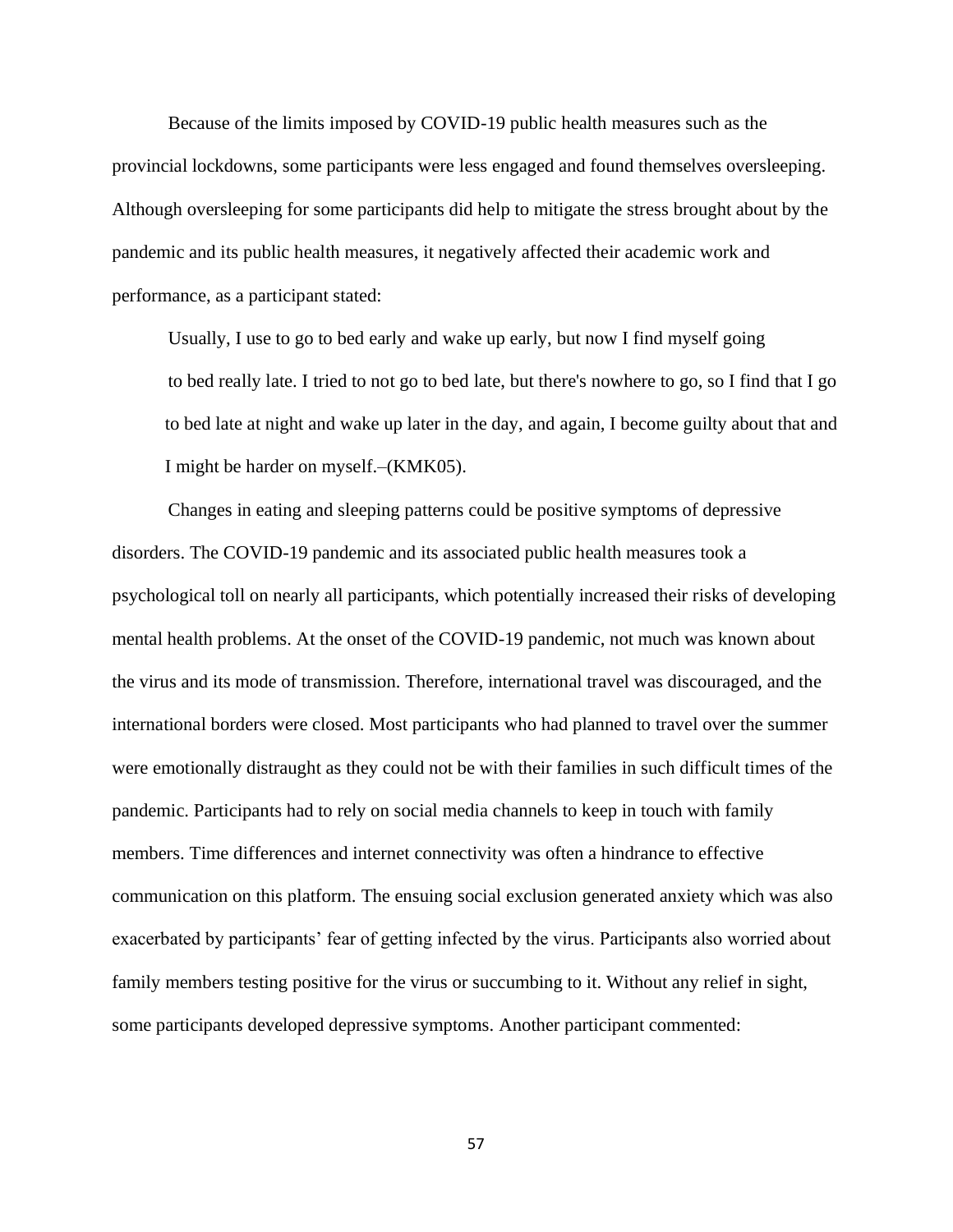Because of the limits imposed by COVID-19 public health measures such as the provincial lockdowns, some participants were less engaged and found themselves oversleeping. Although oversleeping for some participants did help to mitigate the stress brought about by the pandemic and its public health measures, it negatively affected their academic work and performance, as a participant stated:

> Usually, I use to go to bed early and wake up early, but now I find myself going to bed really late. I tried to not go to bed late, but there's nowhere to go, so I find that I go to bed late at night and wake up later in the day, and again, I become guilty about that and I might be harder on myself.–(KMK05).

Changes in eating and sleeping patterns could be positive symptoms of depressive disorders. The COVID-19 pandemic and its associated public health measures took a psychological toll on nearly all participants, which potentially increased their risks of developing mental health problems. At the onset of the COVID-19 pandemic, not much was known about the virus and its mode of transmission. Therefore, international travel was discouraged, and the international borders were closed. Most participants who had planned to travel over the summer were emotionally distraught as they could not be with their families in such difficult times of the pandemic. Participants had to rely on social media channels to keep in touch with family members. Time differences and internet connectivity was often a hindrance to effective communication on this platform. The ensuing social exclusion generated anxiety which was also exacerbated by participants' fear of getting infected by the virus. Participants also worried about family members testing positive for the virus or succumbing to it. Without any relief in sight, some participants developed depressive symptoms. Another participant commented: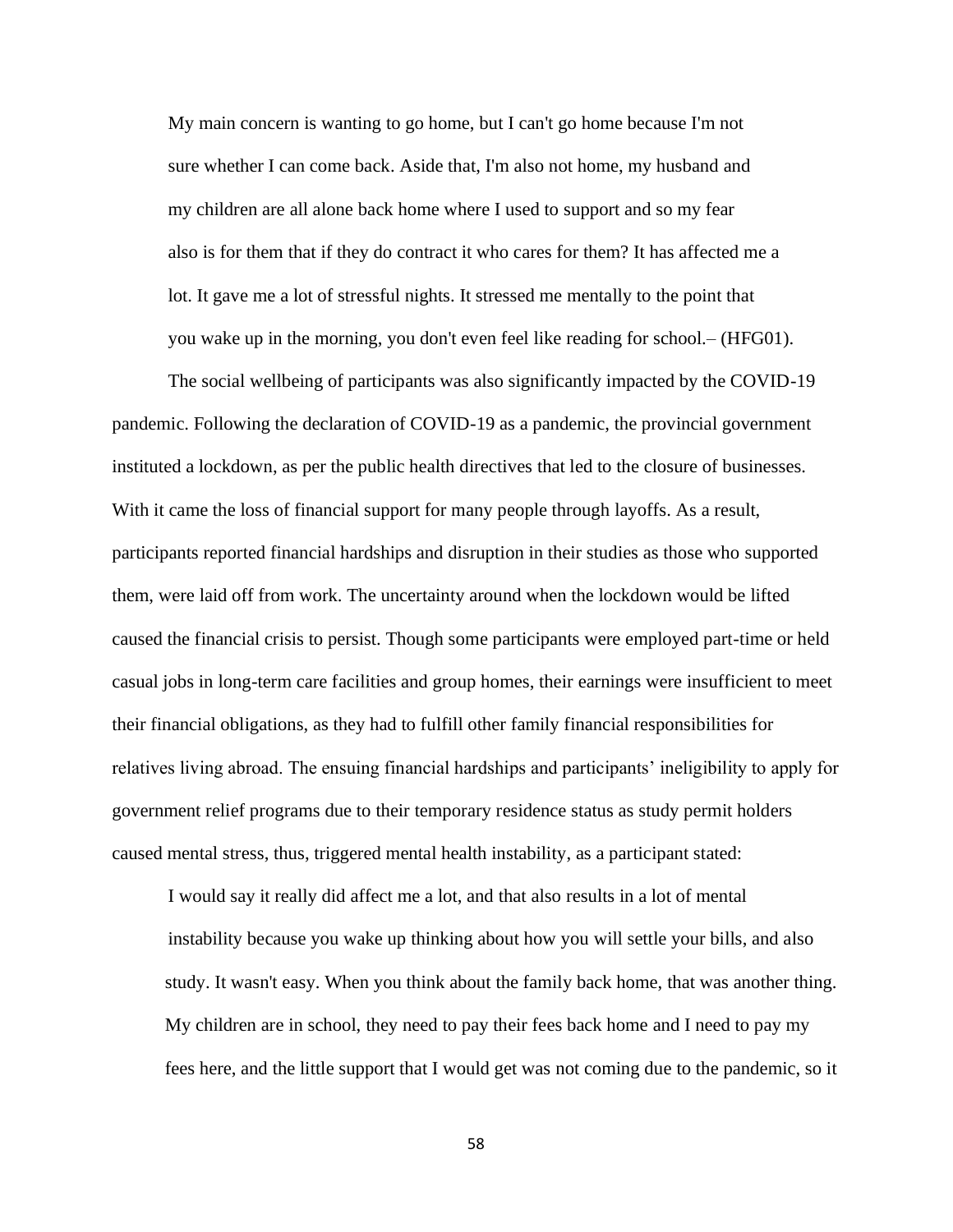> My main concern is wanting to go home, but I can't go home because I'm not sure whether I can come back. Aside that, I'm also not home, my husband and my children are all alone back home where I used to support and so my fear also is for them that if they do contract it who cares for them? It has affected me a lot. It gave me a lot of stressful nights. It stressed me mentally to the point that you wake up in the morning, you don't even feel like reading for school.– (HFG01).

The social wellbeing of participants was also significantly impacted by the COVID-19 pandemic. Following the declaration of COVID-19 as a pandemic, the provincial government instituted a lockdown, as per the public health directives that led to the closure of businesses. With it came the loss of financial support for many people through layoffs. As a result, participants reported financial hardships and disruption in their studies as those who supported them, were laid off from work. The uncertainty around when the lockdown would be lifted caused the financial crisis to persist. Though some participants were employed part-time or held casual jobs in long-term care facilities and group homes, their earnings were insufficient to meet their financial obligations, as they had to fulfill other family financial responsibilities for relatives living abroad. The ensuing financial hardships and participants' ineligibility to apply for government relief programs due to their temporary residence status as study permit holders caused mental stress, thus, triggered mental health instability, as a participant stated:

> I would say it really did affect me a lot, and that also results in a lot of mental instability because you wake up thinking about how you will settle your bills, and also study. It wasn't easy. When you think about the family back home, that was another thing. My children are in school, they need to pay their fees back home and I need to pay my fees here, and the little support that I would get was not coming due to the pandemic, so it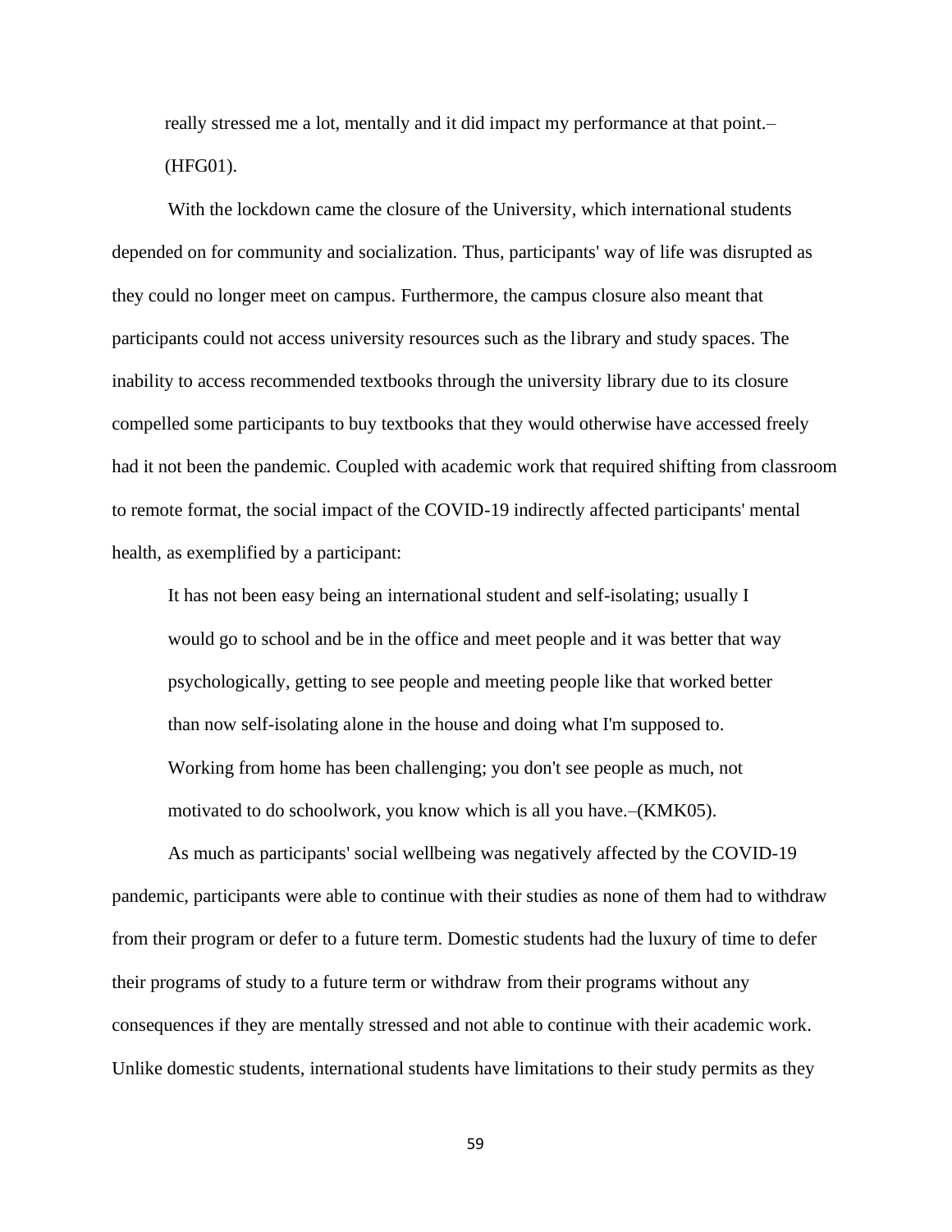really stressed me a lot, mentally and it did impact my performance at that point.–(HFG01).

With the lockdown came the closure of the University, which international students depended on for community and socialization. Thus, participants' way of life was disrupted as they could no longer meet on campus. Furthermore, the campus closure also meant that participants could not access university resources such as the library and study spaces. The inability to access recommended textbooks through the university library due to its closure compelled some participants to buy textbooks that they would otherwise have accessed freely had it not been the pandemic. Coupled with academic work that required shifting from classroom to remote format, the social impact of the COVID-19 indirectly affected participants' mental health, as exemplified by a participant:

> It has not been easy being an international student and self-isolating; usually I would go to school and be in the office and meet people and it was better that way psychologically, getting to see people and meeting people like that worked better than now self-isolating alone in the house and doing what I'm supposed to. Working from home has been challenging; you don't see people as much, not motivated to do schoolwork, you know which is all you have.–(KMK05).

As much as participants' social wellbeing was negatively affected by the COVID-19 pandemic, participants were able to continue with their studies as none of them had to withdraw from their program or defer to a future term. Domestic students had the luxury of time to defer their programs of study to a future term or withdraw from their programs without any consequences if they are mentally stressed and not able to continue with their academic work. Unlike domestic students, international students have limitations to their study permits as they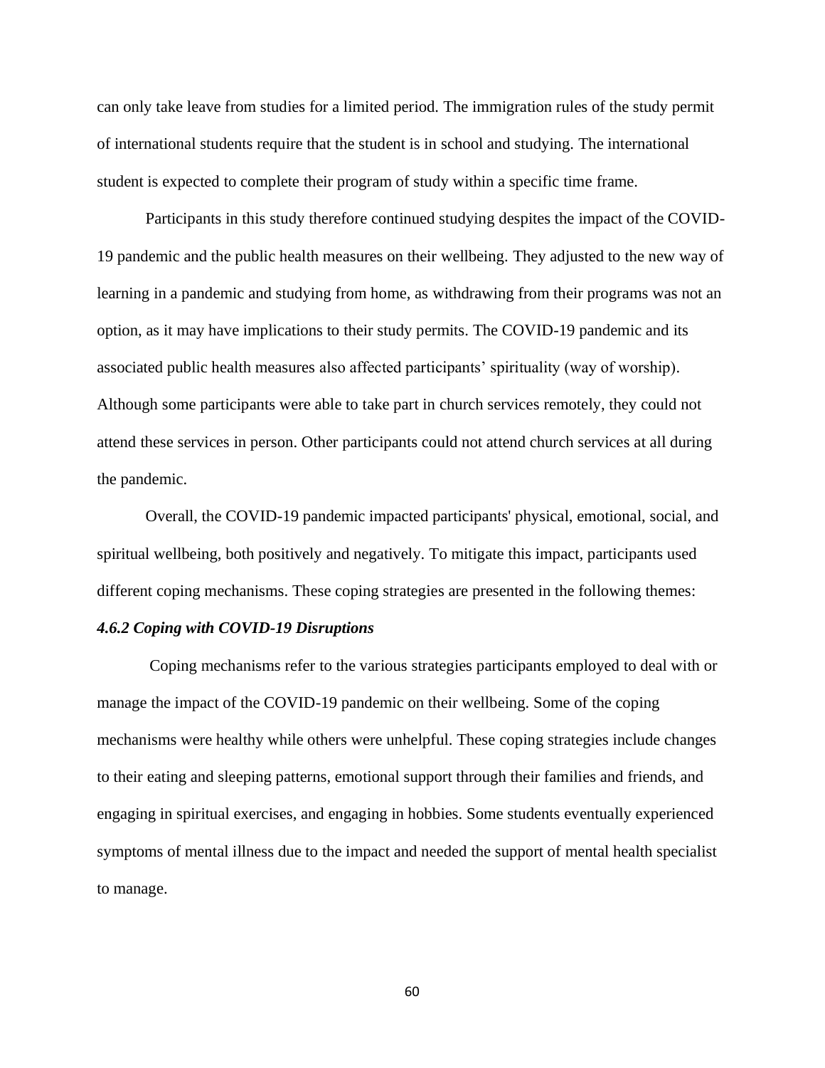can only take leave from studies for a limited period. The immigration rules of the study permit of international students require that the student is in school and studying. The international student is expected to complete their program of study within a specific time frame.

Participants in this study therefore continued studying despites the impact of the COVID-19 pandemic and the public health measures on their wellbeing. They adjusted to the new way of learning in a pandemic and studying from home, as withdrawing from their programs was not an option, as it may have implications to their study permits. The COVID-19 pandemic and its associated public health measures also affected participants' spirituality (way of worship). Although some participants were able to take part in church services remotely, they could not attend these services in person. Other participants could not attend church services at all during the pandemic.

Overall, the COVID-19 pandemic impacted participants' physical, emotional, social, and spiritual wellbeing, both positively and negatively. To mitigate this impact, participants used different coping mechanisms. These coping strategies are presented in the following themes:

#### *4.6.2 Coping with COVID-19 Disruptions*

Coping mechanisms refer to the various strategies participants employed to deal with or manage the impact of the COVID-19 pandemic on their wellbeing. Some of the coping mechanisms were healthy while others were unhelpful. These coping strategies include changes to their eating and sleeping patterns, emotional support through their families and friends, and engaging in spiritual exercises, and engaging in hobbies. Some students eventually experienced symptoms of mental illness due to the impact and needed the support of mental health specialist to manage.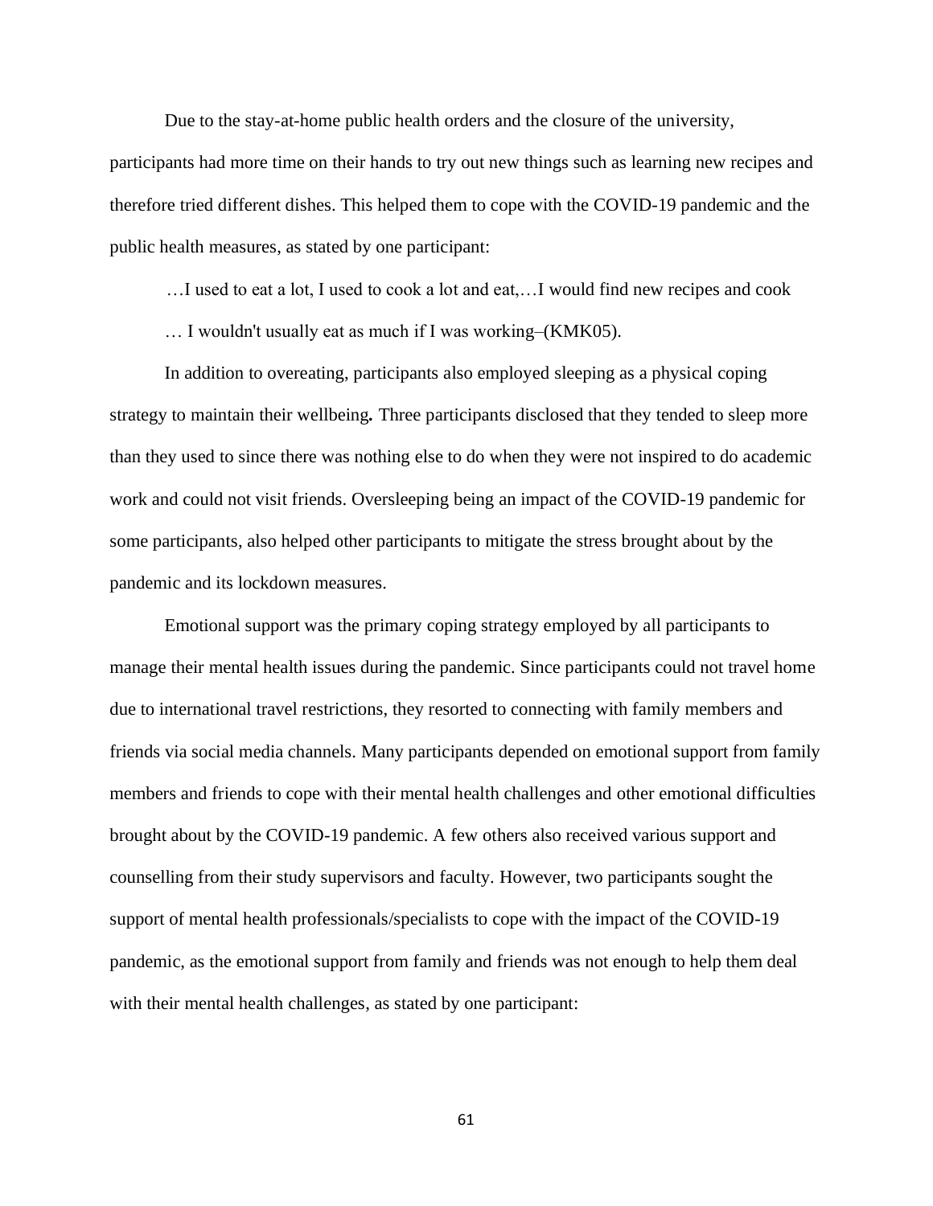Due to the stay-at-home public health orders and the closure of the university, participants had more time on their hands to try out new things such as learning new recipes and therefore tried different dishes. This helped them to cope with the COVID-19 pandemic and the public health measures, as stated by one participant:

> …I used to eat a lot, I used to cook a lot and eat,…I would find new recipes and cook … I wouldn't usually eat as much if I was working–(KMK05).

In addition to overeating, participants also employed sleeping as a physical coping strategy to maintain their wellbeing**.** Three participants disclosed that they tended to sleep more than they used to since there was nothing else to do when they were not inspired to do academic work and could not visit friends. Oversleeping being an impact of the COVID-19 pandemic for some participants, also helped other participants to mitigate the stress brought about by the pandemic and its lockdown measures.

Emotional support was the primary coping strategy employed by all participants to manage their mental health issues during the pandemic. Since participants could not travel home due to international travel restrictions, they resorted to connecting with family members and friends via social media channels. Many participants depended on emotional support from family members and friends to cope with their mental health challenges and other emotional difficulties brought about by the COVID-19 pandemic. A few others also received various support and counselling from their study supervisors and faculty. However, two participants sought the support of mental health professionals/specialists to cope with the impact of the COVID-19 pandemic, as the emotional support from family and friends was not enough to help them deal with their mental health challenges, as stated by one participant: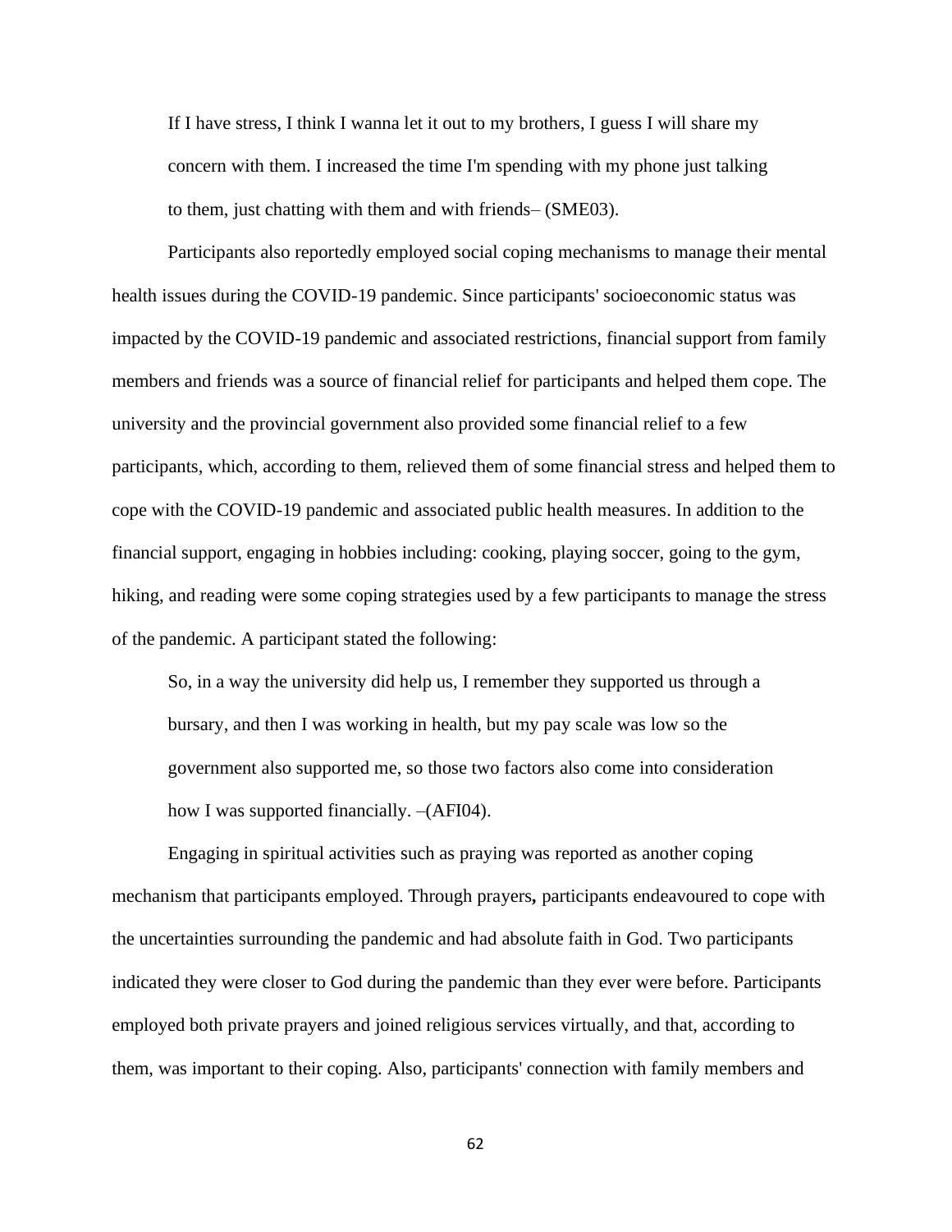> If I have stress, I think I wanna let it out to my brothers, I guess I will share my concern with them. I increased the time I'm spending with my phone just talking to them, just chatting with them and with friends– (SME03).

Participants also reportedly employed social coping mechanisms to manage their mental health issues during the COVID-19 pandemic. Since participants' socioeconomic status was impacted by the COVID-19 pandemic and associated restrictions, financial support from family members and friends was a source of financial relief for participants and helped them cope. The university and the provincial government also provided some financial relief to a few participants, which, according to them, relieved them of some financial stress and helped them to cope with the COVID-19 pandemic and associated public health measures. In addition to the financial support, engaging in hobbies including: cooking, playing soccer, going to the gym, hiking, and reading were some coping strategies used by a few participants to manage the stress of the pandemic. A participant stated the following:

> So, in a way the university did help us, I remember they supported us through a bursary, and then I was working in health, but my pay scale was low so the government also supported me, so those two factors also come into consideration how I was supported financially. –(AFI04).

Engaging in spiritual activities such as praying was reported as another coping mechanism that participants employed. Through prayers**,** participants endeavoured to cope with the uncertainties surrounding the pandemic and had absolute faith in God. Two participants indicated they were closer to God during the pandemic than they ever were before. Participants employed both private prayers and joined religious services virtually, and that, according to them, was important to their coping. Also, participants' connection with family members and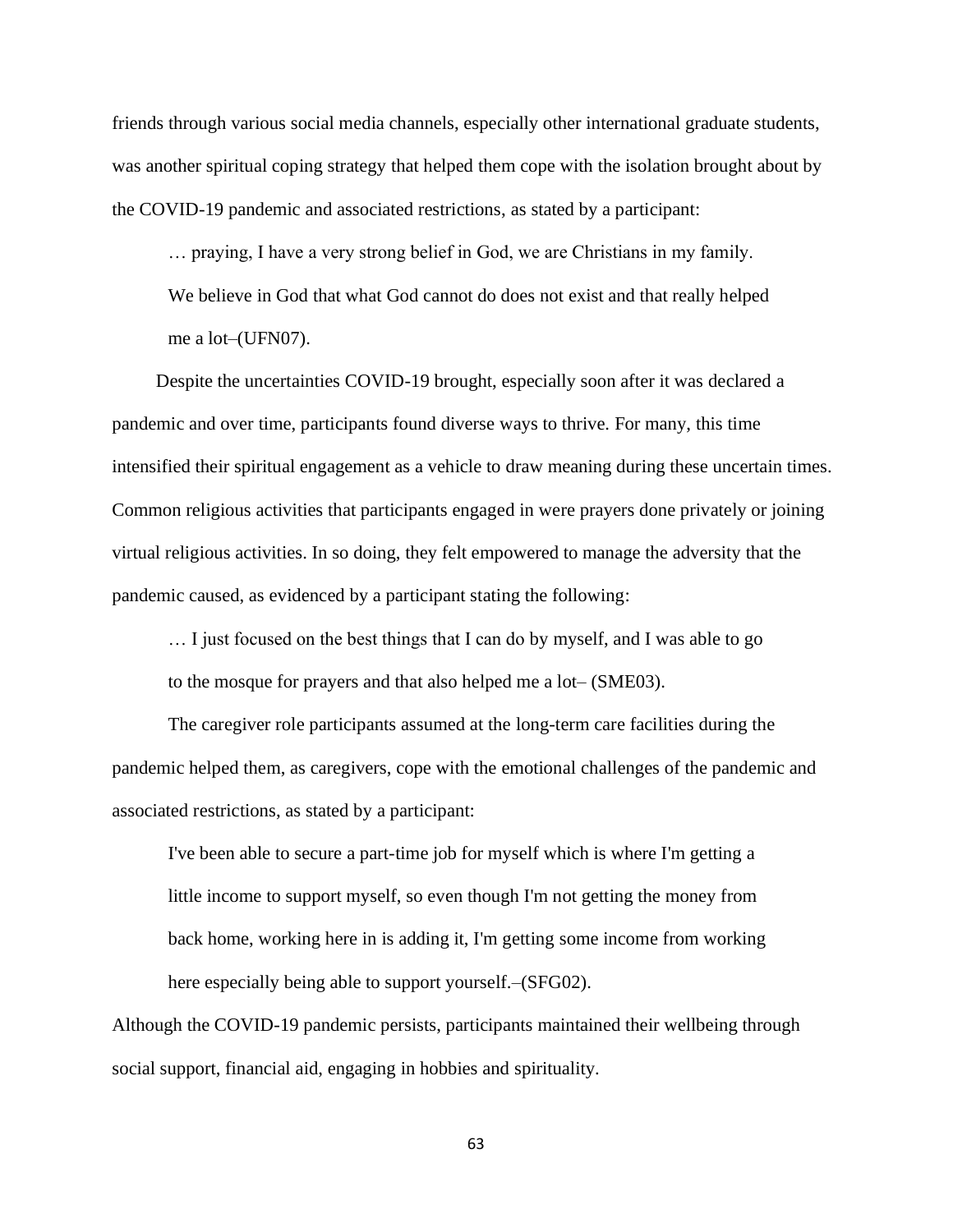friends through various social media channels, especially other international graduate students, was another spiritual coping strategy that helped them cope with the isolation brought about by the COVID-19 pandemic and associated restrictions, as stated by a participant:

> … praying, I have a very strong belief in God, we are Christians in my family. We believe in God that what God cannot do does not exist and that really helped me a lot–(UFN07).

Despite the uncertainties COVID-19 brought, especially soon after it was declared a pandemic and over time, participants found diverse ways to thrive. For many, this time intensified their spiritual engagement as a vehicle to draw meaning during these uncertain times. Common religious activities that participants engaged in were prayers done privately or joining virtual religious activities. In so doing, they felt empowered to manage the adversity that the pandemic caused, as evidenced by a participant stating the following:

> … I just focused on the best things that I can do by myself, and I was able to go to the mosque for prayers and that also helped me a lot– (SME03).

The caregiver role participants assumed at the long-term care facilities during the pandemic helped them, as caregivers, cope with the emotional challenges of the pandemic and associated restrictions, as stated by a participant:

> I've been able to secure a part-time job for myself which is where I'm getting a little income to support myself, so even though I'm not getting the money from back home, working here in is adding it, I'm getting some income from working here especially being able to support yourself.–(SFG02).

Although the COVID-19 pandemic persists, participants maintained their wellbeing through social support, financial aid, engaging in hobbies and spirituality.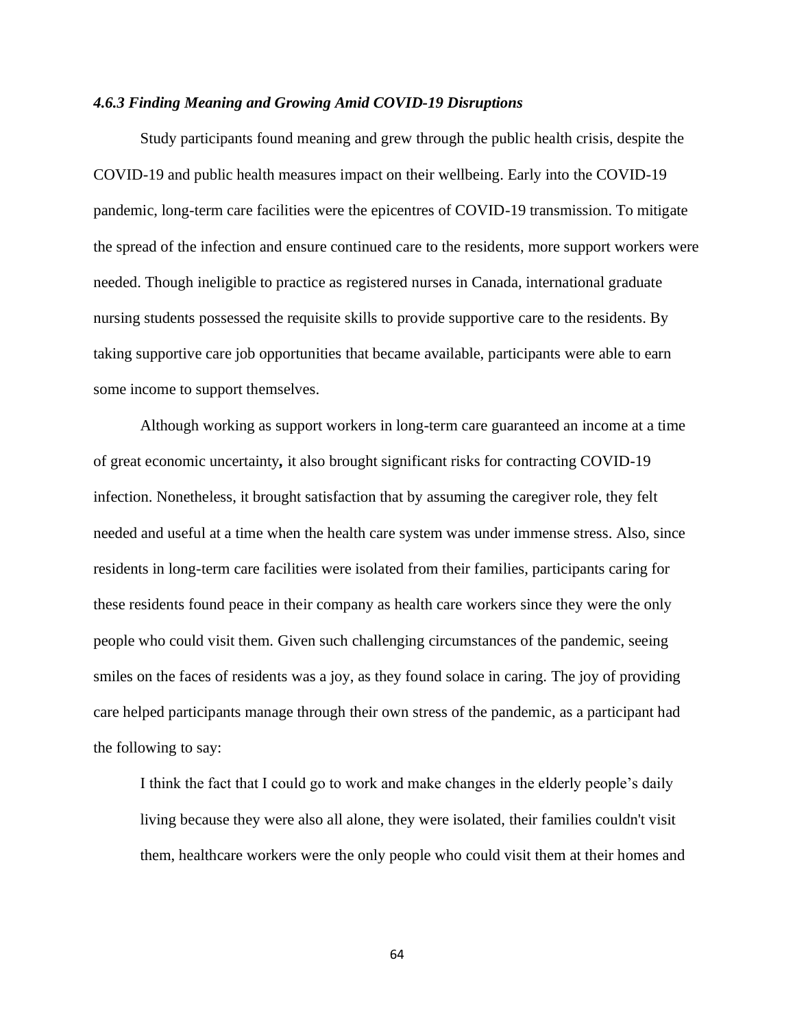### *4.6.3 Finding Meaning and Growing Amid COVID-19 Disruptions*

Study participants found meaning and grew through the public health crisis, despite the COVID-19 and public health measures impact on their wellbeing. Early into the COVID-19 pandemic, long-term care facilities were the epicentres of COVID-19 transmission. To mitigate the spread of the infection and ensure continued care to the residents, more support workers were needed. Though ineligible to practice as registered nurses in Canada, international graduate nursing students possessed the requisite skills to provide supportive care to the residents. By taking supportive care job opportunities that became available, participants were able to earn some income to support themselves.

Although working as support workers in long-term care guaranteed an income at a time of great economic uncertainty**,** it also brought significant risks for contracting COVID-19 infection. Nonetheless, it brought satisfaction that by assuming the caregiver role, they felt needed and useful at a time when the health care system was under immense stress. Also, since residents in long-term care facilities were isolated from their families, participants caring for these residents found peace in their company as health care workers since they were the only people who could visit them. Given such challenging circumstances of the pandemic, seeing smiles on the faces of residents was a joy, as they found solace in caring. The joy of providing care helped participants manage through their own stress of the pandemic, as a participant had the following to say:

> I think the fact that I could go to work and make changes in the elderly people's daily living because they were also all alone, they were isolated, their families couldn't visit them, healthcare workers were the only people who could visit them at their homes and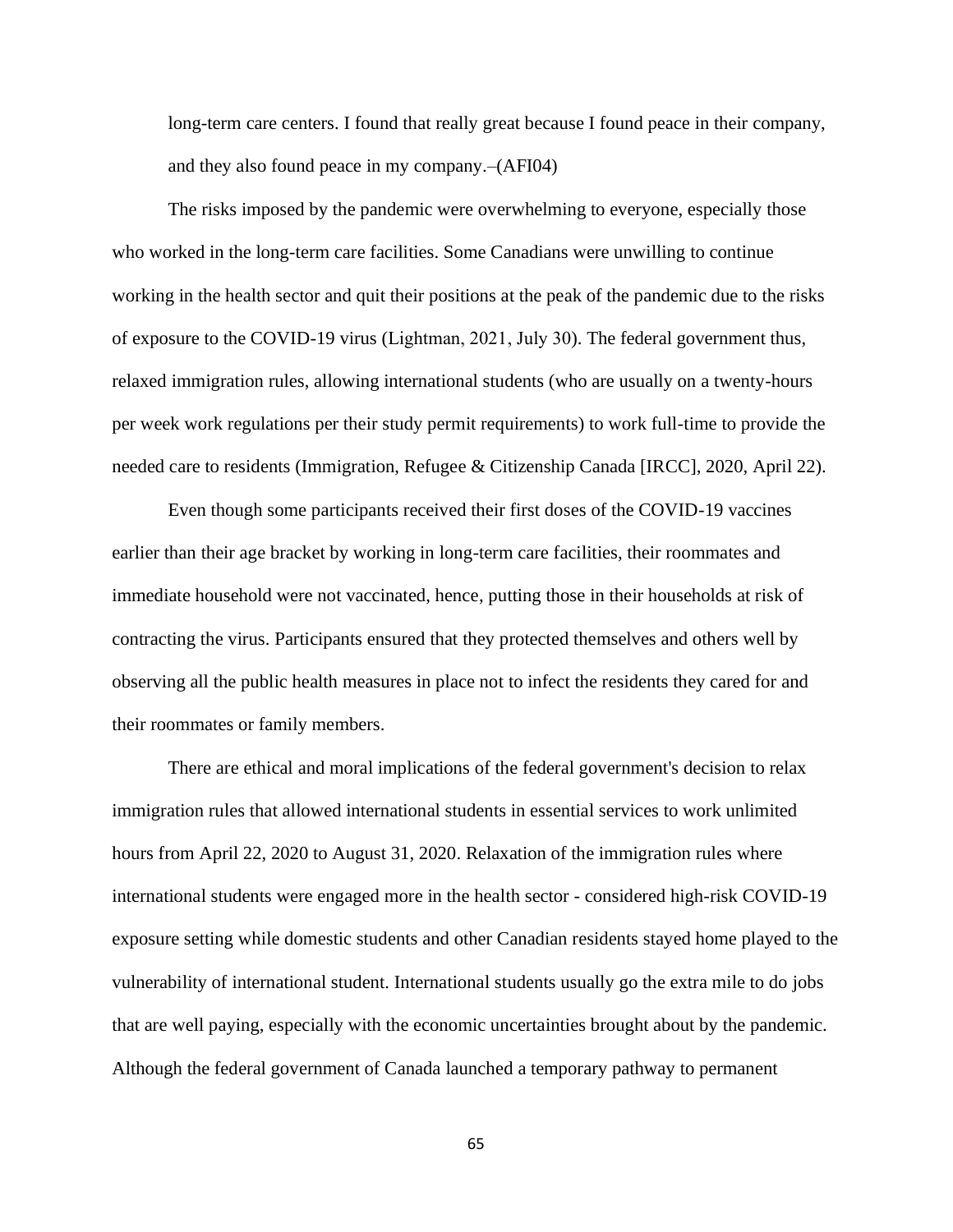long-term care centers. I found that really great because I found peace in their company, and they also found peace in my company.–(AFI04)

The risks imposed by the pandemic were overwhelming to everyone, especially those who worked in the long-term care facilities. Some Canadians were unwilling to continue working in the health sector and quit their positions at the peak of the pandemic due to the risks of exposure to the COVID-19 virus (Lightman, 2021, July 30). The federal government thus, relaxed immigration rules, allowing international students (who are usually on a twenty-hours per week work regulations per their study permit requirements) to work full-time to provide the needed care to residents (Immigration, Refugee & Citizenship Canada [IRCC], 2020, April 22).

Even though some participants received their first doses of the COVID-19 vaccines earlier than their age bracket by working in long-term care facilities, their roommates and immediate household were not vaccinated, hence, putting those in their households at risk of contracting the virus. Participants ensured that they protected themselves and others well by observing all the public health measures in place not to infect the residents they cared for and their roommates or family members.

There are ethical and moral implications of the federal government's decision to relax immigration rules that allowed international students in essential services to work unlimited hours from April 22, 2020 to August 31, 2020. Relaxation of the immigration rules where international students were engaged more in the health sector - considered high-risk COVID-19 exposure setting while domestic students and other Canadian residents stayed home played to the vulnerability of international student. International students usually go the extra mile to do jobs that are well paying, especially with the economic uncertainties brought about by the pandemic. Although the federal government of Canada launched a temporary pathway to permanent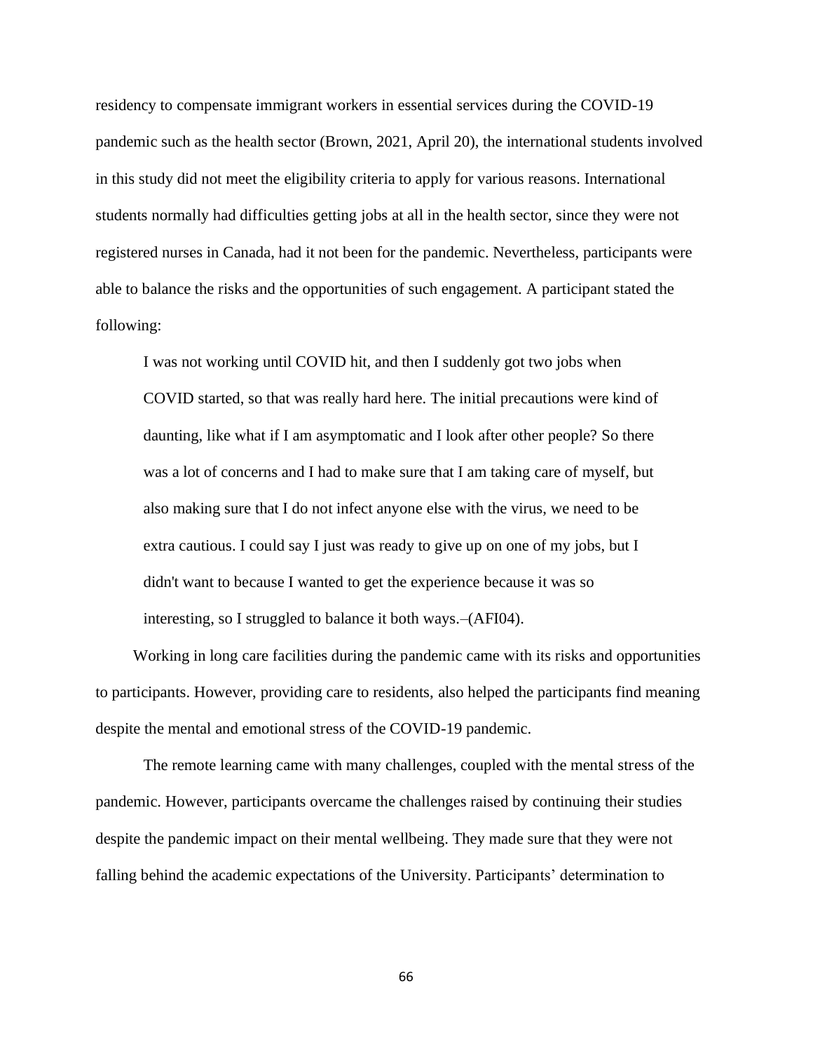residency to compensate immigrant workers in essential services during the COVID-19 pandemic such as the health sector (Brown, 2021, April 20), the international students involved in this study did not meet the eligibility criteria to apply for various reasons. International students normally had difficulties getting jobs at all in the health sector, since they were not registered nurses in Canada, had it not been for the pandemic. Nevertheless, participants were able to balance the risks and the opportunities of such engagement. A participant stated the following:

> I was not working until COVID hit, and then I suddenly got two jobs when COVID started, so that was really hard here. The initial precautions were kind of daunting, like what if I am asymptomatic and I look after other people? So there was a lot of concerns and I had to make sure that I am taking care of myself, but also making sure that I do not infect anyone else with the virus, we need to be extra cautious. I could say I just was ready to give up on one of my jobs, but I didn't want to because I wanted to get the experience because it was so interesting, so I struggled to balance it both ways.–(AFI04).

Working in long care facilities during the pandemic came with its risks and opportunities to participants. However, providing care to residents, also helped the participants find meaning despite the mental and emotional stress of the COVID-19 pandemic.

The remote learning came with many challenges, coupled with the mental stress of the pandemic. However, participants overcame the challenges raised by continuing their studies despite the pandemic impact on their mental wellbeing. They made sure that they were not falling behind the academic expectations of the University. Participants' determination to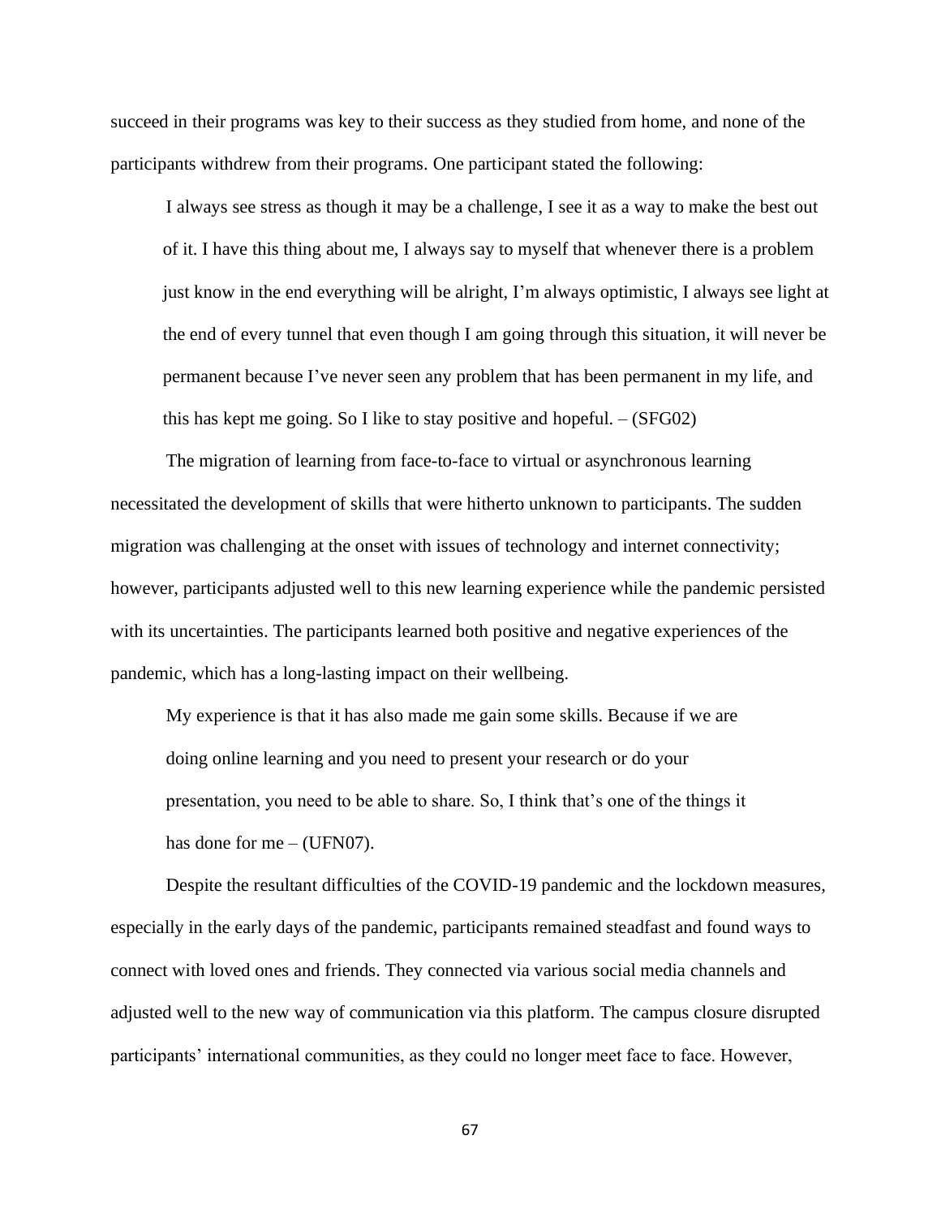succeed in their programs was key to their success as they studied from home, and none of the participants withdrew from their programs. One participant stated the following:

> I always see stress as though it may be a challenge, I see it as a way to make the best out of it. I have this thing about me, I always say to myself that whenever there is a problem just know in the end everything will be alright, I'm always optimistic, I always see light at the end of every tunnel that even though I am going through this situation, it will never be permanent because I've never seen any problem that has been permanent in my life, and this has kept me going. So I like to stay positive and hopeful. – (SFG02)

The migration of learning from face-to-face to virtual or asynchronous learning necessitated the development of skills that were hitherto unknown to participants. The sudden migration was challenging at the onset with issues of technology and internet connectivity; however, participants adjusted well to this new learning experience while the pandemic persisted with its uncertainties. The participants learned both positive and negative experiences of the pandemic, which has a long-lasting impact on their wellbeing.

> My experience is that it has also made me gain some skills. Because if we are doing online learning and you need to present your research or do your presentation, you need to be able to share. So, I think that's one of the things it has done for me – (UFN07).

Despite the resultant difficulties of the COVID-19 pandemic and the lockdown measures, especially in the early days of the pandemic, participants remained steadfast and found ways to connect with loved ones and friends. They connected via various social media channels and adjusted well to the new way of communication via this platform. The campus closure disrupted participants' international communities, as they could no longer meet face to face. However,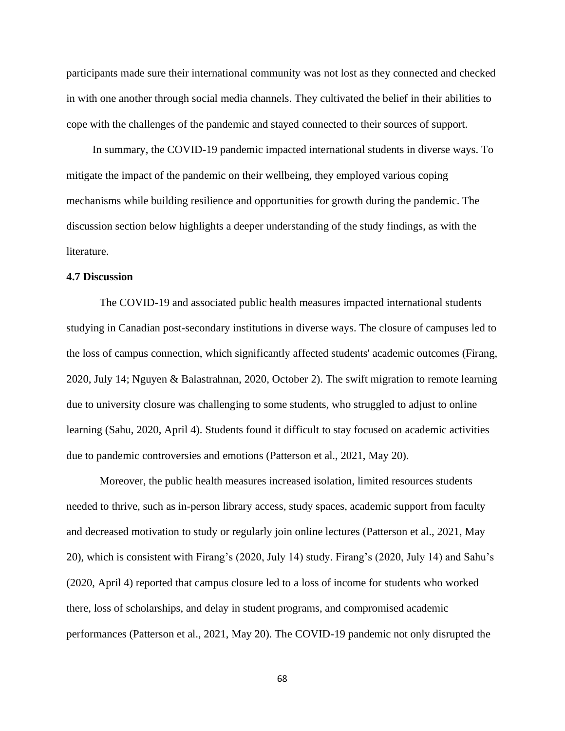participants made sure their international community was not lost as they connected and checked in with one another through social media channels. They cultivated the belief in their abilities to cope with the challenges of the pandemic and stayed connected to their sources of support.

In summary, the COVID-19 pandemic impacted international students in diverse ways. To mitigate the impact of the pandemic on their wellbeing, they employed various coping mechanisms while building resilience and opportunities for growth during the pandemic. The discussion section below highlights a deeper understanding of the study findings, as with the literature.

**4.7 Discussion**

The COVID-19 and associated public health measures impacted international students studying in Canadian post-secondary institutions in diverse ways. The closure of campuses led to the loss of campus connection, which significantly affected students' academic outcomes (Firang, 2020, July 14; Nguyen & Balastrahnan, 2020, October 2). The swift migration to remote learning due to university closure was challenging to some students, who struggled to adjust to online learning (Sahu, 2020, April 4). Students found it difficult to stay focused on academic activities due to pandemic controversies and emotions (Patterson et al., 2021, May 20).

Moreover, the public health measures increased isolation, limited resources students needed to thrive, such as in-person library access, study spaces, academic support from faculty and decreased motivation to study or regularly join online lectures (Patterson et al., 2021, May 20), which is consistent with Firang's (2020, July 14) study. Firang's (2020, July 14) and Sahu's (2020, April 4) reported that campus closure led to a loss of income for students who worked there, loss of scholarships, and delay in student programs, and compromised academic performances (Patterson et al., 2021, May 20). The COVID-19 pandemic not only disrupted the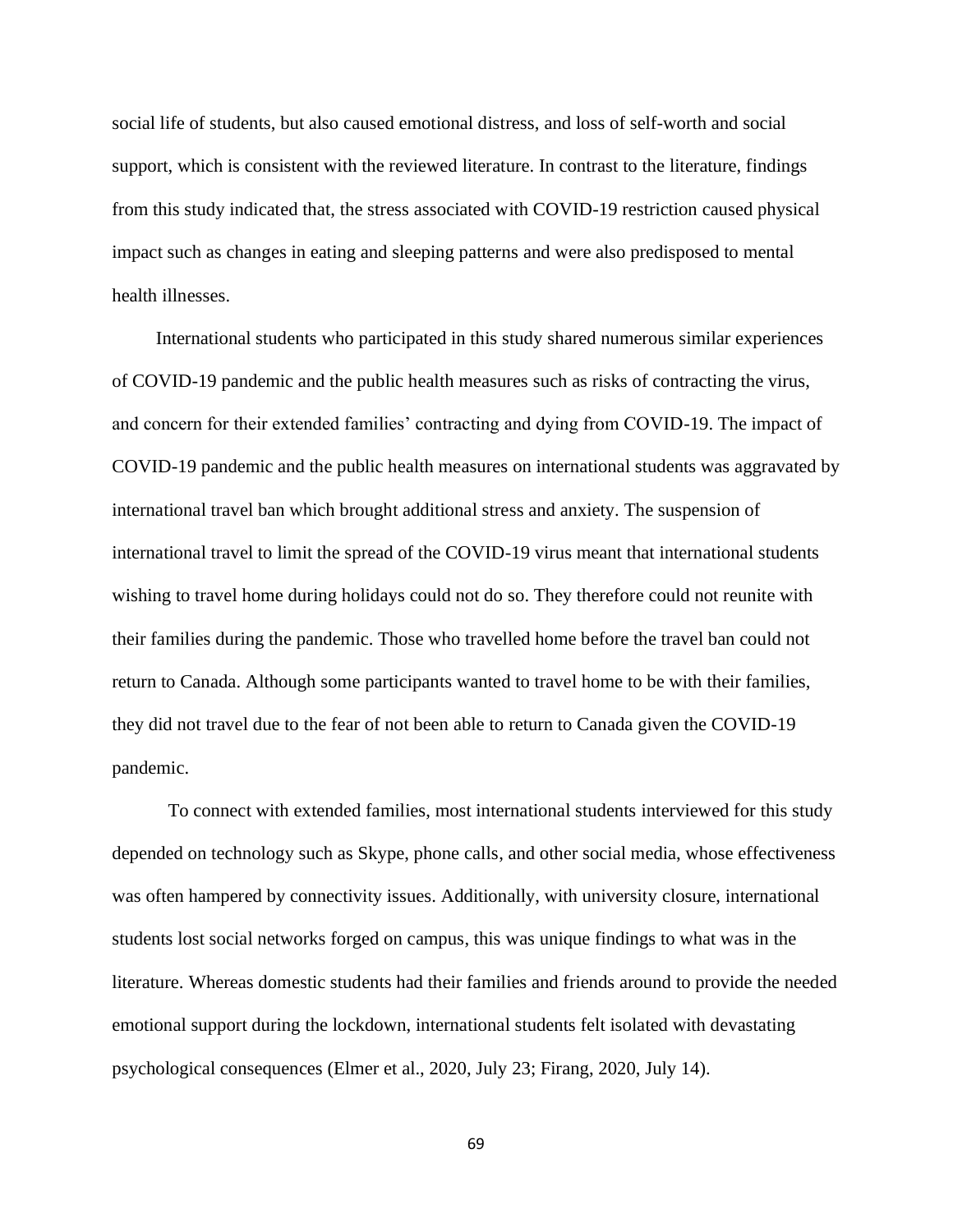social life of students, but also caused emotional distress, and loss of self-worth and social support, which is consistent with the reviewed literature. In contrast to the literature, findings from this study indicated that, the stress associated with COVID-19 restriction caused physical impact such as changes in eating and sleeping patterns and were also predisposed to mental health illnesses.

International students who participated in this study shared numerous similar experiences of COVID-19 pandemic and the public health measures such as risks of contracting the virus, and concern for their extended families' contracting and dying from COVID-19. The impact of COVID-19 pandemic and the public health measures on international students was aggravated by international travel ban which brought additional stress and anxiety. The suspension of international travel to limit the spread of the COVID-19 virus meant that international students wishing to travel home during holidays could not do so. They therefore could not reunite with their families during the pandemic. Those who travelled home before the travel ban could not return to Canada. Although some participants wanted to travel home to be with their families, they did not travel due to the fear of not been able to return to Canada given the COVID-19 pandemic.

To connect with extended families, most international students interviewed for this study depended on technology such as Skype, phone calls, and other social media, whose effectiveness was often hampered by connectivity issues. Additionally, with university closure, international students lost social networks forged on campus, this was unique findings to what was in the literature. Whereas domestic students had their families and friends around to provide the needed emotional support during the lockdown, international students felt isolated with devastating psychological consequences (Elmer et al., 2020, July 23; Firang, 2020, July 14).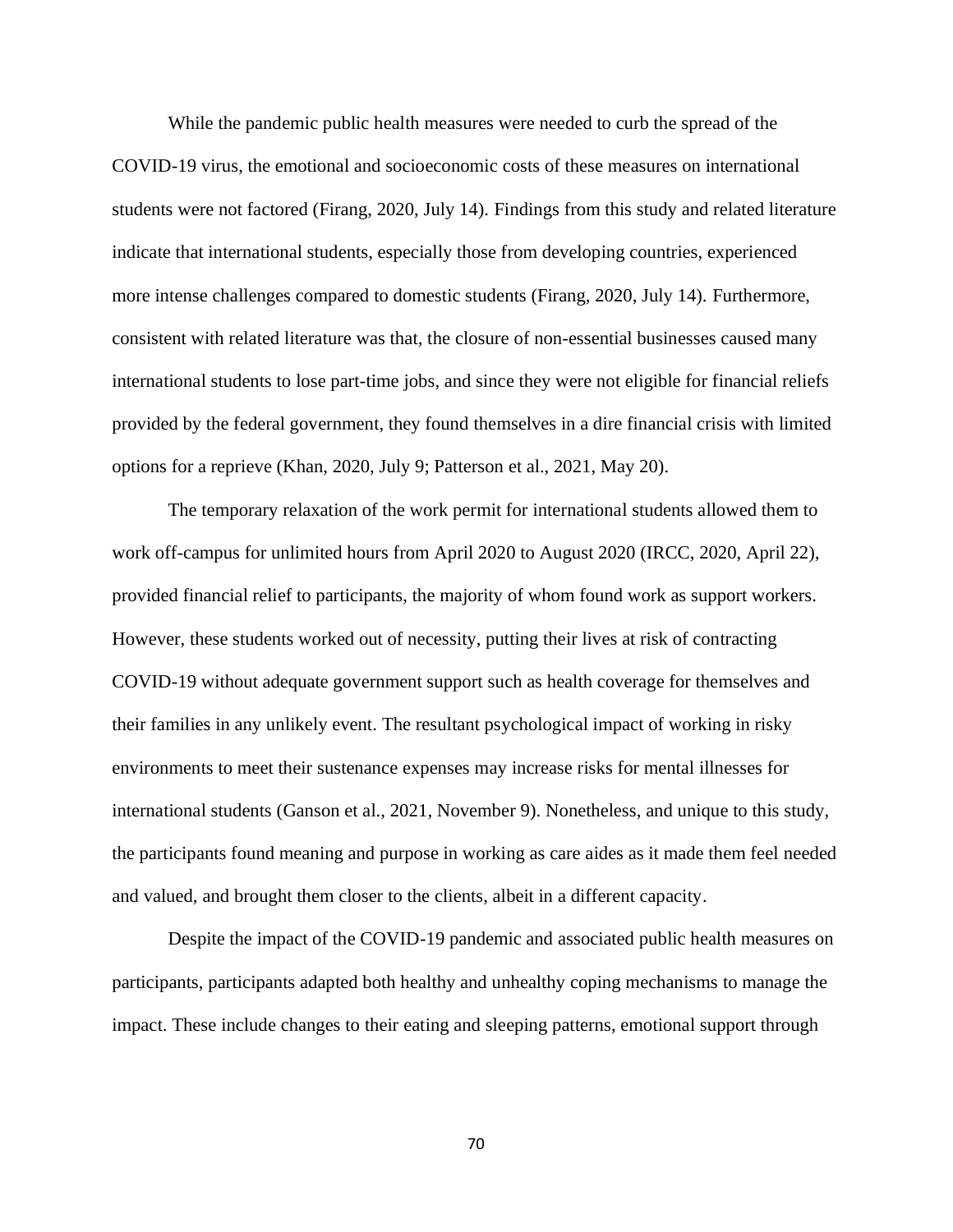While the pandemic public health measures were needed to curb the spread of the COVID-19 virus, the emotional and socioeconomic costs of these measures on international students were not factored (Firang, 2020, July 14). Findings from this study and related literature indicate that international students, especially those from developing countries, experienced more intense challenges compared to domestic students (Firang, 2020, July 14). Furthermore, consistent with related literature was that, the closure of non-essential businesses caused many international students to lose part-time jobs, and since they were not eligible for financial reliefs provided by the federal government, they found themselves in a dire financial crisis with limited options for a reprieve (Khan, 2020, July 9; Patterson et al., 2021, May 20).

The temporary relaxation of the work permit for international students allowed them to work off-campus for unlimited hours from April 2020 to August 2020 (IRCC, 2020, April 22), provided financial relief to participants, the majority of whom found work as support workers. However, these students worked out of necessity, putting their lives at risk of contracting COVID-19 without adequate government support such as health coverage for themselves and their families in any unlikely event. The resultant psychological impact of working in risky environments to meet their sustenance expenses may increase risks for mental illnesses for international students (Ganson et al., 2021, November 9). Nonetheless, and unique to this study, the participants found meaning and purpose in working as care aides as it made them feel needed and valued, and brought them closer to the clients, albeit in a different capacity.

Despite the impact of the COVID-19 pandemic and associated public health measures on participants, participants adapted both healthy and unhealthy coping mechanisms to manage the impact. These include changes to their eating and sleeping patterns, emotional support through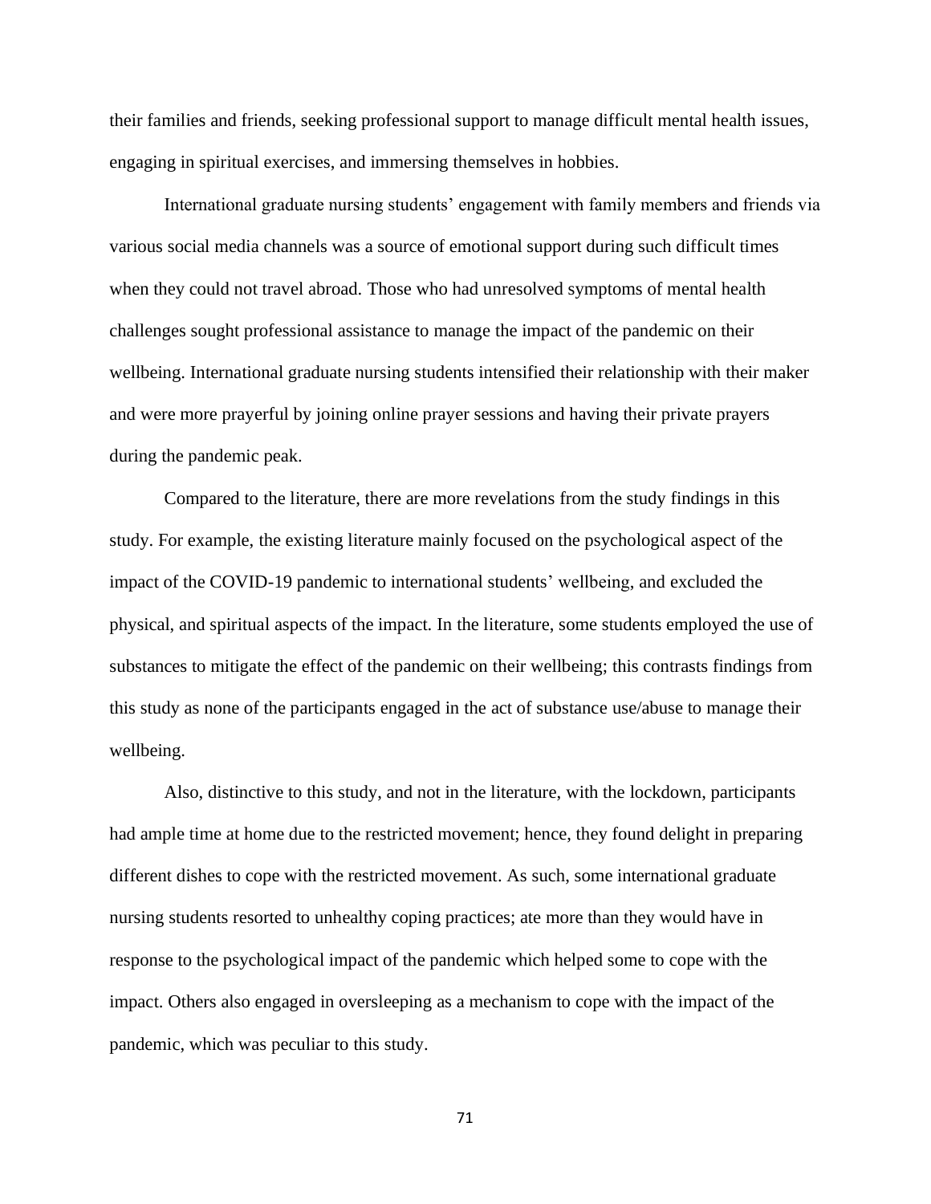their families and friends, seeking professional support to manage difficult mental health issues, engaging in spiritual exercises, and immersing themselves in hobbies.

International graduate nursing students' engagement with family members and friends via various social media channels was a source of emotional support during such difficult times when they could not travel abroad. Those who had unresolved symptoms of mental health challenges sought professional assistance to manage the impact of the pandemic on their wellbeing. International graduate nursing students intensified their relationship with their maker and were more prayerful by joining online prayer sessions and having their private prayers during the pandemic peak.

Compared to the literature, there are more revelations from the study findings in this study. For example, the existing literature mainly focused on the psychological aspect of the impact of the COVID-19 pandemic to international students' wellbeing, and excluded the physical, and spiritual aspects of the impact. In the literature, some students employed the use of substances to mitigate the effect of the pandemic on their wellbeing; this contrasts findings from this study as none of the participants engaged in the act of substance use/abuse to manage their wellbeing.

Also, distinctive to this study, and not in the literature, with the lockdown, participants had ample time at home due to the restricted movement; hence, they found delight in preparing different dishes to cope with the restricted movement. As such, some international graduate nursing students resorted to unhealthy coping practices; ate more than they would have in response to the psychological impact of the pandemic which helped some to cope with the impact. Others also engaged in oversleeping as a mechanism to cope with the impact of the pandemic, which was peculiar to this study.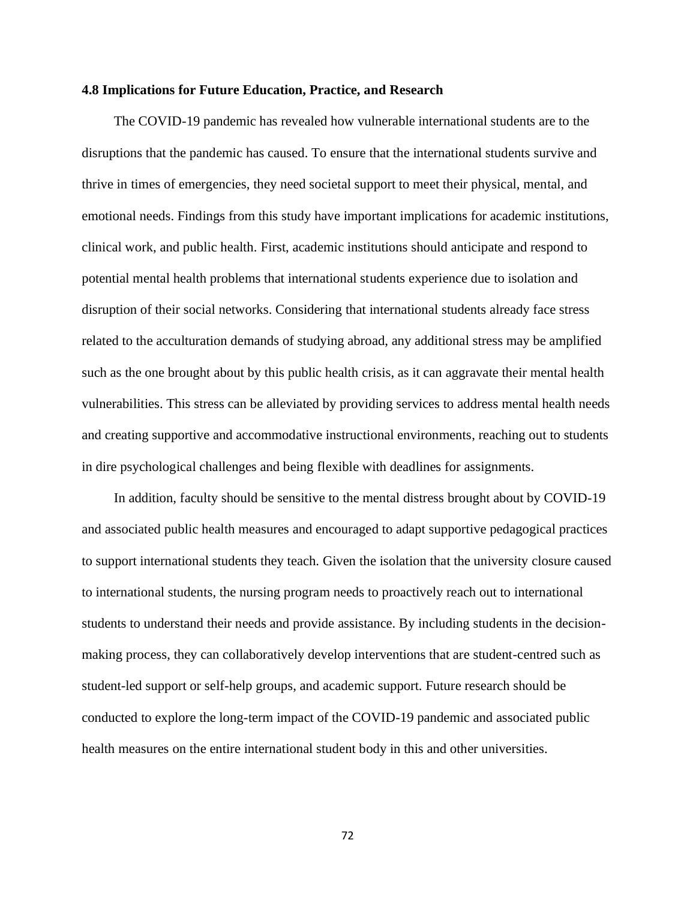### 4.8 Implications for Future Education, Practice, and Research

The COVID-19 pandemic has revealed how vulnerable international students are to the disruptions that the pandemic has caused. To ensure that the international students survive and thrive in times of emergencies, they need societal support to meet their physical, mental, and emotional needs. Findings from this study have important implications for academic institutions, clinical work, and public health. First, academic institutions should anticipate and respond to potential mental health problems that international students experience due to isolation and disruption of their social networks. Considering that international students already face stress related to the acculturation demands of studying abroad, any additional stress may be amplified such as the one brought about by this public health crisis, as it can aggravate their mental health vulnerabilities. This stress can be alleviated by providing services to address mental health needs and creating supportive and accommodative instructional environments, reaching out to students in dire psychological challenges and being flexible with deadlines for assignments.

In addition, faculty should be sensitive to the mental distress brought about by COVID-19 and associated public health measures and encouraged to adapt supportive pedagogical practices to support international students they teach. Given the isolation that the university closure caused to international students, the nursing program needs to proactively reach out to international students to understand their needs and provide assistance. By including students in the decision-making process, they can collaboratively develop interventions that are student-centred such as student-led support or self-help groups, and academic support. Future research should be conducted to explore the long-term impact of the COVID-19 pandemic and associated public health measures on the entire international student body in this and other universities.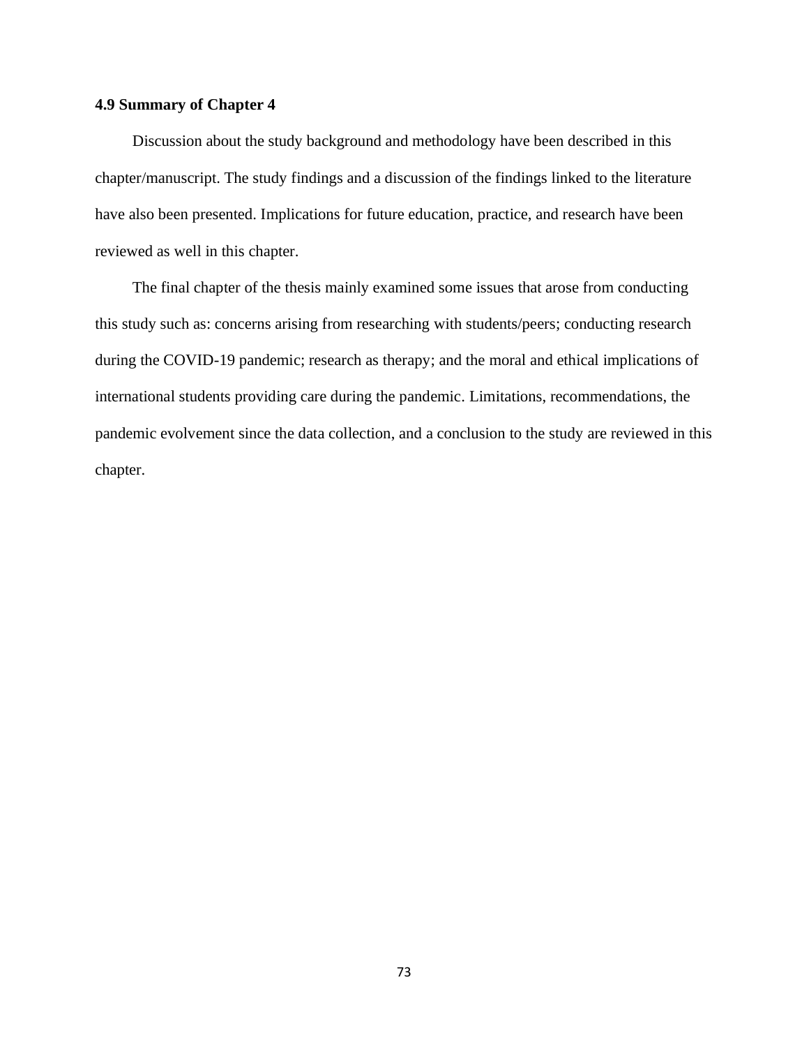### 4.9 Summary of Chapter 4

Discussion about the study background and methodology have been described in this chapter/manuscript. The study findings and a discussion of the findings linked to the literature have also been presented. Implications for future education, practice, and research have been reviewed as well in this chapter.

The final chapter of the thesis mainly examined some issues that arose from conducting this study such as: concerns arising from researching with students/peers; conducting research during the COVID-19 pandemic; research as therapy; and the moral and ethical implications of international students providing care during the pandemic. Limitations, recommendations, the pandemic evolvement since the data collection, and a conclusion to the study are reviewed in this chapter.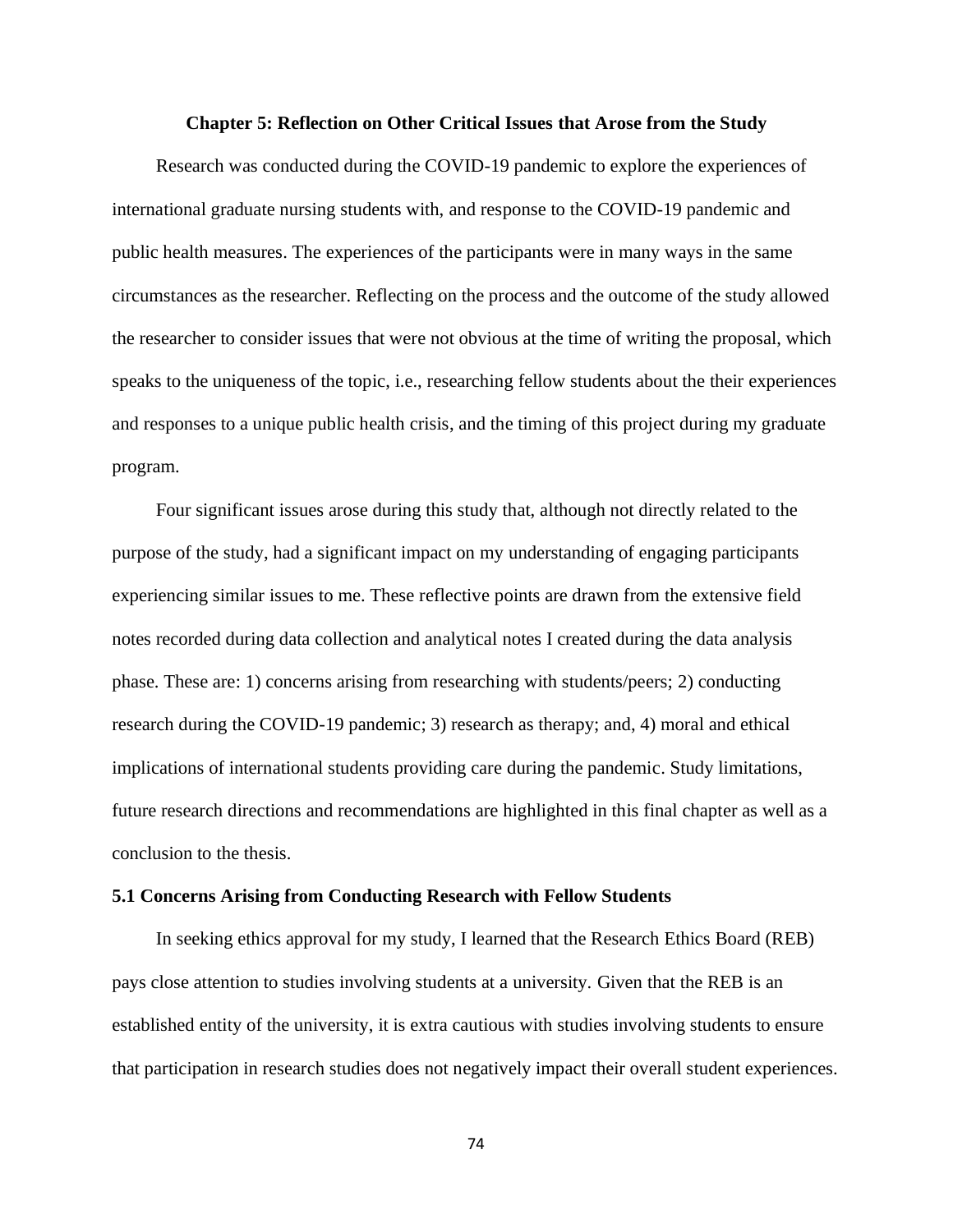## Chapter 5: Reflection on Other Critical Issues that Arose from the Study

Research was conducted during the COVID-19 pandemic to explore the experiences of international graduate nursing students with, and response to the COVID-19 pandemic and public health measures. The experiences of the participants were in many ways in the same circumstances as the researcher. Reflecting on the process and the outcome of the study allowed the researcher to consider issues that were not obvious at the time of writing the proposal, which speaks to the uniqueness of the topic, i.e., researching fellow students about the their experiences and responses to a unique public health crisis, and the timing of this project during my graduate program.

Four significant issues arose during this study that, although not directly related to the purpose of the study, had a significant impact on my understanding of engaging participants experiencing similar issues to me. These reflective points are drawn from the extensive field notes recorded during data collection and analytical notes I created during the data analysis phase. These are: 1) concerns arising from researching with students/peers; 2) conducting research during the COVID-19 pandemic; 3) research as therapy; and, 4) moral and ethical implications of international students providing care during the pandemic. Study limitations, future research directions and recommendations are highlighted in this final chapter as well as a conclusion to the thesis.

### 5.1 Concerns Arising from Conducting Research with Fellow Students

In seeking ethics approval for my study, I learned that the Research Ethics Board (REB) pays close attention to studies involving students at a university. Given that the REB is an established entity of the university, it is extra cautious with studies involving students to ensure that participation in research studies does not negatively impact their overall student experiences.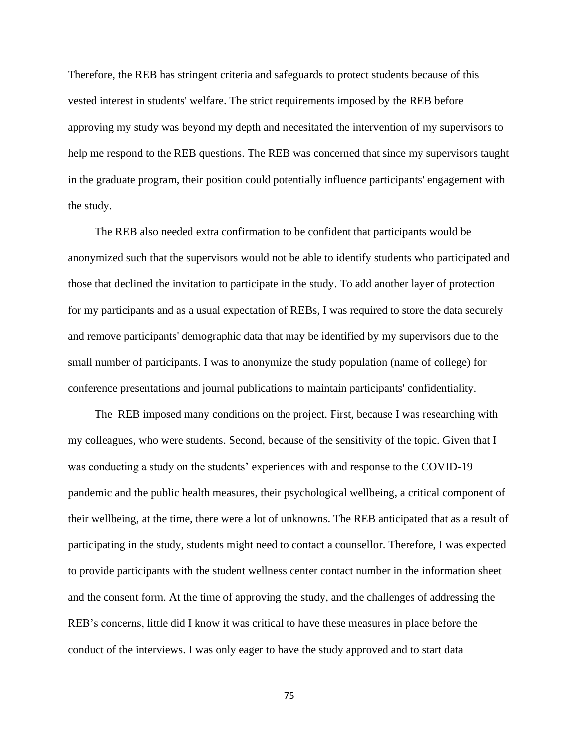Therefore, the REB has stringent criteria and safeguards to protect students because of this vested interest in students' welfare. The strict requirements imposed by the REB before approving my study was beyond my depth and necesitated the intervention of my supervisors to help me respond to the REB questions. The REB was concerned that since my supervisors taught in the graduate program, their position could potentially influence participants' engagement with the study.

The REB also needed extra confirmation to be confident that participants would be anonymized such that the supervisors would not be able to identify students who participated and those that declined the invitation to participate in the study. To add another layer of protection for my participants and as a usual expectation of REBs, I was required to store the data securely and remove participants' demographic data that may be identified by my supervisors due to the small number of participants. I was to anonymize the study population (name of college) for conference presentations and journal publications to maintain participants' confidentiality.

The REB imposed many conditions on the project. First, because I was researching with my colleagues, who were students. Second, because of the sensitivity of the topic. Given that I was conducting a study on the students' experiences with and response to the COVID-19 pandemic and the public health measures, their psychological wellbeing, a critical component of their wellbeing, at the time, there were a lot of unknowns. The REB anticipated that as a result of participating in the study, students might need to contact a counsellor. Therefore, I was expected to provide participants with the student wellness center contact number in the information sheet and the consent form. At the time of approving the study, and the challenges of addressing the REB's concerns, little did I know it was critical to have these measures in place before the conduct of the interviews. I was only eager to have the study approved and to start data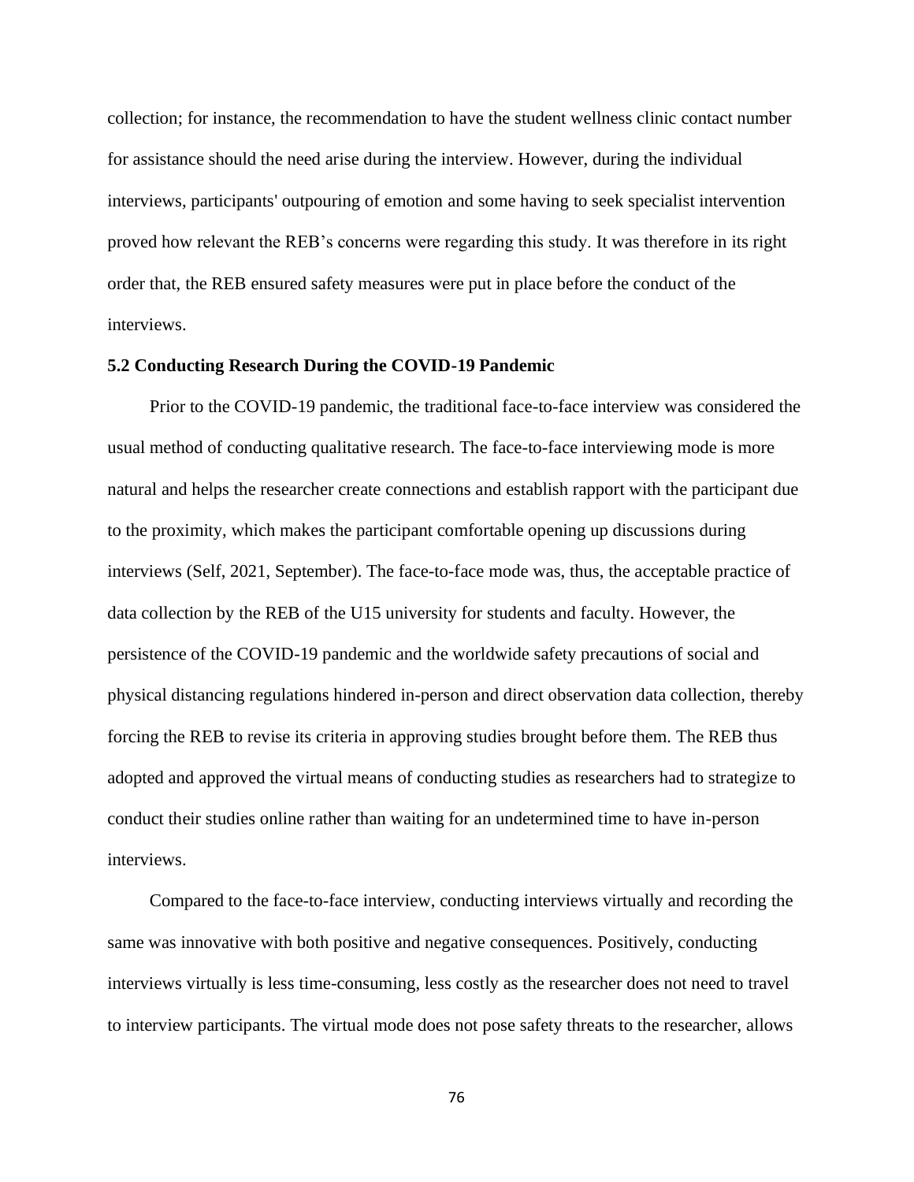collection; for instance, the recommendation to have the student wellness clinic contact number for assistance should the need arise during the interview. However, during the individual interviews, participants' outpouring of emotion and some having to seek specialist intervention proved how relevant the REB's concerns were regarding this study. It was therefore in its right order that, the REB ensured safety measures were put in place before the conduct of the interviews.

### 5.2 Conducting Research During the COVID-19 Pandemic

Prior to the COVID-19 pandemic, the traditional face-to-face interview was considered the usual method of conducting qualitative research. The face-to-face interviewing mode is more natural and helps the researcher create connections and establish rapport with the participant due to the proximity, which makes the participant comfortable opening up discussions during interviews (Self, 2021, September). The face-to-face mode was, thus, the acceptable practice of data collection by the REB of the U15 university for students and faculty. However, the persistence of the COVID-19 pandemic and the worldwide safety precautions of social and physical distancing regulations hindered in-person and direct observation data collection, thereby forcing the REB to revise its criteria in approving studies brought before them. The REB thus adopted and approved the virtual means of conducting studies as researchers had to strategize to conduct their studies online rather than waiting for an undetermined time to have in-person interviews.

Compared to the face-to-face interview, conducting interviews virtually and recording the same was innovative with both positive and negative consequences. Positively, conducting interviews virtually is less time-consuming, less costly as the researcher does not need to travel to interview participants. The virtual mode does not pose safety threats to the researcher, allows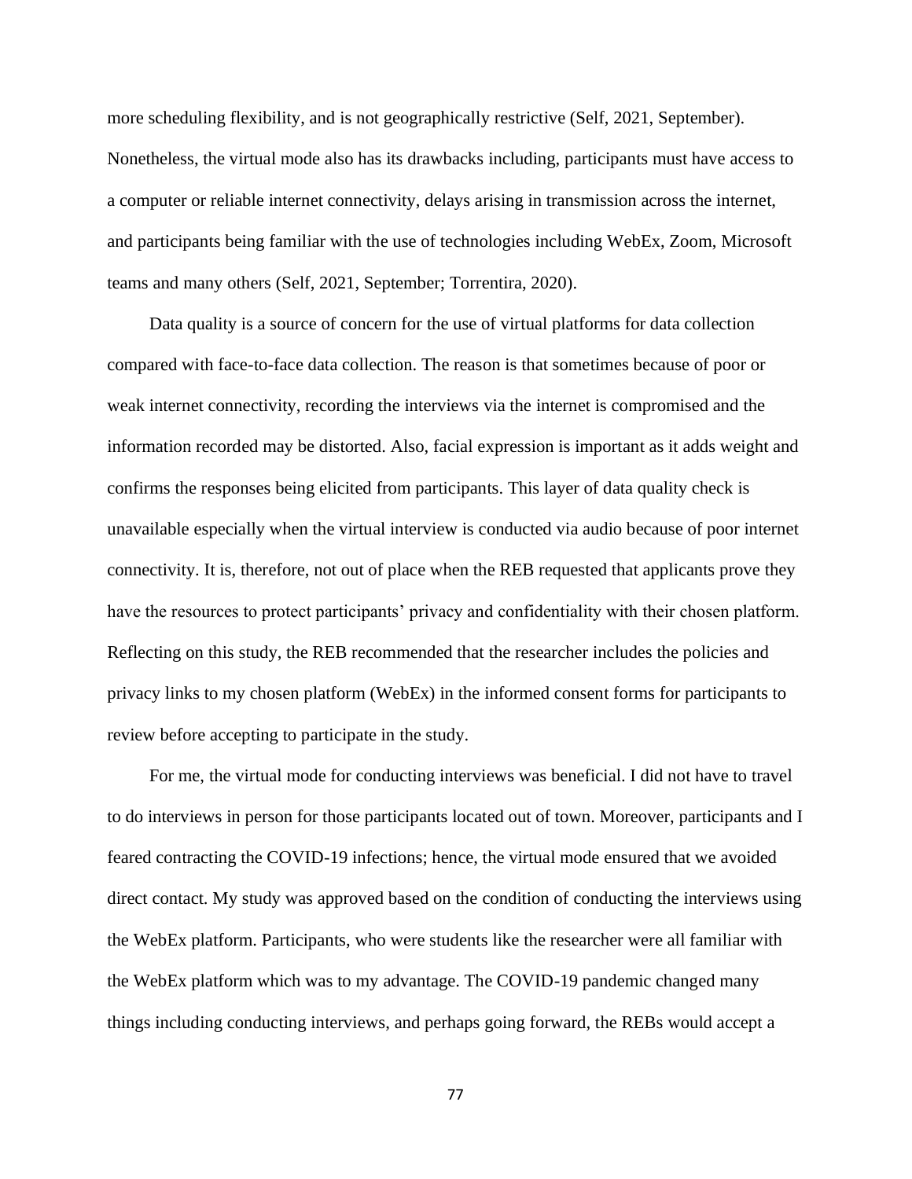more scheduling flexibility, and is not geographically restrictive (Self, 2021, September). Nonetheless, the virtual mode also has its drawbacks including, participants must have access to a computer or reliable internet connectivity, delays arising in transmission across the internet, and participants being familiar with the use of technologies including WebEx, Zoom, Microsoft teams and many others (Self, 2021, September; Torrentira, 2020).

Data quality is a source of concern for the use of virtual platforms for data collection compared with face-to-face data collection. The reason is that sometimes because of poor or weak internet connectivity, recording the interviews via the internet is compromised and the information recorded may be distorted. Also, facial expression is important as it adds weight and confirms the responses being elicited from participants. This layer of data quality check is unavailable especially when the virtual interview is conducted via audio because of poor internet connectivity. It is, therefore, not out of place when the REB requested that applicants prove they have the resources to protect participants' privacy and confidentiality with their chosen platform. Reflecting on this study, the REB recommended that the researcher includes the policies and privacy links to my chosen platform (WebEx) in the informed consent forms for participants to review before accepting to participate in the study.

For me, the virtual mode for conducting interviews was beneficial. I did not have to travel to do interviews in person for those participants located out of town. Moreover, participants and I feared contracting the COVID-19 infections; hence, the virtual mode ensured that we avoided direct contact. My study was approved based on the condition of conducting the interviews using the WebEx platform. Participants, who were students like the researcher were all familiar with the WebEx platform which was to my advantage. The COVID-19 pandemic changed many things including conducting interviews, and perhaps going forward, the REBs would accept a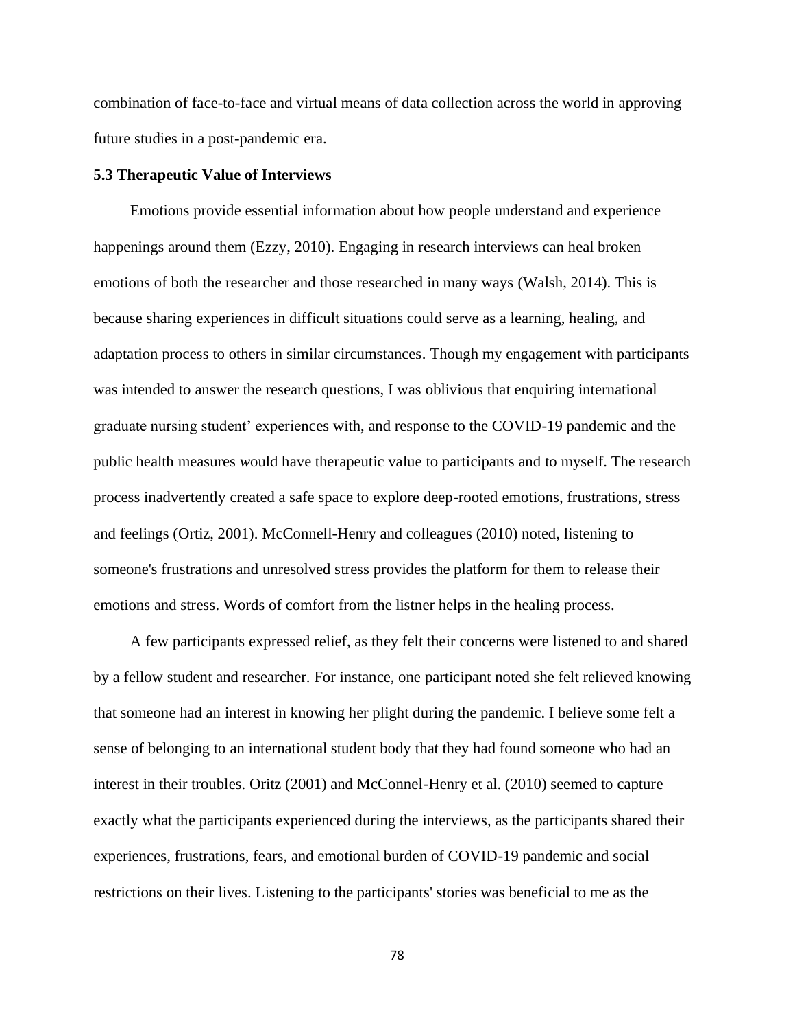combination of face-to-face and virtual means of data collection across the world in approving future studies in a post-pandemic era.

### 5.3 Therapeutic Value of Interviews

Emotions provide essential information about how people understand and experience happenings around them (Ezzy, 2010). Engaging in research interviews can heal broken emotions of both the researcher and those researched in many ways (Walsh, 2014). This is because sharing experiences in difficult situations could serve as a learning, healing, and adaptation process to others in similar circumstances. Though my engagement with participants was intended to answer the research questions, I was oblivious that enquiring international graduate nursing student' experiences with, and response to the COVID-19 pandemic and the public health measures *w*ould have therapeutic value to participants and to myself. The research process inadvertently created a safe space to explore deep-rooted emotions, frustrations, stress and feelings (Ortiz, 2001). McConnell-Henry and colleagues (2010) noted, listening to someone's frustrations and unresolved stress provides the platform for them to release their emotions and stress. Words of comfort from the listner helps in the healing process.

A few participants expressed relief, as they felt their concerns were listened to and shared by a fellow student and researcher. For instance, one participant noted she felt relieved knowing that someone had an interest in knowing her plight during the pandemic. I believe some felt a sense of belonging to an international student body that they had found someone who had an interest in their troubles. Oritz (2001) and McConnel-Henry et al. (2010) seemed to capture exactly what the participants experienced during the interviews, as the participants shared their experiences, frustrations, fears, and emotional burden of COVID-19 pandemic and social restrictions on their lives. Listening to the participants' stories was beneficial to me as the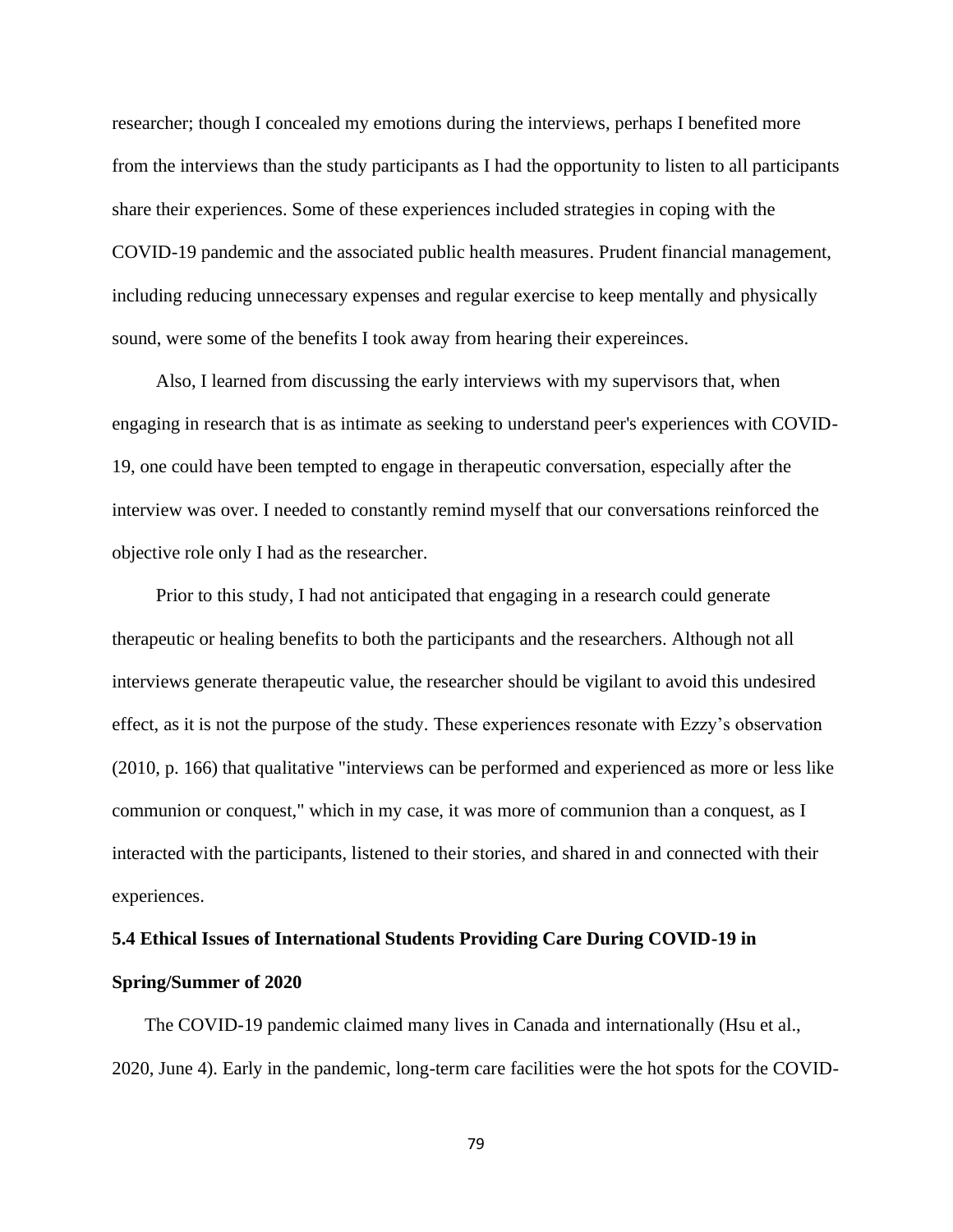researcher; though I concealed my emotions during the interviews, perhaps I benefited more from the interviews than the study participants as I had the opportunity to listen to all participants share their experiences. Some of these experiences included strategies in coping with the COVID-19 pandemic and the associated public health measures. Prudent financial management, including reducing unnecessary expenses and regular exercise to keep mentally and physically sound, were some of the benefits I took away from hearing their expereinces.

Also, I learned from discussing the early interviews with my supervisors that, when engaging in research that is as intimate as seeking to understand peer's experiences with COVID-19, one could have been tempted to engage in therapeutic conversation, especially after the interview was over. I needed to constantly remind myself that our conversations reinforced the objective role only I had as the researcher.

Prior to this study, I had not anticipated that engaging in a research could generate therapeutic or healing benefits to both the participants and the researchers. Although not all interviews generate therapeutic value, the researcher should be vigilant to avoid this undesired effect, as it is not the purpose of the study. These experiences resonate with Ezzy's observation (2010, p. 166) that qualitative "interviews can be performed and experienced as more or less like communion or conquest," which in my case, it was more of communion than a conquest, as I interacted with the participants, listened to their stories, and shared in and connected with their experiences.

### 5.4 Ethical Issues of International Students Providing Care During COVID-19 in Spring/Summer of 2020

The COVID-19 pandemic claimed many lives in Canada and internationally (Hsu et al., 2020, June 4). Early in the pandemic, long-term care facilities were the hot spots for the COVID-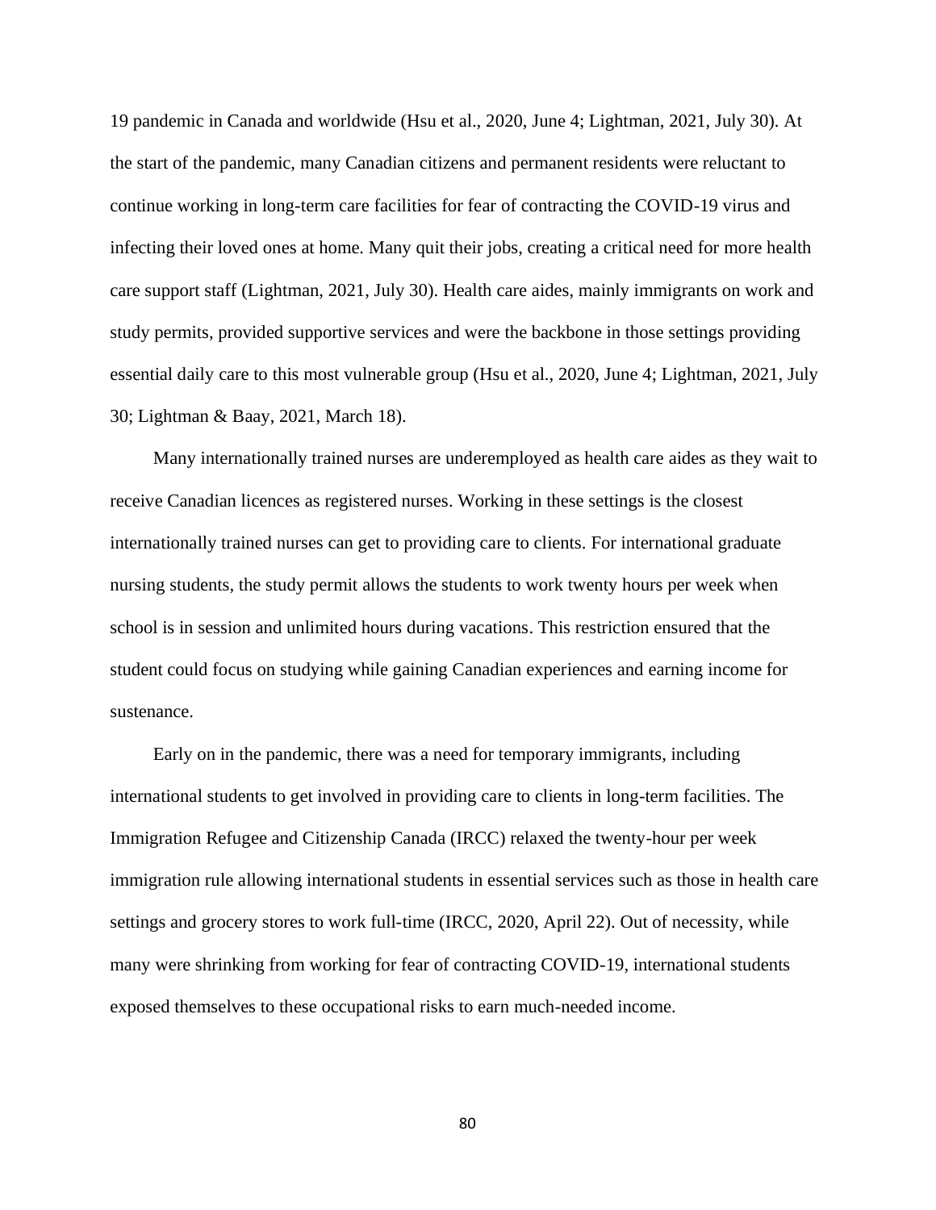19 pandemic in Canada and worldwide (Hsu et al., 2020, June 4; Lightman, 2021, July 30). At the start of the pandemic, many Canadian citizens and permanent residents were reluctant to continue working in long-term care facilities for fear of contracting the COVID-19 virus and infecting their loved ones at home. Many quit their jobs, creating a critical need for more health care support staff (Lightman, 2021, July 30). Health care aides, mainly immigrants on work and study permits, provided supportive services and were the backbone in those settings providing essential daily care to this most vulnerable group (Hsu et al., 2020, June 4; Lightman, 2021, July 30; Lightman & Baay, 2021, March 18).

Many internationally trained nurses are underemployed as health care aides as they wait to receive Canadian licences as registered nurses. Working in these settings is the closest internationally trained nurses can get to providing care to clients. For international graduate nursing students, the study permit allows the students to work twenty hours per week when school is in session and unlimited hours during vacations. This restriction ensured that the student could focus on studying while gaining Canadian experiences and earning income for sustenance.

Early on in the pandemic, there was a need for temporary immigrants, including international students to get involved in providing care to clients in long-term facilities. The Immigration Refugee and Citizenship Canada (IRCC) relaxed the twenty-hour per week immigration rule allowing international students in essential services such as those in health care settings and grocery stores to work full-time (IRCC, 2020, April 22). Out of necessity, while many were shrinking from working for fear of contracting COVID-19, international students exposed themselves to these occupational risks to earn much-needed income.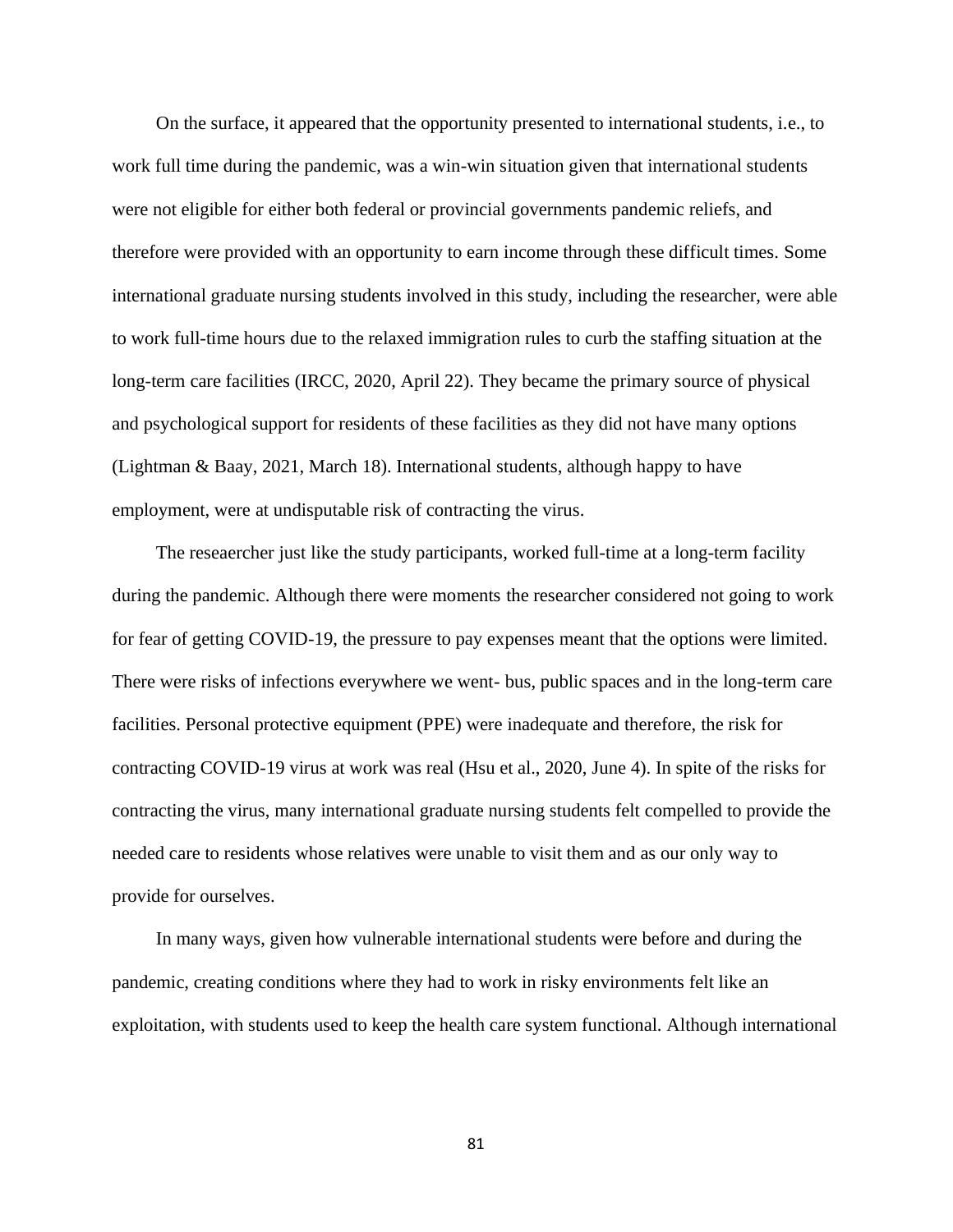On the surface, it appeared that the opportunity presented to international students, i.e., to work full time during the pandemic, was a win-win situation given that international students were not eligible for either both federal or provincial governments pandemic reliefs, and therefore were provided with an opportunity to earn income through these difficult times. Some international graduate nursing students involved in this study, including the researcher, were able to work full-time hours due to the relaxed immigration rules to curb the staffing situation at the long-term care facilities (IRCC, 2020, April 22). They became the primary source of physical and psychological support for residents of these facilities as they did not have many options (Lightman & Baay, 2021, March 18). International students, although happy to have employment, were at undisputable risk of contracting the virus.

The reseaercher just like the study participants, worked full-time at a long-term facility during the pandemic. Although there were moments the researcher considered not going to work for fear of getting COVID-19, the pressure to pay expenses meant that the options were limited. There were risks of infections everywhere we went- bus, public spaces and in the long-term care facilities. Personal protective equipment (PPE) were inadequate and therefore, the risk for contracting COVID-19 virus at work was real (Hsu et al., 2020, June 4). In spite of the risks for contracting the virus, many international graduate nursing students felt compelled to provide the needed care to residents whose relatives were unable to visit them and as our only way to provide for ourselves.

In many ways, given how vulnerable international students were before and during the pandemic, creating conditions where they had to work in risky environments felt like an exploitation, with students used to keep the health care system functional. Although international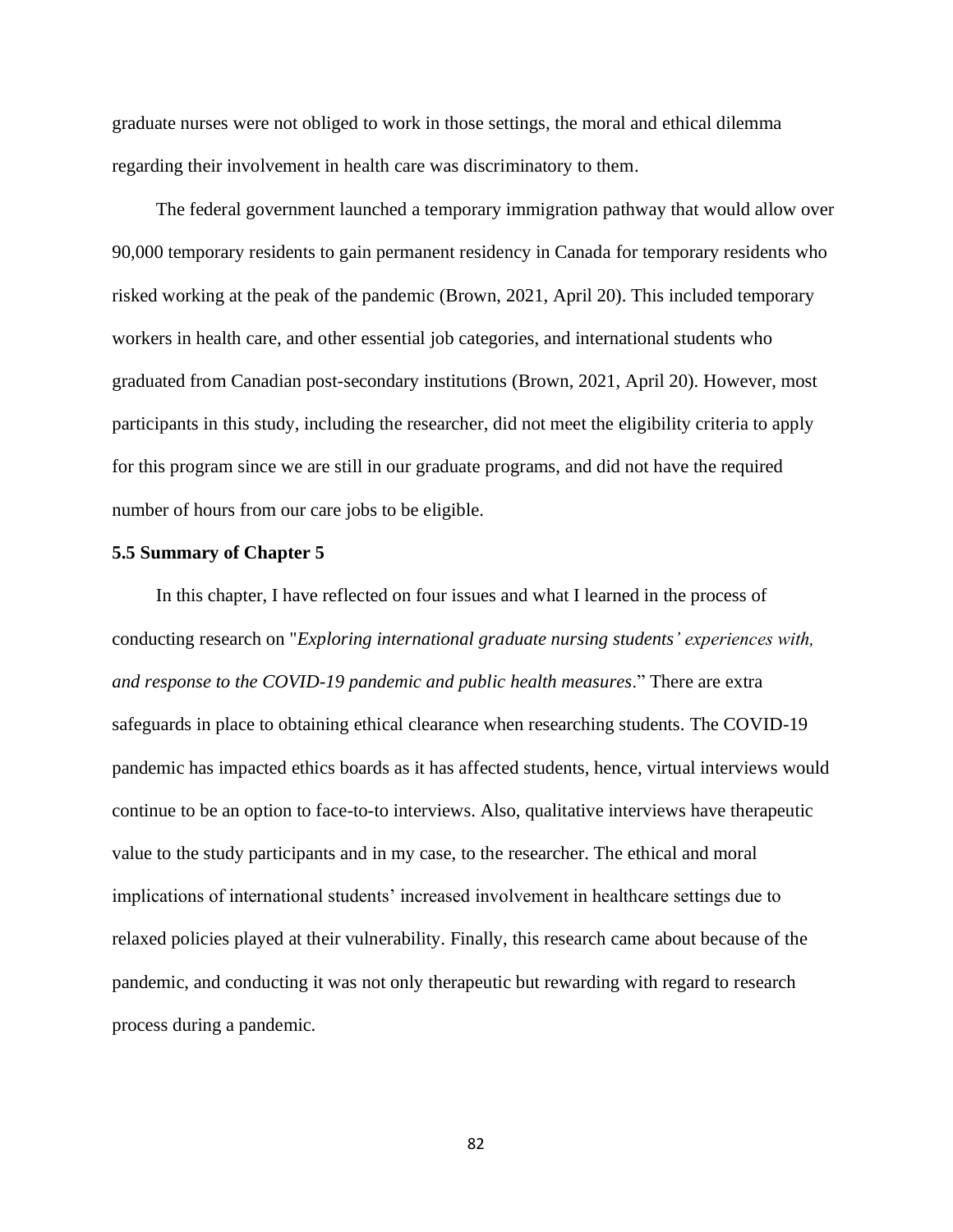graduate nurses were not obliged to work in those settings, the moral and ethical dilemma regarding their involvement in health care was discriminatory to them.

The federal government launched a temporary immigration pathway that would allow over 90,000 temporary residents to gain permanent residency in Canada for temporary residents who risked working at the peak of the pandemic (Brown, 2021, April 20). This included temporary workers in health care, and other essential job categories, and international students who graduated from Canadian post-secondary institutions (Brown, 2021, April 20). However, most participants in this study, including the researcher, did not meet the eligibility criteria to apply for this program since we are still in our graduate programs, and did not have the required number of hours from our care jobs to be eligible.

### 5.5 Summary of Chapter 5

In this chapter, I have reflected on four issues and what I learned in the process of conducting research on "*Exploring international graduate nursing students' experiences with, and response to the COVID-19 pandemic and public health measures*." There are extra safeguards in place to obtaining ethical clearance when researching students. The COVID-19 pandemic has impacted ethics boards as it has affected students, hence, virtual interviews would continue to be an option to face-to-to interviews. Also, qualitative interviews have therapeutic value to the study participants and in my case, to the researcher. The ethical and moral implications of international students' increased involvement in healthcare settings due to relaxed policies played at their vulnerability. Finally, this research came about because of the pandemic, and conducting it was not only therapeutic but rewarding with regard to research process during a pandemic.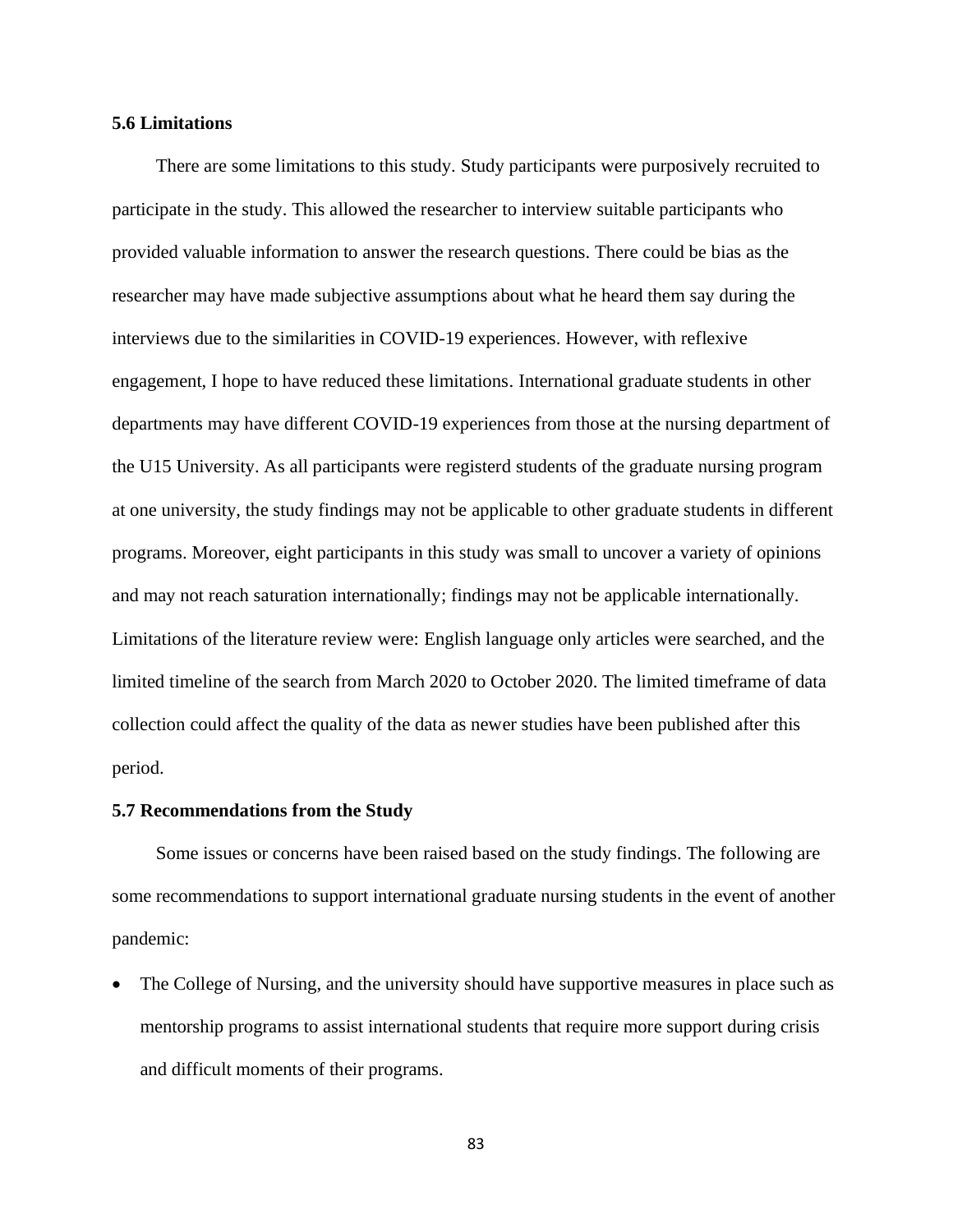### 5.6 Limitations

There are some limitations to this study. Study participants were purposively recruited to participate in the study. This allowed the researcher to interview suitable participants who provided valuable information to answer the research questions. There could be bias as the researcher may have made subjective assumptions about what he heard them say during the interviews due to the similarities in COVID-19 experiences. However, with reflexive engagement, I hope to have reduced these limitations. International graduate students in other departments may have different COVID-19 experiences from those at the nursing department of the U15 University. As all participants were registerd students of the graduate nursing program at one university, the study findings may not be applicable to other graduate students in different programs. Moreover, eight participants in this study was small to uncover a variety of opinions and may not reach saturation internationally; findings may not be applicable internationally. Limitations of the literature review were: English language only articles were searched, and the limited timeline of the search from March 2020 to October 2020. The limited timeframe of data collection could affect the quality of the data as newer studies have been published after this period.

### 5.7 Recommendations from the Study

Some issues or concerns have been raised based on the study findings. The following are some recommendations to support international graduate nursing students in the event of another pandemic:

- The College of Nursing, and the university should have supportive measures in place such as mentorship programs to assist international students that require more support during crisis and difficult moments of their programs.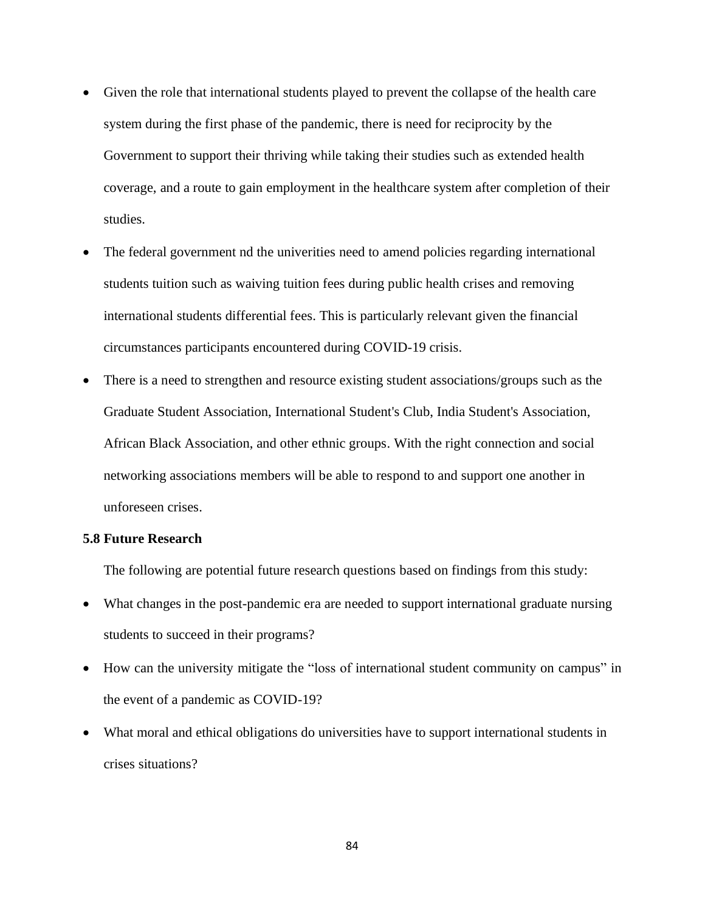- Given the role that international students played to prevent the collapse of the health care system during the first phase of the pandemic, there is need for reciprocity by the Government to support their thriving while taking their studies such as extended health coverage, and a route to gain employment in the healthcare system after completion of their studies.
- The federal government nd the univerities need to amend policies regarding international students tuition such as waiving tuition fees during public health crises and removing international students differential fees. This is particularly relevant given the financial circumstances participants encountered during COVID-19 crisis.
- There is a need to strengthen and resource existing student associations/groups such as the Graduate Student Association, International Student's Club, India Student's Association, African Black Association, and other ethnic groups. With the right connection and social networking associations members will be able to respond to and support one another in unforeseen crises.

### 5.8 Future Research

The following are potential future research questions based on findings from this study:

- What changes in the post-pandemic era are needed to support international graduate nursing students to succeed in their programs?
- How can the university mitigate the “loss of international student community on campus” in the event of a pandemic as COVID-19?
- What moral and ethical obligations do universities have to support international students in crises situations?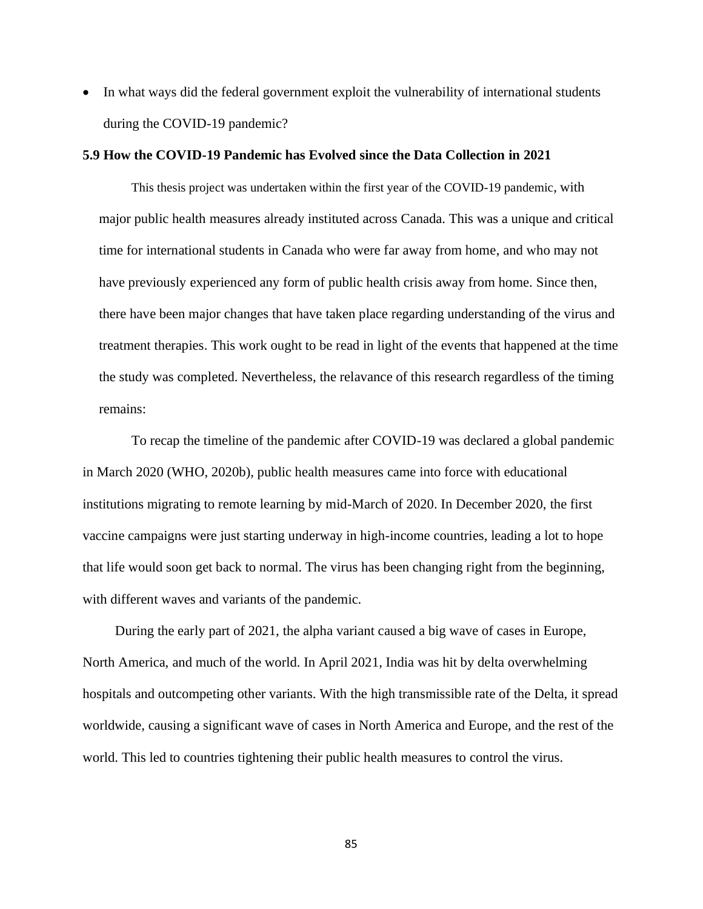- In what ways did the federal government exploit the vulnerability of international students during the COVID-19 pandemic?

### 5.9 How the COVID-19 Pandemic has Evolved since the Data Collection in 2021

This thesis project was undertaken within the first year of the COVID-19 pandemic, with major public health measures already instituted across Canada. This was a unique and critical time for international students in Canada who were far away from home, and who may not have previously experienced any form of public health crisis away from home. Since then, there have been major changes that have taken place regarding understanding of the virus and treatment therapies. This work ought to be read in light of the events that happened at the time the study was completed. Nevertheless, the relavance of this research regardless of the timing remains:

To recap the timeline of the pandemic after COVID-19 was declared a global pandemic in March 2020 (WHO, 2020b), public health measures came into force with educational institutions migrating to remote learning by mid-March of 2020. In December 2020, the first vaccine campaigns were just starting underway in high-income countries, leading a lot to hope that life would soon get back to normal. The virus has been changing right from the beginning, with different waves and variants of the pandemic.

During the early part of 2021, the alpha variant caused a big wave of cases in Europe, North America, and much of the world. In April 2021, India was hit by delta overwhelming hospitals and outcompeting other variants. With the high transmissible rate of the Delta, it spread worldwide, causing a significant wave of cases in North America and Europe, and the rest of the world. This led to countries tightening their public health measures to control the virus.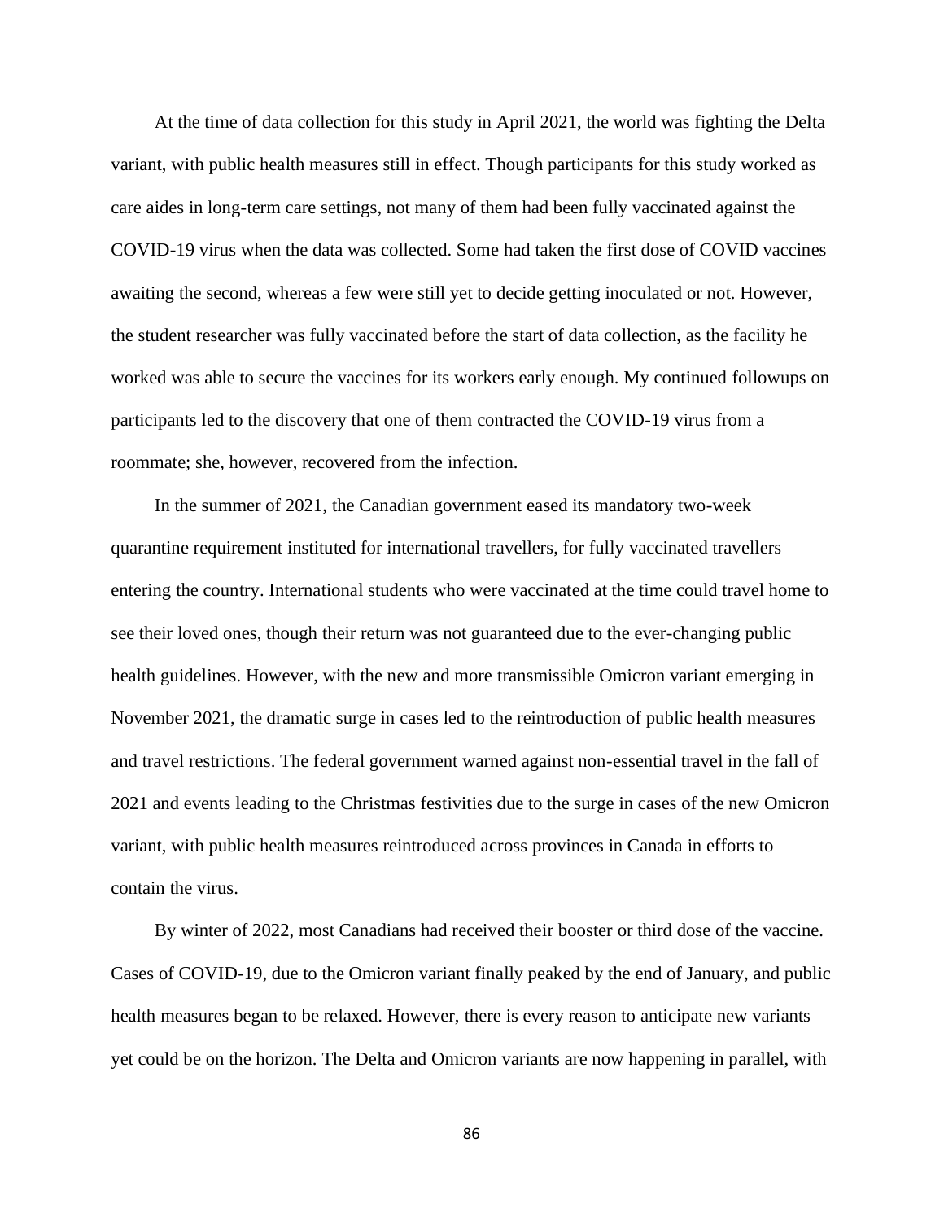At the time of data collection for this study in April 2021, the world was fighting the Delta variant, with public health measures still in effect. Though participants for this study worked as care aides in long-term care settings, not many of them had been fully vaccinated against the COVID-19 virus when the data was collected. Some had taken the first dose of COVID vaccines awaiting the second, whereas a few were still yet to decide getting inoculated or not. However, the student researcher was fully vaccinated before the start of data collection, as the facility he worked was able to secure the vaccines for its workers early enough. My continued followups on participants led to the discovery that one of them contracted the COVID-19 virus from a roommate; she, however, recovered from the infection.

In the summer of 2021, the Canadian government eased its mandatory two-week quarantine requirement instituted for international travellers, for fully vaccinated travellers entering the country. International students who were vaccinated at the time could travel home to see their loved ones, though their return was not guaranteed due to the ever-changing public health guidelines. However, with the new and more transmissible Omicron variant emerging in November 2021, the dramatic surge in cases led to the reintroduction of public health measures and travel restrictions. The federal government warned against non-essential travel in the fall of 2021 and events leading to the Christmas festivities due to the surge in cases of the new Omicron variant, with public health measures reintroduced across provinces in Canada in efforts to contain the virus.

By winter of 2022, most Canadians had received their booster or third dose of the vaccine. Cases of COVID-19, due to the Omicron variant finally peaked by the end of January, and public health measures began to be relaxed. However, there is every reason to anticipate new variants yet could be on the horizon. The Delta and Omicron variants are now happening in parallel, with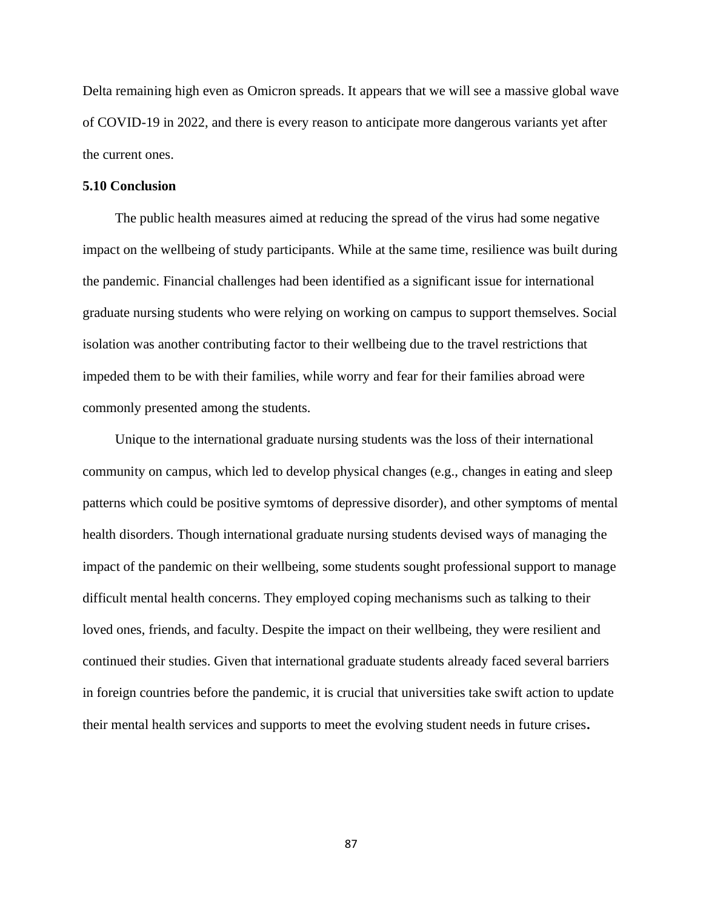Delta remaining high even as Omicron spreads. It appears that we will see a massive global wave of COVID-19 in 2022, and there is every reason to anticipate more dangerous variants yet after the current ones.

### 5.10 Conclusion

The public health measures aimed at reducing the spread of the virus had some negative impact on the wellbeing of study participants. While at the same time, resilience was built during the pandemic. Financial challenges had been identified as a significant issue for international graduate nursing students who were relying on working on campus to support themselves. Social isolation was another contributing factor to their wellbeing due to the travel restrictions that impeded them to be with their families, while worry and fear for their families abroad were commonly presented among the students.

Unique to the international graduate nursing students was the loss of their international community on campus, which led to develop physical changes (e.g., changes in eating and sleep patterns which could be positive symtoms of depressive disorder), and other symptoms of mental health disorders. Though international graduate nursing students devised ways of managing the impact of the pandemic on their wellbeing, some students sought professional support to manage difficult mental health concerns. They employed coping mechanisms such as talking to their loved ones, friends, and faculty. Despite the impact on their wellbeing, they were resilient and continued their studies. Given that international graduate students already faced several barriers in foreign countries before the pandemic, it is crucial that universities take swift action to update their mental health services and supports to meet the evolving student needs in future crises.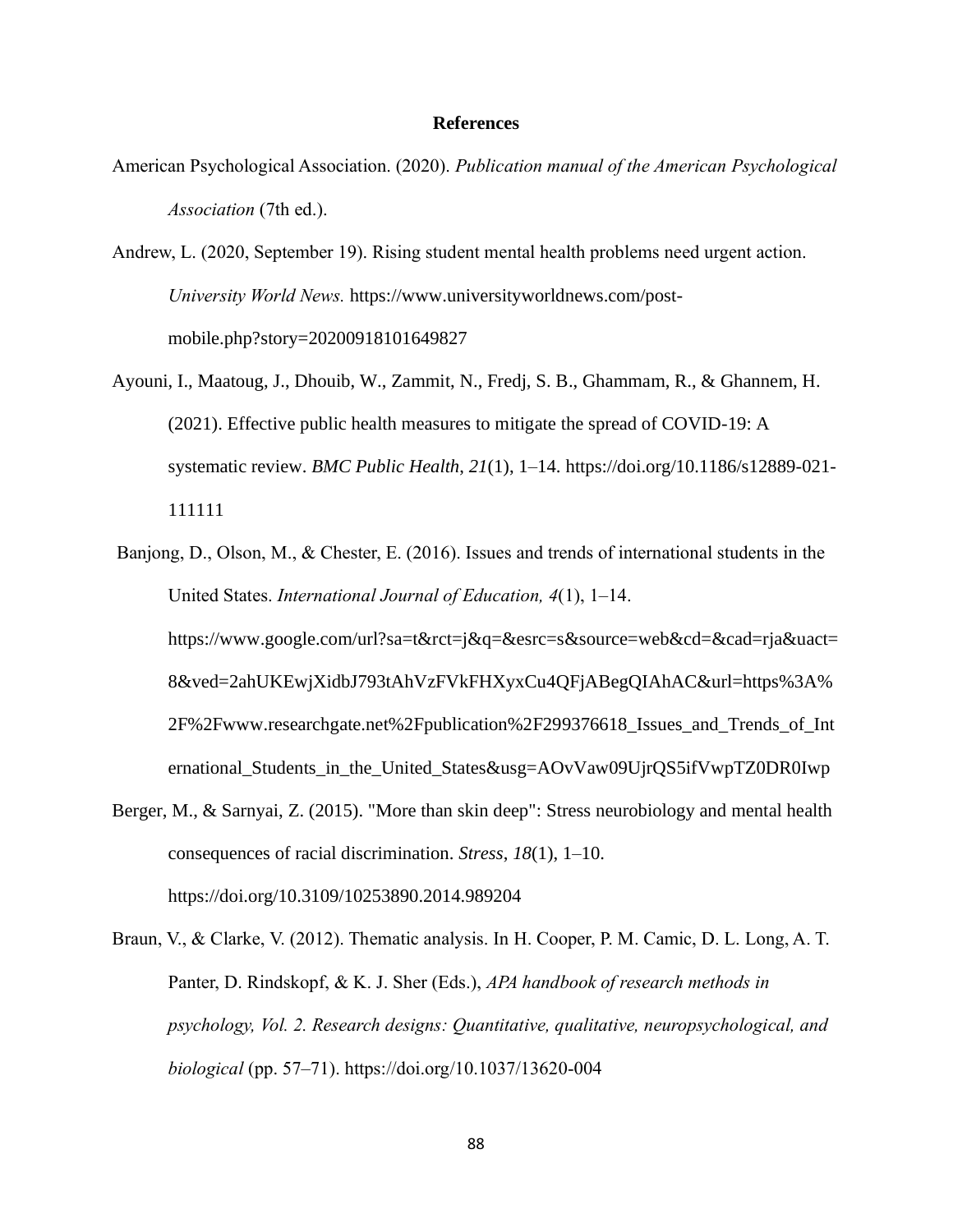# References

American Psychological Association. (2020). *Publication manual of the American Psychological Association* (7th ed.).

Andrew, L. (2020, September 19). Rising student mental health problems need urgent action. *University World News.* https://www.universityworldnews.com/post-mobile.php?story=20200918101649827

Ayouni, I., Maatoug, J., Dhouib, W., Zammit, N., Fredj, S. B., Ghammam, R., & Ghannem, H. (2021). Effective public health measures to mitigate the spread of COVID-19: A systematic review. *BMC Public Health, 21*(1), 1–14. https://doi.org/10.1186/s12889-021-111111

Banjong, D., Olson, M., & Chester, E. (2016). Issues and trends of international students in the United States. *International Journal of Education, 4*(1), 1–14. https://www.google.com/url?sa=t&rct=j&q=&esrc=s&source=web&cd=&cad=rja&uact=8&ved=2ahUKEwjXidbJ793tAhVzFVkFHXyxCu4QFjABegQIAhAC&url=https%3A%2F%2Fwww.researchgate.net%2Fpublication%2F299376618_Issues_and_Trends_of_International_Students_in_the_United_States&usg=AOvVaw09UjrQS5ifVwpTZ0DR0Iwp

Berger, M., & Sarnyai, Z. (2015). "More than skin deep": Stress neurobiology and mental health consequences of racial discrimination. *Stress, 18*(1), 1–10. https://doi.org/10.3109/10253890.2014.989204

Braun, V., & Clarke, V. (2012). Thematic analysis. In H. Cooper, P. M. Camic, D. L. Long, A. T. Panter, D. Rindskopf, & K. J. Sher (Eds.), *APA handbook of research methods in psychology, Vol. 2. Research designs: Quantitative, qualitative, neuropsychological, and biological* (pp. 57–71). https://doi.org/10.1037/13620-004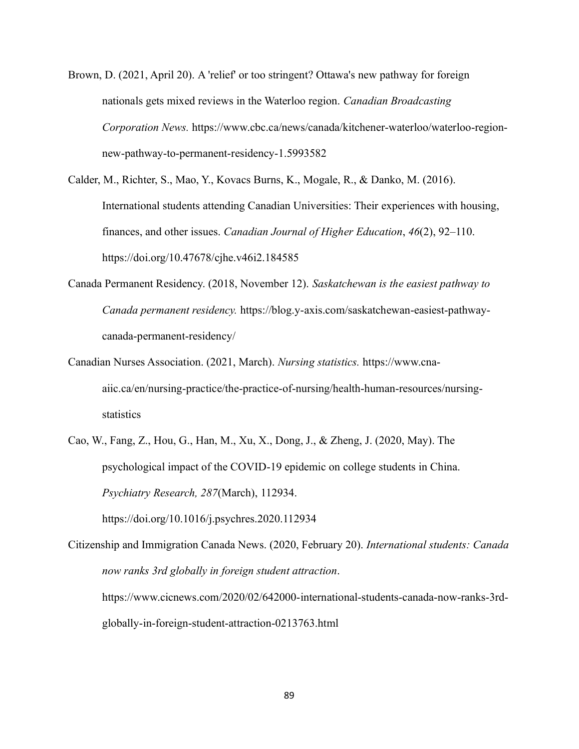Brown, D. (2021, April 20). A 'relief' or too stringent? Ottawa's new pathway for foreign nationals gets mixed reviews in the Waterloo region. *Canadian Broadcasting Corporation News.* https://www.cbc.ca/news/canada/kitchener-waterloo/waterloo-region-new-pathway-to-permanent-residency-1.5993582

Calder, M., Richter, S., Mao, Y., Kovacs Burns, K., Mogale, R., & Danko, M. (2016). International students attending Canadian Universities: Their experiences with housing, finances, and other issues. *Canadian Journal of Higher Education*, *46*(2), 92–110. https://doi.org/10.47678/cjhe.v46i2.184585

Canada Permanent Residency. (2018, November 12). *Saskatchewan is the easiest pathway to Canada permanent residency.* https://blog.y-axis.com/saskatchewan-easiest-pathway-canada-permanent-residency/

Canadian Nurses Association. (2021, March). *Nursing statistics.* https://www.cna-aiic.ca/en/nursing-practice/the-practice-of-nursing/health-human-resources/nursing-statistics

Cao, W., Fang, Z., Hou, G., Han, M., Xu, X., Dong, J., & Zheng, J. (2020, May). The psychological impact of the COVID-19 epidemic on college students in China. *Psychiatry Research, 287*(March), 112934. https://doi.org/10.1016/j.psychres.2020.112934

Citizenship and Immigration Canada News. (2020, February 20). *International students: Canada now ranks 3rd globally in foreign student attraction*. https://www.cicnews.com/2020/02/642000-international-students-canada-now-ranks-3rd-globally-in-foreign-student-attraction-0213763.html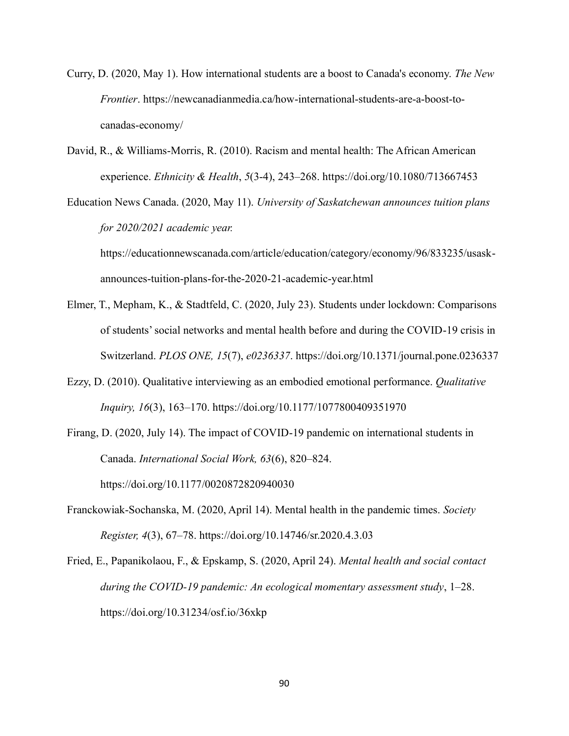Curry, D. (2020, May 1). How international students are a boost to Canada's economy. *The New Frontier*. https://newcanadianmedia.ca/how-international-students-are-a-boost-to-canadas-economy/

David, R., & Williams-Morris, R. (2010). Racism and mental health: The African American experience. *Ethnicity & Health*, *5*(3-4), 243–268. https://doi.org/10.1080/713667453

Education News Canada. (2020, May 11). *University of Saskatchewan announces tuition plans for 2020/2021 academic year.* https://educationnewscanada.com/article/education/category/economy/96/833235/usask-announces-tuition-plans-for-the-2020-21-academic-year.html

Elmer, T., Mepham, K., & Stadtfeld, C. (2020, July 23). Students under lockdown: Comparisons of students' social networks and mental health before and during the COVID-19 crisis in Switzerland. *PLOS ONE, 15*(7), *e0236337*. https://doi.org/10.1371/journal.pone.0236337

Ezzy, D. (2010). Qualitative interviewing as an embodied emotional performance. *Qualitative Inquiry, 16*(3), 163–170. https://doi.org/10.1177/1077800409351970

Firang, D. (2020, July 14). The impact of COVID-19 pandemic on international students in Canada. *International Social Work, 63*(6), 820–824. https://doi.org/10.1177/0020872820940030

Franckowiak-Sochanska, M. (2020, April 14). Mental health in the pandemic times. *Society Register, 4*(3), 67–78. https://doi.org/10.14746/sr.2020.4.3.03

Fried, E., Papanikolaou, F., & Epskamp, S. (2020, April 24). *Mental health and social contact during the COVID-19 pandemic: An ecological momentary assessment study*, 1–28. https://doi.org/10.31234/osf.io/36xkp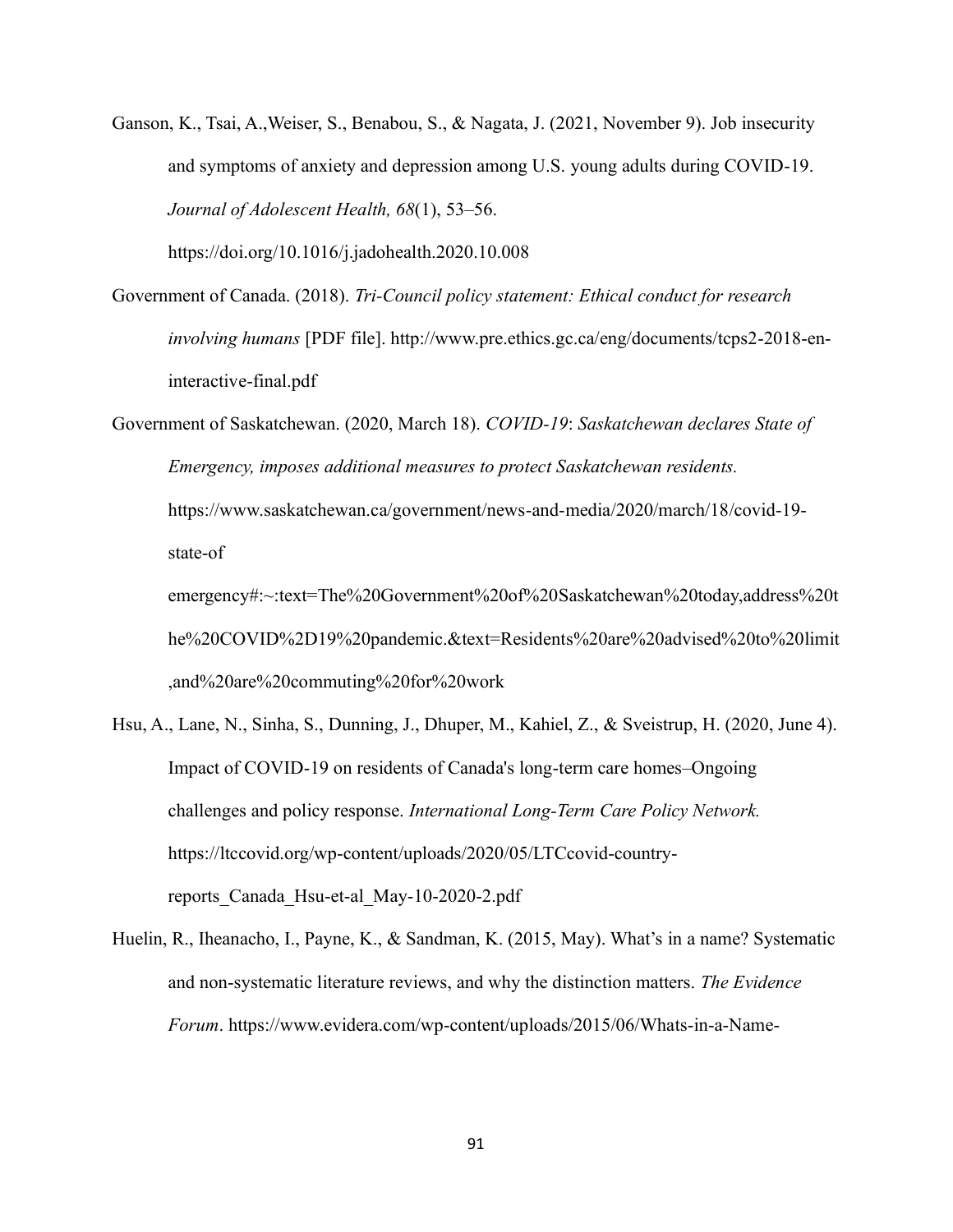Ganson, K., Tsai, A.,Weiser, S., Benabou, S., & Nagata, J. (2021, November 9). Job insecurity and symptoms of anxiety and depression among U.S. young adults during COVID-19. *Journal of Adolescent Health, 68*(1), 53–56. https://doi.org/10.1016/j.jadohealth.2020.10.008

Government of Canada. (2018). *Tri-Council policy statement: Ethical conduct for research involving humans* [PDF file]. http://www.pre.ethics.gc.ca/eng/documents/tcps2-2018-en-interactive-final.pdf

Government of Saskatchewan. (2020, March 18). *COVID-19*: *Saskatchewan declares State of Emergency, imposes additional measures to protect Saskatchewan residents.* https://www.saskatchewan.ca/government/news-and-media/2020/march/18/covid-19-state-of emergency#:~:text=The%20Government%20of%20Saskatchewan%20today,address%20the%20COVID%2D19%20pandemic.&text=Residents%20are%20advised%20to%20limit,and%20are%20commuting%20for%20work

Hsu, A., Lane, N., Sinha, S., Dunning, J., Dhuper, M., Kahiel, Z., & Sveistrup, H. (2020, June 4). Impact of COVID-19 on residents of Canada's long-term care homes–Ongoing challenges and policy response. *International Long-Term Care Policy Network.* https://ltccovid.org/wp-content/uploads/2020/05/LTCcovid-country-reports_Canada_Hsu-et-al_May-10-2020-2.pdf

Huelin, R., Iheanacho, I., Payne, K., & Sandman, K. (2015, May). What's in a name? Systematic and non-systematic literature reviews, and why the distinction matters. *The Evidence Forum*. https://www.evidera.com/wp-content/uploads/2015/06/Whats-in-a-Name-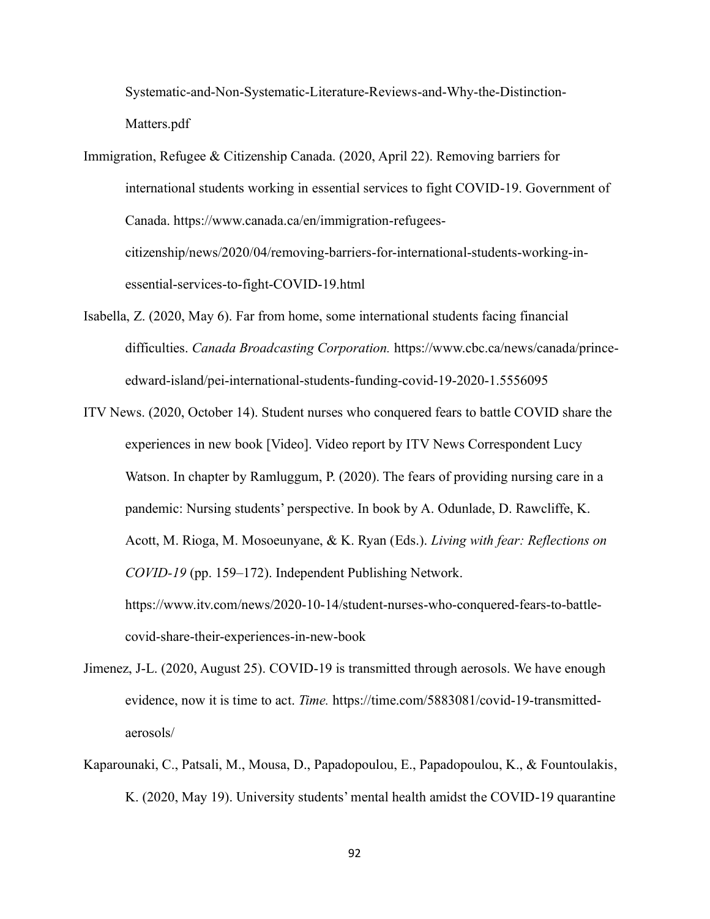Systematic-and-Non-Systematic-Literature-Reviews-and-Why-the-Distinction-Matters.pdf

Immigration, Refugee & Citizenship Canada. (2020, April 22). Removing barriers for international students working in essential services to fight COVID-19. Government of Canada. https://www.canada.ca/en/immigration-refugees-citizenship/news/2020/04/removing-barriers-for-international-students-working-in-essential-services-to-fight-COVID-19.html

Isabella, Z. (2020, May 6). Far from home, some international students facing financial difficulties. *Canada Broadcasting Corporation.* https://www.cbc.ca/news/canada/prince-edward-island/pei-international-students-funding-covid-19-2020-1.5556095

ITV News. (2020, October 14). Student nurses who conquered fears to battle COVID share the experiences in new book [Video]. Video report by ITV News Correspondent Lucy Watson. In chapter by Ramluggum, P. (2020). The fears of providing nursing care in a pandemic: Nursing students' perspective. In book by A. Odunlade, D. Rawcliffe, K. Acott, M. Rioga, M. Mosoeunyane, & K. Ryan (Eds.). *Living with fear: Reflections on COVID-19* (pp. 159–172). Independent Publishing Network. https://www.itv.com/news/2020-10-14/student-nurses-who-conquered-fears-to-battle-covid-share-their-experiences-in-new-book

Jimenez, J-L. (2020, August 25). COVID-19 is transmitted through aerosols. We have enough evidence, now it is time to act. *Time.* https://time.com/5883081/covid-19-transmitted-aerosols/

Kaparounaki, C., Patsali, M., Mousa, D., Papadopoulou, E., Papadopoulou, K., & Fountoulakis, K. (2020, May 19). University students' mental health amidst the COVID-19 quarantine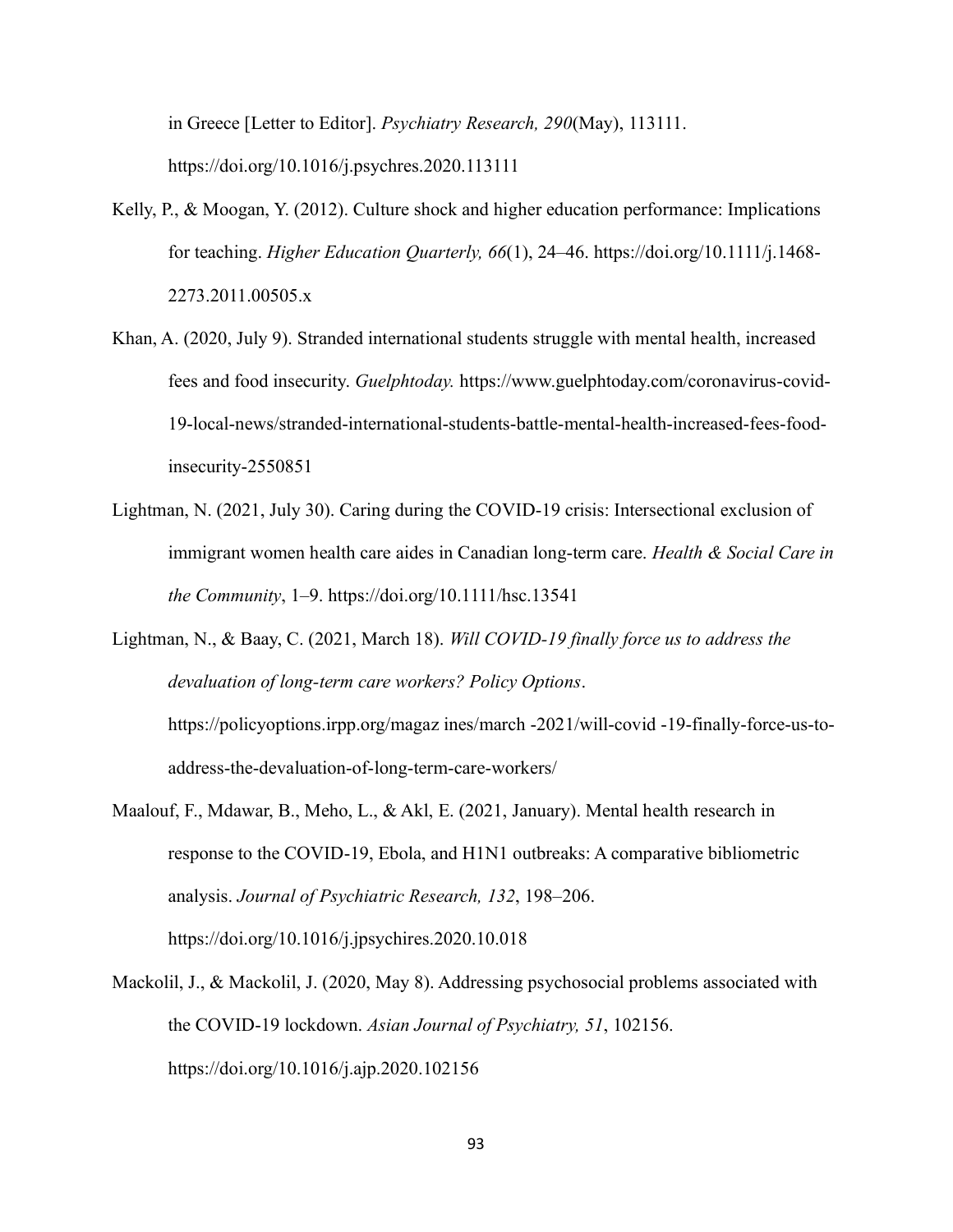in Greece [Letter to Editor]. *Psychiatry Research, 290*(May), 113111. https://doi.org/10.1016/j.psychres.2020.113111

Kelly, P., & Moogan, Y. (2012). Culture shock and higher education performance: Implications for teaching. *Higher Education Quarterly, 66*(1), 24–46. https://doi.org/10.1111/j.1468-2273.2011.00505.x

Khan, A. (2020, July 9). Stranded international students struggle with mental health, increased fees and food insecurity. *Guelphtoday.* https://www.guelphtoday.com/coronavirus-covid-19-local-news/stranded-international-students-battle-mental-health-increased-fees-food-insecurity-2550851

Lightman, N. (2021, July 30). Caring during the COVID-19 crisis: Intersectional exclusion of immigrant women health care aides in Canadian long-term care. *Health & Social Care in the Community*, 1–9. https://doi.org/10.1111/hsc.13541

Lightman, N., & Baay, C. (2021, March 18). *Will COVID-19 finally force us to address the devaluation of long-term care workers? Policy Options*. https://policyoptions.irpp.org/magaz ines/march -2021/will-covid -19-finally-force-us-to-address-the-devaluation-of-long-term-care-workers/

Maalouf, F., Mdawar, B., Meho, L., & Akl, E. (2021, January). Mental health research in response to the COVID-19, Ebola, and H1N1 outbreaks: A comparative bibliometric analysis. *Journal of Psychiatric Research, 132*, 198–206. https://doi.org/10.1016/j.jpsychires.2020.10.018

Mackolil, J., & Mackolil, J. (2020, May 8). Addressing psychosocial problems associated with the COVID-19 lockdown. *Asian Journal of Psychiatry, 51*, 102156. https://doi.org/10.1016/j.ajp.2020.102156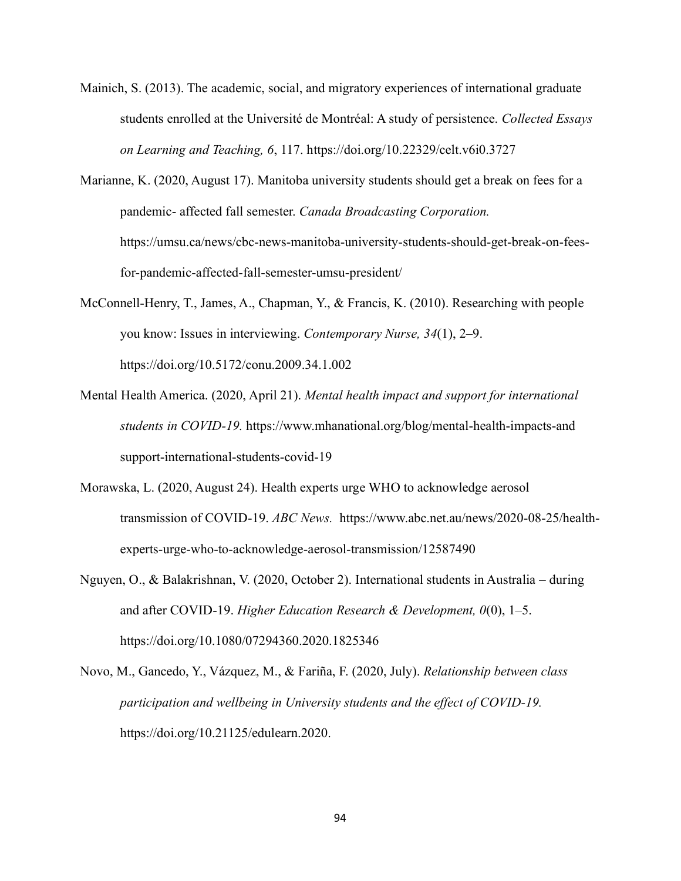Mainich, S. (2013). The academic, social, and migratory experiences of international graduate students enrolled at the Université de Montréal: A study of persistence. *Collected Essays on Learning and Teaching, 6*, 117. https://doi.org/10.22329/celt.v6i0.3727

Marianne, K. (2020, August 17). Manitoba university students should get a break on fees for a pandemic- affected fall semester. *Canada Broadcasting Corporation.* https://umsu.ca/news/cbc-news-manitoba-university-students-should-get-break-on-fees-for-pandemic-affected-fall-semester-umsu-president/

McConnell-Henry, T., James, A., Chapman, Y., & Francis, K. (2010). Researching with people you know: Issues in interviewing. *Contemporary Nurse, 34*(1), 2–9. https://doi.org/10.5172/conu.2009.34.1.002

Mental Health America. (2020, April 21). *Mental health impact and support for international students in COVID-19.* https://www.mhanational.org/blog/mental-health-impacts-and support-international-students-covid-19

Morawska, L. (2020, August 24). Health experts urge WHO to acknowledge aerosol transmission of COVID-19. *ABC News.* https://www.abc.net.au/news/2020-08-25/health-experts-urge-who-to-acknowledge-aerosol-transmission/12587490

Nguyen, O., & Balakrishnan, V. (2020, October 2). International students in Australia – during and after COVID-19. *Higher Education Research & Development, 0*(0), 1–5. https://doi.org/10.1080/07294360.2020.1825346

Novo, M., Gancedo, Y., Vázquez, M., & Fariña, F. (2020, July). *Relationship between class participation and wellbeing in University students and the effect of COVID-19.* https://doi.org/10.21125/edulearn.2020.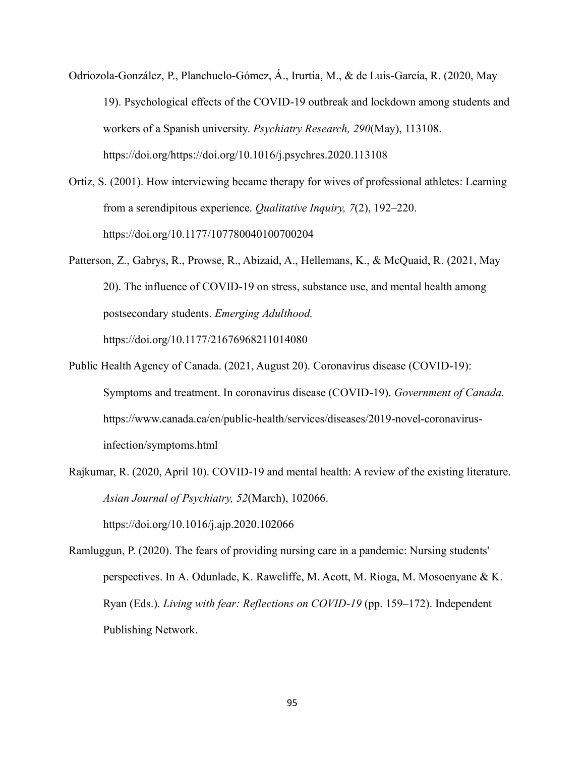Odriozola-González, P., Planchuelo-Gómez, Á., Irurtia, M., & de Luis-García, R. (2020, May 19). Psychological effects of the COVID-19 outbreak and lockdown among students and workers of a Spanish university. *Psychiatry Research, 290*(May), 113108. https://doi.org/https://doi.org/10.1016/j.psychres.2020.113108

Ortiz, S. (2001). How interviewing became therapy for wives of professional athletes: Learning from a serendipitous experience. *Qualitative Inquiry, 7*(2), 192–220. https://doi.org/10.1177/107780040100700204

Patterson, Z., Gabrys, R., Prowse, R., Abizaid, A., Hellemans, K., & McQuaid, R. (2021, May 20). The influence of COVID-19 on stress, substance use, and mental health among postsecondary students. *Emerging Adulthood.* https://doi.org/10.1177/21676968211014080

Public Health Agency of Canada. (2021, August 20). Coronavirus disease (COVID-19): Symptoms and treatment. In coronavirus disease (COVID-19). *Government of Canada.* https://www.canada.ca/en/public-health/services/diseases/2019-novel-coronavirus-infection/symptoms.html

Rajkumar, R. (2020, April 10). COVID-19 and mental health: A review of the existing literature. *Asian Journal of Psychiatry, 52*(March), 102066. https://doi.org/10.1016/j.ajp.2020.102066

Ramluggun, P. (2020). The fears of providing nursing care in a pandemic: Nursing students' perspectives. In A. Odunlade, K. Rawcliffe, M. Acott, M. Rioga, M. Mosoenyane & K. Ryan (Eds.). *Living with fear: Reflections on COVID-19* (pp. 159–172). Independent Publishing Network.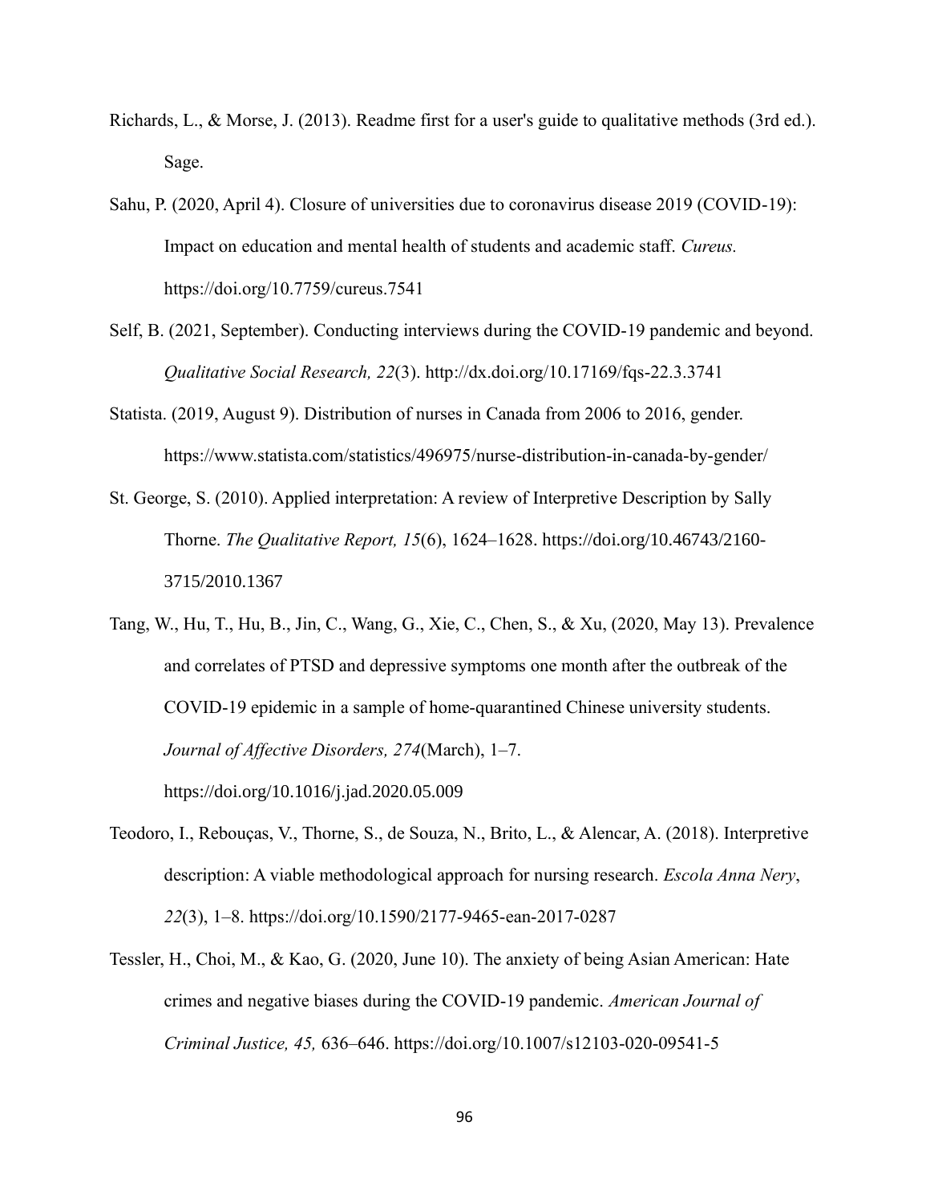Richards, L., & Morse, J. (2013). Readme first for a user's guide to qualitative methods (3rd ed.). Sage.

Sahu, P. (2020, April 4). Closure of universities due to coronavirus disease 2019 (COVID-19): Impact on education and mental health of students and academic staff. *Cureus.* https://doi.org/10.7759/cureus.7541

Self, B. (2021, September). Conducting interviews during the COVID-19 pandemic and beyond. *Qualitative Social Research, 22*(3). http://dx.doi.org/10.17169/fqs-22.3.3741

Statista. (2019, August 9). Distribution of nurses in Canada from 2006 to 2016, gender. https://www.statista.com/statistics/496975/nurse-distribution-in-canada-by-gender/

St. George, S. (2010). Applied interpretation: A review of Interpretive Description by Sally Thorne. *The Qualitative Report, 15*(6), 1624–1628. https://doi.org/10.46743/2160-3715/2010.1367

Tang, W., Hu, T., Hu, B., Jin, C., Wang, G., Xie, C., Chen, S., & Xu, (2020, May 13). Prevalence and correlates of PTSD and depressive symptoms one month after the outbreak of the COVID-19 epidemic in a sample of home-quarantined Chinese university students. *Journal of Affective Disorders, 274*(March), 1–7. https://doi.org/10.1016/j.jad.2020.05.009

Teodoro, I., Rebouças, V., Thorne, S., de Souza, N., Brito, L., & Alencar, A. (2018). Interpretive description: A viable methodological approach for nursing research. *Escola Anna Nery*, *22*(3), 1–8. https://doi.org/10.1590/2177-9465-ean-2017-0287

Tessler, H., Choi, M., & Kao, G. (2020, June 10). The anxiety of being Asian American: Hate crimes and negative biases during the COVID-19 pandemic. *American Journal of Criminal Justice, 45,* 636–646. https://doi.org/10.1007/s12103-020-09541-5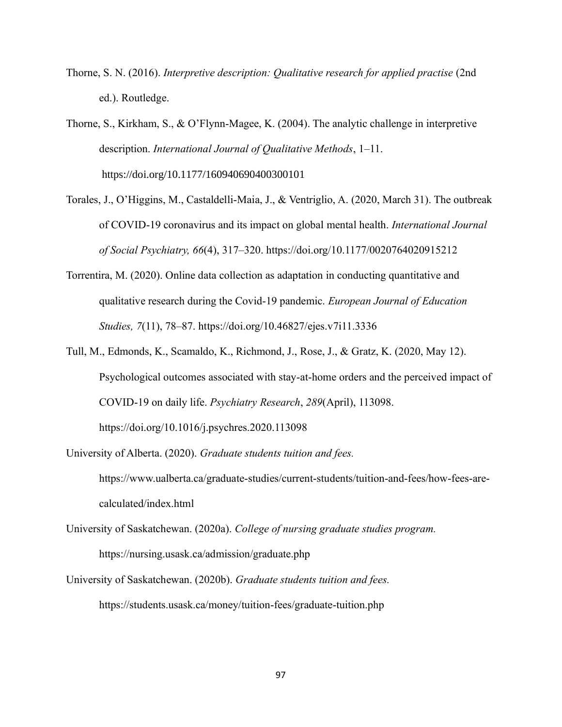Thorne, S. N. (2016). *Interpretive description: Qualitative research for applied practise* (2nd ed.). Routledge.

Thorne, S., Kirkham, S., & O'Flynn-Magee, K. (2004). The analytic challenge in interpretive description. *International Journal of Qualitative Methods*, 1–11. https://doi.org/10.1177/160940690400300101

Torales, J., O'Higgins, M., Castaldelli-Maia, J., & Ventriglio, A. (2020, March 31). The outbreak of COVID-19 coronavirus and its impact on global mental health. *International Journal of Social Psychiatry, 66*(4), 317–320. https://doi.org/10.1177/0020764020915212

Torrentira, M. (2020). Online data collection as adaptation in conducting quantitative and qualitative research during the Covid-19 pandemic. *European Journal of Education Studies, 7*(11), 78–87. https://doi.org/10.46827/ejes.v7i11.3336

Tull, M., Edmonds, K., Scamaldo, K., Richmond, J., Rose, J., & Gratz, K. (2020, May 12). Psychological outcomes associated with stay-at-home orders and the perceived impact of COVID-19 on daily life. *Psychiatry Research*, *289*(April), 113098. https://doi.org/10.1016/j.psychres.2020.113098

University of Alberta. (2020). *Graduate students tuition and fees.* https://www.ualberta.ca/graduate-studies/current-students/tuition-and-fees/how-fees-are-calculated/index.html

University of Saskatchewan. (2020a). *College of nursing graduate studies program.* https://nursing.usask.ca/admission/graduate.php

University of Saskatchewan. (2020b). *Graduate students tuition and fees.* https://students.usask.ca/money/tuition-fees/graduate-tuition.php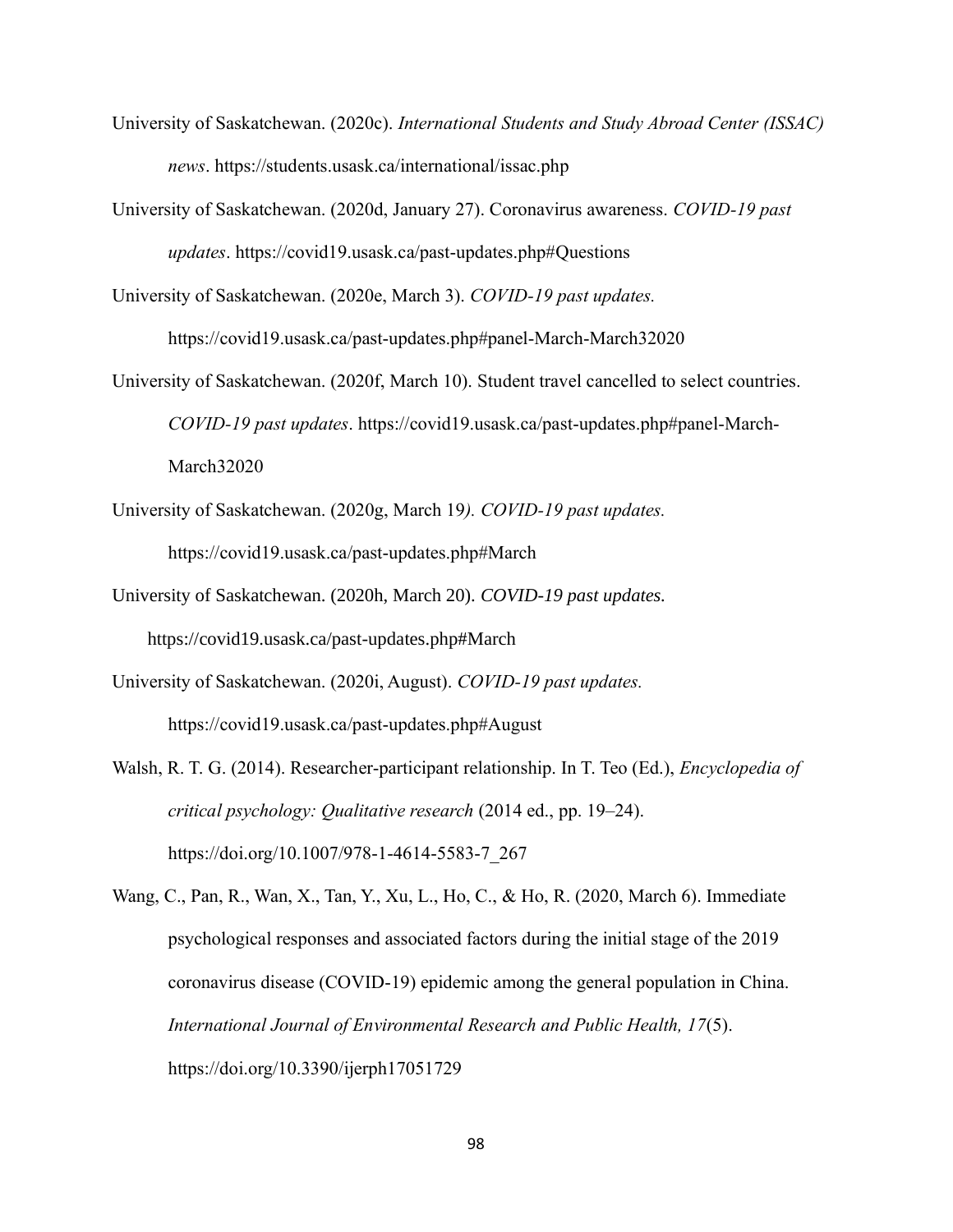University of Saskatchewan. (2020c). *International Students and Study Abroad Center (ISSAC) news*. https://students.usask.ca/international/issac.php

University of Saskatchewan. (2020d, January 27). Coronavirus awareness. *COVID-19 past updates*. https://covid19.usask.ca/past-updates.php#Questions

University of Saskatchewan. (2020e, March 3). *COVID-19 past updates.* https://covid19.usask.ca/past-updates.php#panel-March-March32020

University of Saskatchewan. (2020f, March 10). Student travel cancelled to select countries. *COVID-19 past updates*. https://covid19.usask.ca/past-updates.php#panel-March-March32020

University of Saskatchewan. (2020g, March 19*). COVID-19 past updates.* https://covid19.usask.ca/past-updates.php#March

University of Saskatchewan. (2020h, March 20). *COVID-19 past updates.* https://covid19.usask.ca/past-updates.php#March

University of Saskatchewan. (2020i, August). *COVID-19 past updates.* https://covid19.usask.ca/past-updates.php#August

Walsh, R. T. G. (2014). Researcher-participant relationship. In T. Teo (Ed.), *Encyclopedia of critical psychology: Qualitative research* (2014 ed., pp. 19–24). https://doi.org/10.1007/978-1-4614-5583-7_267

Wang, C., Pan, R., Wan, X., Tan, Y., Xu, L., Ho, C., & Ho, R. (2020, March 6). Immediate psychological responses and associated factors during the initial stage of the 2019 coronavirus disease (COVID-19) epidemic among the general population in China. *International Journal of Environmental Research and Public Health, 17*(5). https://doi.org/10.3390/ijerph17051729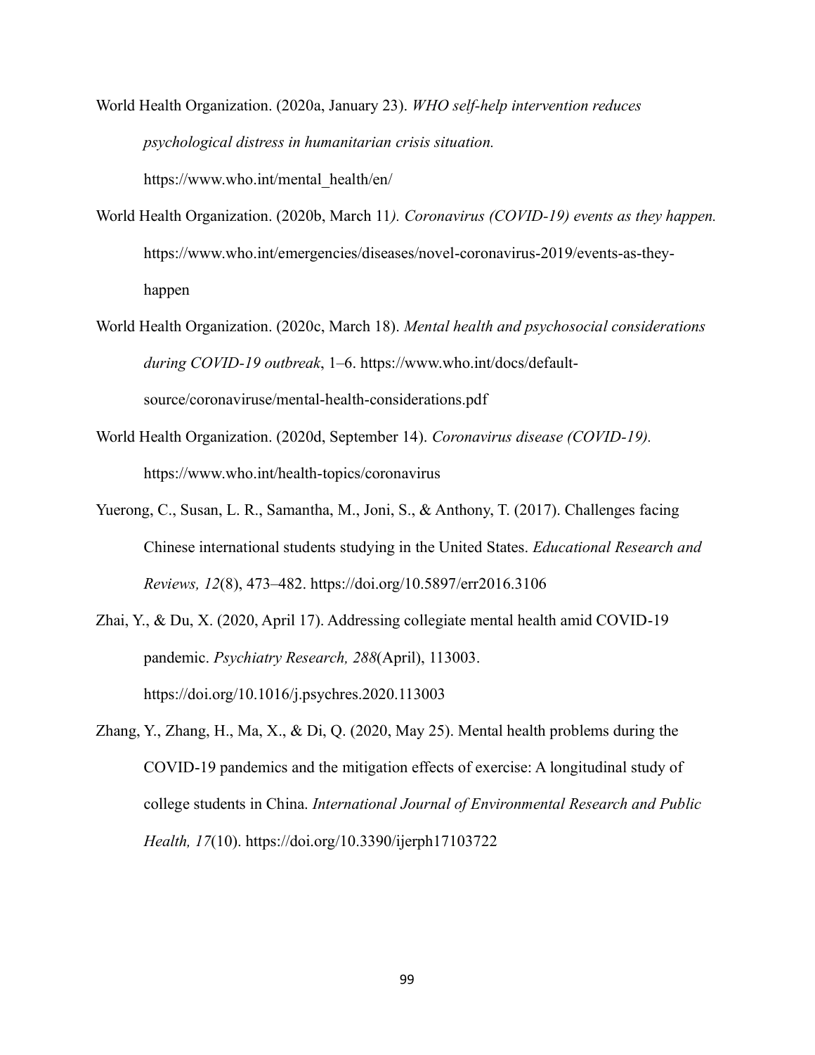World Health Organization. (2020a, January 23). *WHO self-help intervention reduces psychological distress in humanitarian crisis situation.* https://www.who.int/mental_health/en/

World Health Organization. (2020b, March 11*). Coronavirus (COVID-19) events as they happen.* https://www.who.int/emergencies/diseases/novel-coronavirus-2019/events-as-they-happen

World Health Organization. (2020c, March 18). *Mental health and psychosocial considerations during COVID-19 outbreak*, 1–6. https://www.who.int/docs/default-source/coronaviruse/mental-health-considerations.pdf

World Health Organization. (2020d, September 14). *Coronavirus disease (COVID-19).* https://www.who.int/health-topics/coronavirus

Yuerong, C., Susan, L. R., Samantha, M., Joni, S., & Anthony, T. (2017). Challenges facing Chinese international students studying in the United States. *Educational Research and Reviews, 12*(8), 473–482. https://doi.org/10.5897/err2016.3106

Zhai, Y., & Du, X. (2020, April 17). Addressing collegiate mental health amid COVID-19 pandemic. *Psychiatry Research, 288*(April), 113003. https://doi.org/10.1016/j.psychres.2020.113003

Zhang, Y., Zhang, H., Ma, X., & Di, Q. (2020, May 25). Mental health problems during the COVID-19 pandemics and the mitigation effects of exercise: A longitudinal study of college students in China. *International Journal of Environmental Research and Public Health, 17*(10). https://doi.org/10.3390/ijerph17103722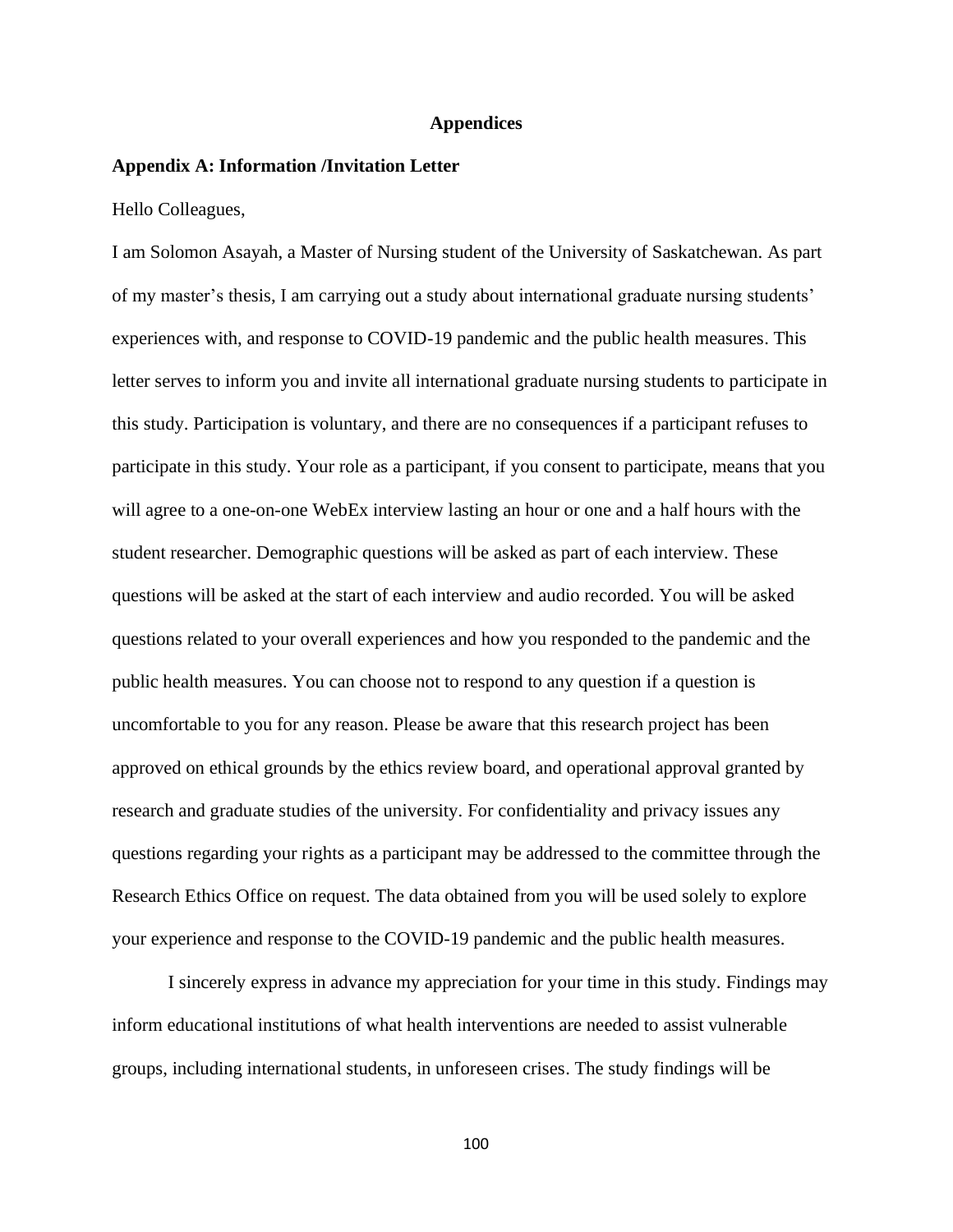# Appendices

## Appendix A: Information /Invitation Letter

Hello Colleagues,

I am Solomon Asayah, a Master of Nursing student of the University of Saskatchewan. As part of my master's thesis, I am carrying out a study about international graduate nursing students' experiences with, and response to COVID-19 pandemic and the public health measures. This letter serves to inform you and invite all international graduate nursing students to participate in this study. Participation is voluntary, and there are no consequences if a participant refuses to participate in this study. Your role as a participant, if you consent to participate, means that you will agree to a one-on-one WebEx interview lasting an hour or one and a half hours with the student researcher. Demographic questions will be asked as part of each interview. These questions will be asked at the start of each interview and audio recorded. You will be asked questions related to your overall experiences and how you responded to the pandemic and the public health measures. You can choose not to respond to any question if a question is uncomfortable to you for any reason. Please be aware that this research project has been approved on ethical grounds by the ethics review board, and operational approval granted by research and graduate studies of the university. For confidentiality and privacy issues any questions regarding your rights as a participant may be addressed to the committee through the Research Ethics Office on request. The data obtained from you will be used solely to explore your experience and response to the COVID-19 pandemic and the public health measures.

I sincerely express in advance my appreciation for your time in this study. Findings may inform educational institutions of what health interventions are needed to assist vulnerable groups, including international students, in unforeseen crises. The study findings will be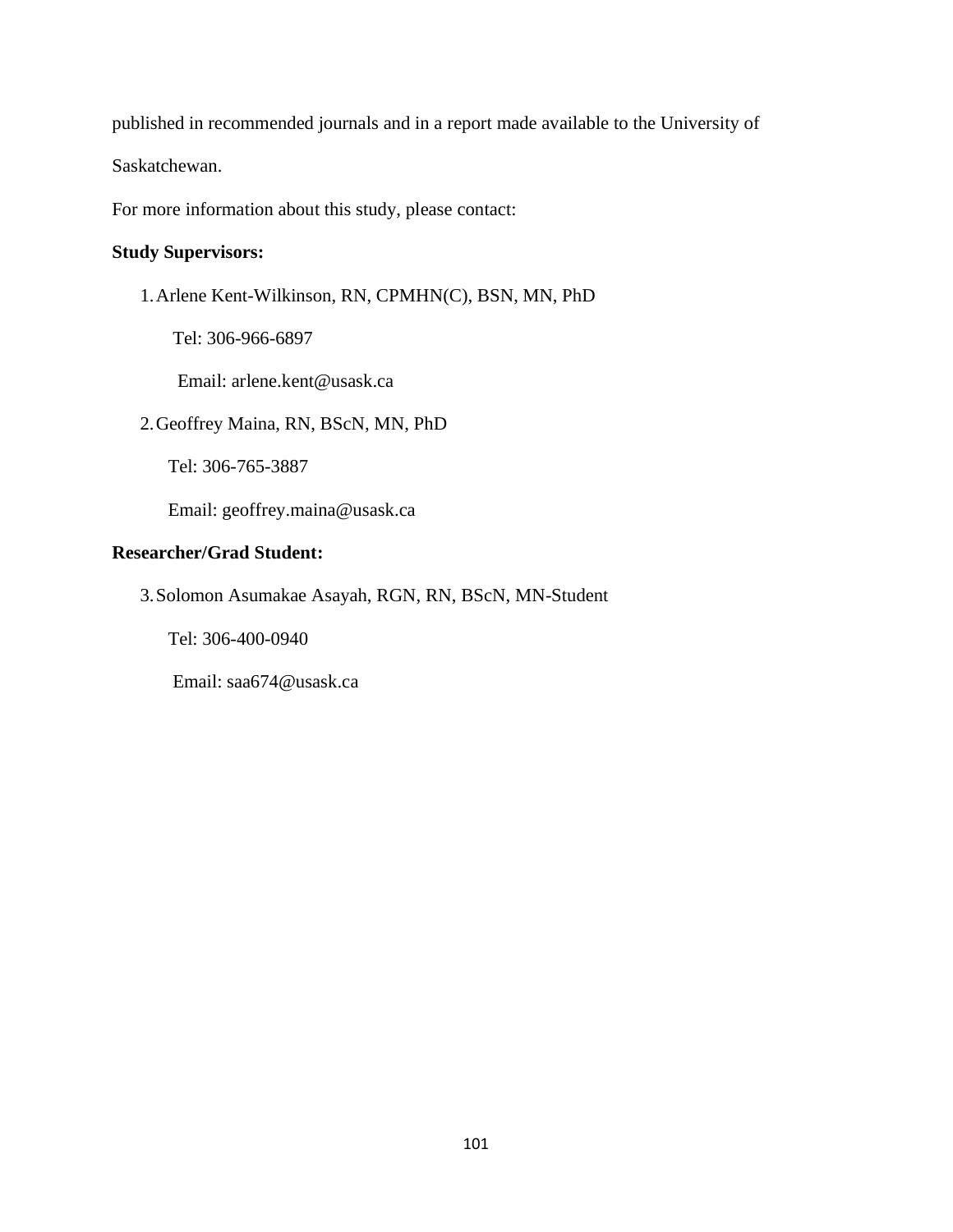published in recommended journals and in a report made available to the University of Saskatchewan.

For more information about this study, please contact:

**Study Supervisors:**

1. Arlene Kent-Wilkinson, RN, CPMHN(C), BSN, MN, PhD

   Tel: 306-966-6897

   Email: arlene.kent@usask.ca

2. Geoffrey Maina, RN, BScN, MN, PhD

   Tel: 306-765-3887

   Email: geoffrey.maina@usask.ca

**Researcher/Grad Student:**

3. Solomon Asumakae Asayah, RGN, RN, BScN, MN-Student

   Tel: 306-400-0940

   Email: saa674@usask.ca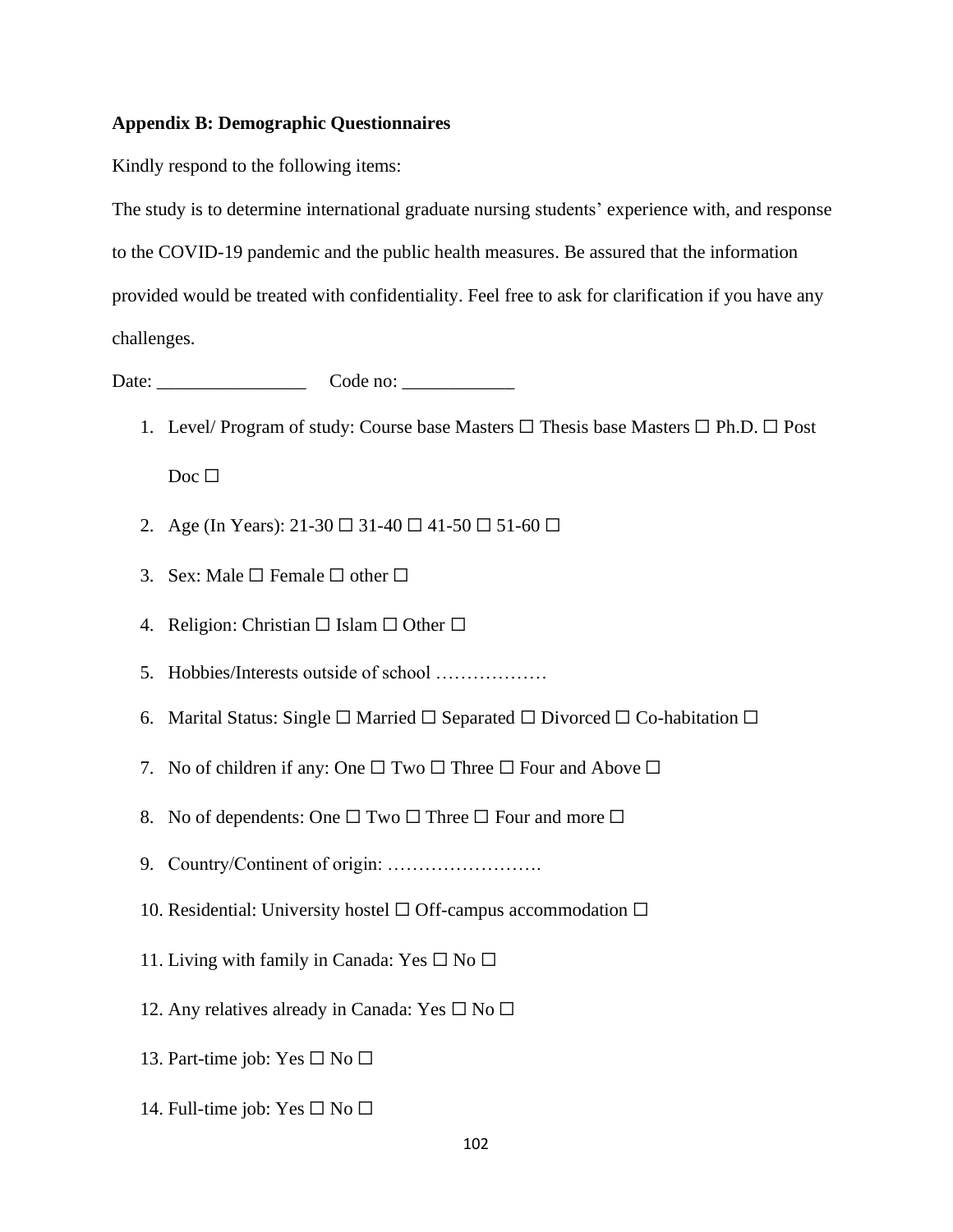**Appendix B: Demographic Questionnaires**

Kindly respond to the following items:

The study is to determine international graduate nursing students' experience with, and response to the COVID-19 pandemic and the public health measures. Be assured that the information provided would be treated with confidentiality. Feel free to ask for clarification if you have any challenges.

Date: ________________ Code no: ____________

1. Level/ Program of study: Course base Masters ☐ Thesis base Masters ☐ Ph.D. ☐ Post Doc ☐
2. Age (In Years): 21-30 ☐ 31-40 ☐ 41-50 ☐ 51-60 ☐
3. Sex: Male ☐ Female ☐ other ☐
4. Religion: Christian ☐ Islam ☐ Other ☐
5. Hobbies/Interests outside of school ………………
6. Marital Status: Single ☐ Married ☐ Separated ☐ Divorced ☐ Co-habitation ☐
7. No of children if any: One ☐ Two ☐ Three ☐ Four and Above ☐
8. No of dependents: One ☐ Two ☐ Three ☐ Four and more ☐
9. Country/Continent of origin: …………………….
10. Residential: University hostel ☐ Off-campus accommodation ☐
11. Living with family in Canada: Yes ☐ No ☐
12. Any relatives already in Canada: Yes ☐ No ☐
13. Part-time job: Yes ☐ No ☐
14. Full-time job: Yes ☐ No ☐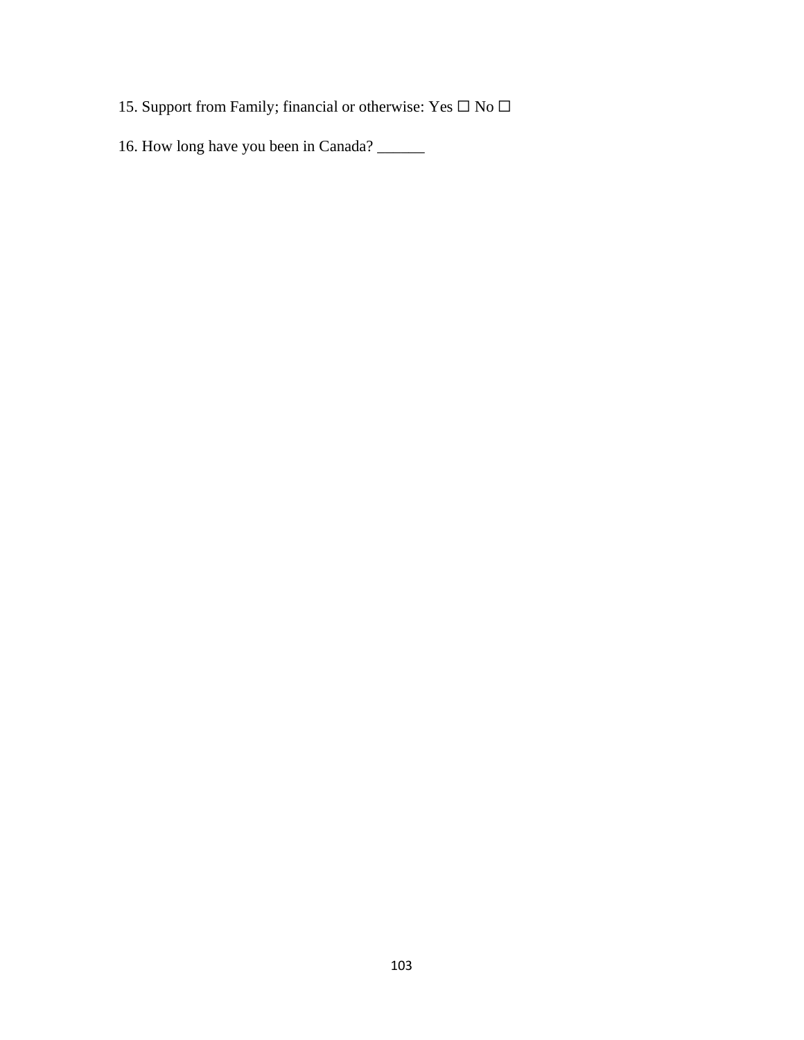15. Support from Family; financial or otherwise: Yes ☐ No ☐

16. How long have you been in Canada? ______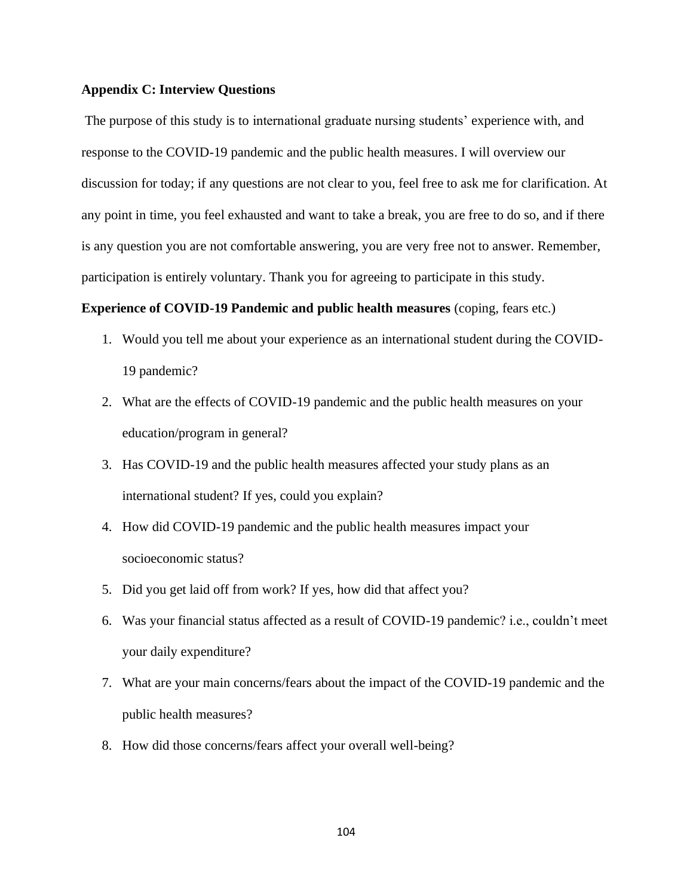## Appendix C: Interview Questions

The purpose of this study is to international graduate nursing students' experience with, and response to the COVID-19 pandemic and the public health measures. I will overview our discussion for today; if any questions are not clear to you, feel free to ask me for clarification. At any point in time, you feel exhausted and want to take a break, you are free to do so, and if there is any question you are not comfortable answering, you are very free not to answer. Remember, participation is entirely voluntary. Thank you for agreeing to participate in this study.

**Experience of COVID-19 Pandemic and public health measures** (coping, fears etc.)

1. Would you tell me about your experience as an international student during the COVID-19 pandemic?
2. What are the effects of COVID-19 pandemic and the public health measures on your education/program in general?
3. Has COVID-19 and the public health measures affected your study plans as an international student? If yes, could you explain?
4. How did COVID-19 pandemic and the public health measures impact your socioeconomic status?
5. Did you get laid off from work? If yes, how did that affect you?
6. Was your financial status affected as a result of COVID-19 pandemic? i.e., couldn't meet your daily expenditure?
7. What are your main concerns/fears about the impact of the COVID-19 pandemic and the public health measures?
8. How did those concerns/fears affect your overall well-being?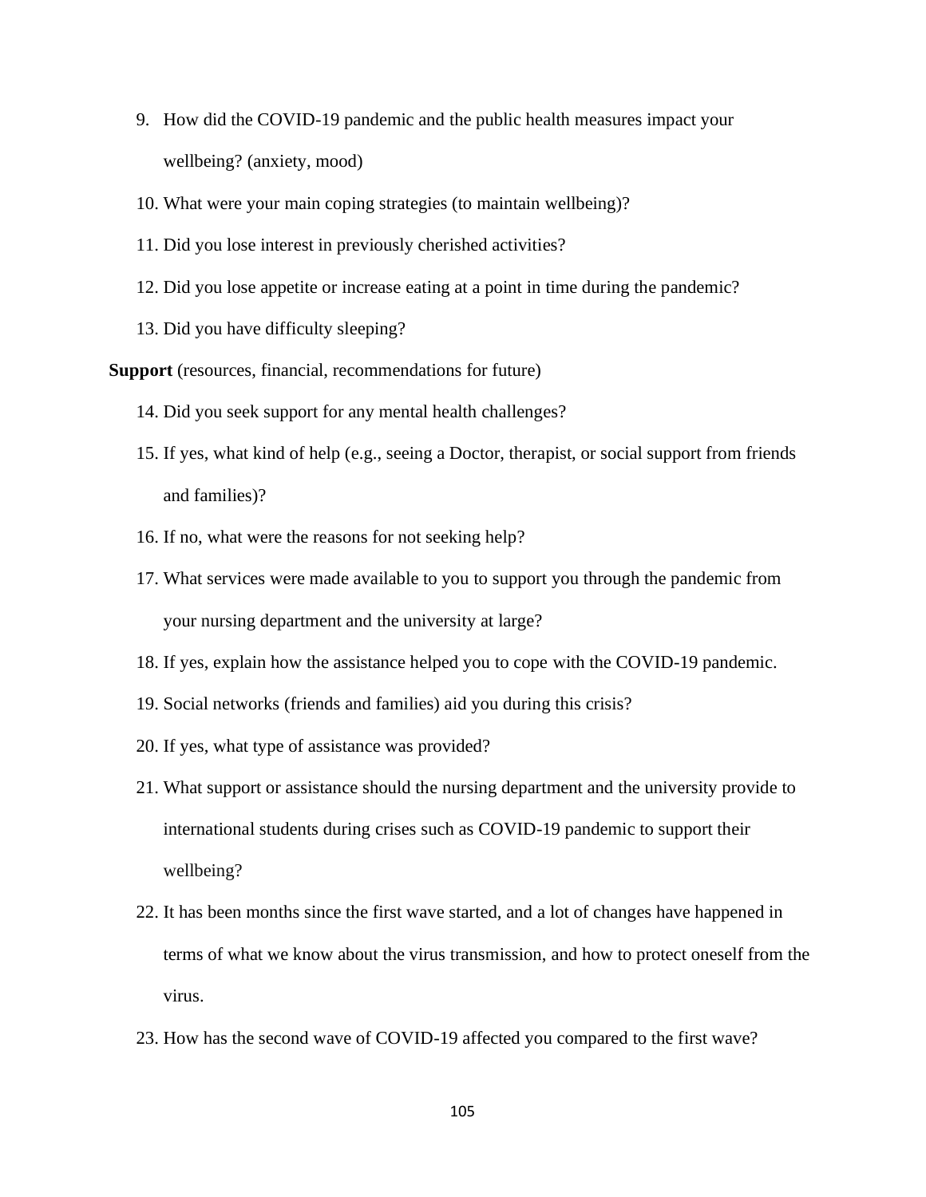9. How did the COVID-19 pandemic and the public health measures impact your wellbeing? (anxiety, mood)
10. What were your main coping strategies (to maintain wellbeing)?
11. Did you lose interest in previously cherished activities?
12. Did you lose appetite or increase eating at a point in time during the pandemic?
13. Did you have difficulty sleeping?

**Support** (resources, financial, recommendations for future)

14. Did you seek support for any mental health challenges?
15. If yes, what kind of help (e.g., seeing a Doctor, therapist, or social support from friends and families)?
16. If no, what were the reasons for not seeking help?
17. What services were made available to you to support you through the pandemic from your nursing department and the university at large?
18. If yes, explain how the assistance helped you to cope with the COVID-19 pandemic.
19. Social networks (friends and families) aid you during this crisis?
20. If yes, what type of assistance was provided?
21. What support or assistance should the nursing department and the university provide to international students during crises such as COVID-19 pandemic to support their wellbeing?
22. It has been months since the first wave started, and a lot of changes have happened in terms of what we know about the virus transmission, and how to protect oneself from the virus.
23. How has the second wave of COVID-19 affected you compared to the first wave?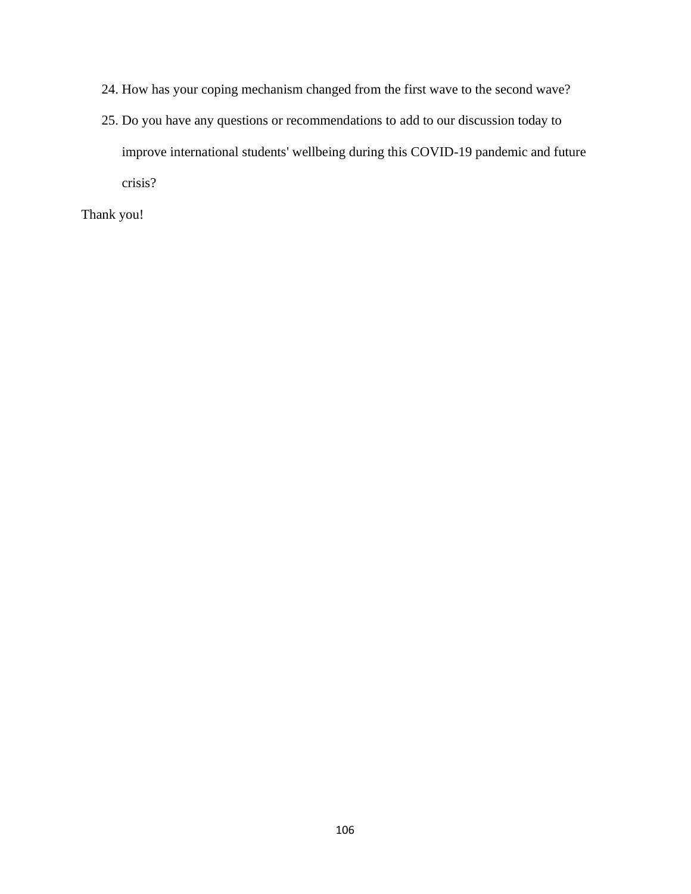24. How has your coping mechanism changed from the first wave to the second wave?
25. Do you have any questions or recommendations to add to our discussion today to improve international students' wellbeing during this COVID-19 pandemic and future crisis?

Thank you!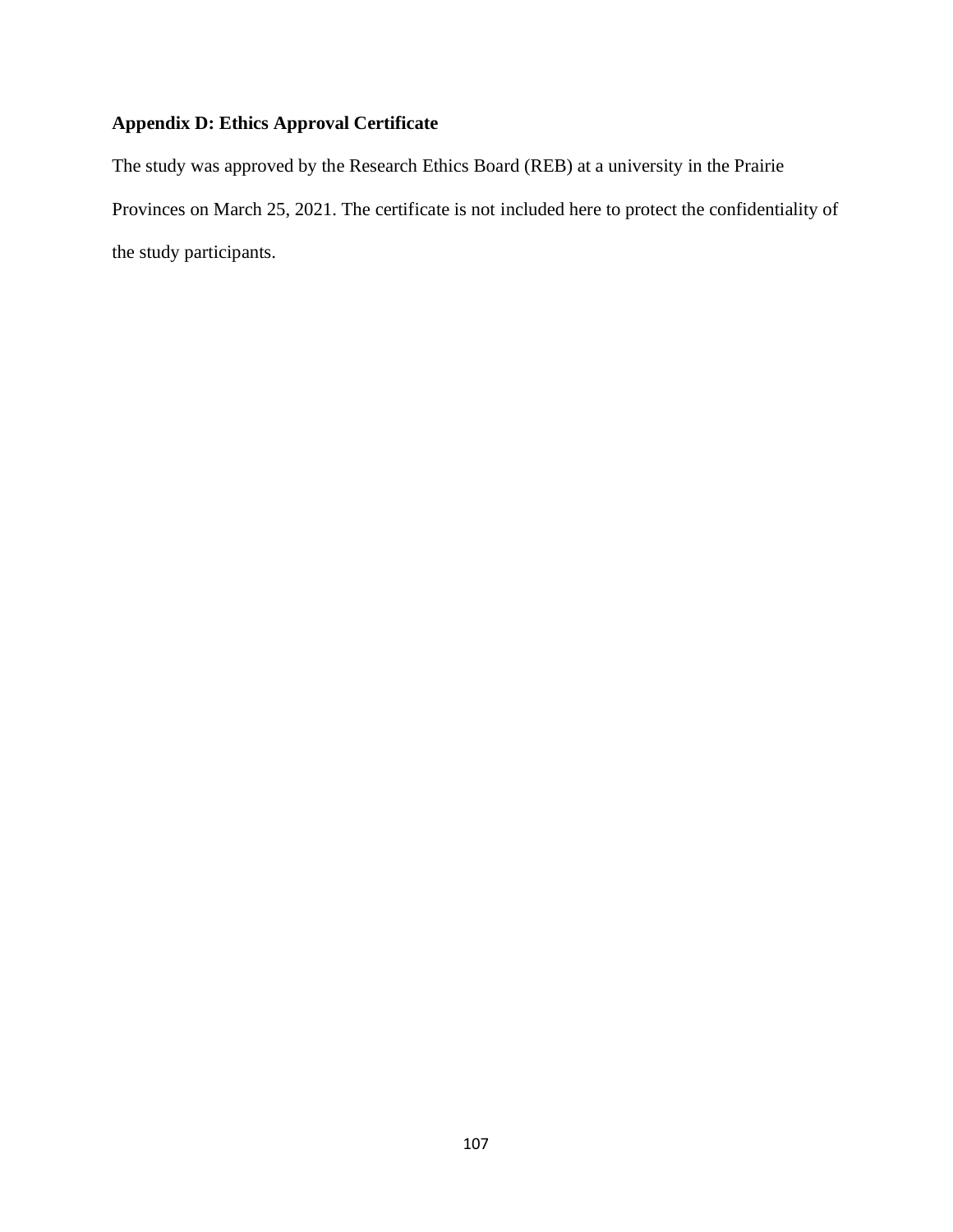## Appendix D: Ethics Approval Certificate

The study was approved by the Research Ethics Board (REB) at a university in the Prairie Provinces on March 25, 2021. The certificate is not included here to protect the confidentiality of the study participants.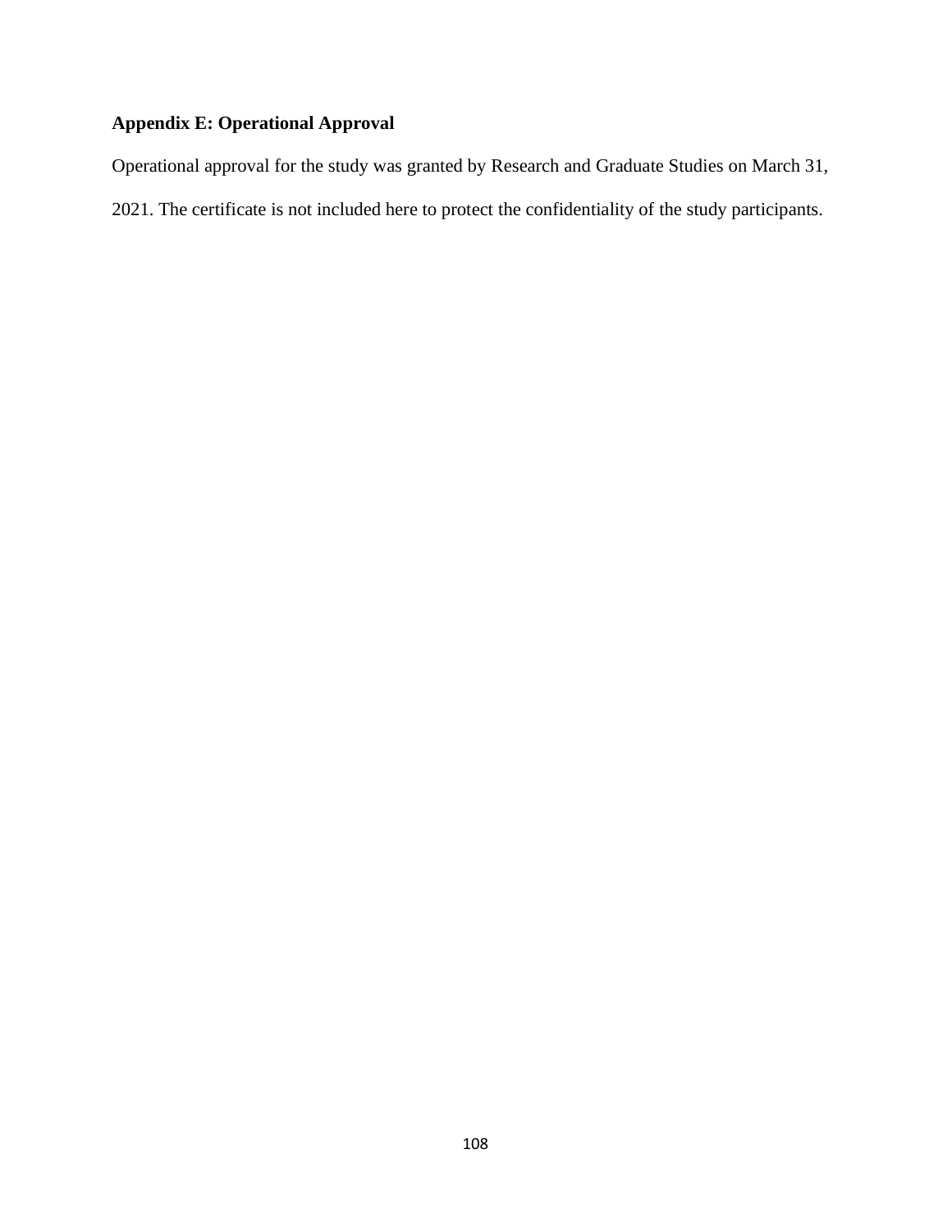## Appendix E: Operational Approval

Operational approval for the study was granted by Research and Graduate Studies on March 31, 2021. The certificate is not included here to protect the confidentiality of the study participants.